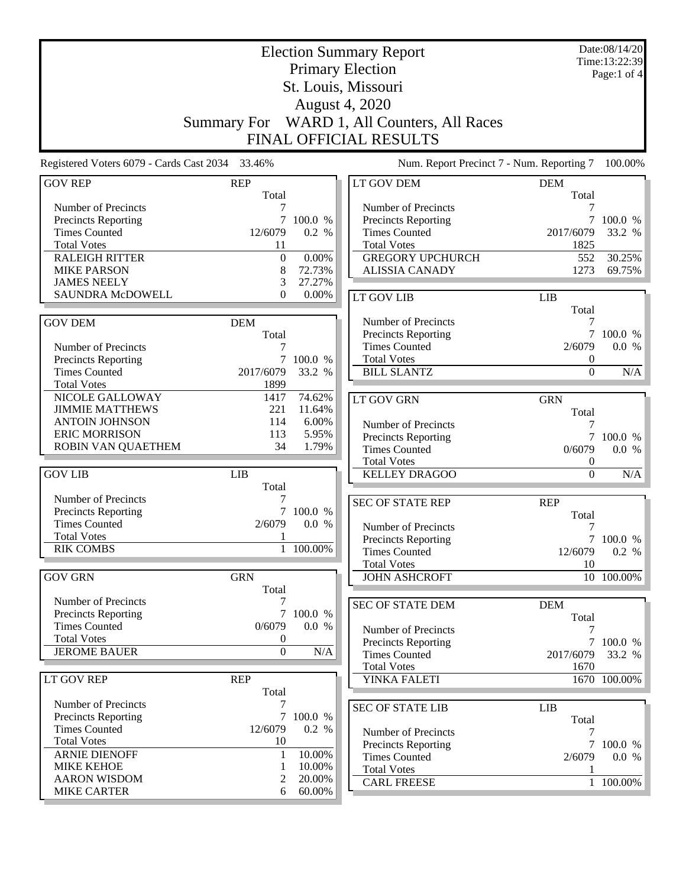# Election Summary Report

## Primary Election

## St. Louis, Missouri

## August 4, 2020

## Summary For WARD 1, All Counters, All Races

## FINAL OFFICIAL RESULTS

Date:08/14/20
Time:13:22:39

Registered Voters 6079 - Cards Cast 2034 33.46%

Num. Report Precinct 7 - Num. Reporting 7 100.00%

| GOV REP | REP Total | |
|---|---|---|
| Number of Precincts | 7 | |
| Precincts Reporting | 7 | 100.0 % |
| Times Counted | 12/6079 | 0.2 % |
| Total Votes | 11 | |
| RALEIGH RITTER | 0 | 0.00% |
| MIKE PARSON | 8 | 72.73% |
| JAMES NEELY | 3 | 27.27% |
| SAUNDRA McDOWELL | 0 | 0.00% |

| GOV DEM | DEM Total | |
|---|---|---|
| Number of Precincts | 7 | |
| Precincts Reporting | 7 | 100.0 % |
| Times Counted | 2017/6079 | 33.2 % |
| Total Votes | 1899 | |
| NICOLE GALLOWAY | 1417 | 74.62% |
| JIMMIE MATTHEWS | 221 | 11.64% |
| ANTOIN JOHNSON | 114 | 6.00% |
| ERIC MORRISON | 113 | 5.95% |
| ROBIN VAN QUAETHEM | 34 | 1.79% |

| GOV LIB | LIB Total | |
|---|---|---|
| Number of Precincts | 7 | |
| Precincts Reporting | 7 | 100.0 % |
| Times Counted | 2/6079 | 0.0 % |
| Total Votes | 1 | |
| RIK COMBS | 1 | 100.00% |

| GOV GRN | GRN Total | |
|---|---|---|
| Number of Precincts | 7 | |
| Precincts Reporting | 7 | 100.0 % |
| Times Counted | 0/6079 | 0.0 % |
| Total Votes | 0 | |
| JEROME BAUER | 0 | N/A |

| LT GOV REP | REP Total | |
|---|---|---|
| Number of Precincts | 7 | |
| Precincts Reporting | 7 | 100.0 % |
| Times Counted | 12/6079 | 0.2 % |
| Total Votes | 10 | |
| ARNIE DIENOFF | 1 | 10.00% |
| MIKE KEHOE | 1 | 10.00% |
| AARON WISDOM | 2 | 20.00% |
| MIKE CARTER | 6 | 60.00% |

| LT GOV DEM | DEM Total | |
|---|---|---|
| Number of Precincts | 7 | |
| Precincts Reporting | 7 | 100.0 % |
| Times Counted | 2017/6079 | 33.2 % |
| Total Votes | 1825 | |
| GREGORY UPCHURCH | 552 | 30.25% |
| ALISSIA CANADY | 1273 | 69.75% |

| LT GOV LIB | LIB Total | |
|---|---|---|
| Number of Precincts | 7 | |
| Precincts Reporting | 7 | 100.0 % |
| Times Counted | 2/6079 | 0.0 % |
| Total Votes | 0 | |
| BILL SLANTZ | 0 | N/A |

| LT GOV GRN | GRN Total | |
|---|---|---|
| Number of Precincts | 7 | |
| Precincts Reporting | 7 | 100.0 % |
| Times Counted | 0/6079 | 0.0 % |
| Total Votes | 0 | |
| KELLEY DRAGOO | 0 | N/A |

| SEC OF STATE REP | REP Total | |
|---|---|---|
| Number of Precincts | 7 | |
| Precincts Reporting | 7 | 100.0 % |
| Times Counted | 12/6079 | 0.2 % |
| Total Votes | 10 | |
| JOHN ASHCROFT | 10 | 100.00% |

| SEC OF STATE DEM | DEM Total | |
|---|---|---|
| Number of Precincts | 7 | |
| Precincts Reporting | 7 | 100.0 % |
| Times Counted | 2017/6079 | 33.2 % |
| Total Votes | 1670 | |
| YINKA FALETI | 1670 | 100.00% |

| SEC OF STATE LIB | LIB Total | |
|---|---|---|
| Number of Precincts | 7 | |
| Precincts Reporting | 7 | 100.0 % |
| Times Counted | 2/6079 | 0.0 % |
| Total Votes | 1 | |
| CARL FREESE | 1 | 100.00% |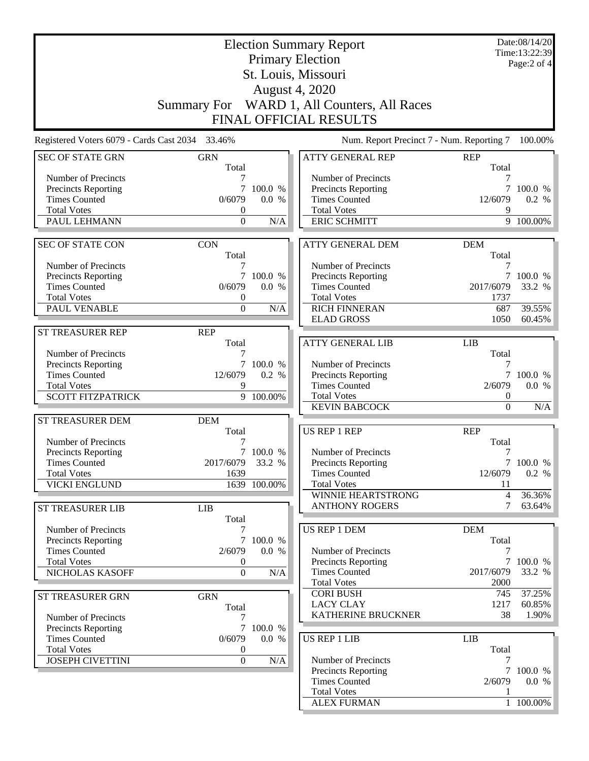# Election Summary Report
## Primary Election
## St. Louis, Missouri
## August 4, 2020
## Summary For WARD 1, All Counters, All Races
## FINAL OFFICIAL RESULTS

Date:08/14/20
Time:13:22:39

Registered Voters 6079 - Cards Cast 2034 33.46%

Num. Report Precinct 7 - Num. Reporting 7 100.00%

| SEC OF STATE GRN | GRN Total | |
|---|---|---|
| Number of Precincts | 7 | |
| Precincts Reporting | 7 | 100.0 % |
| Times Counted | 0/6079 | 0.0 % |
| Total Votes | 0 | |
| PAUL LEHMANN | 0 | N/A |

| SEC OF STATE CON | CON Total | |
|---|---|---|
| Number of Precincts | 7 | |
| Precincts Reporting | 7 | 100.0 % |
| Times Counted | 0/6079 | 0.0 % |
| Total Votes | 0 | |
| PAUL VENABLE | 0 | N/A |

| ST TREASURER REP | REP Total | |
|---|---|---|
| Number of Precincts | 7 | |
| Precincts Reporting | 7 | 100.0 % |
| Times Counted | 12/6079 | 0.2 % |
| Total Votes | 9 | |
| SCOTT FITZPATRICK | 9 | 100.00% |

| ST TREASURER DEM | DEM Total | |
|---|---|---|
| Number of Precincts | 7 | |
| Precincts Reporting | 7 | 100.0 % |
| Times Counted | 2017/6079 | 33.2 % |
| Total Votes | 1639 | |
| VICKI ENGLUND | 1639 | 100.00% |

| ST TREASURER LIB | LIB Total | |
|---|---|---|
| Number of Precincts | 7 | |
| Precincts Reporting | 7 | 100.0 % |
| Times Counted | 2/6079 | 0.0 % |
| Total Votes | 0 | |
| NICHOLAS KASOFF | 0 | N/A |

| ST TREASURER GRN | GRN Total | |
|---|---|---|
| Number of Precincts | 7 | |
| Precincts Reporting | 7 | 100.0 % |
| Times Counted | 0/6079 | 0.0 % |
| Total Votes | 0 | |
| JOSEPH CIVETTINI | 0 | N/A |

| ATTY GENERAL REP | REP Total | |
|---|---|---|
| Number of Precincts | 7 | |
| Precincts Reporting | 7 | 100.0 % |
| Times Counted | 12/6079 | 0.2 % |
| Total Votes | 9 | |
| ERIC SCHMITT | 9 | 100.00% |

| ATTY GENERAL DEM | DEM Total | |
|---|---|---|
| Number of Precincts | 7 | |
| Precincts Reporting | 7 | 100.0 % |
| Times Counted | 2017/6079 | 33.2 % |
| Total Votes | 1737 | |
| RICH FINNERAN | 687 | 39.55% |
| ELAD GROSS | 1050 | 60.45% |

| ATTY GENERAL LIB | LIB Total | |
|---|---|---|
| Number of Precincts | 7 | |
| Precincts Reporting | 7 | 100.0 % |
| Times Counted | 2/6079 | 0.0 % |
| Total Votes | 0 | |
| KEVIN BABCOCK | 0 | N/A |

| US REP 1 REP | REP Total | |
|---|---|---|
| Number of Precincts | 7 | |
| Precincts Reporting | 7 | 100.0 % |
| Times Counted | 12/6079 | 0.2 % |
| Total Votes | 11 | |
| WINNIE HEARTSTRONG | 4 | 36.36% |
| ANTHONY ROGERS | 7 | 63.64% |

| US REP 1 DEM | DEM Total | |
|---|---|---|
| Number of Precincts | 7 | |
| Precincts Reporting | 7 | 100.0 % |
| Times Counted | 2017/6079 | 33.2 % |
| Total Votes | 2000 | |
| CORI BUSH | 745 | 37.25% |
| LACY CLAY | 1217 | 60.85% |
| KATHERINE BRUCKNER | 38 | 1.90% |

| US REP 1 LIB | LIB Total | |
|---|---|---|
| Number of Precincts | 7 | |
| Precincts Reporting | 7 | 100.0 % |
| Times Counted | 2/6079 | 0.0 % |
| Total Votes | 1 | |
| ALEX FURMAN | 1 | 100.00% |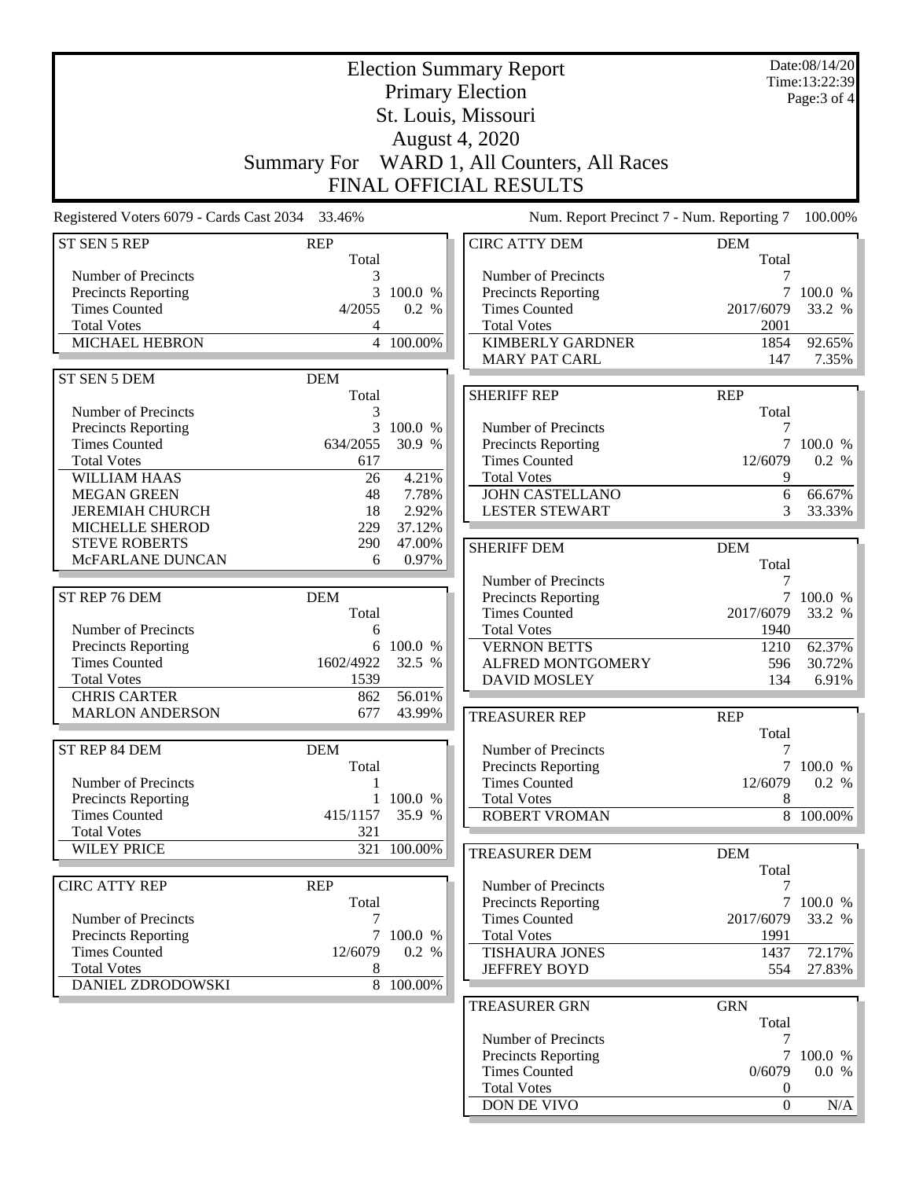# Election Summary Report
## Primary Election
## St. Louis, Missouri
## August 4, 2020
## Summary For WARD 1, All Counters, All Races
## FINAL OFFICIAL RESULTS

Date:08/14/20
Time:13:22:39

Registered Voters 6079 - Cards Cast 2034 33.46%

Num. Report Precinct 7 - Num. Reporting 7 100.00%

| ST SEN 5 REP | REP | |
|---|---|---|
| | Total | |
| Number of Precincts | 3 | |
| Precincts Reporting | 3 | 100.0 % |
| Times Counted | 4/2055 | 0.2 % |
| Total Votes | 4 | |
| MICHAEL HEBRON | 4 | 100.00% |

| ST SEN 5 DEM | DEM | |
|---|---|---|
| | Total | |
| Number of Precincts | 3 | |
| Precincts Reporting | 3 | 100.0 % |
| Times Counted | 634/2055 | 30.9 % |
| Total Votes | 617 | |
| WILLIAM HAAS | 26 | 4.21% |
| MEGAN GREEN | 48 | 7.78% |
| JEREMIAH CHURCH | 18 | 2.92% |
| MICHELLE SHEROD | 229 | 37.12% |
| STEVE ROBERTS | 290 | 47.00% |
| McFARLANE DUNCAN | 6 | 0.97% |

| ST REP 76 DEM | DEM | |
|---|---|---|
| | Total | |
| Number of Precincts | 6 | |
| Precincts Reporting | 6 | 100.0 % |
| Times Counted | 1602/4922 | 32.5 % |
| Total Votes | 1539 | |
| CHRIS CARTER | 862 | 56.01% |
| MARLON ANDERSON | 677 | 43.99% |

| ST REP 84 DEM | DEM | |
|---|---|---|
| | Total | |
| Number of Precincts | 1 | |
| Precincts Reporting | 1 | 100.0 % |
| Times Counted | 415/1157 | 35.9 % |
| Total Votes | 321 | |
| WILEY PRICE | 321 | 100.00% |

| CIRC ATTY REP | REP | |
|---|---|---|
| | Total | |
| Number of Precincts | 7 | |
| Precincts Reporting | 7 | 100.0 % |
| Times Counted | 12/6079 | 0.2 % |
| Total Votes | 8 | |
| DANIEL ZDRODOWSKI | 8 | 100.00% |

| CIRC ATTY DEM | DEM | |
|---|---|---|
| | Total | |
| Number of Precincts | 7 | |
| Precincts Reporting | 7 | 100.0 % |
| Times Counted | 2017/6079 | 33.2 % |
| Total Votes | 2001 | |
| KIMBERLY GARDNER | 1854 | 92.65% |
| MARY PAT CARL | 147 | 7.35% |

| SHERIFF REP | REP | |
|---|---|---|
| | Total | |
| Number of Precincts | 7 | |
| Precincts Reporting | 7 | 100.0 % |
| Times Counted | 12/6079 | 0.2 % |
| Total Votes | 9 | |
| JOHN CASTELLANO | 6 | 66.67% |
| LESTER STEWART | 3 | 33.33% |

| SHERIFF DEM | DEM | |
|---|---|---|
| | Total | |
| Number of Precincts | 7 | |
| Precincts Reporting | 7 | 100.0 % |
| Times Counted | 2017/6079 | 33.2 % |
| Total Votes | 1940 | |
| VERNON BETTS | 1210 | 62.37% |
| ALFRED MONTGOMERY | 596 | 30.72% |
| DAVID MOSLEY | 134 | 6.91% |

| TREASURER REP | REP | |
|---|---|---|
| | Total | |
| Number of Precincts | 7 | |
| Precincts Reporting | 7 | 100.0 % |
| Times Counted | 12/6079 | 0.2 % |
| Total Votes | 8 | |
| ROBERT VROMAN | 8 | 100.00% |

| TREASURER DEM | DEM | |
|---|---|---|
| | Total | |
| Number of Precincts | 7 | |
| Precincts Reporting | 7 | 100.0 % |
| Times Counted | 2017/6079 | 33.2 % |
| Total Votes | 1991 | |
| TISHAURA JONES | 1437 | 72.17% |
| JEFFREY BOYD | 554 | 27.83% |

| TREASURER GRN | GRN | |
|---|---|---|
| | Total | |
| Number of Precincts | 7 | |
| Precincts Reporting | 7 | 100.0 % |
| Times Counted | 0/6079 | 0.0 % |
| Total Votes | 0 | |
| DON DE VIVO | 0 | N/A |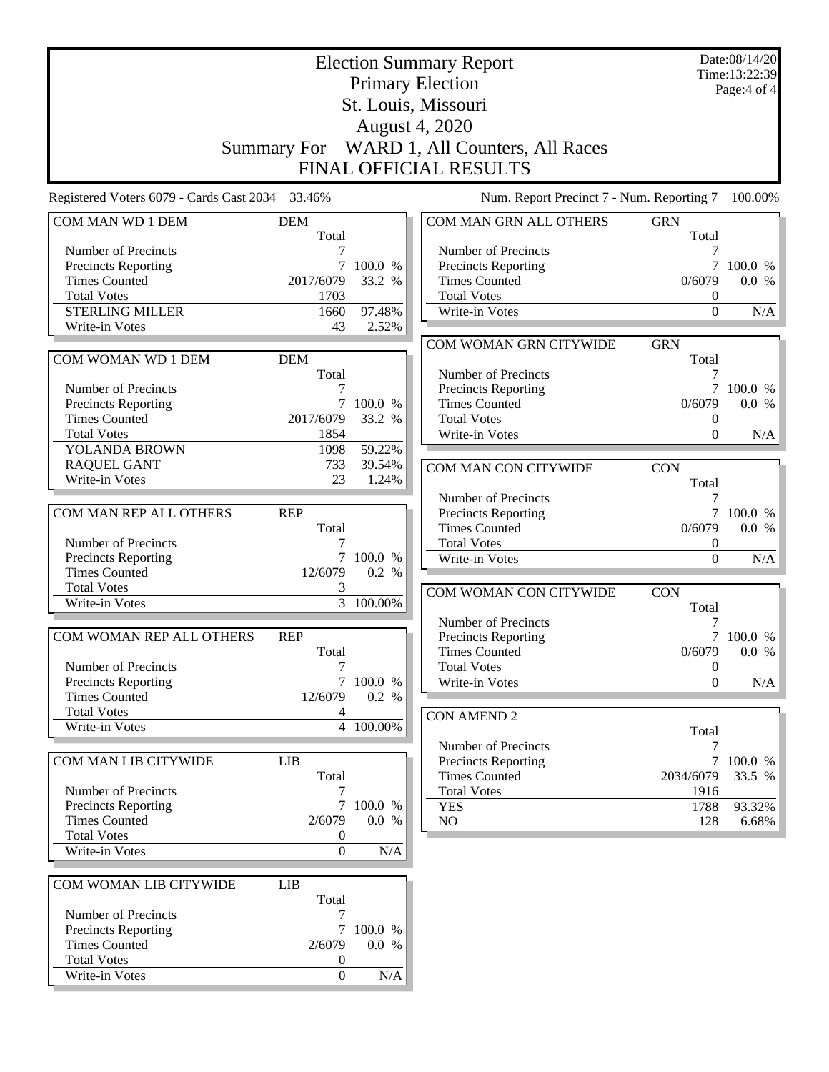# Election Summary Report

## Primary Election

## St. Louis, Missouri

## August 4, 2020

## Summary For WARD 1, All Counters, All Races

## FINAL OFFICIAL RESULTS

Date:08/14/20
Time:13:22:39

Registered Voters 6079 - Cards Cast 2034 33.46%

Num. Report Precinct 7 - Num. Reporting 7 100.00%

| COM MAN WD 1 DEM | DEM Total | |
|---|---|---|
| Number of Precincts | 7 | |
| Precincts Reporting | 7 | 100.0 % |
| Times Counted | 2017/6079 | 33.2 % |
| Total Votes | 1703 | |
| STERLING MILLER | 1660 | 97.48% |
| Write-in Votes | 43 | 2.52% |

| COM WOMAN WD 1 DEM | DEM Total | |
|---|---|---|
| Number of Precincts | 7 | |
| Precincts Reporting | 7 | 100.0 % |
| Times Counted | 2017/6079 | 33.2 % |
| Total Votes | 1854 | |
| YOLANDA BROWN | 1098 | 59.22% |
| RAQUEL GANT | 733 | 39.54% |
| Write-in Votes | 23 | 1.24% |

| COM MAN REP ALL OTHERS | REP Total | |
|---|---|---|
| Number of Precincts | 7 | |
| Precincts Reporting | 7 | 100.0 % |
| Times Counted | 12/6079 | 0.2 % |
| Total Votes | 3 | |
| Write-in Votes | 3 | 100.00% |

| COM WOMAN REP ALL OTHERS | REP Total | |
|---|---|---|
| Number of Precincts | 7 | |
| Precincts Reporting | 7 | 100.0 % |
| Times Counted | 12/6079 | 0.2 % |
| Total Votes | 4 | |
| Write-in Votes | 4 | 100.00% |

| COM MAN LIB CITYWIDE | LIB Total | |
|---|---|---|
| Number of Precincts | 7 | |
| Precincts Reporting | 7 | 100.0 % |
| Times Counted | 2/6079 | 0.0 % |
| Total Votes | 0 | |
| Write-in Votes | 0 | N/A |

| COM WOMAN LIB CITYWIDE | LIB Total | |
|---|---|---|
| Number of Precincts | 7 | |
| Precincts Reporting | 7 | 100.0 % |
| Times Counted | 2/6079 | 0.0 % |
| Total Votes | 0 | |
| Write-in Votes | 0 | N/A |

| COM MAN GRN ALL OTHERS | GRN Total | |
|---|---|---|
| Number of Precincts | 7 | |
| Precincts Reporting | 7 | 100.0 % |
| Times Counted | 0/6079 | 0.0 % |
| Total Votes | 0 | |
| Write-in Votes | 0 | N/A |

| COM WOMAN GRN CITYWIDE | GRN Total | |
|---|---|---|
| Number of Precincts | 7 | |
| Precincts Reporting | 7 | 100.0 % |
| Times Counted | 0/6079 | 0.0 % |
| Total Votes | 0 | |
| Write-in Votes | 0 | N/A |

| COM MAN CON CITYWIDE | CON Total | |
|---|---|---|
| Number of Precincts | 7 | |
| Precincts Reporting | 7 | 100.0 % |
| Times Counted | 0/6079 | 0.0 % |
| Total Votes | 0 | |
| Write-in Votes | 0 | N/A |

| COM WOMAN CON CITYWIDE | CON Total | |
|---|---|---|
| Number of Precincts | 7 | |
| Precincts Reporting | 7 | 100.0 % |
| Times Counted | 0/6079 | 0.0 % |
| Total Votes | 0 | |
| Write-in Votes | 0 | N/A |

| CON AMEND 2 | Total | |
|---|---|---|
| Number of Precincts | 7 | |
| Precincts Reporting | 7 | 100.0 % |
| Times Counted | 2034/6079 | 33.5 % |
| Total Votes | 1916 | |
| YES | 1788 | 93.32% |
| NO | 128 | 6.68% |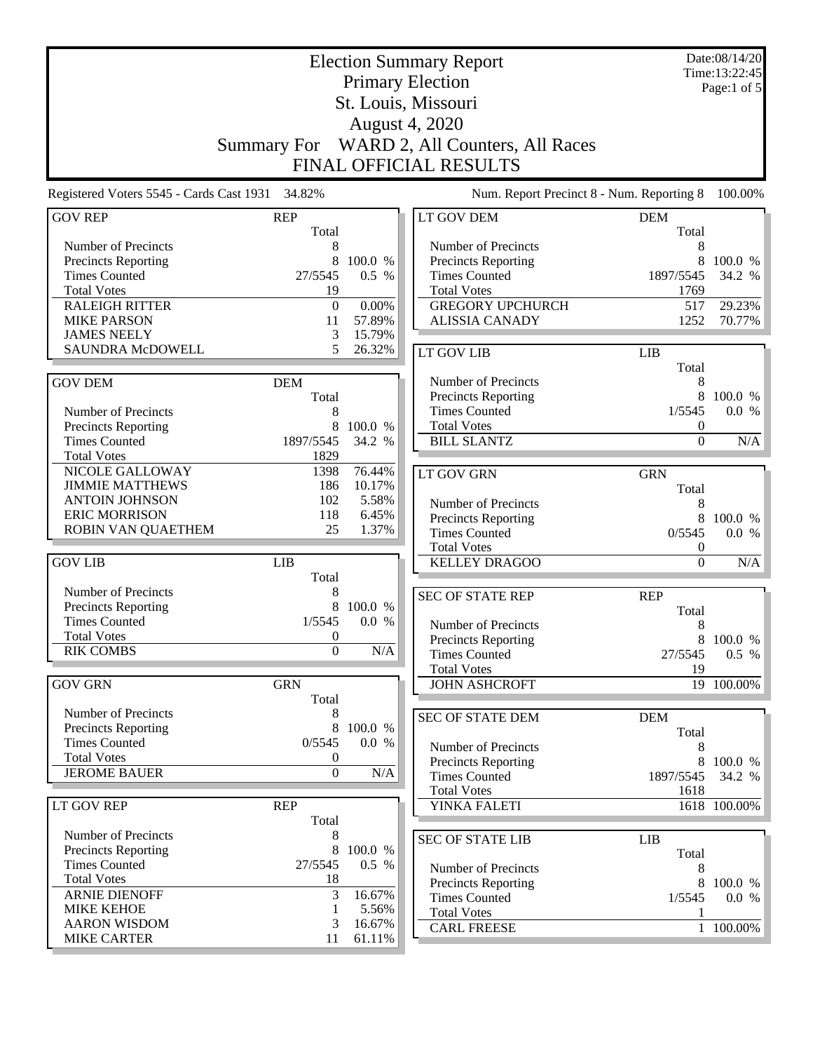# Election Summary Report

## Primary Election

## St. Louis, Missouri

## August 4, 2020

## Summary For WARD 2, All Counters, All Races

## FINAL OFFICIAL RESULTS

Date:08/14/20
Time:13:22:45

Registered Voters 5545 - Cards Cast 1931 34.82%

Num. Report Precinct 8 - Num. Reporting 8 100.00%

| GOV REP | REP Total | |
|---|---|---|
| Number of Precincts | 8 | |
| Precincts Reporting | 8 | 100.0 % |
| Times Counted | 27/5545 | 0.5 % |
| Total Votes | 19 | |
| RALEIGH RITTER | 0 | 0.00% |
| MIKE PARSON | 11 | 57.89% |
| JAMES NEELY | 3 | 15.79% |
| SAUNDRA McDOWELL | 5 | 26.32% |

| GOV DEM | DEM Total | |
|---|---|---|
| Number of Precincts | 8 | |
| Precincts Reporting | 8 | 100.0 % |
| Times Counted | 1897/5545 | 34.2 % |
| Total Votes | 1829 | |
| NICOLE GALLOWAY | 1398 | 76.44% |
| JIMMIE MATTHEWS | 186 | 10.17% |
| ANTOIN JOHNSON | 102 | 5.58% |
| ERIC MORRISON | 118 | 6.45% |
| ROBIN VAN QUAETHEM | 25 | 1.37% |

| GOV LIB | LIB Total | |
|---|---|---|
| Number of Precincts | 8 | |
| Precincts Reporting | 8 | 100.0 % |
| Times Counted | 1/5545 | 0.0 % |
| Total Votes | 0 | |
| RIK COMBS | 0 | N/A |

| GOV GRN | GRN Total | |
|---|---|---|
| Number of Precincts | 8 | |
| Precincts Reporting | 8 | 100.0 % |
| Times Counted | 0/5545 | 0.0 % |
| Total Votes | 0 | |
| JEROME BAUER | 0 | N/A |

| LT GOV REP | REP Total | |
|---|---|---|
| Number of Precincts | 8 | |
| Precincts Reporting | 8 | 100.0 % |
| Times Counted | 27/5545 | 0.5 % |
| Total Votes | 18 | |
| ARNIE DIENOFF | 3 | 16.67% |
| MIKE KEHOE | 1 | 5.56% |
| AARON WISDOM | 3 | 16.67% |
| MIKE CARTER | 11 | 61.11% |

| LT GOV DEM | DEM Total | |
|---|---|---|
| Number of Precincts | 8 | |
| Precincts Reporting | 8 | 100.0 % |
| Times Counted | 1897/5545 | 34.2 % |
| Total Votes | 1769 | |
| GREGORY UPCHURCH | 517 | 29.23% |
| ALISSIA CANADY | 1252 | 70.77% |

| LT GOV LIB | LIB Total | |
|---|---|---|
| Number of Precincts | 8 | |
| Precincts Reporting | 8 | 100.0 % |
| Times Counted | 1/5545 | 0.0 % |
| Total Votes | 0 | |
| BILL SLANTZ | 0 | N/A |

| LT GOV GRN | GRN Total | |
|---|---|---|
| Number of Precincts | 8 | |
| Precincts Reporting | 8 | 100.0 % |
| Times Counted | 0/5545 | 0.0 % |
| Total Votes | 0 | |
| KELLEY DRAGOO | 0 | N/A |

| SEC OF STATE REP | REP Total | |
|---|---|---|
| Number of Precincts | 8 | |
| Precincts Reporting | 8 | 100.0 % |
| Times Counted | 27/5545 | 0.5 % |
| Total Votes | 19 | |
| JOHN ASHCROFT | 19 | 100.00% |

| SEC OF STATE DEM | DEM Total | |
|---|---|---|
| Number of Precincts | 8 | |
| Precincts Reporting | 8 | 100.0 % |
| Times Counted | 1897/5545 | 34.2 % |
| Total Votes | 1618 | |
| YINKA FALETI | 1618 | 100.00% |

| SEC OF STATE LIB | LIB Total | |
|---|---|---|
| Number of Precincts | 8 | |
| Precincts Reporting | 8 | 100.0 % |
| Times Counted | 1/5545 | 0.0 % |
| Total Votes | 1 | |
| CARL FREESE | 1 | 100.00% |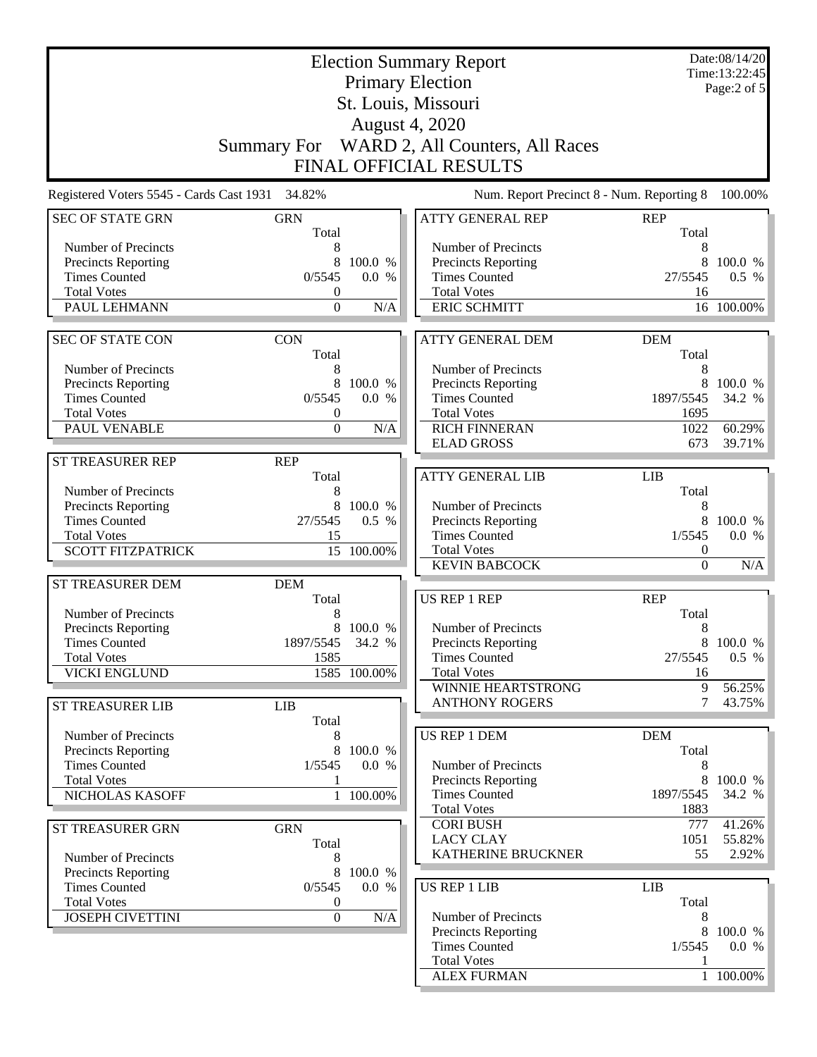# Election Summary Report
## Primary Election
## St. Louis, Missouri
## August 4, 2020
## Summary For WARD 2, All Counters, All Races
## FINAL OFFICIAL RESULTS

Date:08/14/20
Time:13:22:45

Registered Voters 5545 - Cards Cast 1931 34.82%

Num. Report Precinct 8 - Num. Reporting 8 100.00%

| SEC OF STATE GRN | GRN Total | |
|---|---|---|
| Number of Precincts | 8 | |
| Precincts Reporting | 8 | 100.0 % |
| Times Counted | 0/5545 | 0.0 % |
| Total Votes | 0 | |
| PAUL LEHMANN | 0 | N/A |

| SEC OF STATE CON | CON Total | |
|---|---|---|
| Number of Precincts | 8 | |
| Precincts Reporting | 8 | 100.0 % |
| Times Counted | 0/5545 | 0.0 % |
| Total Votes | 0 | |
| PAUL VENABLE | 0 | N/A |

| ST TREASURER REP | REP Total | |
|---|---|---|
| Number of Precincts | 8 | |
| Precincts Reporting | 8 | 100.0 % |
| Times Counted | 27/5545 | 0.5 % |
| Total Votes | 15 | |
| SCOTT FITZPATRICK | 15 | 100.00% |

| ST TREASURER DEM | DEM Total | |
|---|---|---|
| Number of Precincts | 8 | |
| Precincts Reporting | 8 | 100.0 % |
| Times Counted | 1897/5545 | 34.2 % |
| Total Votes | 1585 | |
| VICKI ENGLUND | 1585 | 100.00% |

| ST TREASURER LIB | LIB Total | |
|---|---|---|
| Number of Precincts | 8 | |
| Precincts Reporting | 8 | 100.0 % |
| Times Counted | 1/5545 | 0.0 % |
| Total Votes | 1 | |
| NICHOLAS KASOFF | 1 | 100.00% |

| ST TREASURER GRN | GRN Total | |
|---|---|---|
| Number of Precincts | 8 | |
| Precincts Reporting | 8 | 100.0 % |
| Times Counted | 0/5545 | 0.0 % |
| Total Votes | 0 | |
| JOSEPH CIVETTINI | 0 | N/A |

| ATTY GENERAL REP | REP Total | |
|---|---|---|
| Number of Precincts | 8 | |
| Precincts Reporting | 8 | 100.0 % |
| Times Counted | 27/5545 | 0.5 % |
| Total Votes | 16 | |
| ERIC SCHMITT | 16 | 100.00% |

| ATTY GENERAL DEM | DEM Total | |
|---|---|---|
| Number of Precincts | 8 | |
| Precincts Reporting | 8 | 100.0 % |
| Times Counted | 1897/5545 | 34.2 % |
| Total Votes | 1695 | |
| RICH FINNERAN | 1022 | 60.29% |
| ELAD GROSS | 673 | 39.71% |

| ATTY GENERAL LIB | LIB Total | |
|---|---|---|
| Number of Precincts | 8 | |
| Precincts Reporting | 8 | 100.0 % |
| Times Counted | 1/5545 | 0.0 % |
| Total Votes | 0 | |
| KEVIN BABCOCK | 0 | N/A |

| US REP 1 REP | REP Total | |
|---|---|---|
| Number of Precincts | 8 | |
| Precincts Reporting | 8 | 100.0 % |
| Times Counted | 27/5545 | 0.5 % |
| Total Votes | 16 | |
| WINNIE HEARTSTRONG | 9 | 56.25% |
| ANTHONY ROGERS | 7 | 43.75% |

| US REP 1 DEM | DEM Total | |
|---|---|---|
| Number of Precincts | 8 | |
| Precincts Reporting | 8 | 100.0 % |
| Times Counted | 1897/5545 | 34.2 % |
| Total Votes | 1883 | |
| CORI BUSH | 777 | 41.26% |
| LACY CLAY | 1051 | 55.82% |
| KATHERINE BRUCKNER | 55 | 2.92% |

| US REP 1 LIB | LIB Total | |
|---|---|---|
| Number of Precincts | 8 | |
| Precincts Reporting | 8 | 100.0 % |
| Times Counted | 1/5545 | 0.0 % |
| Total Votes | 1 | |
| ALEX FURMAN | 1 | 100.00% |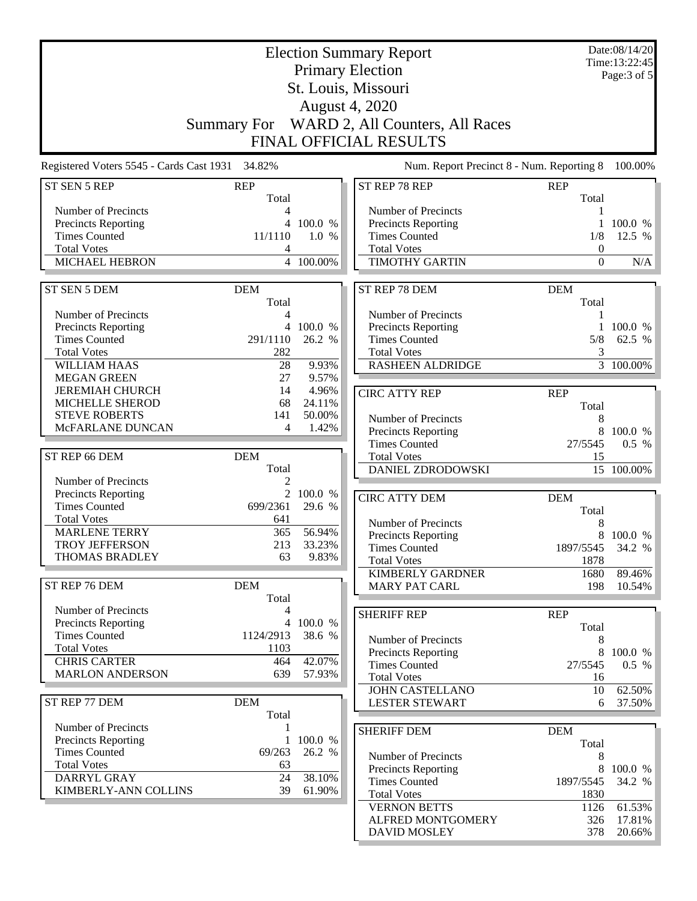# Election Summary Report

Primary Election
St. Louis, Missouri
August 4, 2020
Summary For WARD 2, All Counters, All Races
FINAL OFFICIAL RESULTS

Date:08/14/20
Time:13:22:45

Registered Voters 5545 - Cards Cast 1931 34.82%

Num. Report Precinct 8 - Num. Reporting 8 100.00%

| ST SEN 5 REP | REP Total | |
|---|---|---|
| Number of Precincts | 4 | |
| Precincts Reporting | 4 | 100.0 % |
| Times Counted | 11/1110 | 1.0 % |
| Total Votes | 4 | |
| MICHAEL HEBRON | 4 | 100.00% |

| ST SEN 5 DEM | DEM Total | |
|---|---|---|
| Number of Precincts | 4 | |
| Precincts Reporting | 4 | 100.0 % |
| Times Counted | 291/1110 | 26.2 % |
| Total Votes | 282 | |
| WILLIAM HAAS | 28 | 9.93% |
| MEGAN GREEN | 27 | 9.57% |
| JEREMIAH CHURCH | 14 | 4.96% |
| MICHELLE SHEROD | 68 | 24.11% |
| STEVE ROBERTS | 141 | 50.00% |
| McFARLANE DUNCAN | 4 | 1.42% |

| ST REP 66 DEM | DEM Total | |
|---|---|---|
| Number of Precincts | 2 | |
| Precincts Reporting | 2 | 100.0 % |
| Times Counted | 699/2361 | 29.6 % |
| Total Votes | 641 | |
| MARLENE TERRY | 365 | 56.94% |
| TROY JEFFERSON | 213 | 33.23% |
| THOMAS BRADLEY | 63 | 9.83% |

| ST REP 76 DEM | DEM Total | |
|---|---|---|
| Number of Precincts | 4 | |
| Precincts Reporting | 4 | 100.0 % |
| Times Counted | 1124/2913 | 38.6 % |
| Total Votes | 1103 | |
| CHRIS CARTER | 464 | 42.07% |
| MARLON ANDERSON | 639 | 57.93% |

| ST REP 77 DEM | DEM Total | |
|---|---|---|
| Number of Precincts | 1 | |
| Precincts Reporting | 1 | 100.0 % |
| Times Counted | 69/263 | 26.2 % |
| Total Votes | 63 | |
| DARRYL GRAY | 24 | 38.10% |
| KIMBERLY-ANN COLLINS | 39 | 61.90% |

| ST REP 78 REP | REP Total | |
|---|---|---|
| Number of Precincts | 1 | |
| Precincts Reporting | 1 | 100.0 % |
| Times Counted | 1/8 | 12.5 % |
| Total Votes | 0 | |
| TIMOTHY GARTIN | 0 | N/A |

| ST REP 78 DEM | DEM Total | |
|---|---|---|
| Number of Precincts | 1 | |
| Precincts Reporting | 1 | 100.0 % |
| Times Counted | 5/8 | 62.5 % |
| Total Votes | 3 | |
| RASHEEN ALDRIDGE | 3 | 100.00% |

| CIRC ATTY REP | REP Total | |
|---|---|---|
| Number of Precincts | 8 | |
| Precincts Reporting | 8 | 100.0 % |
| Times Counted | 27/5545 | 0.5 % |
| Total Votes | 15 | |
| DANIEL ZDRODOWSKI | 15 | 100.00% |

| CIRC ATTY DEM | DEM Total | |
|---|---|---|
| Number of Precincts | 8 | |
| Precincts Reporting | 8 | 100.0 % |
| Times Counted | 1897/5545 | 34.2 % |
| Total Votes | 1878 | |
| KIMBERLY GARDNER | 1680 | 89.46% |
| MARY PAT CARL | 198 | 10.54% |

| SHERIFF REP | REP Total | |
|---|---|---|
| Number of Precincts | 8 | |
| Precincts Reporting | 8 | 100.0 % |
| Times Counted | 27/5545 | 0.5 % |
| Total Votes | 16 | |
| JOHN CASTELLANO | 10 | 62.50% |
| LESTER STEWART | 6 | 37.50% |

| SHERIFF DEM | DEM Total | |
|---|---|---|
| Number of Precincts | 8 | |
| Precincts Reporting | 8 | 100.0 % |
| Times Counted | 1897/5545 | 34.2 % |
| Total Votes | 1830 | |
| VERNON BETTS | 1126 | 61.53% |
| ALFRED MONTGOMERY | 326 | 17.81% |
| DAVID MOSLEY | 378 | 20.66% |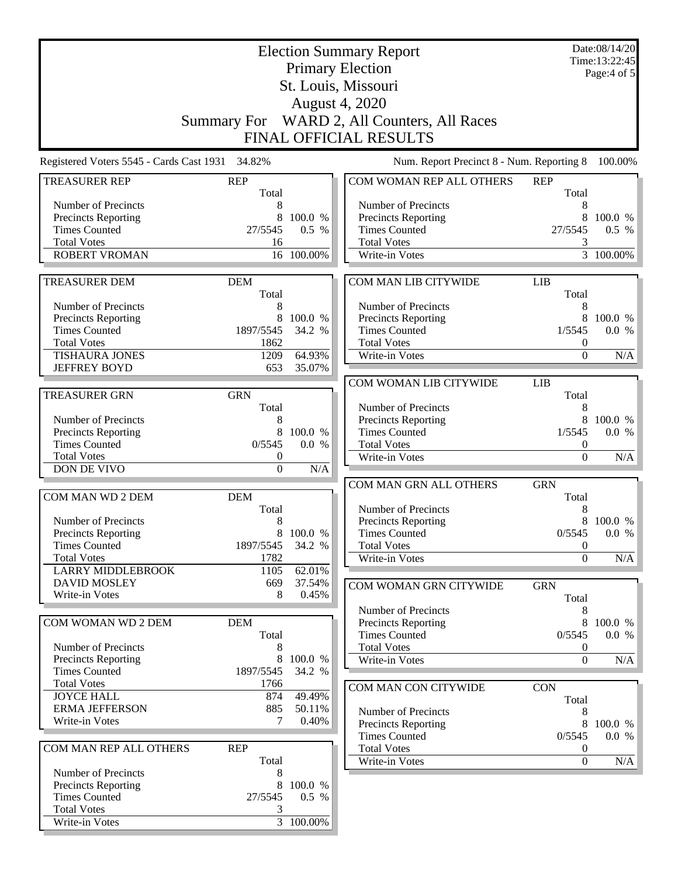# Election Summary Report

## Primary Election

## St. Louis, Missouri

## August 4, 2020

## Summary For WARD 2, All Counters, All Races

## FINAL OFFICIAL RESULTS

Date:08/14/20
Time:13:22:45

Registered Voters 5545 - Cards Cast 1931 34.82%

Num. Report Precinct 8 - Num. Reporting 8 100.00%

| TREASURER REP | REP Total | |
|---|---|---|
| Number of Precincts | 8 | |
| Precincts Reporting | 8 | 100.0 % |
| Times Counted | 27/5545 | 0.5 % |
| Total Votes | 16 | |
| ROBERT VROMAN | 16 | 100.00% |

| TREASURER DEM | DEM Total | |
|---|---|---|
| Number of Precincts | 8 | |
| Precincts Reporting | 8 | 100.0 % |
| Times Counted | 1897/5545 | 34.2 % |
| Total Votes | 1862 | |
| TISHAURA JONES | 1209 | 64.93% |
| JEFFREY BOYD | 653 | 35.07% |

| TREASURER GRN | GRN Total | |
|---|---|---|
| Number of Precincts | 8 | |
| Precincts Reporting | 8 | 100.0 % |
| Times Counted | 0/5545 | 0.0 % |
| Total Votes | 0 | |
| DON DE VIVO | 0 | N/A |

| COM MAN WD 2 DEM | DEM Total | |
|---|---|---|
| Number of Precincts | 8 | |
| Precincts Reporting | 8 | 100.0 % |
| Times Counted | 1897/5545 | 34.2 % |
| Total Votes | 1782 | |
| LARRY MIDDLEBROOK | 1105 | 62.01% |
| DAVID MOSLEY | 669 | 37.54% |
| Write-in Votes | 8 | 0.45% |

| COM WOMAN WD 2 DEM | DEM Total | |
|---|---|---|
| Number of Precincts | 8 | |
| Precincts Reporting | 8 | 100.0 % |
| Times Counted | 1897/5545 | 34.2 % |
| Total Votes | 1766 | |
| JOYCE HALL | 874 | 49.49% |
| ERMA JEFFERSON | 885 | 50.11% |
| Write-in Votes | 7 | 0.40% |

| COM MAN REP ALL OTHERS | REP Total | |
|---|---|---|
| Number of Precincts | 8 | |
| Precincts Reporting | 8 | 100.0 % |
| Times Counted | 27/5545 | 0.5 % |
| Total Votes | 3 | |
| Write-in Votes | 3 | 100.00% |

| COM WOMAN REP ALL OTHERS | REP Total | |
|---|---|---|
| Number of Precincts | 8 | |
| Precincts Reporting | 8 | 100.0 % |
| Times Counted | 27/5545 | 0.5 % |
| Total Votes | 3 | |
| Write-in Votes | 3 | 100.00% |

| COM MAN LIB CITYWIDE | LIB Total | |
|---|---|---|
| Number of Precincts | 8 | |
| Precincts Reporting | 8 | 100.0 % |
| Times Counted | 1/5545 | 0.0 % |
| Total Votes | 0 | |
| Write-in Votes | 0 | N/A |

| COM WOMAN LIB CITYWIDE | LIB Total | |
|---|---|---|
| Number of Precincts | 8 | |
| Precincts Reporting | 8 | 100.0 % |
| Times Counted | 1/5545 | 0.0 % |
| Total Votes | 0 | |
| Write-in Votes | 0 | N/A |

| COM MAN GRN ALL OTHERS | GRN Total | |
|---|---|---|
| Number of Precincts | 8 | |
| Precincts Reporting | 8 | 100.0 % |
| Times Counted | 0/5545 | 0.0 % |
| Total Votes | 0 | |
| Write-in Votes | 0 | N/A |

| COM WOMAN GRN CITYWIDE | GRN Total | |
|---|---|---|
| Number of Precincts | 8 | |
| Precincts Reporting | 8 | 100.0 % |
| Times Counted | 0/5545 | 0.0 % |
| Total Votes | 0 | |
| Write-in Votes | 0 | N/A |

| COM MAN CON CITYWIDE | CON Total | |
|---|---|---|
| Number of Precincts | 8 | |
| Precincts Reporting | 8 | 100.0 % |
| Times Counted | 0/5545 | 0.0 % |
| Total Votes | 0 | |
| Write-in Votes | 0 | N/A |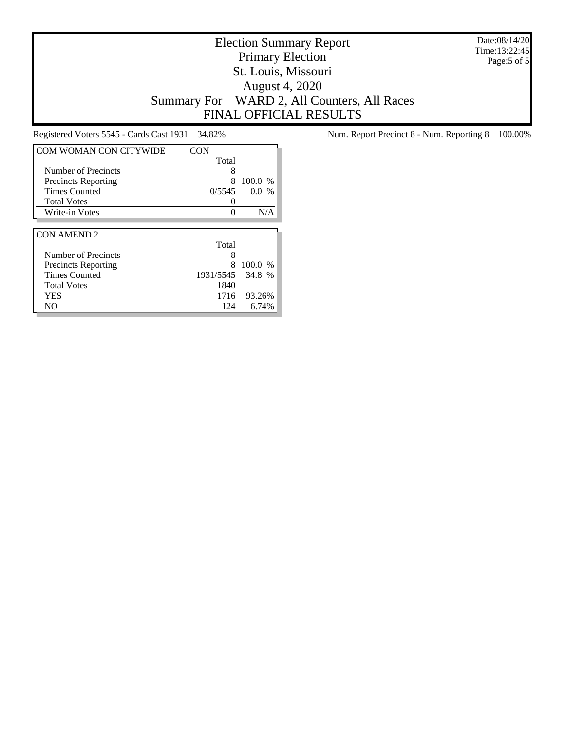# Election Summary Report

## Primary Election

## St. Louis, Missouri

## August 4, 2020

## Summary For WARD 2, All Counters, All Races

## FINAL OFFICIAL RESULTS

Date:08/14/20
Time:13:22:45

Registered Voters 5545 - Cards Cast 1931 34.82%

Num. Report Precinct 8 - Num. Reporting 8 100.00%

| COM WOMAN CON CITYWIDE | CON | |
|---|---|---|
| | Total | |
| Number of Precincts | 8 | |
| Precincts Reporting | 8 | 100.0 % |
| Times Counted | 0/5545 | 0.0 % |
| Total Votes | 0 | |
| Write-in Votes | 0 | N/A |

| CON AMEND 2 | | |
|---|---|---|
| | Total | |
| Number of Precincts | 8 | |
| Precincts Reporting | 8 | 100.0 % |
| Times Counted | 1931/5545 | 34.8 % |
| Total Votes | 1840 | |
| YES | 1716 | 93.26% |
| NO | 124 | 6.74% |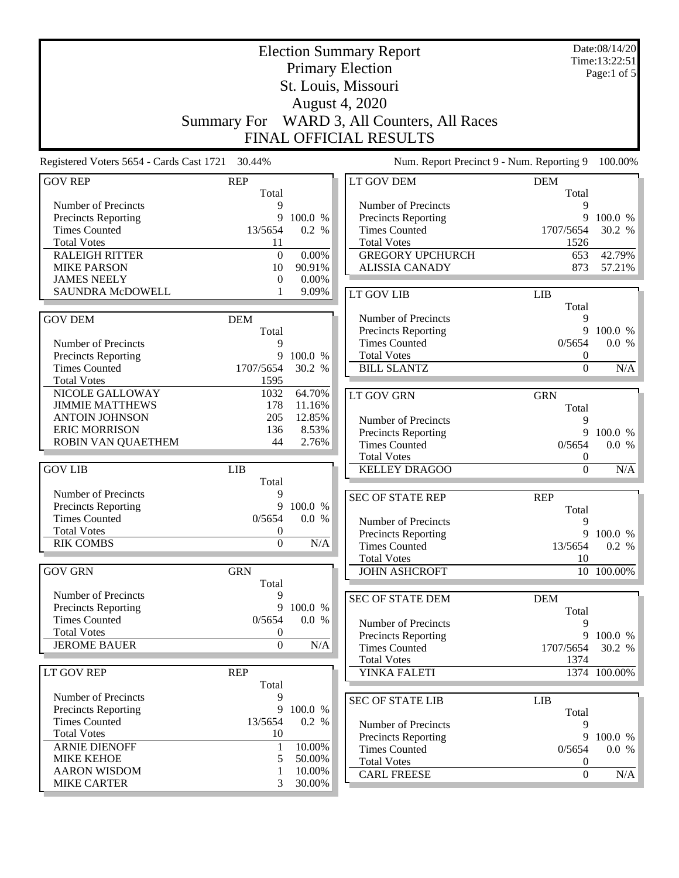# Election Summary Report

## Primary Election

## St. Louis, Missouri

## August 4, 2020

## Summary For WARD 3, All Counters, All Races

## FINAL OFFICIAL RESULTS

Date:08/14/20
Time:13:22:51
Page:1 of 5

Registered Voters 5654 - Cards Cast 1721 30.44%    Num. Report Precinct 9 - Num. Reporting 9 100.00%

| GOV REP | REP | |
|---|---|---|
| | Total | |
| Number of Precincts | 9 | |
| Precincts Reporting | 9 | 100.0 % |
| Times Counted | 13/5654 | 0.2 % |
| Total Votes | 11 | |
| RALEIGH RITTER | 0 | 0.00% |
| MIKE PARSON | 10 | 90.91% |
| JAMES NEELY | 0 | 0.00% |
| SAUNDRA McDOWELL | 1 | 9.09% |

| GOV DEM | DEM | |
|---|---|---|
| | Total | |
| Number of Precincts | 9 | |
| Precincts Reporting | 9 | 100.0 % |
| Times Counted | 1707/5654 | 30.2 % |
| Total Votes | 1595 | |
| NICOLE GALLOWAY | 1032 | 64.70% |
| JIMMIE MATTHEWS | 178 | 11.16% |
| ANTOIN JOHNSON | 205 | 12.85% |
| ERIC MORRISON | 136 | 8.53% |
| ROBIN VAN QUAETHEM | 44 | 2.76% |

| GOV LIB | LIB | |
|---|---|---|
| | Total | |
| Number of Precincts | 9 | |
| Precincts Reporting | 9 | 100.0 % |
| Times Counted | 0/5654 | 0.0 % |
| Total Votes | 0 | |
| RIK COMBS | 0 | N/A |

| GOV GRN | GRN | |
|---|---|---|
| | Total | |
| Number of Precincts | 9 | |
| Precincts Reporting | 9 | 100.0 % |
| Times Counted | 0/5654 | 0.0 % |
| Total Votes | 0 | |
| JEROME BAUER | 0 | N/A |

| LT GOV REP | REP | |
|---|---|---|
| | Total | |
| Number of Precincts | 9 | |
| Precincts Reporting | 9 | 100.0 % |
| Times Counted | 13/5654 | 0.2 % |
| Total Votes | 10 | |
| ARNIE DIENOFF | 1 | 10.00% |
| MIKE KEHOE | 5 | 50.00% |
| AARON WISDOM | 1 | 10.00% |
| MIKE CARTER | 3 | 30.00% |

| LT GOV DEM | DEM | |
|---|---|---|
| | Total | |
| Number of Precincts | 9 | |
| Precincts Reporting | 9 | 100.0 % |
| Times Counted | 1707/5654 | 30.2 % |
| Total Votes | 1526 | |
| GREGORY UPCHURCH | 653 | 42.79% |
| ALISSIA CANADY | 873 | 57.21% |

| LT GOV LIB | LIB | |
|---|---|---|
| | Total | |
| Number of Precincts | 9 | |
| Precincts Reporting | 9 | 100.0 % |
| Times Counted | 0/5654 | 0.0 % |
| Total Votes | 0 | |
| BILL SLANTZ | 0 | N/A |

| LT GOV GRN | GRN | |
|---|---|---|
| | Total | |
| Number of Precincts | 9 | |
| Precincts Reporting | 9 | 100.0 % |
| Times Counted | 0/5654 | 0.0 % |
| Total Votes | 0 | |
| KELLEY DRAGOO | 0 | N/A |

| SEC OF STATE REP | REP | |
|---|---|---|
| | Total | |
| Number of Precincts | 9 | |
| Precincts Reporting | 9 | 100.0 % |
| Times Counted | 13/5654 | 0.2 % |
| Total Votes | 10 | |
| JOHN ASHCROFT | 10 | 100.00% |

| SEC OF STATE DEM | DEM | |
|---|---|---|
| | Total | |
| Number of Precincts | 9 | |
| Precincts Reporting | 9 | 100.0 % |
| Times Counted | 1707/5654 | 30.2 % |
| Total Votes | 1374 | |
| YINKA FALETI | 1374 | 100.00% |

| SEC OF STATE LIB | LIB | |
|---|---|---|
| | Total | |
| Number of Precincts | 9 | |
| Precincts Reporting | 9 | 100.0 % |
| Times Counted | 0/5654 | 0.0 % |
| Total Votes | 0 | |
| CARL FREESE | 0 | N/A |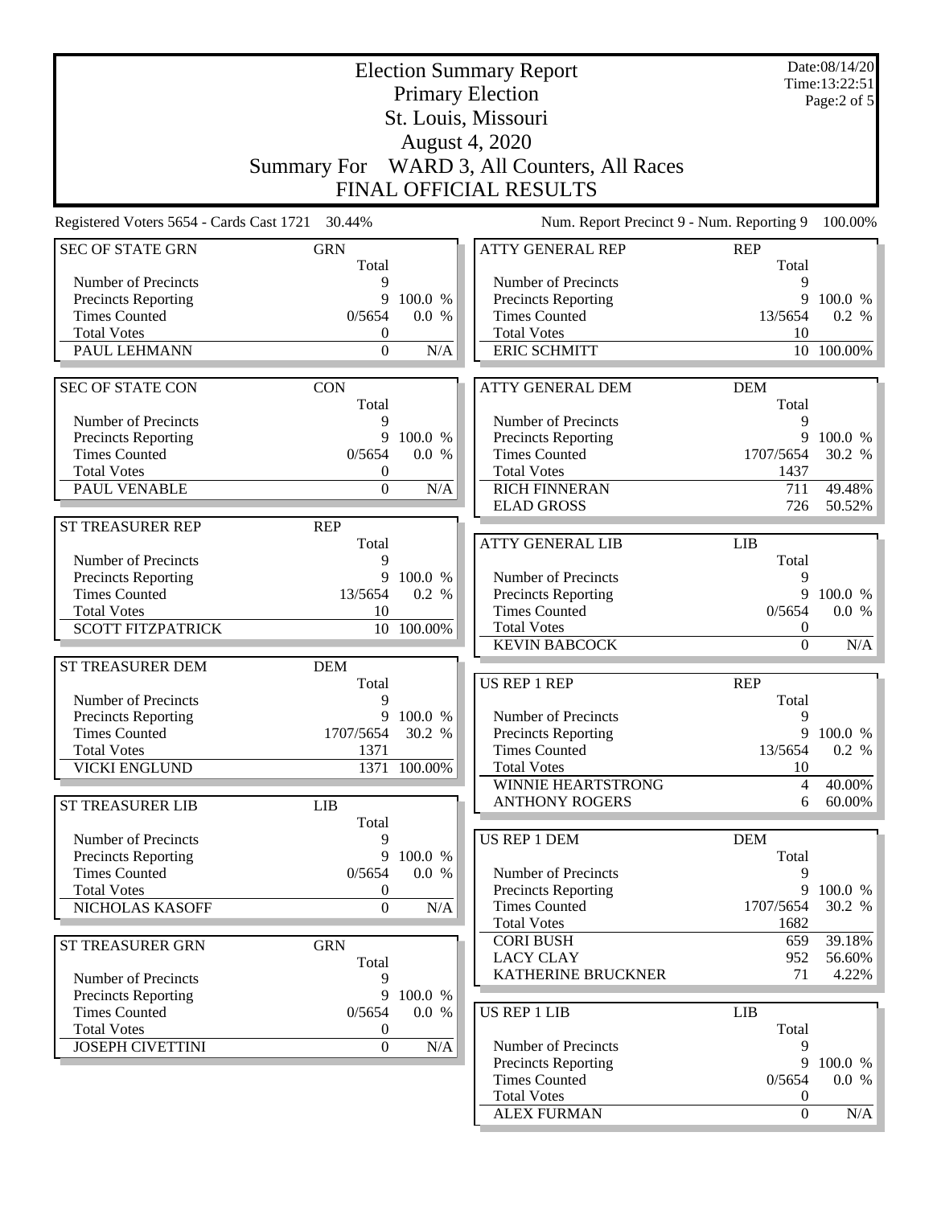# Election Summary Report

## Primary Election

## St. Louis, Missouri

## August 4, 2020

## Summary For WARD 3, All Counters, All Races

## FINAL OFFICIAL RESULTS

Date:08/14/20
Time:13:22:51

Registered Voters 5654 - Cards Cast 1721 30.44%

Num. Report Precinct 9 - Num. Reporting 9 100.00%

| SEC OF STATE GRN | GRN Total | |
|---|---|---|
| Number of Precincts | 9 | |
| Precincts Reporting | 9 | 100.0 % |
| Times Counted | 0/5654 | 0.0 % |
| Total Votes | 0 | |
| PAUL LEHMANN | 0 | N/A |

| SEC OF STATE CON | CON Total | |
|---|---|---|
| Number of Precincts | 9 | |
| Precincts Reporting | 9 | 100.0 % |
| Times Counted | 0/5654 | 0.0 % |
| Total Votes | 0 | |
| PAUL VENABLE | 0 | N/A |

| ST TREASURER REP | REP Total | |
|---|---|---|
| Number of Precincts | 9 | |
| Precincts Reporting | 9 | 100.0 % |
| Times Counted | 13/5654 | 0.2 % |
| Total Votes | 10 | |
| SCOTT FITZPATRICK | 10 | 100.00% |

| ST TREASURER DEM | DEM Total | |
|---|---|---|
| Number of Precincts | 9 | |
| Precincts Reporting | 9 | 100.0 % |
| Times Counted | 1707/5654 | 30.2 % |
| Total Votes | 1371 | |
| VICKI ENGLUND | 1371 | 100.00% |

| ST TREASURER LIB | LIB Total | |
|---|---|---|
| Number of Precincts | 9 | |
| Precincts Reporting | 9 | 100.0 % |
| Times Counted | 0/5654 | 0.0 % |
| Total Votes | 0 | |
| NICHOLAS KASOFF | 0 | N/A |

| ST TREASURER GRN | GRN Total | |
|---|---|---|
| Number of Precincts | 9 | |
| Precincts Reporting | 9 | 100.0 % |
| Times Counted | 0/5654 | 0.0 % |
| Total Votes | 0 | |
| JOSEPH CIVETTINI | 0 | N/A |

| ATTY GENERAL REP | REP Total | |
|---|---|---|
| Number of Precincts | 9 | |
| Precincts Reporting | 9 | 100.0 % |
| Times Counted | 13/5654 | 0.2 % |
| Total Votes | 10 | |
| ERIC SCHMITT | 10 | 100.00% |

| ATTY GENERAL DEM | DEM Total | |
|---|---|---|
| Number of Precincts | 9 | |
| Precincts Reporting | 9 | 100.0 % |
| Times Counted | 1707/5654 | 30.2 % |
| Total Votes | 1437 | |
| RICH FINNERAN | 711 | 49.48% |
| ELAD GROSS | 726 | 50.52% |

| ATTY GENERAL LIB | LIB Total | |
|---|---|---|
| Number of Precincts | 9 | |
| Precincts Reporting | 9 | 100.0 % |
| Times Counted | 0/5654 | 0.0 % |
| Total Votes | 0 | |
| KEVIN BABCOCK | 0 | N/A |

| US REP 1 REP | REP Total | |
|---|---|---|
| Number of Precincts | 9 | |
| Precincts Reporting | 9 | 100.0 % |
| Times Counted | 13/5654 | 0.2 % |
| Total Votes | 10 | |
| WINNIE HEARTSTRONG | 4 | 40.00% |
| ANTHONY ROGERS | 6 | 60.00% |

| US REP 1 DEM | DEM Total | |
|---|---|---|
| Number of Precincts | 9 | |
| Precincts Reporting | 9 | 100.0 % |
| Times Counted | 1707/5654 | 30.2 % |
| Total Votes | 1682 | |
| CORI BUSH | 659 | 39.18% |
| LACY CLAY | 952 | 56.60% |
| KATHERINE BRUCKNER | 71 | 4.22% |

| US REP 1 LIB | LIB Total | |
|---|---|---|
| Number of Precincts | 9 | |
| Precincts Reporting | 9 | 100.0 % |
| Times Counted | 0/5654 | 0.0 % |
| Total Votes | 0 | |
| ALEX FURMAN | 0 | N/A |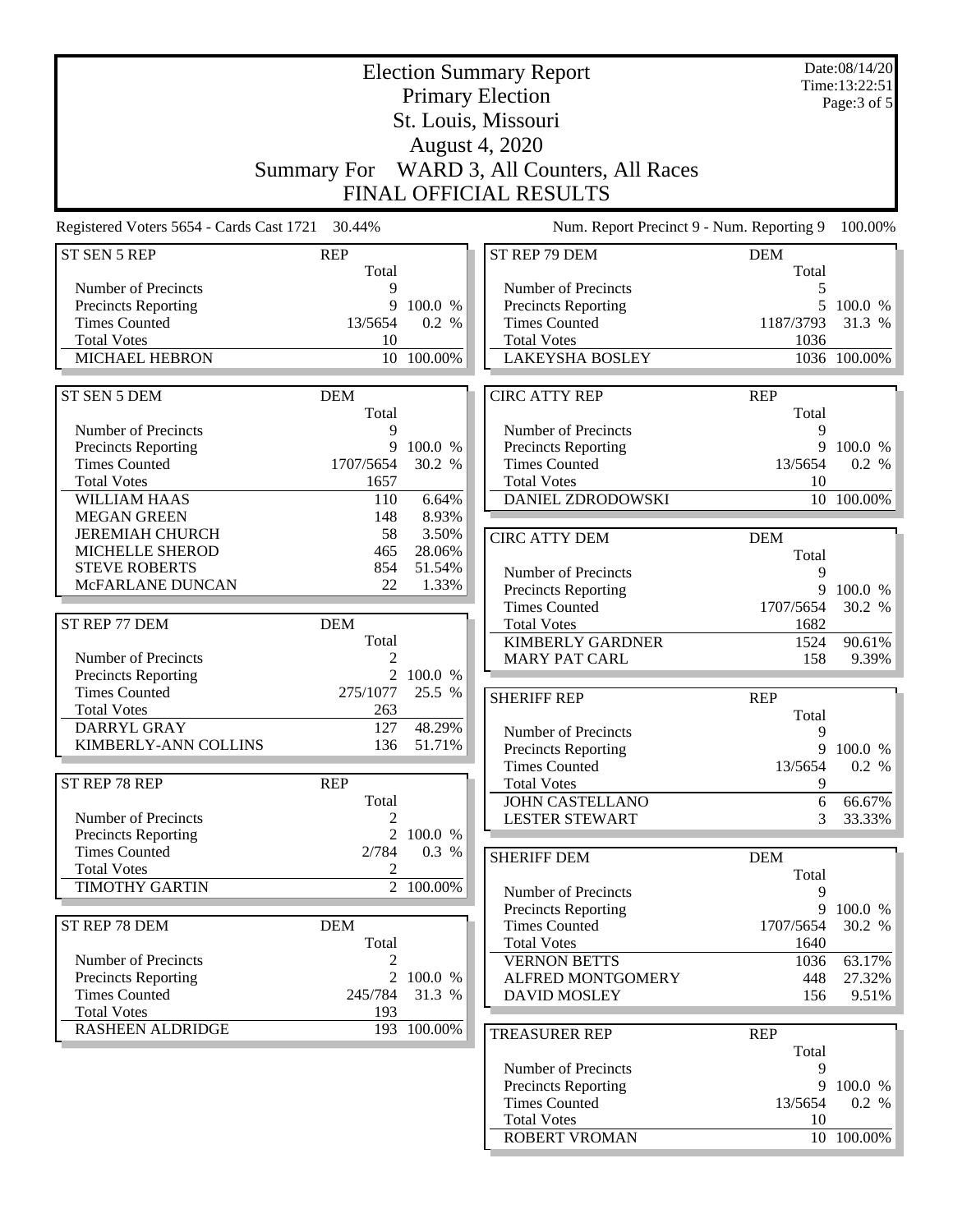# Election Summary Report

## Primary Election

## St. Louis, Missouri

## August 4, 2020

## Summary For WARD 3, All Counters, All Races

## FINAL OFFICIAL RESULTS

Date:08/14/20
Time:13:22:51

Registered Voters 5654 - Cards Cast 1721 30.44%

Num. Report Precinct 9 - Num. Reporting 9 100.00%

| ST SEN 5 REP | REP | |
|---|---|---|
| | Total | |
| Number of Precincts | 9 | |
| Precincts Reporting | 9 | 100.0 % |
| Times Counted | 13/5654 | 0.2 % |
| Total Votes | 10 | |
| MICHAEL HEBRON | 10 | 100.00% |

| ST SEN 5 DEM | DEM | |
|---|---|---|
| | Total | |
| Number of Precincts | 9 | |
| Precincts Reporting | 9 | 100.0 % |
| Times Counted | 1707/5654 | 30.2 % |
| Total Votes | 1657 | |
| WILLIAM HAAS | 110 | 6.64% |
| MEGAN GREEN | 148 | 8.93% |
| JEREMIAH CHURCH | 58 | 3.50% |
| MICHELLE SHEROD | 465 | 28.06% |
| STEVE ROBERTS | 854 | 51.54% |
| McFARLANE DUNCAN | 22 | 1.33% |

| ST REP 77 DEM | DEM | |
|---|---|---|
| | Total | |
| Number of Precincts | 2 | |
| Precincts Reporting | 2 | 100.0 % |
| Times Counted | 275/1077 | 25.5 % |
| Total Votes | 263 | |
| DARRYL GRAY | 127 | 48.29% |
| KIMBERLY-ANN COLLINS | 136 | 51.71% |

| ST REP 78 REP | REP | |
|---|---|---|
| | Total | |
| Number of Precincts | 2 | |
| Precincts Reporting | 2 | 100.0 % |
| Times Counted | 2/784 | 0.3 % |
| Total Votes | 2 | |
| TIMOTHY GARTIN | 2 | 100.00% |

| ST REP 78 DEM | DEM | |
|---|---|---|
| | Total | |
| Number of Precincts | 2 | |
| Precincts Reporting | 2 | 100.0 % |
| Times Counted | 245/784 | 31.3 % |
| Total Votes | 193 | |
| RASHEEN ALDRIDGE | 193 | 100.00% |

| ST REP 79 DEM | DEM | |
|---|---|---|
| | Total | |
| Number of Precincts | 5 | |
| Precincts Reporting | 5 | 100.0 % |
| Times Counted | 1187/3793 | 31.3 % |
| Total Votes | 1036 | |
| LAKEYSHA BOSLEY | 1036 | 100.00% |

| CIRC ATTY REP | REP | |
|---|---|---|
| | Total | |
| Number of Precincts | 9 | |
| Precincts Reporting | 9 | 100.0 % |
| Times Counted | 13/5654 | 0.2 % |
| Total Votes | 10 | |
| DANIEL ZDRODOWSKI | 10 | 100.00% |

| CIRC ATTY DEM | DEM | |
|---|---|---|
| | Total | |
| Number of Precincts | 9 | |
| Precincts Reporting | 9 | 100.0 % |
| Times Counted | 1707/5654 | 30.2 % |
| Total Votes | 1682 | |
| KIMBERLY GARDNER | 1524 | 90.61% |
| MARY PAT CARL | 158 | 9.39% |

| SHERIFF REP | REP | |
|---|---|---|
| | Total | |
| Number of Precincts | 9 | |
| Precincts Reporting | 9 | 100.0 % |
| Times Counted | 13/5654 | 0.2 % |
| Total Votes | 9 | |
| JOHN CASTELLANO | 6 | 66.67% |
| LESTER STEWART | 3 | 33.33% |

| SHERIFF DEM | DEM | |
|---|---|---|
| | Total | |
| Number of Precincts | 9 | |
| Precincts Reporting | 9 | 100.0 % |
| Times Counted | 1707/5654 | 30.2 % |
| Total Votes | 1640 | |
| VERNON BETTS | 1036 | 63.17% |
| ALFRED MONTGOMERY | 448 | 27.32% |
| DAVID MOSLEY | 156 | 9.51% |

| TREASURER REP | REP | |
|---|---|---|
| | Total | |
| Number of Precincts | 9 | |
| Precincts Reporting | 9 | 100.0 % |
| Times Counted | 13/5654 | 0.2 % |
| Total Votes | 10 | |
| ROBERT VROMAN | 10 | 100.00% |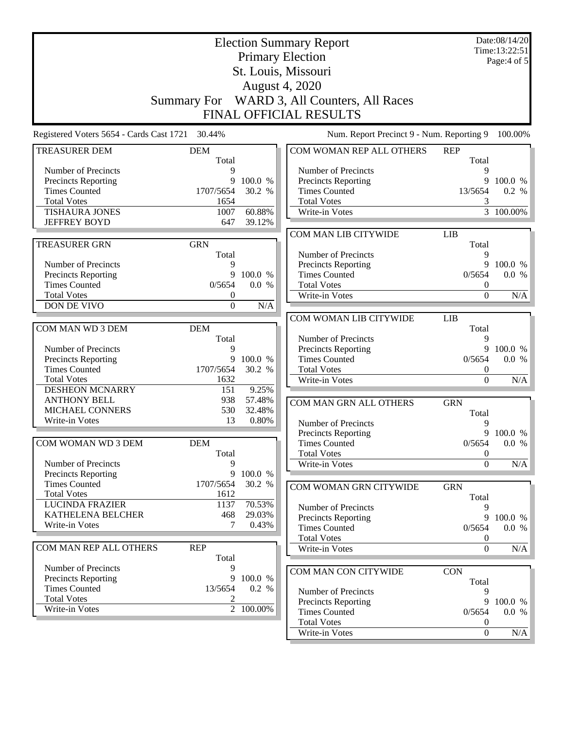# Election Summary Report

Primary Election

St. Louis, Missouri

August 4, 2020

Summary For WARD 3, All Counters, All Races

FINAL OFFICIAL RESULTS

Date:08/14/20
Time:13:22:51

Registered Voters 5654 - Cards Cast 1721 30.44%

Num. Report Precinct 9 - Num. Reporting 9 100.00%

| TREASURER DEM | DEM | |
|---|---|---|
| | Total | |
| Number of Precincts | 9 | |
| Precincts Reporting | 9 | 100.0 % |
| Times Counted | 1707/5654 | 30.2 % |
| Total Votes | 1654 | |
| TISHAURA JONES | 1007 | 60.88% |
| JEFFREY BOYD | 647 | 39.12% |

| TREASURER GRN | GRN | |
|---|---|---|
| | Total | |
| Number of Precincts | 9 | |
| Precincts Reporting | 9 | 100.0 % |
| Times Counted | 0/5654 | 0.0 % |
| Total Votes | 0 | |
| DON DE VIVO | 0 | N/A |

| COM MAN WD 3 DEM | DEM | |
|---|---|---|
| | Total | |
| Number of Precincts | 9 | |
| Precincts Reporting | 9 | 100.0 % |
| Times Counted | 1707/5654 | 30.2 % |
| Total Votes | 1632 | |
| DESHEON MCNARRY | 151 | 9.25% |
| ANTHONY BELL | 938 | 57.48% |
| MICHAEL CONNERS | 530 | 32.48% |
| Write-in Votes | 13 | 0.80% |

| COM WOMAN WD 3 DEM | DEM | |
|---|---|---|
| | Total | |
| Number of Precincts | 9 | |
| Precincts Reporting | 9 | 100.0 % |
| Times Counted | 1707/5654 | 30.2 % |
| Total Votes | 1612 | |
| LUCINDA FRAZIER | 1137 | 70.53% |
| KATHELENA BELCHER | 468 | 29.03% |
| Write-in Votes | 7 | 0.43% |

| COM MAN REP ALL OTHERS | REP | |
|---|---|---|
| | Total | |
| Number of Precincts | 9 | |
| Precincts Reporting | 9 | 100.0 % |
| Times Counted | 13/5654 | 0.2 % |
| Total Votes | 2 | |
| Write-in Votes | 2 | 100.00% |

| COM WOMAN REP ALL OTHERS | REP | |
|---|---|---|
| | Total | |
| Number of Precincts | 9 | |
| Precincts Reporting | 9 | 100.0 % |
| Times Counted | 13/5654 | 0.2 % |
| Total Votes | 3 | |
| Write-in Votes | 3 | 100.00% |

| COM MAN LIB CITYWIDE | LIB | |
|---|---|---|
| | Total | |
| Number of Precincts | 9 | |
| Precincts Reporting | 9 | 100.0 % |
| Times Counted | 0/5654 | 0.0 % |
| Total Votes | 0 | |
| Write-in Votes | 0 | N/A |

| COM WOMAN LIB CITYWIDE | LIB | |
|---|---|---|
| | Total | |
| Number of Precincts | 9 | |
| Precincts Reporting | 9 | 100.0 % |
| Times Counted | 0/5654 | 0.0 % |
| Total Votes | 0 | |
| Write-in Votes | 0 | N/A |

| COM MAN GRN ALL OTHERS | GRN | |
|---|---|---|
| | Total | |
| Number of Precincts | 9 | |
| Precincts Reporting | 9 | 100.0 % |
| Times Counted | 0/5654 | 0.0 % |
| Total Votes | 0 | |
| Write-in Votes | 0 | N/A |

| COM WOMAN GRN CITYWIDE | GRN | |
|---|---|---|
| | Total | |
| Number of Precincts | 9 | |
| Precincts Reporting | 9 | 100.0 % |
| Times Counted | 0/5654 | 0.0 % |
| Total Votes | 0 | |
| Write-in Votes | 0 | N/A |

| COM MAN CON CITYWIDE | CON | |
|---|---|---|
| | Total | |
| Number of Precincts | 9 | |
| Precincts Reporting | 9 | 100.0 % |
| Times Counted | 0/5654 | 0.0 % |
| Total Votes | 0 | |
| Write-in Votes | 0 | N/A |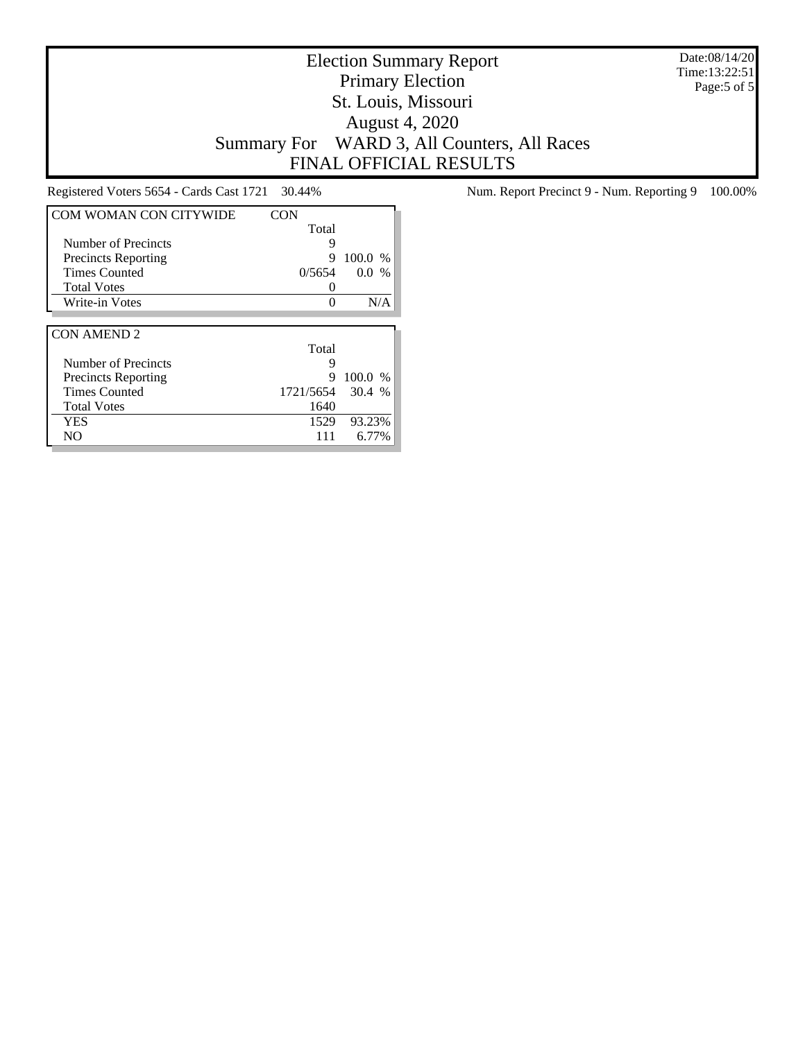# Election Summary Report
## Primary Election
## St. Louis, Missouri
## August 4, 2020
## Summary For WARD 3, All Counters, All Races
## FINAL OFFICIAL RESULTS

Date:08/14/20
Time:13:22:51

Registered Voters 5654 - Cards Cast 1721 30.44%

Num. Report Precinct 9 - Num. Reporting 9 100.00%

| COM WOMAN CON CITYWIDE | CON | |
|---|---|---|
| | Total | |
| Number of Precincts | 9 | |
| Precincts Reporting | 9 | 100.0 % |
| Times Counted | 0/5654 | 0.0 % |
| Total Votes | 0 | |
| Write-in Votes | 0 | N/A |

| CON AMEND 2 | | |
|---|---|---|
| | Total | |
| Number of Precincts | 9 | |
| Precincts Reporting | 9 | 100.0 % |
| Times Counted | 1721/5654 | 30.4 % |
| Total Votes | 1640 | |
| YES | 1529 | 93.23% |
| NO | 111 | 6.77% |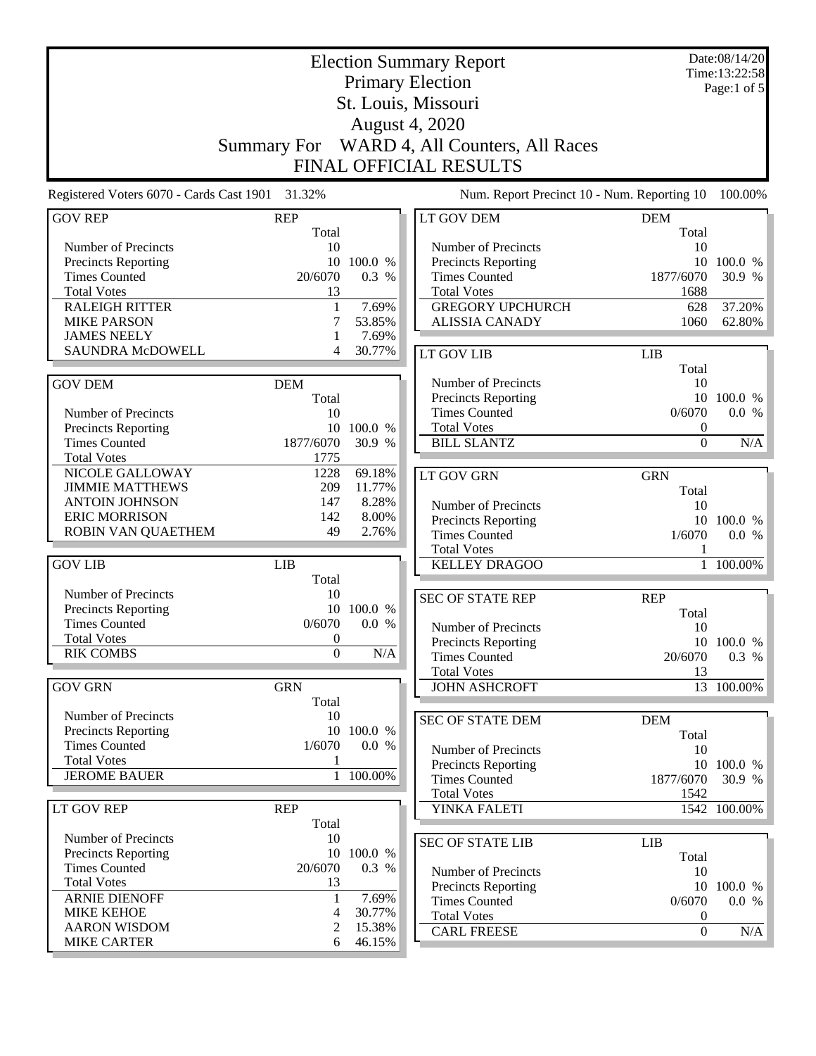# Election Summary Report

## Primary Election

## St. Louis, Missouri

## August 4, 2020

## Summary For WARD 4, All Counters, All Races

## FINAL OFFICIAL RESULTS

Date:08/14/20
Time:13:22:58
Page:1 of 5

Registered Voters 6070 - Cards Cast 1901 31.32%

Num. Report Precinct 10 - Num. Reporting 10 100.00%

| GOV REP | REP Total | |
|---|---|---|
| Number of Precincts | 10 | |
| Precincts Reporting | 10 | 100.0 % |
| Times Counted | 20/6070 | 0.3 % |
| Total Votes | 13 | |
| RALEIGH RITTER | 1 | 7.69% |
| MIKE PARSON | 7 | 53.85% |
| JAMES NEELY | 1 | 7.69% |
| SAUNDRA McDOWELL | 4 | 30.77% |

| GOV DEM | DEM Total | |
|---|---|---|
| Number of Precincts | 10 | |
| Precincts Reporting | 10 | 100.0 % |
| Times Counted | 1877/6070 | 30.9 % |
| Total Votes | 1775 | |
| NICOLE GALLOWAY | 1228 | 69.18% |
| JIMMIE MATTHEWS | 209 | 11.77% |
| ANTOIN JOHNSON | 147 | 8.28% |
| ERIC MORRISON | 142 | 8.00% |
| ROBIN VAN QUAETHEM | 49 | 2.76% |

| GOV LIB | LIB Total | |
|---|---|---|
| Number of Precincts | 10 | |
| Precincts Reporting | 10 | 100.0 % |
| Times Counted | 0/6070 | 0.0 % |
| Total Votes | 0 | |
| RIK COMBS | 0 | N/A |

| GOV GRN | GRN Total | |
|---|---|---|
| Number of Precincts | 10 | |
| Precincts Reporting | 10 | 100.0 % |
| Times Counted | 1/6070 | 0.0 % |
| Total Votes | 1 | |
| JEROME BAUER | 1 | 100.00% |

| LT GOV REP | REP Total | |
|---|---|---|
| Number of Precincts | 10 | |
| Precincts Reporting | 10 | 100.0 % |
| Times Counted | 20/6070 | 0.3 % |
| Total Votes | 13 | |
| ARNIE DIENOFF | 1 | 7.69% |
| MIKE KEHOE | 4 | 30.77% |
| AARON WISDOM | 2 | 15.38% |
| MIKE CARTER | 6 | 46.15% |

| LT GOV DEM | DEM Total | |
|---|---|---|
| Number of Precincts | 10 | |
| Precincts Reporting | 10 | 100.0 % |
| Times Counted | 1877/6070 | 30.9 % |
| Total Votes | 1688 | |
| GREGORY UPCHURCH | 628 | 37.20% |
| ALISSIA CANADY | 1060 | 62.80% |

| LT GOV LIB | LIB Total | |
|---|---|---|
| Number of Precincts | 10 | |
| Precincts Reporting | 10 | 100.0 % |
| Times Counted | 0/6070 | 0.0 % |
| Total Votes | 0 | |
| BILL SLANTZ | 0 | N/A |

| LT GOV GRN | GRN Total | |
|---|---|---|
| Number of Precincts | 10 | |
| Precincts Reporting | 10 | 100.0 % |
| Times Counted | 1/6070 | 0.0 % |
| Total Votes | 1 | |
| KELLEY DRAGOO | 1 | 100.00% |

| SEC OF STATE REP | REP Total | |
|---|---|---|
| Number of Precincts | 10 | |
| Precincts Reporting | 10 | 100.0 % |
| Times Counted | 20/6070 | 0.3 % |
| Total Votes | 13 | |
| JOHN ASHCROFT | 13 | 100.00% |

| SEC OF STATE DEM | DEM Total | |
|---|---|---|
| Number of Precincts | 10 | |
| Precincts Reporting | 10 | 100.0 % |
| Times Counted | 1877/6070 | 30.9 % |
| Total Votes | 1542 | |
| YINKA FALETI | 1542 | 100.00% |

| SEC OF STATE LIB | LIB Total | |
|---|---|---|
| Number of Precincts | 10 | |
| Precincts Reporting | 10 | 100.0 % |
| Times Counted | 0/6070 | 0.0 % |
| Total Votes | 0 | |
| CARL FREESE | 0 | N/A |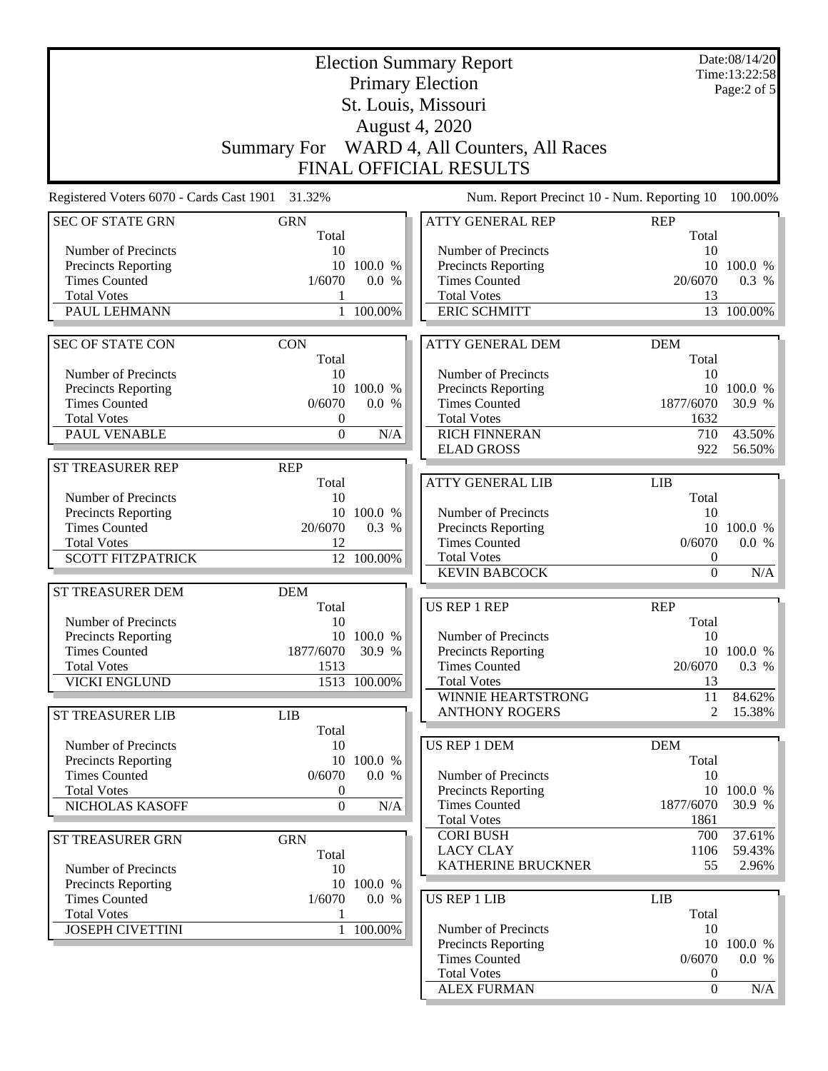# Election Summary Report

Date:08/14/20
Time:13:22:58

Primary Election
St. Louis, Missouri
August 4, 2020

Summary For WARD 4, All Counters, All Races

FINAL OFFICIAL RESULTS

Registered Voters 6070 - Cards Cast 1901 31.32%

Num. Report Precinct 10 - Num. Reporting 10 100.00%

| SEC OF STATE GRN | GRN | |
|---|---|---|
| | Total | |
| Number of Precincts | 10 | |
| Precincts Reporting | 10 | 100.0 % |
| Times Counted | 1/6070 | 0.0 % |
| Total Votes | 1 | |
| PAUL LEHMANN | 1 | 100.00% |

| SEC OF STATE CON | CON | |
|---|---|---|
| | Total | |
| Number of Precincts | 10 | |
| Precincts Reporting | 10 | 100.0 % |
| Times Counted | 0/6070 | 0.0 % |
| Total Votes | 0 | |
| PAUL VENABLE | 0 | N/A |

| ST TREASURER REP | REP | |
|---|---|---|
| | Total | |
| Number of Precincts | 10 | |
| Precincts Reporting | 10 | 100.0 % |
| Times Counted | 20/6070 | 0.3 % |
| Total Votes | 12 | |
| SCOTT FITZPATRICK | 12 | 100.00% |

| ST TREASURER DEM | DEM | |
|---|---|---|
| | Total | |
| Number of Precincts | 10 | |
| Precincts Reporting | 10 | 100.0 % |
| Times Counted | 1877/6070 | 30.9 % |
| Total Votes | 1513 | |
| VICKI ENGLUND | 1513 | 100.00% |

| ST TREASURER LIB | LIB | |
|---|---|---|
| | Total | |
| Number of Precincts | 10 | |
| Precincts Reporting | 10 | 100.0 % |
| Times Counted | 0/6070 | 0.0 % |
| Total Votes | 0 | |
| NICHOLAS KASOFF | 0 | N/A |

| ST TREASURER GRN | GRN | |
|---|---|---|
| | Total | |
| Number of Precincts | 10 | |
| Precincts Reporting | 10 | 100.0 % |
| Times Counted | 1/6070 | 0.0 % |
| Total Votes | 1 | |
| JOSEPH CIVETTINI | 1 | 100.00% |

| ATTY GENERAL REP | REP | |
|---|---|---|
| | Total | |
| Number of Precincts | 10 | |
| Precincts Reporting | 10 | 100.0 % |
| Times Counted | 20/6070 | 0.3 % |
| Total Votes | 13 | |
| ERIC SCHMITT | 13 | 100.00% |

| ATTY GENERAL DEM | DEM | |
|---|---|---|
| | Total | |
| Number of Precincts | 10 | |
| Precincts Reporting | 10 | 100.0 % |
| Times Counted | 1877/6070 | 30.9 % |
| Total Votes | 1632 | |
| RICH FINNERAN | 710 | 43.50% |
| ELAD GROSS | 922 | 56.50% |

| ATTY GENERAL LIB | LIB | |
|---|---|---|
| | Total | |
| Number of Precincts | 10 | |
| Precincts Reporting | 10 | 100.0 % |
| Times Counted | 0/6070 | 0.0 % |
| Total Votes | 0 | |
| KEVIN BABCOCK | 0 | N/A |

| US REP 1 REP | REP | |
|---|---|---|
| | Total | |
| Number of Precincts | 10 | |
| Precincts Reporting | 10 | 100.0 % |
| Times Counted | 20/6070 | 0.3 % |
| Total Votes | 13 | |
| WINNIE HEARTSTRONG | 11 | 84.62% |
| ANTHONY ROGERS | 2 | 15.38% |

| US REP 1 DEM | DEM | |
|---|---|---|
| | Total | |
| Number of Precincts | 10 | |
| Precincts Reporting | 10 | 100.0 % |
| Times Counted | 1877/6070 | 30.9 % |
| Total Votes | 1861 | |
| CORI BUSH | 700 | 37.61% |
| LACY CLAY | 1106 | 59.43% |
| KATHERINE BRUCKNER | 55 | 2.96% |

| US REP 1 LIB | LIB | |
|---|---|---|
| | Total | |
| Number of Precincts | 10 | |
| Precincts Reporting | 10 | 100.0 % |
| Times Counted | 0/6070 | 0.0 % |
| Total Votes | 0 | |
| ALEX FURMAN | 0 | N/A |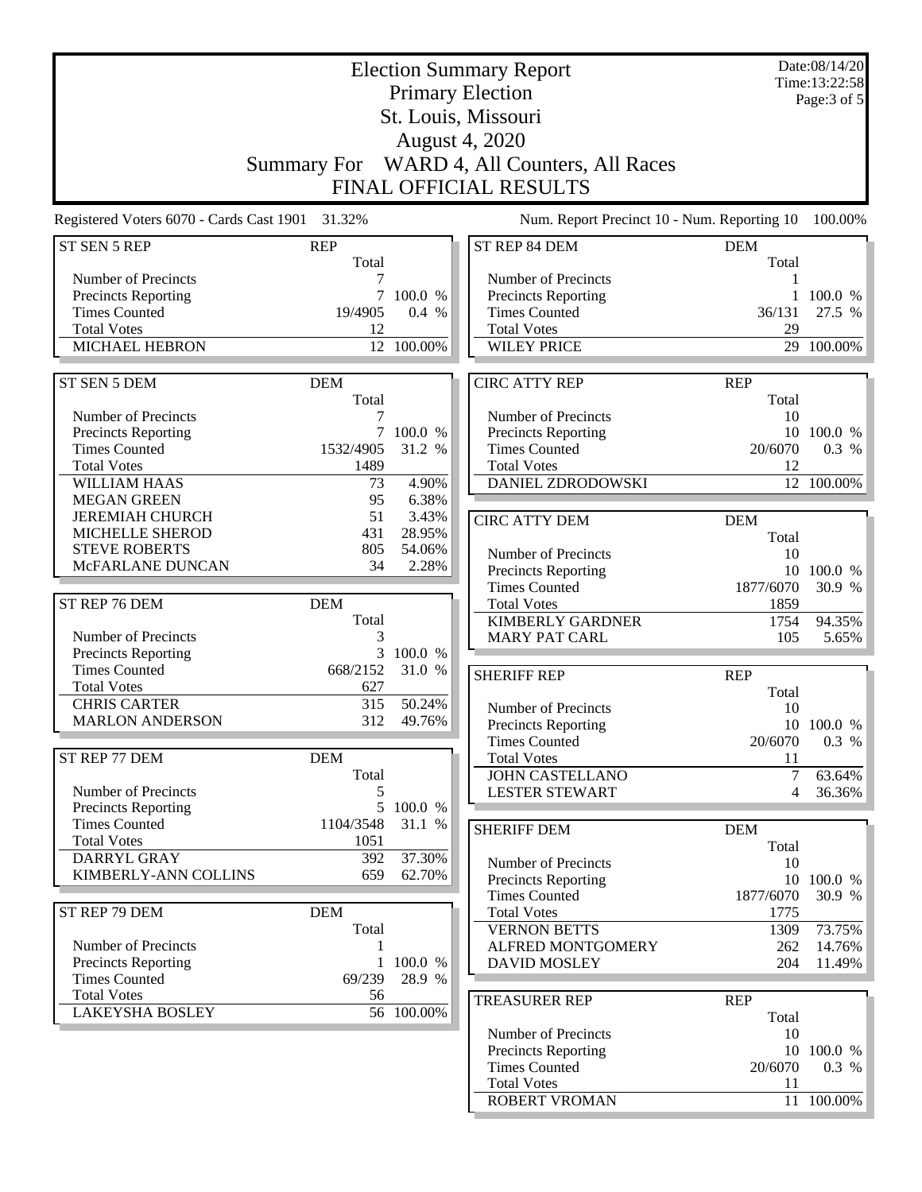# Election Summary Report

Primary Election

St. Louis, Missouri

August 4, 2020

Summary For WARD 4, All Counters, All Races

FINAL OFFICIAL RESULTS

Date:08/14/20
Time:13:22:58

Registered Voters 6070 - Cards Cast 1901 31.32% | Num. Report Precinct 10 - Num. Reporting 10 100.00%

| ST SEN 5 REP | REP | |
|---|---|---|
| | Total | |
| Number of Precincts | 7 | |
| Precincts Reporting | 7 | 100.0 % |
| Times Counted | 19/4905 | 0.4 % |
| Total Votes | 12 | |
| MICHAEL HEBRON | 12 | 100.00% |

| ST SEN 5 DEM | DEM | |
|---|---|---|
| | Total | |
| Number of Precincts | 7 | |
| Precincts Reporting | 7 | 100.0 % |
| Times Counted | 1532/4905 | 31.2 % |
| Total Votes | 1489 | |
| WILLIAM HAAS | 73 | 4.90% |
| MEGAN GREEN | 95 | 6.38% |
| JEREMIAH CHURCH | 51 | 3.43% |
| MICHELLE SHEROD | 431 | 28.95% |
| STEVE ROBERTS | 805 | 54.06% |
| McFARLANE DUNCAN | 34 | 2.28% |

| ST REP 76 DEM | DEM | |
|---|---|---|
| | Total | |
| Number of Precincts | 3 | |
| Precincts Reporting | 3 | 100.0 % |
| Times Counted | 668/2152 | 31.0 % |
| Total Votes | 627 | |
| CHRIS CARTER | 315 | 50.24% |
| MARLON ANDERSON | 312 | 49.76% |

| ST REP 77 DEM | DEM | |
|---|---|---|
| | Total | |
| Number of Precincts | 5 | |
| Precincts Reporting | 5 | 100.0 % |
| Times Counted | 1104/3548 | 31.1 % |
| Total Votes | 1051 | |
| DARRYL GRAY | 392 | 37.30% |
| KIMBERLY-ANN COLLINS | 659 | 62.70% |

| ST REP 79 DEM | DEM | |
|---|---|---|
| | Total | |
| Number of Precincts | 1 | |
| Precincts Reporting | 1 | 100.0 % |
| Times Counted | 69/239 | 28.9 % |
| Total Votes | 56 | |
| LAKEYSHA BOSLEY | 56 | 100.00% |

| ST REP 84 DEM | DEM | |
|---|---|---|
| | Total | |
| Number of Precincts | 1 | |
| Precincts Reporting | 1 | 100.0 % |
| Times Counted | 36/131 | 27.5 % |
| Total Votes | 29 | |
| WILEY PRICE | 29 | 100.00% |

| CIRC ATTY REP | REP | |
|---|---|---|
| | Total | |
| Number of Precincts | 10 | |
| Precincts Reporting | 10 | 100.0 % |
| Times Counted | 20/6070 | 0.3 % |
| Total Votes | 12 | |
| DANIEL ZDRODOWSKI | 12 | 100.00% |

| CIRC ATTY DEM | DEM | |
|---|---|---|
| | Total | |
| Number of Precincts | 10 | |
| Precincts Reporting | 10 | 100.0 % |
| Times Counted | 1877/6070 | 30.9 % |
| Total Votes | 1859 | |
| KIMBERLY GARDNER | 1754 | 94.35% |
| MARY PAT CARL | 105 | 5.65% |

| SHERIFF REP | REP | |
|---|---|---|
| | Total | |
| Number of Precincts | 10 | |
| Precincts Reporting | 10 | 100.0 % |
| Times Counted | 20/6070 | 0.3 % |
| Total Votes | 11 | |
| JOHN CASTELLANO | 7 | 63.64% |
| LESTER STEWART | 4 | 36.36% |

| SHERIFF DEM | DEM | |
|---|---|---|
| | Total | |
| Number of Precincts | 10 | |
| Precincts Reporting | 10 | 100.0 % |
| Times Counted | 1877/6070 | 30.9 % |
| Total Votes | 1775 | |
| VERNON BETTS | 1309 | 73.75% |
| ALFRED MONTGOMERY | 262 | 14.76% |
| DAVID MOSLEY | 204 | 11.49% |

| TREASURER REP | REP | |
|---|---|---|
| | Total | |
| Number of Precincts | 10 | |
| Precincts Reporting | 10 | 100.0 % |
| Times Counted | 20/6070 | 0.3 % |
| Total Votes | 11 | |
| ROBERT VROMAN | 11 | 100.00% |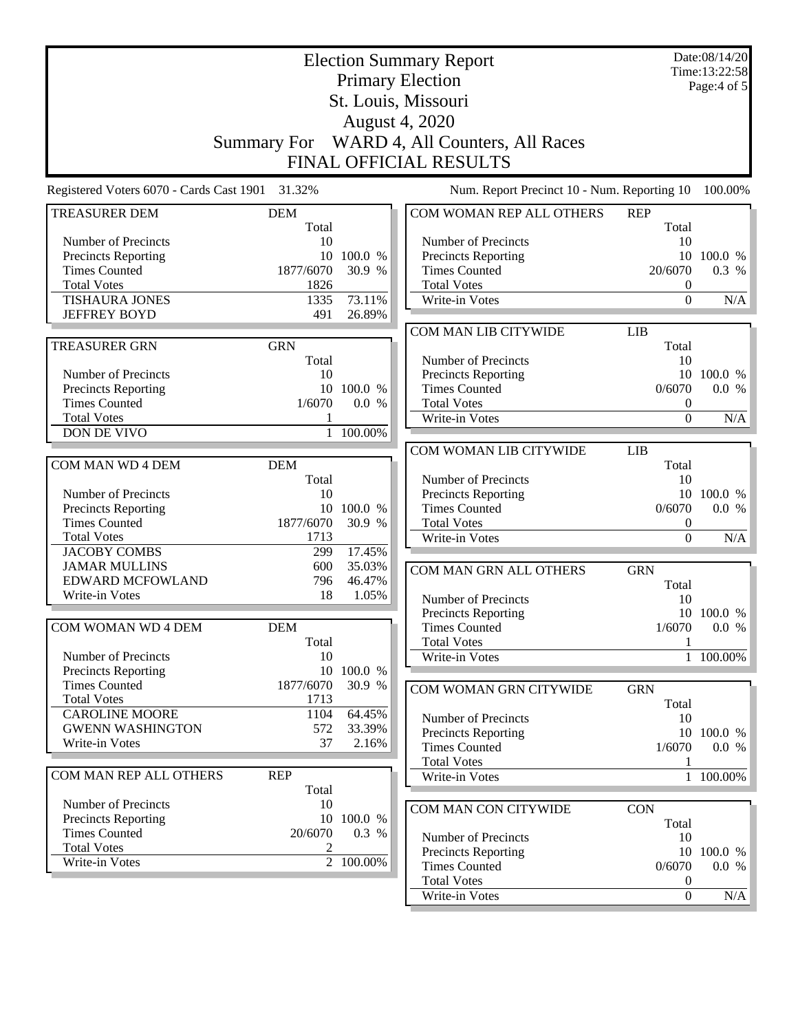# Election Summary Report

## Primary Election

## St. Louis, Missouri

## August 4, 2020

## Summary For WARD 4, All Counters, All Races

## FINAL OFFICIAL RESULTS

Date:08/14/20
Time:13:22:58

Registered Voters 6070 - Cards Cast 1901 31.32%

Num. Report Precinct 10 - Num. Reporting 10 100.00%

| TREASURER DEM | DEM | |
|---|---|---|
| | Total | |
| Number of Precincts | 10 | |
| Precincts Reporting | 10 | 100.0 % |
| Times Counted | 1877/6070 | 30.9 % |
| Total Votes | 1826 | |
| TISHAURA JONES | 1335 | 73.11% |
| JEFFREY BOYD | 491 | 26.89% |

| TREASURER GRN | GRN | |
|---|---|---|
| | Total | |
| Number of Precincts | 10 | |
| Precincts Reporting | 10 | 100.0 % |
| Times Counted | 1/6070 | 0.0 % |
| Total Votes | 1 | |
| DON DE VIVO | 1 | 100.00% |

| COM MAN WD 4 DEM | DEM | |
|---|---|---|
| | Total | |
| Number of Precincts | 10 | |
| Precincts Reporting | 10 | 100.0 % |
| Times Counted | 1877/6070 | 30.9 % |
| Total Votes | 1713 | |
| JACOBY COMBS | 299 | 17.45% |
| JAMAR MULLINS | 600 | 35.03% |
| EDWARD MCFOWLAND | 796 | 46.47% |
| Write-in Votes | 18 | 1.05% |

| COM WOMAN WD 4 DEM | DEM | |
|---|---|---|
| | Total | |
| Number of Precincts | 10 | |
| Precincts Reporting | 10 | 100.0 % |
| Times Counted | 1877/6070 | 30.9 % |
| Total Votes | 1713 | |
| CAROLINE MOORE | 1104 | 64.45% |
| GWENN WASHINGTON | 572 | 33.39% |
| Write-in Votes | 37 | 2.16% |

| COM MAN REP ALL OTHERS | REP | |
|---|---|---|
| | Total | |
| Number of Precincts | 10 | |
| Precincts Reporting | 10 | 100.0 % |
| Times Counted | 20/6070 | 0.3 % |
| Total Votes | 2 | |
| Write-in Votes | 2 | 100.00% |

| COM WOMAN REP ALL OTHERS | REP | |
|---|---|---|
| | Total | |
| Number of Precincts | 10 | |
| Precincts Reporting | 10 | 100.0 % |
| Times Counted | 20/6070 | 0.3 % |
| Total Votes | 0 | |
| Write-in Votes | 0 | N/A |

| COM MAN LIB CITYWIDE | LIB | |
|---|---|---|
| | Total | |
| Number of Precincts | 10 | |
| Precincts Reporting | 10 | 100.0 % |
| Times Counted | 0/6070 | 0.0 % |
| Total Votes | 0 | |
| Write-in Votes | 0 | N/A |

| COM WOMAN LIB CITYWIDE | LIB | |
|---|---|---|
| | Total | |
| Number of Precincts | 10 | |
| Precincts Reporting | 10 | 100.0 % |
| Times Counted | 0/6070 | 0.0 % |
| Total Votes | 0 | |
| Write-in Votes | 0 | N/A |

| COM MAN GRN ALL OTHERS | GRN | |
|---|---|---|
| | Total | |
| Number of Precincts | 10 | |
| Precincts Reporting | 10 | 100.0 % |
| Times Counted | 1/6070 | 0.0 % |
| Total Votes | 1 | |
| Write-in Votes | 1 | 100.00% |

| COM WOMAN GRN CITYWIDE | GRN | |
|---|---|---|
| | Total | |
| Number of Precincts | 10 | |
| Precincts Reporting | 10 | 100.0 % |
| Times Counted | 1/6070 | 0.0 % |
| Total Votes | 1 | |
| Write-in Votes | 1 | 100.00% |

| COM MAN CON CITYWIDE | CON | |
|---|---|---|
| | Total | |
| Number of Precincts | 10 | |
| Precincts Reporting | 10 | 100.0 % |
| Times Counted | 0/6070 | 0.0 % |
| Total Votes | 0 | |
| Write-in Votes | 0 | N/A |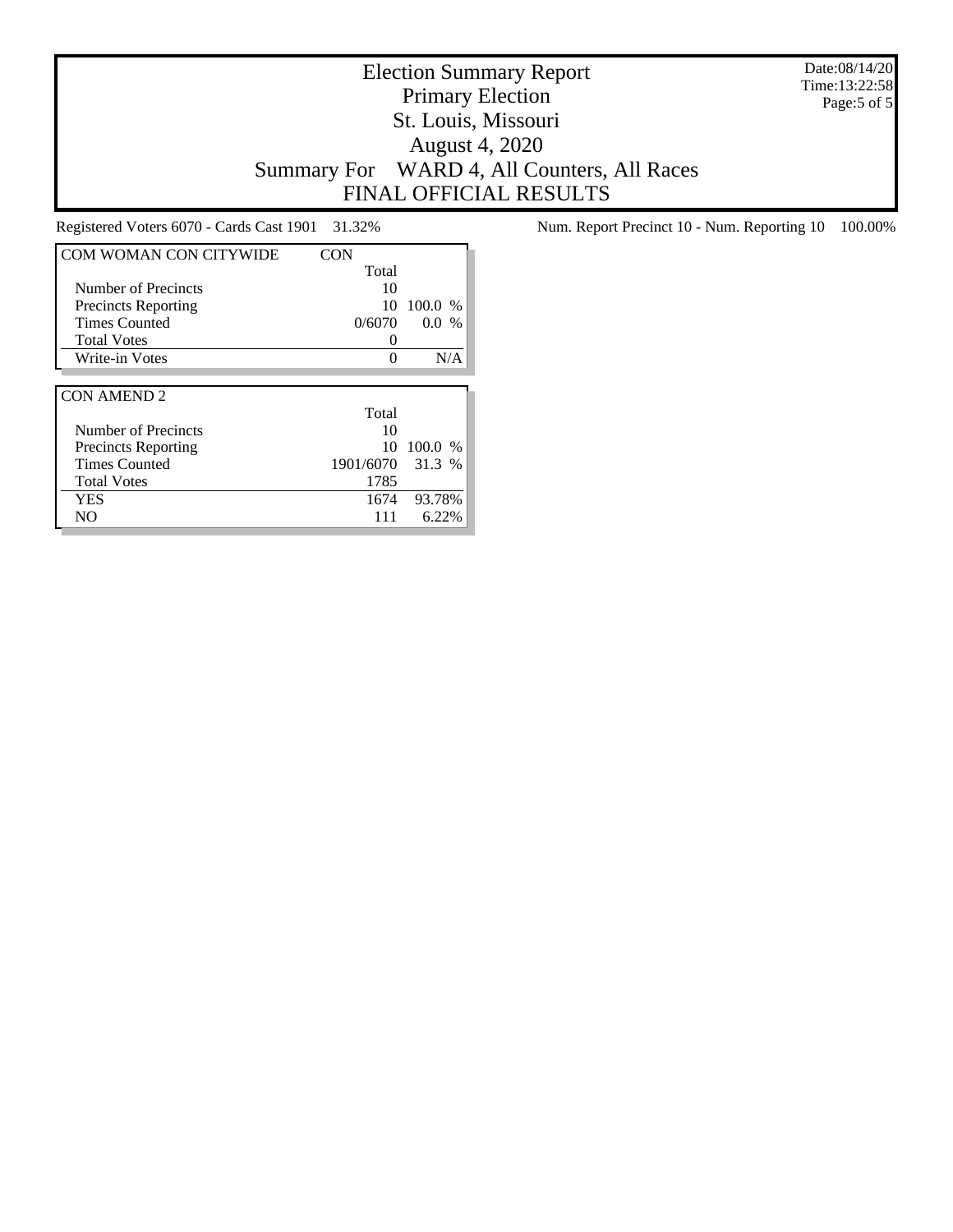# Election Summary Report

Primary Election

St. Louis, Missouri

August 4, 2020

Summary For WARD 4, All Counters, All Races

FINAL OFFICIAL RESULTS

Date:08/14/20
Time:13:22:58

Registered Voters 6070 - Cards Cast 1901 31.32%

Num. Report Precinct 10 - Num. Reporting 10 100.00%

| COM WOMAN CON CITYWIDE | CON | |
|---|---|---|
| | Total | |
| Number of Precincts | 10 | |
| Precincts Reporting | 10 | 100.0 % |
| Times Counted | 0/6070 | 0.0 % |
| Total Votes | 0 | |
| Write-in Votes | 0 | N/A |

| CON AMEND 2 | | |
|---|---|---|
| | Total | |
| Number of Precincts | 10 | |
| Precincts Reporting | 10 | 100.0 % |
| Times Counted | 1901/6070 | 31.3 % |
| Total Votes | 1785 | |
| YES | 1674 | 93.78% |
| NO | 111 | 6.22% |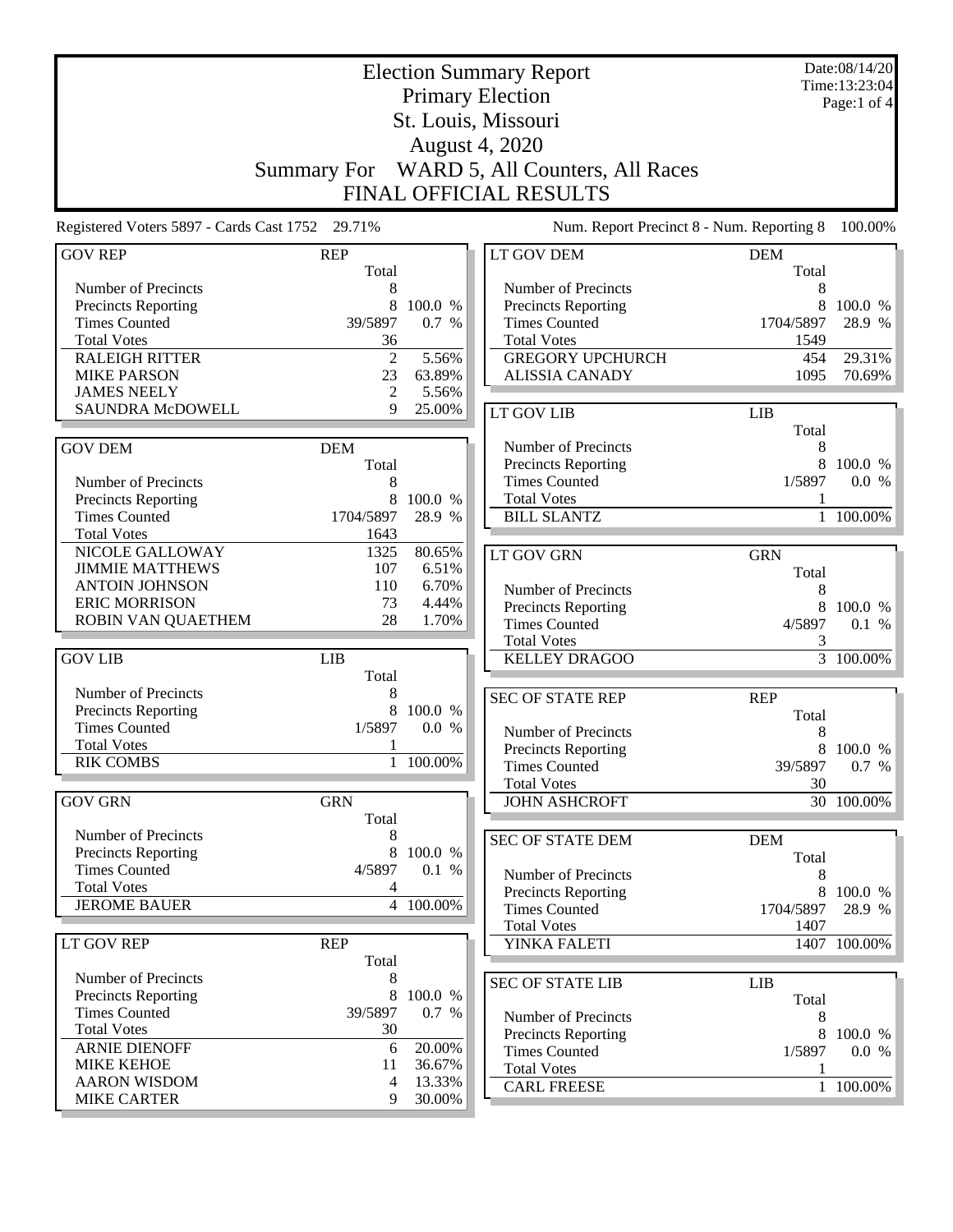# Election Summary Report

## Primary Election

## St. Louis, Missouri

## August 4, 2020

## Summary For WARD 5, All Counters, All Races

## FINAL OFFICIAL RESULTS

Date:08/14/20
Time:13:23:04

Registered Voters 5897 - Cards Cast 1752 29.71%

Num. Report Precinct 8 - Num. Reporting 8 100.00%

| GOV REP | REP Total | |
|---|---|---|
| Number of Precincts | 8 | |
| Precincts Reporting | 8 | 100.0 % |
| Times Counted | 39/5897 | 0.7 % |
| Total Votes | 36 | |
| RALEIGH RITTER | 2 | 5.56% |
| MIKE PARSON | 23 | 63.89% |
| JAMES NEELY | 2 | 5.56% |
| SAUNDRA McDOWELL | 9 | 25.00% |

| GOV DEM | DEM Total | |
|---|---|---|
| Number of Precincts | 8 | |
| Precincts Reporting | 8 | 100.0 % |
| Times Counted | 1704/5897 | 28.9 % |
| Total Votes | 1643 | |
| NICOLE GALLOWAY | 1325 | 80.65% |
| JIMMIE MATTHEWS | 107 | 6.51% |
| ANTOIN JOHNSON | 110 | 6.70% |
| ERIC MORRISON | 73 | 4.44% |
| ROBIN VAN QUAETHEM | 28 | 1.70% |

| GOV LIB | LIB Total | |
|---|---|---|
| Number of Precincts | 8 | |
| Precincts Reporting | 8 | 100.0 % |
| Times Counted | 1/5897 | 0.0 % |
| Total Votes | 1 | |
| RIK COMBS | 1 | 100.00% |

| GOV GRN | GRN Total | |
|---|---|---|
| Number of Precincts | 8 | |
| Precincts Reporting | 8 | 100.0 % |
| Times Counted | 4/5897 | 0.1 % |
| Total Votes | 4 | |
| JEROME BAUER | 4 | 100.00% |

| LT GOV REP | REP Total | |
|---|---|---|
| Number of Precincts | 8 | |
| Precincts Reporting | 8 | 100.0 % |
| Times Counted | 39/5897 | 0.7 % |
| Total Votes | 30 | |
| ARNIE DIENOFF | 6 | 20.00% |
| MIKE KEHOE | 11 | 36.67% |
| AARON WISDOM | 4 | 13.33% |
| MIKE CARTER | 9 | 30.00% |

| LT GOV DEM | DEM Total | |
|---|---|---|
| Number of Precincts | 8 | |
| Precincts Reporting | 8 | 100.0 % |
| Times Counted | 1704/5897 | 28.9 % |
| Total Votes | 1549 | |
| GREGORY UPCHURCH | 454 | 29.31% |
| ALISSIA CANADY | 1095 | 70.69% |

| LT GOV LIB | LIB Total | |
|---|---|---|
| Number of Precincts | 8 | |
| Precincts Reporting | 8 | 100.0 % |
| Times Counted | 1/5897 | 0.0 % |
| Total Votes | 1 | |
| BILL SLANTZ | 1 | 100.00% |

| LT GOV GRN | GRN Total | |
|---|---|---|
| Number of Precincts | 8 | |
| Precincts Reporting | 8 | 100.0 % |
| Times Counted | 4/5897 | 0.1 % |
| Total Votes | 3 | |
| KELLEY DRAGOO | 3 | 100.00% |

| SEC OF STATE REP | REP Total | |
|---|---|---|
| Number of Precincts | 8 | |
| Precincts Reporting | 8 | 100.0 % |
| Times Counted | 39/5897 | 0.7 % |
| Total Votes | 30 | |
| JOHN ASHCROFT | 30 | 100.00% |

| SEC OF STATE DEM | DEM Total | |
|---|---|---|
| Number of Precincts | 8 | |
| Precincts Reporting | 8 | 100.0 % |
| Times Counted | 1704/5897 | 28.9 % |
| Total Votes | 1407 | |
| YINKA FALETI | 1407 | 100.00% |

| SEC OF STATE LIB | LIB Total | |
|---|---|---|
| Number of Precincts | 8 | |
| Precincts Reporting | 8 | 100.0 % |
| Times Counted | 1/5897 | 0.0 % |
| Total Votes | 1 | |
| CARL FREESE | 1 | 100.00% |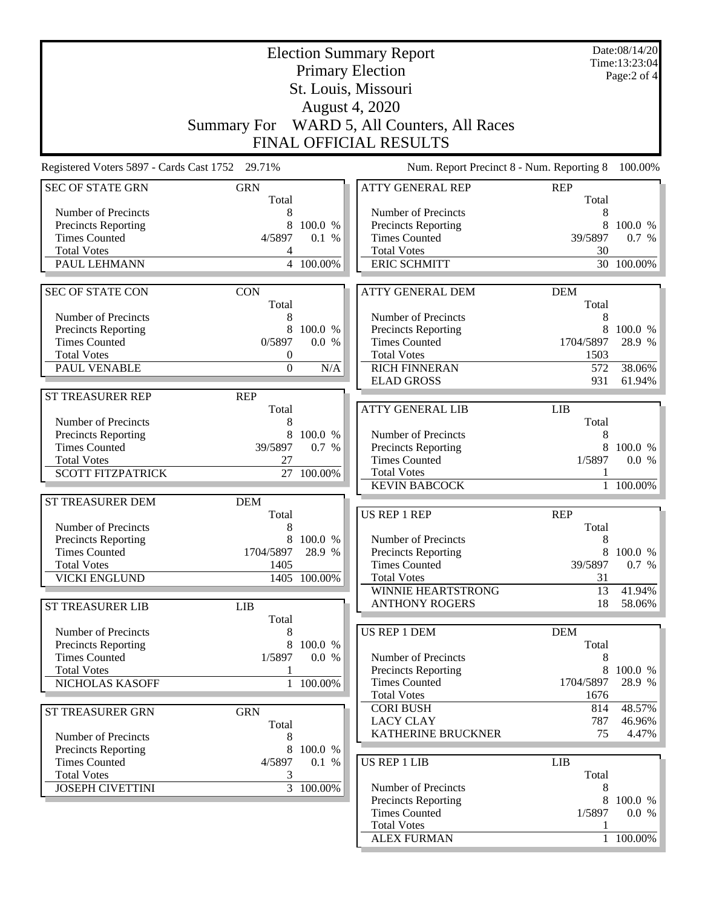# Election Summary Report

## Primary Election

## St. Louis, Missouri

## August 4, 2020

## Summary For WARD 5, All Counters, All Races

## FINAL OFFICIAL RESULTS

Date:08/14/20
Time:13:23:04

Registered Voters 5897 - Cards Cast 1752 29.71%

Num. Report Precinct 8 - Num. Reporting 8 100.00%

| SEC OF STATE GRN | GRN Total | |
|---|---|---|
| Number of Precincts | 8 | |
| Precincts Reporting | 8 | 100.0 % |
| Times Counted | 4/5897 | 0.1 % |
| Total Votes | 4 | |
| PAUL LEHMANN | 4 | 100.00% |

| SEC OF STATE CON | CON Total | |
|---|---|---|
| Number of Precincts | 8 | |
| Precincts Reporting | 8 | 100.0 % |
| Times Counted | 0/5897 | 0.0 % |
| Total Votes | 0 | |
| PAUL VENABLE | 0 | N/A |

| ST TREASURER REP | REP Total | |
|---|---|---|
| Number of Precincts | 8 | |
| Precincts Reporting | 8 | 100.0 % |
| Times Counted | 39/5897 | 0.7 % |
| Total Votes | 27 | |
| SCOTT FITZPATRICK | 27 | 100.00% |

| ST TREASURER DEM | DEM Total | |
|---|---|---|
| Number of Precincts | 8 | |
| Precincts Reporting | 8 | 100.0 % |
| Times Counted | 1704/5897 | 28.9 % |
| Total Votes | 1405 | |
| VICKI ENGLUND | 1405 | 100.00% |

| ST TREASURER LIB | LIB Total | |
|---|---|---|
| Number of Precincts | 8 | |
| Precincts Reporting | 8 | 100.0 % |
| Times Counted | 1/5897 | 0.0 % |
| Total Votes | 1 | |
| NICHOLAS KASOFF | 1 | 100.00% |

| ST TREASURER GRN | GRN Total | |
|---|---|---|
| Number of Precincts | 8 | |
| Precincts Reporting | 8 | 100.0 % |
| Times Counted | 4/5897 | 0.1 % |
| Total Votes | 3 | |
| JOSEPH CIVETTINI | 3 | 100.00% |

| ATTY GENERAL REP | REP Total | |
|---|---|---|
| Number of Precincts | 8 | |
| Precincts Reporting | 8 | 100.0 % |
| Times Counted | 39/5897 | 0.7 % |
| Total Votes | 30 | |
| ERIC SCHMITT | 30 | 100.00% |

| ATTY GENERAL DEM | DEM Total | |
|---|---|---|
| Number of Precincts | 8 | |
| Precincts Reporting | 8 | 100.0 % |
| Times Counted | 1704/5897 | 28.9 % |
| Total Votes | 1503 | |
| RICH FINNERAN | 572 | 38.06% |
| ELAD GROSS | 931 | 61.94% |

| ATTY GENERAL LIB | LIB Total | |
|---|---|---|
| Number of Precincts | 8 | |
| Precincts Reporting | 8 | 100.0 % |
| Times Counted | 1/5897 | 0.0 % |
| Total Votes | 1 | |
| KEVIN BABCOCK | 1 | 100.00% |

| US REP 1 REP | REP Total | |
|---|---|---|
| Number of Precincts | 8 | |
| Precincts Reporting | 8 | 100.0 % |
| Times Counted | 39/5897 | 0.7 % |
| Total Votes | 31 | |
| WINNIE HEARTSTRONG | 13 | 41.94% |
| ANTHONY ROGERS | 18 | 58.06% |

| US REP 1 DEM | DEM Total | |
|---|---|---|
| Number of Precincts | 8 | |
| Precincts Reporting | 8 | 100.0 % |
| Times Counted | 1704/5897 | 28.9 % |
| Total Votes | 1676 | |
| CORI BUSH | 814 | 48.57% |
| LACY CLAY | 787 | 46.96% |
| KATHERINE BRUCKNER | 75 | 4.47% |

| US REP 1 LIB | LIB Total | |
|---|---|---|
| Number of Precincts | 8 | |
| Precincts Reporting | 8 | 100.0 % |
| Times Counted | 1/5897 | 0.0 % |
| Total Votes | 1 | |
| ALEX FURMAN | 1 | 100.00% |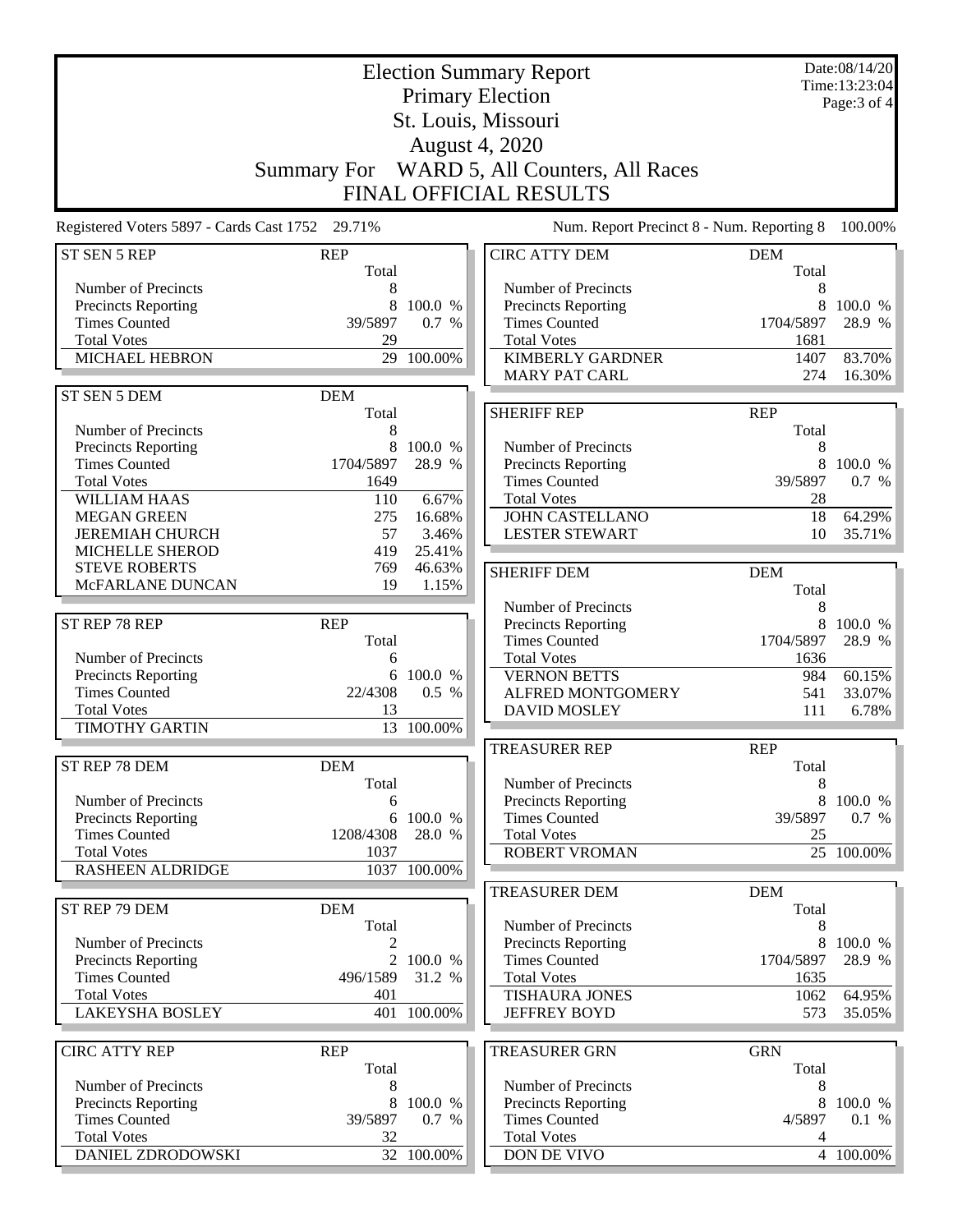# Election Summary Report

Primary Election

St. Louis, Missouri

August 4, 2020

Summary For WARD 5, All Counters, All Races

FINAL OFFICIAL RESULTS

Date:08/14/20
Time:13:23:04

Registered Voters 5897 - Cards Cast 1752 29.71%

Num. Report Precinct 8 - Num. Reporting 8 100.00%

| ST SEN 5 REP | REP Total | |
|---|---|---|
| Number of Precincts | 8 | |
| Precincts Reporting | 8 | 100.0 % |
| Times Counted | 39/5897 | 0.7 % |
| Total Votes | 29 | |
| MICHAEL HEBRON | 29 | 100.00% |

| ST SEN 5 DEM | DEM Total | |
|---|---|---|
| Number of Precincts | 8 | |
| Precincts Reporting | 8 | 100.0 % |
| Times Counted | 1704/5897 | 28.9 % |
| Total Votes | 1649 | |
| WILLIAM HAAS | 110 | 6.67% |
| MEGAN GREEN | 275 | 16.68% |
| JEREMIAH CHURCH | 57 | 3.46% |
| MICHELLE SHEROD | 419 | 25.41% |
| STEVE ROBERTS | 769 | 46.63% |
| McFARLANE DUNCAN | 19 | 1.15% |

| ST REP 78 REP | REP Total | |
|---|---|---|
| Number of Precincts | 6 | |
| Precincts Reporting | 6 | 100.0 % |
| Times Counted | 22/4308 | 0.5 % |
| Total Votes | 13 | |
| TIMOTHY GARTIN | 13 | 100.00% |

| ST REP 78 DEM | DEM Total | |
|---|---|---|
| Number of Precincts | 6 | |
| Precincts Reporting | 6 | 100.0 % |
| Times Counted | 1208/4308 | 28.0 % |
| Total Votes | 1037 | |
| RASHEEN ALDRIDGE | 1037 | 100.00% |

| ST REP 79 DEM | DEM Total | |
|---|---|---|
| Number of Precincts | 2 | |
| Precincts Reporting | 2 | 100.0 % |
| Times Counted | 496/1589 | 31.2 % |
| Total Votes | 401 | |
| LAKEYSHA BOSLEY | 401 | 100.00% |

| CIRC ATTY REP | REP Total | |
|---|---|---|
| Number of Precincts | 8 | |
| Precincts Reporting | 8 | 100.0 % |
| Times Counted | 39/5897 | 0.7 % |
| Total Votes | 32 | |
| DANIEL ZDRODOWSKI | 32 | 100.00% |

| CIRC ATTY DEM | DEM Total | |
|---|---|---|
| Number of Precincts | 8 | |
| Precincts Reporting | 8 | 100.0 % |
| Times Counted | 1704/5897 | 28.9 % |
| Total Votes | 1681 | |
| KIMBERLY GARDNER | 1407 | 83.70% |
| MARY PAT CARL | 274 | 16.30% |

| SHERIFF REP | REP Total | |
|---|---|---|
| Number of Precincts | 8 | |
| Precincts Reporting | 8 | 100.0 % |
| Times Counted | 39/5897 | 0.7 % |
| Total Votes | 28 | |
| JOHN CASTELLANO | 18 | 64.29% |
| LESTER STEWART | 10 | 35.71% |

| SHERIFF DEM | DEM Total | |
|---|---|---|
| Number of Precincts | 8 | |
| Precincts Reporting | 8 | 100.0 % |
| Times Counted | 1704/5897 | 28.9 % |
| Total Votes | 1636 | |
| VERNON BETTS | 984 | 60.15% |
| ALFRED MONTGOMERY | 541 | 33.07% |
| DAVID MOSLEY | 111 | 6.78% |

| TREASURER REP | REP Total | |
|---|---|---|
| Number of Precincts | 8 | |
| Precincts Reporting | 8 | 100.0 % |
| Times Counted | 39/5897 | 0.7 % |
| Total Votes | 25 | |
| ROBERT VROMAN | 25 | 100.00% |

| TREASURER DEM | DEM Total | |
|---|---|---|
| Number of Precincts | 8 | |
| Precincts Reporting | 8 | 100.0 % |
| Times Counted | 1704/5897 | 28.9 % |
| Total Votes | 1635 | |
| TISHAURA JONES | 1062 | 64.95% |
| JEFFREY BOYD | 573 | 35.05% |

| TREASURER GRN | GRN Total | |
|---|---|---|
| Number of Precincts | 8 | |
| Precincts Reporting | 8 | 100.0 % |
| Times Counted | 4/5897 | 0.1 % |
| Total Votes | 4 | |
| DON DE VIVO | 4 | 100.00% |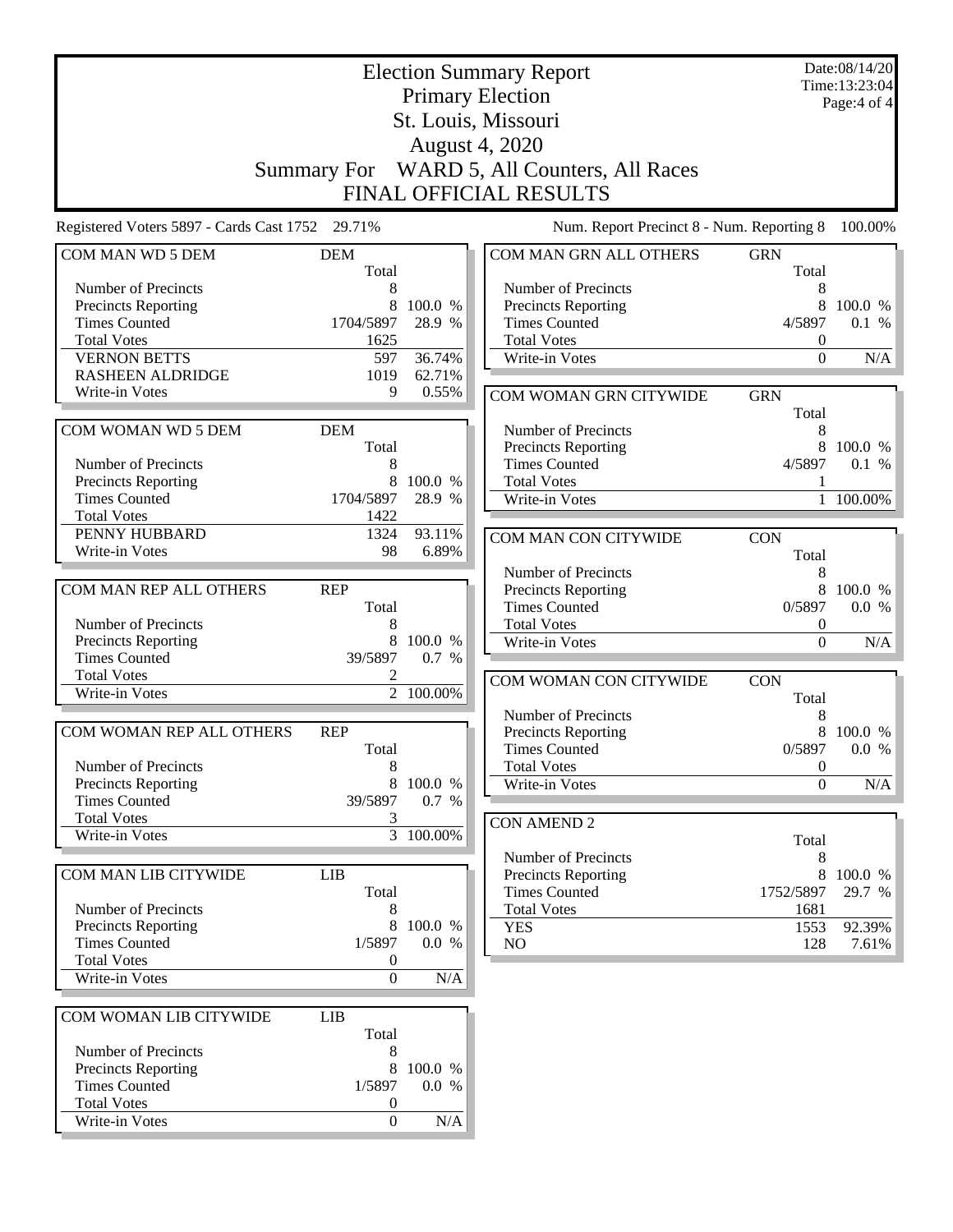# Election Summary Report

## Primary Election

## St. Louis, Missouri

## August 4, 2020

## Summary For WARD 5, All Counters, All Races

## FINAL OFFICIAL RESULTS

Date:08/14/20
Time:13:23:04

Registered Voters 5897 - Cards Cast 1752 29.71%

Num. Report Precinct 8 - Num. Reporting 8 100.00%

| COM MAN WD 5 DEM | DEM | |
|---|---|---|
| | Total | |
| Number of Precincts | 8 | |
| Precincts Reporting | 8 | 100.0 % |
| Times Counted | 1704/5897 | 28.9 % |
| Total Votes | 1625 | |
| VERNON BETTS | 597 | 36.74% |
| RASHEEN ALDRIDGE | 1019 | 62.71% |
| Write-in Votes | 9 | 0.55% |

| COM WOMAN WD 5 DEM | DEM | |
|---|---|---|
| | Total | |
| Number of Precincts | 8 | |
| Precincts Reporting | 8 | 100.0 % |
| Times Counted | 1704/5897 | 28.9 % |
| Total Votes | 1422 | |
| PENNY HUBBARD | 1324 | 93.11% |
| Write-in Votes | 98 | 6.89% |

| COM MAN REP ALL OTHERS | REP | |
|---|---|---|
| | Total | |
| Number of Precincts | 8 | |
| Precincts Reporting | 8 | 100.0 % |
| Times Counted | 39/5897 | 0.7 % |
| Total Votes | 2 | |
| Write-in Votes | 2 | 100.00% |

| COM WOMAN REP ALL OTHERS | REP | |
|---|---|---|
| | Total | |
| Number of Precincts | 8 | |
| Precincts Reporting | 8 | 100.0 % |
| Times Counted | 39/5897 | 0.7 % |
| Total Votes | 3 | |
| Write-in Votes | 3 | 100.00% |

| COM MAN LIB CITYWIDE | LIB | |
|---|---|---|
| | Total | |
| Number of Precincts | 8 | |
| Precincts Reporting | 8 | 100.0 % |
| Times Counted | 1/5897 | 0.0 % |
| Total Votes | 0 | |
| Write-in Votes | 0 | N/A |

| COM WOMAN LIB CITYWIDE | LIB | |
|---|---|---|
| | Total | |
| Number of Precincts | 8 | |
| Precincts Reporting | 8 | 100.0 % |
| Times Counted | 1/5897 | 0.0 % |
| Total Votes | 0 | |
| Write-in Votes | 0 | N/A |

| COM MAN GRN ALL OTHERS | GRN | |
|---|---|---|
| | Total | |
| Number of Precincts | 8 | |
| Precincts Reporting | 8 | 100.0 % |
| Times Counted | 4/5897 | 0.1 % |
| Total Votes | 0 | |
| Write-in Votes | 0 | N/A |

| COM WOMAN GRN CITYWIDE | GRN | |
|---|---|---|
| | Total | |
| Number of Precincts | 8 | |
| Precincts Reporting | 8 | 100.0 % |
| Times Counted | 4/5897 | 0.1 % |
| Total Votes | 1 | |
| Write-in Votes | 1 | 100.00% |

| COM MAN CON CITYWIDE | CON | |
|---|---|---|
| | Total | |
| Number of Precincts | 8 | |
| Precincts Reporting | 8 | 100.0 % |
| Times Counted | 0/5897 | 0.0 % |
| Total Votes | 0 | |
| Write-in Votes | 0 | N/A |

| COM WOMAN CON CITYWIDE | CON | |
|---|---|---|
| | Total | |
| Number of Precincts | 8 | |
| Precincts Reporting | 8 | 100.0 % |
| Times Counted | 0/5897 | 0.0 % |
| Total Votes | 0 | |
| Write-in Votes | 0 | N/A |

| CON AMEND 2 | | |
|---|---|---|
| | Total | |
| Number of Precincts | 8 | |
| Precincts Reporting | 8 | 100.0 % |
| Times Counted | 1752/5897 | 29.7 % |
| Total Votes | 1681 | |
| YES | 1553 | 92.39% |
| NO | 128 | 7.61% |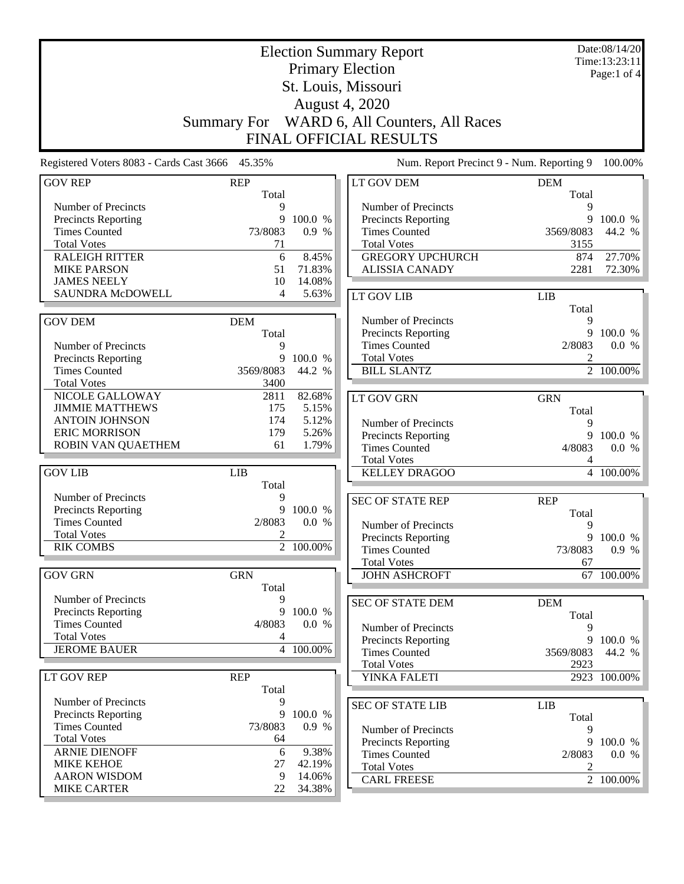# Election Summary Report

## Primary Election

## St. Louis, Missouri

## August 4, 2020

## Summary For WARD 6, All Counters, All Races

## FINAL OFFICIAL RESULTS

Date:08/14/20
Time:13:23:11

Registered Voters 8083 - Cards Cast 3666 45.35%

Num. Report Precinct 9 - Num. Reporting 9 100.00%

| GOV REP | REP Total | |
|---|---|---|
| Number of Precincts | 9 | |
| Precincts Reporting | 9 | 100.0 % |
| Times Counted | 73/8083 | 0.9 % |
| Total Votes | 71 | |
| RALEIGH RITTER | 6 | 8.45% |
| MIKE PARSON | 51 | 71.83% |
| JAMES NEELY | 10 | 14.08% |
| SAUNDRA McDOWELL | 4 | 5.63% |

| GOV DEM | DEM Total | |
|---|---|---|
| Number of Precincts | 9 | |
| Precincts Reporting | 9 | 100.0 % |
| Times Counted | 3569/8083 | 44.2 % |
| Total Votes | 3400 | |
| NICOLE GALLOWAY | 2811 | 82.68% |
| JIMMIE MATTHEWS | 175 | 5.15% |
| ANTOIN JOHNSON | 174 | 5.12% |
| ERIC MORRISON | 179 | 5.26% |
| ROBIN VAN QUAETHEM | 61 | 1.79% |

| GOV LIB | LIB Total | |
|---|---|---|
| Number of Precincts | 9 | |
| Precincts Reporting | 9 | 100.0 % |
| Times Counted | 2/8083 | 0.0 % |
| Total Votes | 2 | |
| RIK COMBS | 2 | 100.00% |

| GOV GRN | GRN Total | |
|---|---|---|
| Number of Precincts | 9 | |
| Precincts Reporting | 9 | 100.0 % |
| Times Counted | 4/8083 | 0.0 % |
| Total Votes | 4 | |
| JEROME BAUER | 4 | 100.00% |

| LT GOV REP | REP Total | |
|---|---|---|
| Number of Precincts | 9 | |
| Precincts Reporting | 9 | 100.0 % |
| Times Counted | 73/8083 | 0.9 % |
| Total Votes | 64 | |
| ARNIE DIENOFF | 6 | 9.38% |
| MIKE KEHOE | 27 | 42.19% |
| AARON WISDOM | 9 | 14.06% |
| MIKE CARTER | 22 | 34.38% |

| LT GOV DEM | DEM Total | |
|---|---|---|
| Number of Precincts | 9 | |
| Precincts Reporting | 9 | 100.0 % |
| Times Counted | 3569/8083 | 44.2 % |
| Total Votes | 3155 | |
| GREGORY UPCHURCH | 874 | 27.70% |
| ALISSIA CANADY | 2281 | 72.30% |

| LT GOV LIB | LIB Total | |
|---|---|---|
| Number of Precincts | 9 | |
| Precincts Reporting | 9 | 100.0 % |
| Times Counted | 2/8083 | 0.0 % |
| Total Votes | 2 | |
| BILL SLANTZ | 2 | 100.00% |

| LT GOV GRN | GRN Total | |
|---|---|---|
| Number of Precincts | 9 | |
| Precincts Reporting | 9 | 100.0 % |
| Times Counted | 4/8083 | 0.0 % |
| Total Votes | 4 | |
| KELLEY DRAGOO | 4 | 100.00% |

| SEC OF STATE REP | REP Total | |
|---|---|---|
| Number of Precincts | 9 | |
| Precincts Reporting | 9 | 100.0 % |
| Times Counted | 73/8083 | 0.9 % |
| Total Votes | 67 | |
| JOHN ASHCROFT | 67 | 100.00% |

| SEC OF STATE DEM | DEM Total | |
|---|---|---|
| Number of Precincts | 9 | |
| Precincts Reporting | 9 | 100.0 % |
| Times Counted | 3569/8083 | 44.2 % |
| Total Votes | 2923 | |
| YINKA FALETI | 2923 | 100.00% |

| SEC OF STATE LIB | LIB Total | |
|---|---|---|
| Number of Precincts | 9 | |
| Precincts Reporting | 9 | 100.0 % |
| Times Counted | 2/8083 | 0.0 % |
| Total Votes | 2 | |
| CARL FREESE | 2 | 100.00% |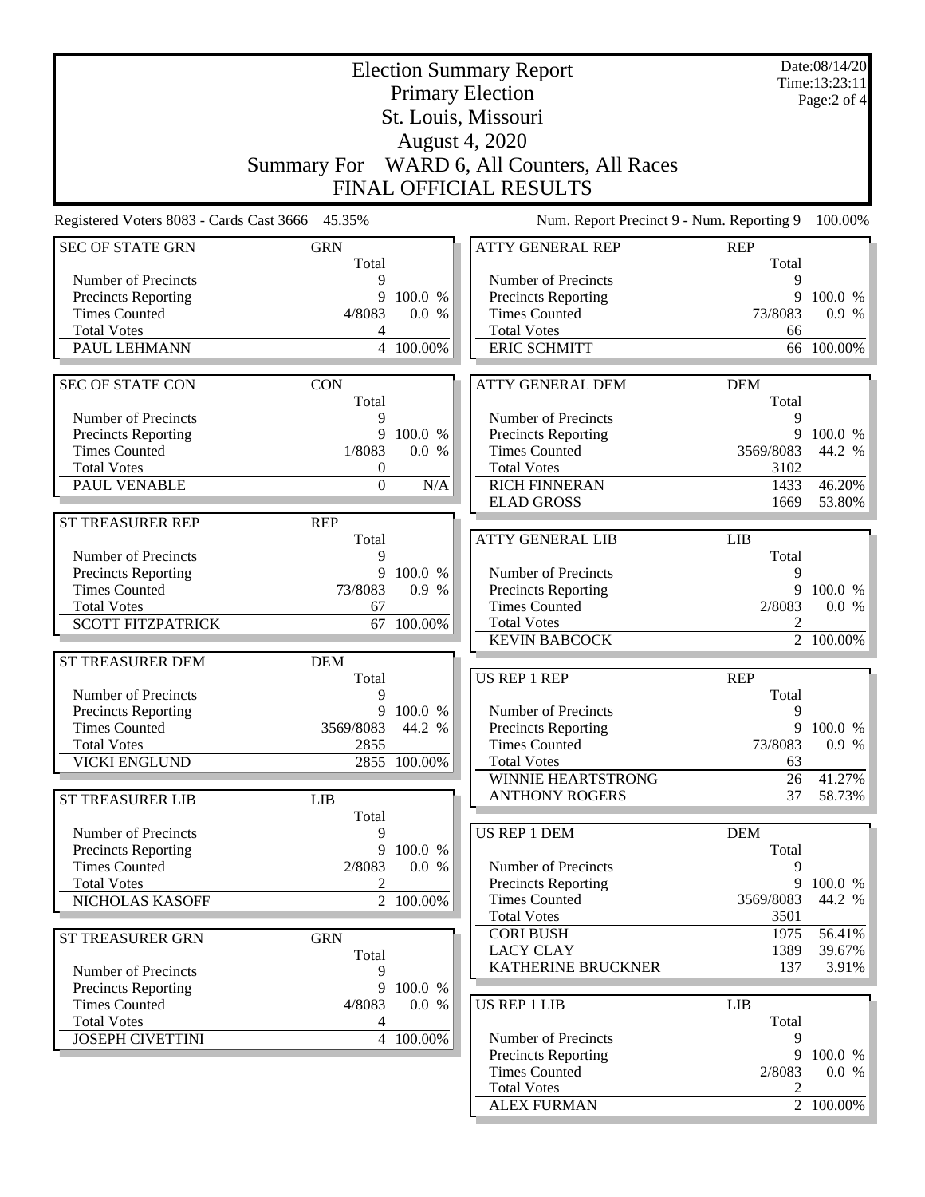# Election Summary Report

## Primary Election

## St. Louis, Missouri

## August 4, 2020

## Summary For WARD 6, All Counters, All Races

## FINAL OFFICIAL RESULTS

Date:08/14/20
Time:13:23:11

Registered Voters 8083 - Cards Cast 3666 45.35%

Num. Report Precinct 9 - Num. Reporting 9 100.00%

| SEC OF STATE GRN | GRN Total | |
|---|---|---|
| Number of Precincts | 9 | |
| Precincts Reporting | 9 | 100.0 % |
| Times Counted | 4/8083 | 0.0 % |
| Total Votes | 4 | |
| PAUL LEHMANN | 4 | 100.00% |

| SEC OF STATE CON | CON Total | |
|---|---|---|
| Number of Precincts | 9 | |
| Precincts Reporting | 9 | 100.0 % |
| Times Counted | 1/8083 | 0.0 % |
| Total Votes | 0 | |
| PAUL VENABLE | 0 | N/A |

| ST TREASURER REP | REP Total | |
|---|---|---|
| Number of Precincts | 9 | |
| Precincts Reporting | 9 | 100.0 % |
| Times Counted | 73/8083 | 0.9 % |
| Total Votes | 67 | |
| SCOTT FITZPATRICK | 67 | 100.00% |

| ST TREASURER DEM | DEM Total | |
|---|---|---|
| Number of Precincts | 9 | |
| Precincts Reporting | 9 | 100.0 % |
| Times Counted | 3569/8083 | 44.2 % |
| Total Votes | 2855 | |
| VICKI ENGLUND | 2855 | 100.00% |

| ST TREASURER LIB | LIB Total | |
|---|---|---|
| Number of Precincts | 9 | |
| Precincts Reporting | 9 | 100.0 % |
| Times Counted | 2/8083 | 0.0 % |
| Total Votes | 2 | |
| NICHOLAS KASOFF | 2 | 100.00% |

| ST TREASURER GRN | GRN Total | |
|---|---|---|
| Number of Precincts | 9 | |
| Precincts Reporting | 9 | 100.0 % |
| Times Counted | 4/8083 | 0.0 % |
| Total Votes | 4 | |
| JOSEPH CIVETTINI | 4 | 100.00% |

| ATTY GENERAL REP | REP Total | |
|---|---|---|
| Number of Precincts | 9 | |
| Precincts Reporting | 9 | 100.0 % |
| Times Counted | 73/8083 | 0.9 % |
| Total Votes | 66 | |
| ERIC SCHMITT | 66 | 100.00% |

| ATTY GENERAL DEM | DEM Total | |
|---|---|---|
| Number of Precincts | 9 | |
| Precincts Reporting | 9 | 100.0 % |
| Times Counted | 3569/8083 | 44.2 % |
| Total Votes | 3102 | |
| RICH FINNERAN | 1433 | 46.20% |
| ELAD GROSS | 1669 | 53.80% |

| ATTY GENERAL LIB | LIB Total | |
|---|---|---|
| Number of Precincts | 9 | |
| Precincts Reporting | 9 | 100.0 % |
| Times Counted | 2/8083 | 0.0 % |
| Total Votes | 2 | |
| KEVIN BABCOCK | 2 | 100.00% |

| US REP 1 REP | REP Total | |
|---|---|---|
| Number of Precincts | 9 | |
| Precincts Reporting | 9 | 100.0 % |
| Times Counted | 73/8083 | 0.9 % |
| Total Votes | 63 | |
| WINNIE HEARTSTRONG | 26 | 41.27% |
| ANTHONY ROGERS | 37 | 58.73% |

| US REP 1 DEM | DEM Total | |
|---|---|---|
| Number of Precincts | 9 | |
| Precincts Reporting | 9 | 100.0 % |
| Times Counted | 3569/8083 | 44.2 % |
| Total Votes | 3501 | |
| CORI BUSH | 1975 | 56.41% |
| LACY CLAY | 1389 | 39.67% |
| KATHERINE BRUCKNER | 137 | 3.91% |

| US REP 1 LIB | LIB Total | |
|---|---|---|
| Number of Precincts | 9 | |
| Precincts Reporting | 9 | 100.0 % |
| Times Counted | 2/8083 | 0.0 % |
| Total Votes | 2 | |
| ALEX FURMAN | 2 | 100.00% |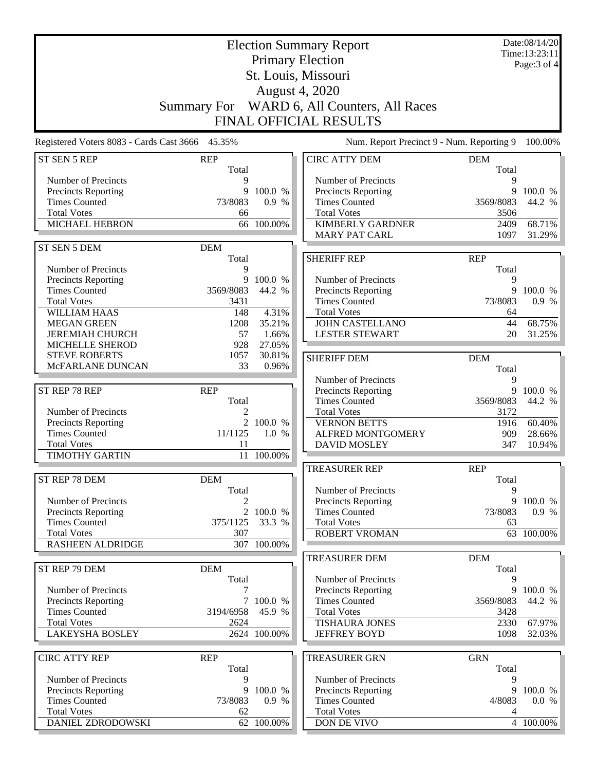# Election Summary Report

Primary Election

St. Louis, Missouri

August 4, 2020

Summary For WARD 6, All Counters, All Races

FINAL OFFICIAL RESULTS

Date:08/14/20
Time:13:23:11

Registered Voters 8083 - Cards Cast 3666 45.35%

Num. Report Precinct 9 - Num. Reporting 9 100.00%

| ST SEN 5 REP | REP | |
|---|---|---|
| | Total | |
| Number of Precincts | 9 | |
| Precincts Reporting | 9 | 100.0 % |
| Times Counted | 73/8083 | 0.9 % |
| Total Votes | 66 | |
| MICHAEL HEBRON | 66 | 100.00% |

| ST SEN 5 DEM | DEM | |
|---|---|---|
| | Total | |
| Number of Precincts | 9 | |
| Precincts Reporting | 9 | 100.0 % |
| Times Counted | 3569/8083 | 44.2 % |
| Total Votes | 3431 | |
| WILLIAM HAAS | 148 | 4.31% |
| MEGAN GREEN | 1208 | 35.21% |
| JEREMIAH CHURCH | 57 | 1.66% |
| MICHELLE SHEROD | 928 | 27.05% |
| STEVE ROBERTS | 1057 | 30.81% |
| McFARLANE DUNCAN | 33 | 0.96% |

| ST REP 78 REP | REP | |
|---|---|---|
| | Total | |
| Number of Precincts | 2 | |
| Precincts Reporting | 2 | 100.0 % |
| Times Counted | 11/1125 | 1.0 % |
| Total Votes | 11 | |
| TIMOTHY GARTIN | 11 | 100.00% |

| ST REP 78 DEM | DEM | |
|---|---|---|
| | Total | |
| Number of Precincts | 2 | |
| Precincts Reporting | 2 | 100.0 % |
| Times Counted | 375/1125 | 33.3 % |
| Total Votes | 307 | |
| RASHEEN ALDRIDGE | 307 | 100.00% |

| ST REP 79 DEM | DEM | |
|---|---|---|
| | Total | |
| Number of Precincts | 7 | |
| Precincts Reporting | 7 | 100.0 % |
| Times Counted | 3194/6958 | 45.9 % |
| Total Votes | 2624 | |
| LAKEYSHA BOSLEY | 2624 | 100.00% |

| CIRC ATTY REP | REP | |
|---|---|---|
| | Total | |
| Number of Precincts | 9 | |
| Precincts Reporting | 9 | 100.0 % |
| Times Counted | 73/8083 | 0.9 % |
| Total Votes | 62 | |
| DANIEL ZDRODOWSKI | 62 | 100.00% |

| CIRC ATTY DEM | DEM | |
|---|---|---|
| | Total | |
| Number of Precincts | 9 | |
| Precincts Reporting | 9 | 100.0 % |
| Times Counted | 3569/8083 | 44.2 % |
| Total Votes | 3506 | |
| KIMBERLY GARDNER | 2409 | 68.71% |
| MARY PAT CARL | 1097 | 31.29% |

| SHERIFF REP | REP | |
|---|---|---|
| | Total | |
| Number of Precincts | 9 | |
| Precincts Reporting | 9 | 100.0 % |
| Times Counted | 73/8083 | 0.9 % |
| Total Votes | 64 | |
| JOHN CASTELLANO | 44 | 68.75% |
| LESTER STEWART | 20 | 31.25% |

| SHERIFF DEM | DEM | |
|---|---|---|
| | Total | |
| Number of Precincts | 9 | |
| Precincts Reporting | 9 | 100.0 % |
| Times Counted | 3569/8083 | 44.2 % |
| Total Votes | 3172 | |
| VERNON BETTS | 1916 | 60.40% |
| ALFRED MONTGOMERY | 909 | 28.66% |
| DAVID MOSLEY | 347 | 10.94% |

| TREASURER REP | REP | |
|---|---|---|
| | Total | |
| Number of Precincts | 9 | |
| Precincts Reporting | 9 | 100.0 % |
| Times Counted | 73/8083 | 0.9 % |
| Total Votes | 63 | |
| ROBERT VROMAN | 63 | 100.00% |

| TREASURER DEM | DEM | |
|---|---|---|
| | Total | |
| Number of Precincts | 9 | |
| Precincts Reporting | 9 | 100.0 % |
| Times Counted | 3569/8083 | 44.2 % |
| Total Votes | 3428 | |
| TISHAURA JONES | 2330 | 67.97% |
| JEFFREY BOYD | 1098 | 32.03% |

| TREASURER GRN | GRN | |
|---|---|---|
| | Total | |
| Number of Precincts | 9 | |
| Precincts Reporting | 9 | 100.0 % |
| Times Counted | 4/8083 | 0.0 % |
| Total Votes | 4 | |
| DON DE VIVO | 4 | 100.00% |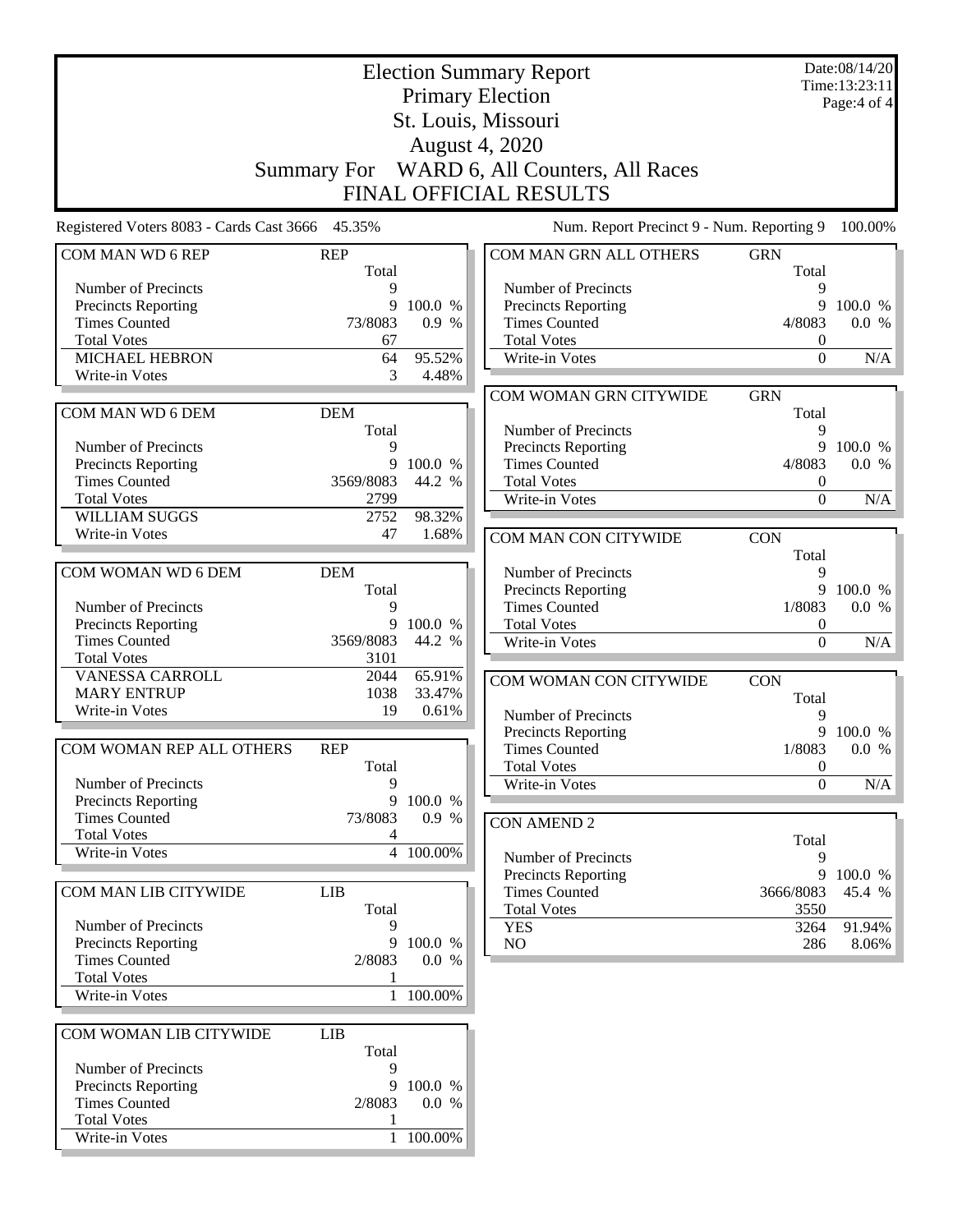# Election Summary Report

## Primary Election

## St. Louis, Missouri

## August 4, 2020

## Summary For WARD 6, All Counters, All Races

## FINAL OFFICIAL RESULTS

Date:08/14/20
Time:13:23:11

Registered Voters 8083 - Cards Cast 3666 45.35%

Num. Report Precinct 9 - Num. Reporting 9 100.00%

| COM MAN WD 6 REP | REP | |
|---|---|---|
| | Total | |
| Number of Precincts | 9 | |
| Precincts Reporting | 9 | 100.0 % |
| Times Counted | 73/8083 | 0.9 % |
| Total Votes | 67 | |
| MICHAEL HEBRON | 64 | 95.52% |
| Write-in Votes | 3 | 4.48% |

| COM MAN WD 6 DEM | DEM | |
|---|---|---|
| | Total | |
| Number of Precincts | 9 | |
| Precincts Reporting | 9 | 100.0 % |
| Times Counted | 3569/8083 | 44.2 % |
| Total Votes | 2799 | |
| WILLIAM SUGGS | 2752 | 98.32% |
| Write-in Votes | 47 | 1.68% |

| COM WOMAN WD 6 DEM | DEM | |
|---|---|---|
| | Total | |
| Number of Precincts | 9 | |
| Precincts Reporting | 9 | 100.0 % |
| Times Counted | 3569/8083 | 44.2 % |
| Total Votes | 3101 | |
| VANESSA CARROLL | 2044 | 65.91% |
| MARY ENTRUP | 1038 | 33.47% |
| Write-in Votes | 19 | 0.61% |

| COM WOMAN REP ALL OTHERS | REP | |
|---|---|---|
| | Total | |
| Number of Precincts | 9 | |
| Precincts Reporting | 9 | 100.0 % |
| Times Counted | 73/8083 | 0.9 % |
| Total Votes | 4 | |
| Write-in Votes | 4 | 100.00% |

| COM MAN LIB CITYWIDE | LIB | |
|---|---|---|
| | Total | |
| Number of Precincts | 9 | |
| Precincts Reporting | 9 | 100.0 % |
| Times Counted | 2/8083 | 0.0 % |
| Total Votes | 1 | |
| Write-in Votes | 1 | 100.00% |

| COM WOMAN LIB CITYWIDE | LIB | |
|---|---|---|
| | Total | |
| Number of Precincts | 9 | |
| Precincts Reporting | 9 | 100.0 % |
| Times Counted | 2/8083 | 0.0 % |
| Total Votes | 1 | |
| Write-in Votes | 1 | 100.00% |

| COM MAN GRN ALL OTHERS | GRN | |
|---|---|---|
| | Total | |
| Number of Precincts | 9 | |
| Precincts Reporting | 9 | 100.0 % |
| Times Counted | 4/8083 | 0.0 % |
| Total Votes | 0 | |
| Write-in Votes | 0 | N/A |

| COM WOMAN GRN CITYWIDE | GRN | |
|---|---|---|
| | Total | |
| Number of Precincts | 9 | |
| Precincts Reporting | 9 | 100.0 % |
| Times Counted | 4/8083 | 0.0 % |
| Total Votes | 0 | |
| Write-in Votes | 0 | N/A |

| COM MAN CON CITYWIDE | CON | |
|---|---|---|
| | Total | |
| Number of Precincts | 9 | |
| Precincts Reporting | 9 | 100.0 % |
| Times Counted | 1/8083 | 0.0 % |
| Total Votes | 0 | |
| Write-in Votes | 0 | N/A |

| COM WOMAN CON CITYWIDE | CON | |
|---|---|---|
| | Total | |
| Number of Precincts | 9 | |
| Precincts Reporting | 9 | 100.0 % |
| Times Counted | 1/8083 | 0.0 % |
| Total Votes | 0 | |
| Write-in Votes | 0 | N/A |

| CON AMEND 2 | | |
|---|---|---|
| | Total | |
| Number of Precincts | 9 | |
| Precincts Reporting | 9 | 100.0 % |
| Times Counted | 3666/8083 | 45.4 % |
| Total Votes | 3550 | |
| YES | 3264 | 91.94% |
| NO | 286 | 8.06% |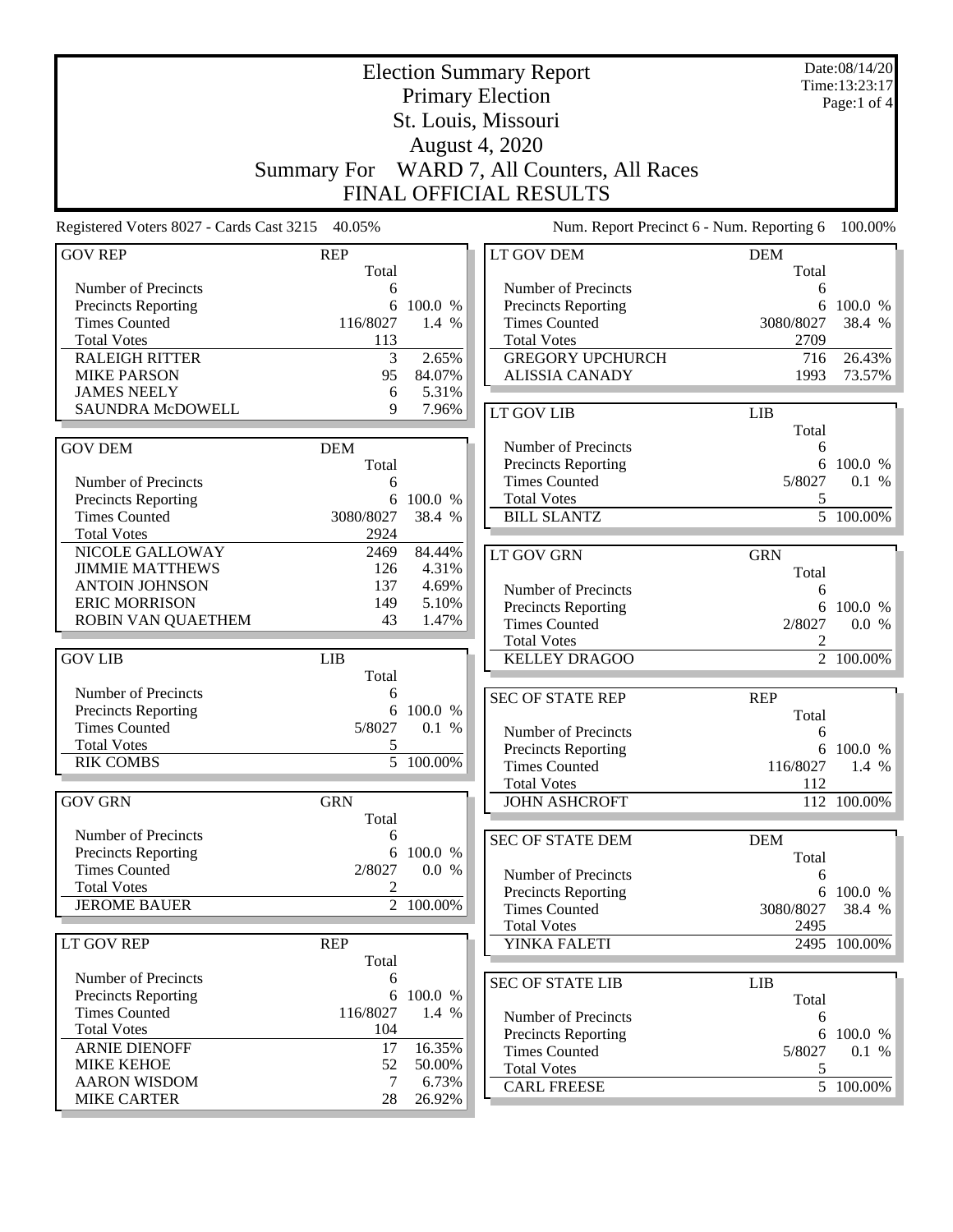# Election Summary Report

## Primary Election

## St. Louis, Missouri

## August 4, 2020

## Summary For WARD 7, All Counters, All Races

## FINAL OFFICIAL RESULTS

Date:08/14/20
Time:13:23:17

Registered Voters 8027 - Cards Cast 3215 40.05%

Num. Report Precinct 6 - Num. Reporting 6 100.00%

| GOV REP | REP Total | |
|---|---|---|
| Number of Precincts | 6 | |
| Precincts Reporting | 6 | 100.0 % |
| Times Counted | 116/8027 | 1.4 % |
| Total Votes | 113 | |
| RALEIGH RITTER | 3 | 2.65% |
| MIKE PARSON | 95 | 84.07% |
| JAMES NEELY | 6 | 5.31% |
| SAUNDRA McDOWELL | 9 | 7.96% |

| GOV DEM | DEM Total | |
|---|---|---|
| Number of Precincts | 6 | |
| Precincts Reporting | 6 | 100.0 % |
| Times Counted | 3080/8027 | 38.4 % |
| Total Votes | 2924 | |
| NICOLE GALLOWAY | 2469 | 84.44% |
| JIMMIE MATTHEWS | 126 | 4.31% |
| ANTOIN JOHNSON | 137 | 4.69% |
| ERIC MORRISON | 149 | 5.10% |
| ROBIN VAN QUAETHEM | 43 | 1.47% |

| GOV LIB | LIB Total | |
|---|---|---|
| Number of Precincts | 6 | |
| Precincts Reporting | 6 | 100.0 % |
| Times Counted | 5/8027 | 0.1 % |
| Total Votes | 5 | |
| RIK COMBS | 5 | 100.00% |

| GOV GRN | GRN Total | |
|---|---|---|
| Number of Precincts | 6 | |
| Precincts Reporting | 6 | 100.0 % |
| Times Counted | 2/8027 | 0.0 % |
| Total Votes | 2 | |
| JEROME BAUER | 2 | 100.00% |

| LT GOV REP | REP Total | |
|---|---|---|
| Number of Precincts | 6 | |
| Precincts Reporting | 6 | 100.0 % |
| Times Counted | 116/8027 | 1.4 % |
| Total Votes | 104 | |
| ARNIE DIENOFF | 17 | 16.35% |
| MIKE KEHOE | 52 | 50.00% |
| AARON WISDOM | 7 | 6.73% |
| MIKE CARTER | 28 | 26.92% |

| LT GOV DEM | DEM Total | |
|---|---|---|
| Number of Precincts | 6 | |
| Precincts Reporting | 6 | 100.0 % |
| Times Counted | 3080/8027 | 38.4 % |
| Total Votes | 2709 | |
| GREGORY UPCHURCH | 716 | 26.43% |
| ALISSIA CANADY | 1993 | 73.57% |

| LT GOV LIB | LIB Total | |
|---|---|---|
| Number of Precincts | 6 | |
| Precincts Reporting | 6 | 100.0 % |
| Times Counted | 5/8027 | 0.1 % |
| Total Votes | 5 | |
| BILL SLANTZ | 5 | 100.00% |

| LT GOV GRN | GRN Total | |
|---|---|---|
| Number of Precincts | 6 | |
| Precincts Reporting | 6 | 100.0 % |
| Times Counted | 2/8027 | 0.0 % |
| Total Votes | 2 | |
| KELLEY DRAGOO | 2 | 100.00% |

| SEC OF STATE REP | REP Total | |
|---|---|---|
| Number of Precincts | 6 | |
| Precincts Reporting | 6 | 100.0 % |
| Times Counted | 116/8027 | 1.4 % |
| Total Votes | 112 | |
| JOHN ASHCROFT | 112 | 100.00% |

| SEC OF STATE DEM | DEM Total | |
|---|---|---|
| Number of Precincts | 6 | |
| Precincts Reporting | 6 | 100.0 % |
| Times Counted | 3080/8027 | 38.4 % |
| Total Votes | 2495 | |
| YINKA FALETI | 2495 | 100.00% |

| SEC OF STATE LIB | LIB Total | |
|---|---|---|
| Number of Precincts | 6 | |
| Precincts Reporting | 6 | 100.0 % |
| Times Counted | 5/8027 | 0.1 % |
| Total Votes | 5 | |
| CARL FREESE | 5 | 100.00% |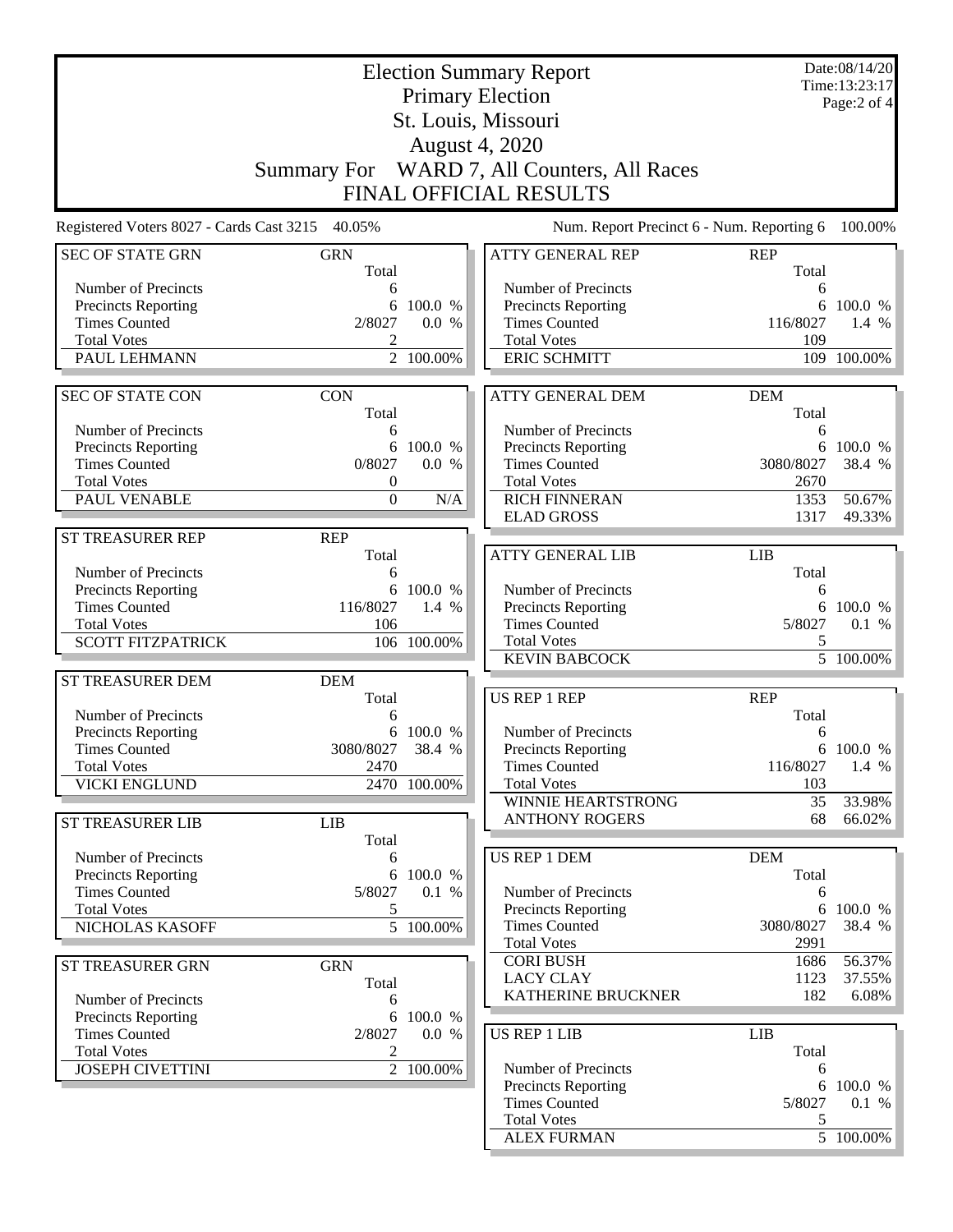# Election Summary Report

## Primary Election

## St. Louis, Missouri

## August 4, 2020

## Summary For WARD 7, All Counters, All Races

## FINAL OFFICIAL RESULTS

Date:08/14/20
Time:13:23:17

Registered Voters 8027 - Cards Cast 3215 40.05%

Num. Report Precinct 6 - Num. Reporting 6 100.00%

| SEC OF STATE GRN | GRN Total | |
|---|---|---|
| Number of Precincts | 6 | |
| Precincts Reporting | 6 | 100.0 % |
| Times Counted | 2/8027 | 0.0 % |
| Total Votes | 2 | |
| PAUL LEHMANN | 2 | 100.00% |

| SEC OF STATE CON | CON Total | |
|---|---|---|
| Number of Precincts | 6 | |
| Precincts Reporting | 6 | 100.0 % |
| Times Counted | 0/8027 | 0.0 % |
| Total Votes | 0 | |
| PAUL VENABLE | 0 | N/A |

| ST TREASURER REP | REP Total | |
|---|---|---|
| Number of Precincts | 6 | |
| Precincts Reporting | 6 | 100.0 % |
| Times Counted | 116/8027 | 1.4 % |
| Total Votes | 106 | |
| SCOTT FITZPATRICK | 106 | 100.00% |

| ST TREASURER DEM | DEM Total | |
|---|---|---|
| Number of Precincts | 6 | |
| Precincts Reporting | 6 | 100.0 % |
| Times Counted | 3080/8027 | 38.4 % |
| Total Votes | 2470 | |
| VICKI ENGLUND | 2470 | 100.00% |

| ST TREASURER LIB | LIB Total | |
|---|---|---|
| Number of Precincts | 6 | |
| Precincts Reporting | 6 | 100.0 % |
| Times Counted | 5/8027 | 0.1 % |
| Total Votes | 5 | |
| NICHOLAS KASOFF | 5 | 100.00% |

| ST TREASURER GRN | GRN Total | |
|---|---|---|
| Number of Precincts | 6 | |
| Precincts Reporting | 6 | 100.0 % |
| Times Counted | 2/8027 | 0.0 % |
| Total Votes | 2 | |
| JOSEPH CIVETTINI | 2 | 100.00% |

| ATTY GENERAL REP | REP Total | |
|---|---|---|
| Number of Precincts | 6 | |
| Precincts Reporting | 6 | 100.0 % |
| Times Counted | 116/8027 | 1.4 % |
| Total Votes | 109 | |
| ERIC SCHMITT | 109 | 100.00% |

| ATTY GENERAL DEM | DEM Total | |
|---|---|---|
| Number of Precincts | 6 | |
| Precincts Reporting | 6 | 100.0 % |
| Times Counted | 3080/8027 | 38.4 % |
| Total Votes | 2670 | |
| RICH FINNERAN | 1353 | 50.67% |
| ELAD GROSS | 1317 | 49.33% |

| ATTY GENERAL LIB | LIB Total | |
|---|---|---|
| Number of Precincts | 6 | |
| Precincts Reporting | 6 | 100.0 % |
| Times Counted | 5/8027 | 0.1 % |
| Total Votes | 5 | |
| KEVIN BABCOCK | 5 | 100.00% |

| US REP 1 REP | REP Total | |
|---|---|---|
| Number of Precincts | 6 | |
| Precincts Reporting | 6 | 100.0 % |
| Times Counted | 116/8027 | 1.4 % |
| Total Votes | 103 | |
| WINNIE HEARTSTRONG | 35 | 33.98% |
| ANTHONY ROGERS | 68 | 66.02% |

| US REP 1 DEM | DEM Total | |
|---|---|---|
| Number of Precincts | 6 | |
| Precincts Reporting | 6 | 100.0 % |
| Times Counted | 3080/8027 | 38.4 % |
| Total Votes | 2991 | |
| CORI BUSH | 1686 | 56.37% |
| LACY CLAY | 1123 | 37.55% |
| KATHERINE BRUCKNER | 182 | 6.08% |

| US REP 1 LIB | LIB Total | |
|---|---|---|
| Number of Precincts | 6 | |
| Precincts Reporting | 6 | 100.0 % |
| Times Counted | 5/8027 | 0.1 % |
| Total Votes | 5 | |
| ALEX FURMAN | 5 | 100.00% |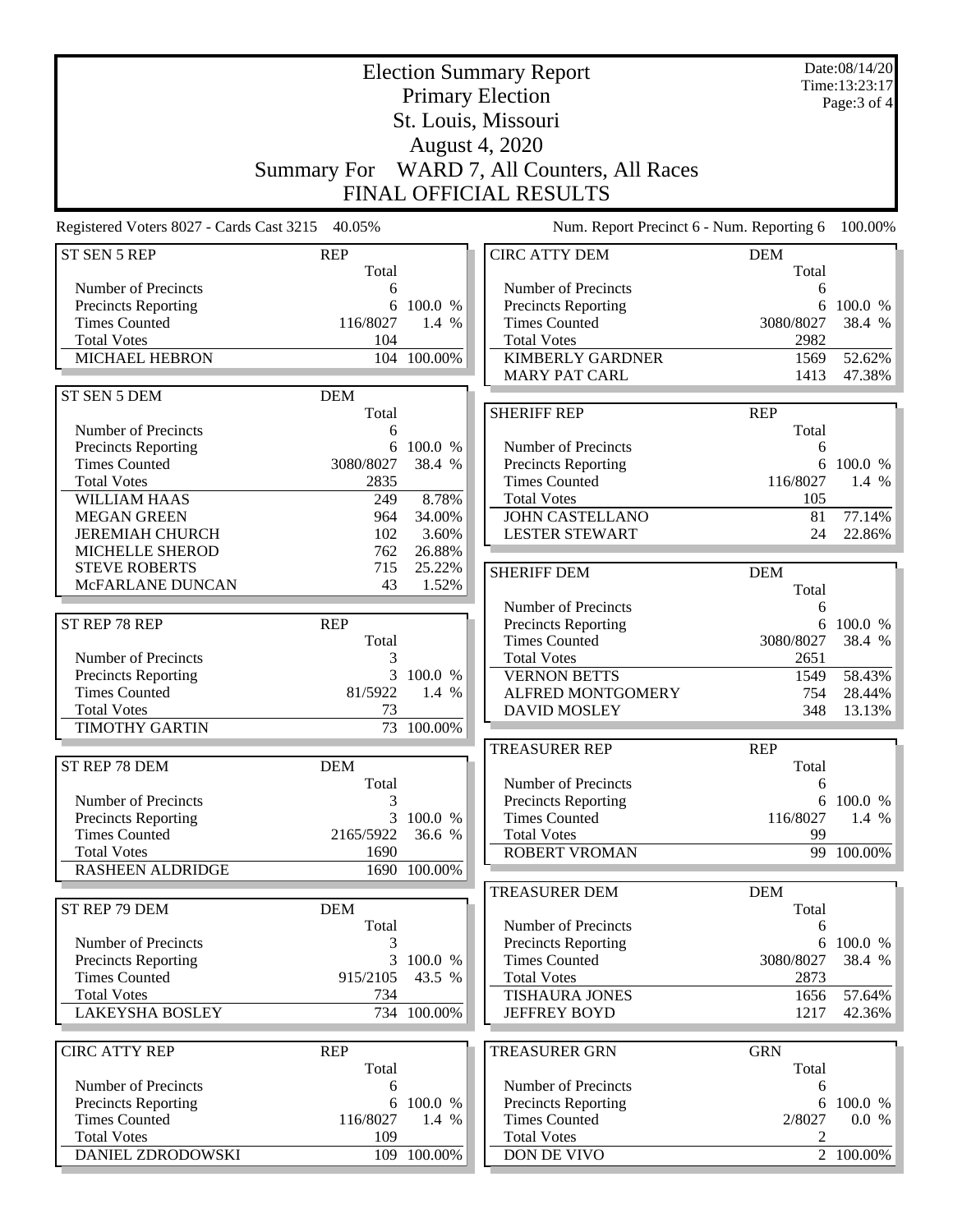# Election Summary Report

## Primary Election

## St. Louis, Missouri

## August 4, 2020

## Summary For WARD 7, All Counters, All Races

## FINAL OFFICIAL RESULTS

Date:08/14/20
Time:13:23:17

Registered Voters 8027 - Cards Cast 3215 40.05%

Num. Report Precinct 6 - Num. Reporting 6 100.00%

### ST SEN 5 REP

| | REP Total | |
|---|---|---|
| Number of Precincts | 6 | |
| Precincts Reporting | 6 | 100.0 % |
| Times Counted | 116/8027 | 1.4 % |
| Total Votes | 104 | |
| MICHAEL HEBRON | 104 | 100.00% |

### ST SEN 5 DEM

| | DEM Total | |
|---|---|---|
| Number of Precincts | 6 | |
| Precincts Reporting | 6 | 100.0 % |
| Times Counted | 3080/8027 | 38.4 % |
| Total Votes | 2835 | |
| WILLIAM HAAS | 249 | 8.78% |
| MEGAN GREEN | 964 | 34.00% |
| JEREMIAH CHURCH | 102 | 3.60% |
| MICHELLE SHEROD | 762 | 26.88% |
| STEVE ROBERTS | 715 | 25.22% |
| McFARLANE DUNCAN | 43 | 1.52% |

### ST REP 78 REP

| | REP Total | |
|---|---|---|
| Number of Precincts | 3 | |
| Precincts Reporting | 3 | 100.0 % |
| Times Counted | 81/5922 | 1.4 % |
| Total Votes | 73 | |
| TIMOTHY GARTIN | 73 | 100.00% |

### ST REP 78 DEM

| | DEM Total | |
|---|---|---|
| Number of Precincts | 3 | |
| Precincts Reporting | 3 | 100.0 % |
| Times Counted | 2165/5922 | 36.6 % |
| Total Votes | 1690 | |
| RASHEEN ALDRIDGE | 1690 | 100.00% |

### ST REP 79 DEM

| | DEM Total | |
|---|---|---|
| Number of Precincts | 3 | |
| Precincts Reporting | 3 | 100.0 % |
| Times Counted | 915/2105 | 43.5 % |
| Total Votes | 734 | |
| LAKEYSHA BOSLEY | 734 | 100.00% |

### CIRC ATTY REP

| | REP Total | |
|---|---|---|
| Number of Precincts | 6 | |
| Precincts Reporting | 6 | 100.0 % |
| Times Counted | 116/8027 | 1.4 % |
| Total Votes | 109 | |
| DANIEL ZDRODOWSKI | 109 | 100.00% |

### CIRC ATTY DEM

| | DEM Total | |
|---|---|---|
| Number of Precincts | 6 | |
| Precincts Reporting | 6 | 100.0 % |
| Times Counted | 3080/8027 | 38.4 % |
| Total Votes | 2982 | |
| KIMBERLY GARDNER | 1569 | 52.62% |
| MARY PAT CARL | 1413 | 47.38% |

### SHERIFF REP

| | REP Total | |
|---|---|---|
| Number of Precincts | 6 | |
| Precincts Reporting | 6 | 100.0 % |
| Times Counted | 116/8027 | 1.4 % |
| Total Votes | 105 | |
| JOHN CASTELLANO | 81 | 77.14% |
| LESTER STEWART | 24 | 22.86% |

### SHERIFF DEM

| | DEM Total | |
|---|---|---|
| Number of Precincts | 6 | |
| Precincts Reporting | 6 | 100.0 % |
| Times Counted | 3080/8027 | 38.4 % |
| Total Votes | 2651 | |
| VERNON BETTS | 1549 | 58.43% |
| ALFRED MONTGOMERY | 754 | 28.44% |
| DAVID MOSLEY | 348 | 13.13% |

### TREASURER REP

| | REP Total | |
|---|---|---|
| Number of Precincts | 6 | |
| Precincts Reporting | 6 | 100.0 % |
| Times Counted | 116/8027 | 1.4 % |
| Total Votes | 99 | |
| ROBERT VROMAN | 99 | 100.00% |

### TREASURER DEM

| | DEM Total | |
|---|---|---|
| Number of Precincts | 6 | |
| Precincts Reporting | 6 | 100.0 % |
| Times Counted | 3080/8027 | 38.4 % |
| Total Votes | 2873 | |
| TISHAURA JONES | 1656 | 57.64% |
| JEFFREY BOYD | 1217 | 42.36% |

### TREASURER GRN

| | GRN Total | |
|---|---|---|
| Number of Precincts | 6 | |
| Precincts Reporting | 6 | 100.0 % |
| Times Counted | 2/8027 | 0.0 % |
| Total Votes | 2 | |
| DON DE VIVO | 2 | 100.00% |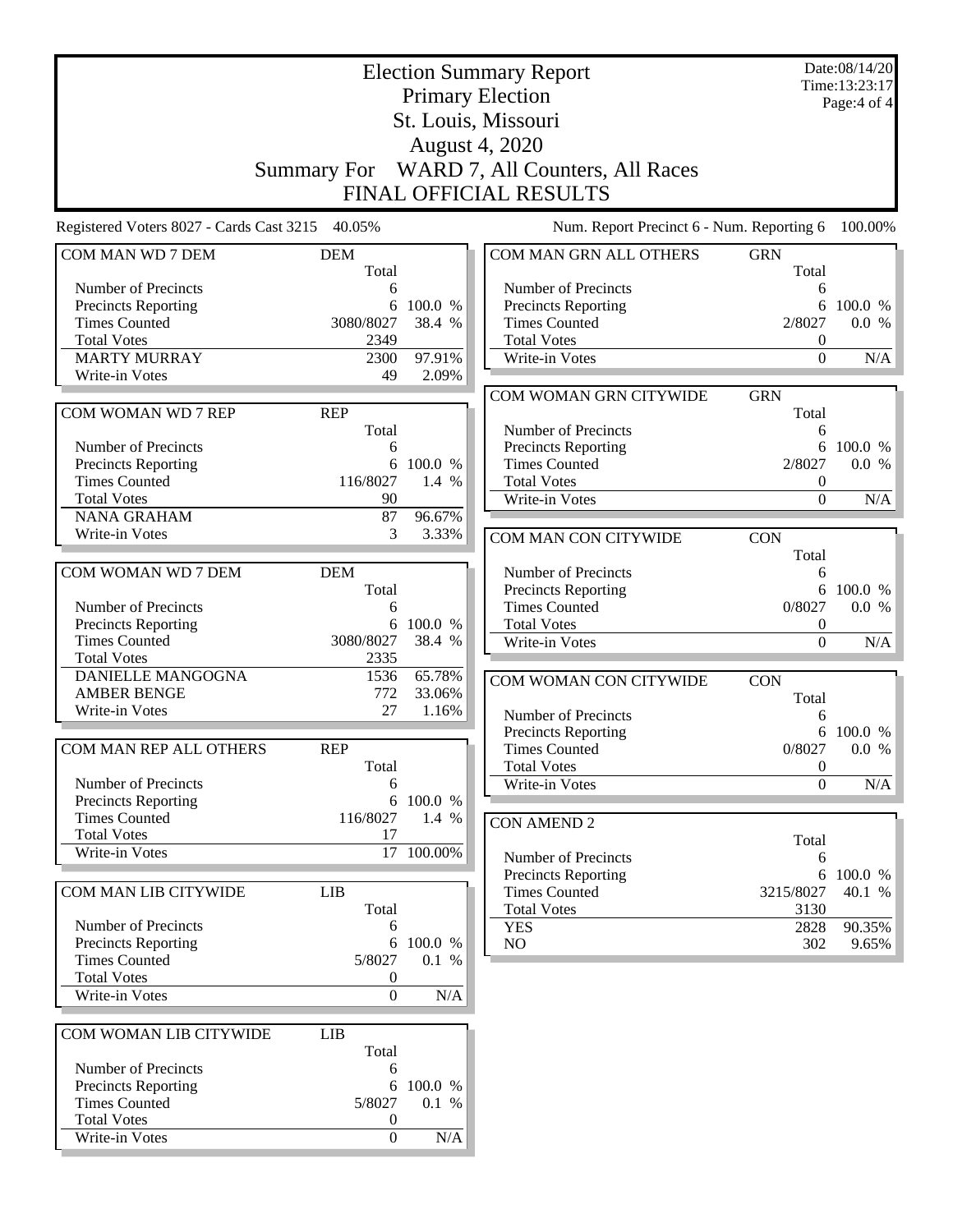# Election Summary Report

Primary Election
St. Louis, Missouri
August 4, 2020

Summary For WARD 7, All Counters, All Races

FINAL OFFICIAL RESULTS

Date:08/14/20
Time:13:23:17

Registered Voters 8027 - Cards Cast 3215 40.05%

Num. Report Precinct 6 - Num. Reporting 6 100.00%

| COM MAN WD 7 DEM | DEM | |
|---|---|---|
| | Total | |
| Number of Precincts | 6 | |
| Precincts Reporting | 6 | 100.0 % |
| Times Counted | 3080/8027 | 38.4 % |
| Total Votes | 2349 | |
| MARTY MURRAY | 2300 | 97.91% |
| Write-in Votes | 49 | 2.09% |

| COM WOMAN WD 7 REP | REP | |
|---|---|---|
| | Total | |
| Number of Precincts | 6 | |
| Precincts Reporting | 6 | 100.0 % |
| Times Counted | 116/8027 | 1.4 % |
| Total Votes | 90 | |
| NANA GRAHAM | 87 | 96.67% |
| Write-in Votes | 3 | 3.33% |

| COM WOMAN WD 7 DEM | DEM | |
|---|---|---|
| | Total | |
| Number of Precincts | 6 | |
| Precincts Reporting | 6 | 100.0 % |
| Times Counted | 3080/8027 | 38.4 % |
| Total Votes | 2335 | |
| DANIELLE MANGOGNA | 1536 | 65.78% |
| AMBER BENGE | 772 | 33.06% |
| Write-in Votes | 27 | 1.16% |

| COM MAN REP ALL OTHERS | REP | |
|---|---|---|
| | Total | |
| Number of Precincts | 6 | |
| Precincts Reporting | 6 | 100.0 % |
| Times Counted | 116/8027 | 1.4 % |
| Total Votes | 17 | |
| Write-in Votes | 17 | 100.00% |

| COM MAN LIB CITYWIDE | LIB | |
|---|---|---|
| | Total | |
| Number of Precincts | 6 | |
| Precincts Reporting | 6 | 100.0 % |
| Times Counted | 5/8027 | 0.1 % |
| Total Votes | 0 | |
| Write-in Votes | 0 | N/A |

| COM WOMAN LIB CITYWIDE | LIB | |
|---|---|---|
| | Total | |
| Number of Precincts | 6 | |
| Precincts Reporting | 6 | 100.0 % |
| Times Counted | 5/8027 | 0.1 % |
| Total Votes | 0 | |
| Write-in Votes | 0 | N/A |

| COM MAN GRN ALL OTHERS | GRN | |
|---|---|---|
| | Total | |
| Number of Precincts | 6 | |
| Precincts Reporting | 6 | 100.0 % |
| Times Counted | 2/8027 | 0.0 % |
| Total Votes | 0 | |
| Write-in Votes | 0 | N/A |

| COM WOMAN GRN CITYWIDE | GRN | |
|---|---|---|
| | Total | |
| Number of Precincts | 6 | |
| Precincts Reporting | 6 | 100.0 % |
| Times Counted | 2/8027 | 0.0 % |
| Total Votes | 0 | |
| Write-in Votes | 0 | N/A |

| COM MAN CON CITYWIDE | CON | |
|---|---|---|
| | Total | |
| Number of Precincts | 6 | |
| Precincts Reporting | 6 | 100.0 % |
| Times Counted | 0/8027 | 0.0 % |
| Total Votes | 0 | |
| Write-in Votes | 0 | N/A |

| COM WOMAN CON CITYWIDE | CON | |
|---|---|---|
| | Total | |
| Number of Precincts | 6 | |
| Precincts Reporting | 6 | 100.0 % |
| Times Counted | 0/8027 | 0.0 % |
| Total Votes | 0 | |
| Write-in Votes | 0 | N/A |

| CON AMEND 2 | | |
|---|---|---|
| | Total | |
| Number of Precincts | 6 | |
| Precincts Reporting | 6 | 100.0 % |
| Times Counted | 3215/8027 | 40.1 % |
| Total Votes | 3130 | |
| YES | 2828 | 90.35% |
| NO | 302 | 9.65% |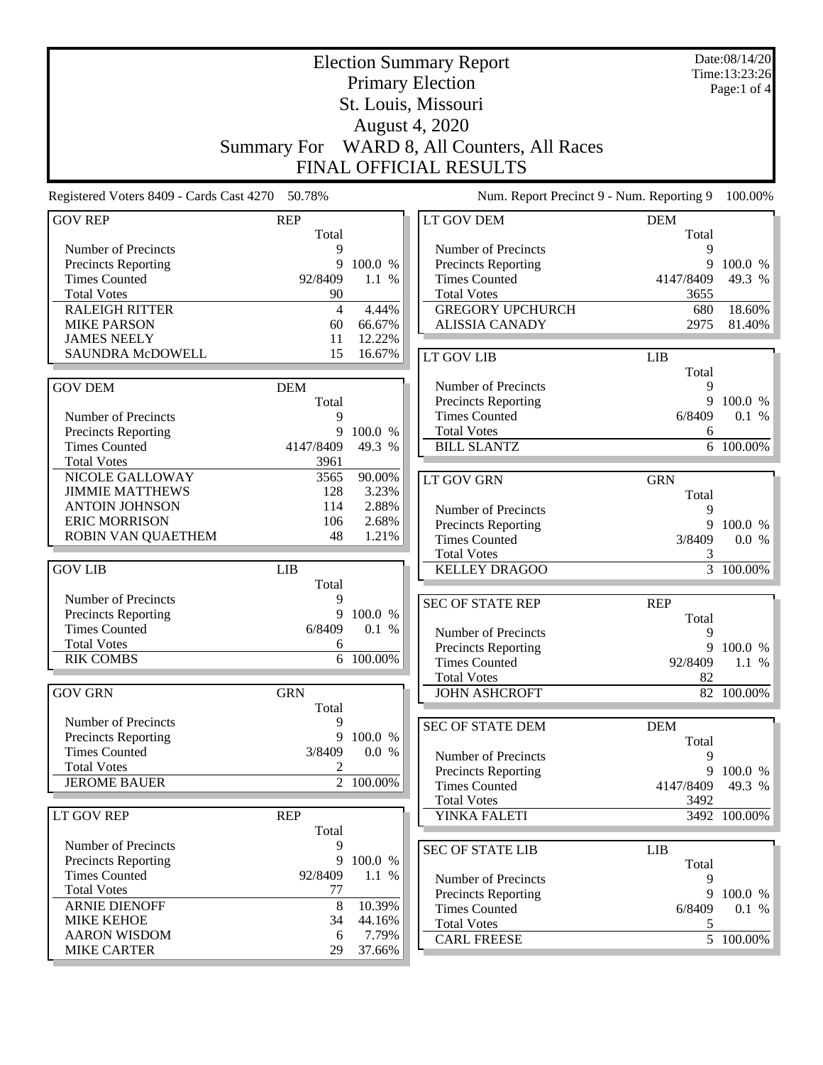# Election Summary Report

Primary Election

St. Louis, Missouri

August 4, 2020

Summary For WARD 8, All Counters, All Races

FINAL OFFICIAL RESULTS

Date:08/14/20
Time:13:23:26

Registered Voters 8409 - Cards Cast 4270 50.78%

Num. Report Precinct 9 - Num. Reporting 9 100.00%

| GOV REP | REP | |
|---|---|---|
| | Total | |
| Number of Precincts | 9 | |
| Precincts Reporting | 9 | 100.0 % |
| Times Counted | 92/8409 | 1.1 % |
| Total Votes | 90 | |
| RALEIGH RITTER | 4 | 4.44% |
| MIKE PARSON | 60 | 66.67% |
| JAMES NEELY | 11 | 12.22% |
| SAUNDRA McDOWELL | 15 | 16.67% |

| GOV DEM | DEM | |
|---|---|---|
| | Total | |
| Number of Precincts | 9 | |
| Precincts Reporting | 9 | 100.0 % |
| Times Counted | 4147/8409 | 49.3 % |
| Total Votes | 3961 | |
| NICOLE GALLOWAY | 3565 | 90.00% |
| JIMMIE MATTHEWS | 128 | 3.23% |
| ANTOIN JOHNSON | 114 | 2.88% |
| ERIC MORRISON | 106 | 2.68% |
| ROBIN VAN QUAETHEM | 48 | 1.21% |

| GOV LIB | LIB | |
|---|---|---|
| | Total | |
| Number of Precincts | 9 | |
| Precincts Reporting | 9 | 100.0 % |
| Times Counted | 6/8409 | 0.1 % |
| Total Votes | 6 | |
| RIK COMBS | 6 | 100.00% |

| GOV GRN | GRN | |
|---|---|---|
| | Total | |
| Number of Precincts | 9 | |
| Precincts Reporting | 9 | 100.0 % |
| Times Counted | 3/8409 | 0.0 % |
| Total Votes | 2 | |
| JEROME BAUER | 2 | 100.00% |

| LT GOV REP | REP | |
|---|---|---|
| | Total | |
| Number of Precincts | 9 | |
| Precincts Reporting | 9 | 100.0 % |
| Times Counted | 92/8409 | 1.1 % |
| Total Votes | 77 | |
| ARNIE DIENOFF | 8 | 10.39% |
| MIKE KEHOE | 34 | 44.16% |
| AARON WISDOM | 6 | 7.79% |
| MIKE CARTER | 29 | 37.66% |

| LT GOV DEM | DEM | |
|---|---|---|
| | Total | |
| Number of Precincts | 9 | |
| Precincts Reporting | 9 | 100.0 % |
| Times Counted | 4147/8409 | 49.3 % |
| Total Votes | 3655 | |
| GREGORY UPCHURCH | 680 | 18.60% |
| ALISSIA CANADY | 2975 | 81.40% |

| LT GOV LIB | LIB | |
|---|---|---|
| | Total | |
| Number of Precincts | 9 | |
| Precincts Reporting | 9 | 100.0 % |
| Times Counted | 6/8409 | 0.1 % |
| Total Votes | 6 | |
| BILL SLANTZ | 6 | 100.00% |

| LT GOV GRN | GRN | |
|---|---|---|
| | Total | |
| Number of Precincts | 9 | |
| Precincts Reporting | 9 | 100.0 % |
| Times Counted | 3/8409 | 0.0 % |
| Total Votes | 3 | |
| KELLEY DRAGOO | 3 | 100.00% |

| SEC OF STATE REP | REP | |
|---|---|---|
| | Total | |
| Number of Precincts | 9 | |
| Precincts Reporting | 9 | 100.0 % |
| Times Counted | 92/8409 | 1.1 % |
| Total Votes | 82 | |
| JOHN ASHCROFT | 82 | 100.00% |

| SEC OF STATE DEM | DEM | |
|---|---|---|
| | Total | |
| Number of Precincts | 9 | |
| Precincts Reporting | 9 | 100.0 % |
| Times Counted | 4147/8409 | 49.3 % |
| Total Votes | 3492 | |
| YINKA FALETI | 3492 | 100.00% |

| SEC OF STATE LIB | LIB | |
|---|---|---|
| | Total | |
| Number of Precincts | 9 | |
| Precincts Reporting | 9 | 100.0 % |
| Times Counted | 6/8409 | 0.1 % |
| Total Votes | 5 | |
| CARL FREESE | 5 | 100.00% |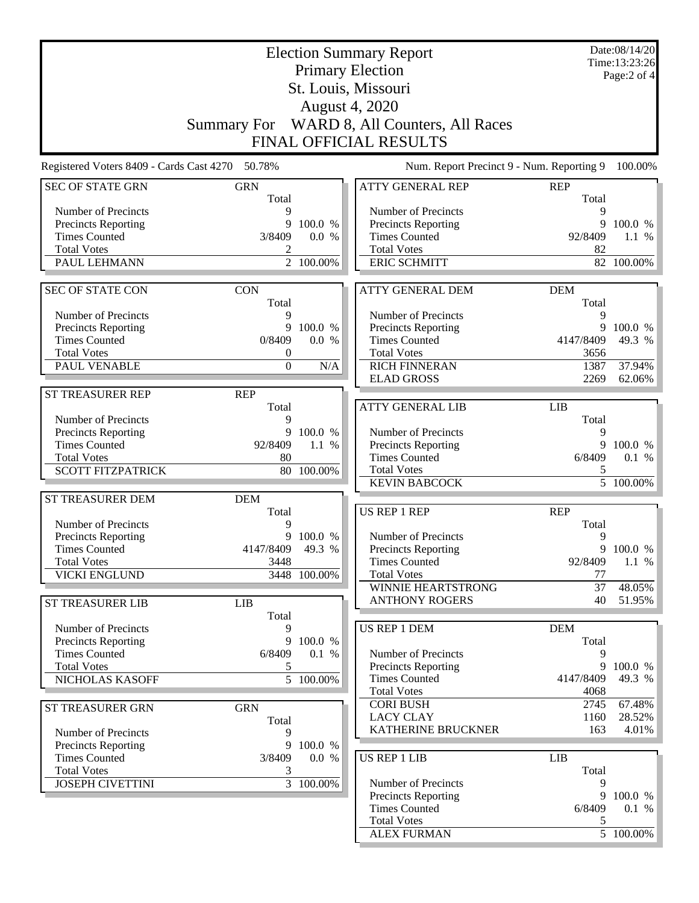# Election Summary Report

Primary Election
St. Louis, Missouri
August 4, 2020
Summary For WARD 8, All Counters, All Races
FINAL OFFICIAL RESULTS

Date:08/14/20
Time:13:23:26

Registered Voters 8409 - Cards Cast 4270 50.78%

Num. Report Precinct 9 - Num. Reporting 9 100.00%

| SEC OF STATE GRN | GRN Total | |
|---|---|---|
| Number of Precincts | 9 | |
| Precincts Reporting | 9 | 100.0 % |
| Times Counted | 3/8409 | 0.0 % |
| Total Votes | 2 | |
| PAUL LEHMANN | 2 | 100.00% |

| SEC OF STATE CON | CON Total | |
|---|---|---|
| Number of Precincts | 9 | |
| Precincts Reporting | 9 | 100.0 % |
| Times Counted | 0/8409 | 0.0 % |
| Total Votes | 0 | |
| PAUL VENABLE | 0 | N/A |

| ST TREASURER REP | REP Total | |
|---|---|---|
| Number of Precincts | 9 | |
| Precincts Reporting | 9 | 100.0 % |
| Times Counted | 92/8409 | 1.1 % |
| Total Votes | 80 | |
| SCOTT FITZPATRICK | 80 | 100.00% |

| ST TREASURER DEM | DEM Total | |
|---|---|---|
| Number of Precincts | 9 | |
| Precincts Reporting | 9 | 100.0 % |
| Times Counted | 4147/8409 | 49.3 % |
| Total Votes | 3448 | |
| VICKI ENGLUND | 3448 | 100.00% |

| ST TREASURER LIB | LIB Total | |
|---|---|---|
| Number of Precincts | 9 | |
| Precincts Reporting | 9 | 100.0 % |
| Times Counted | 6/8409 | 0.1 % |
| Total Votes | 5 | |
| NICHOLAS KASOFF | 5 | 100.00% |

| ST TREASURER GRN | GRN Total | |
|---|---|---|
| Number of Precincts | 9 | |
| Precincts Reporting | 9 | 100.0 % |
| Times Counted | 3/8409 | 0.0 % |
| Total Votes | 3 | |
| JOSEPH CIVETTINI | 3 | 100.00% |

| ATTY GENERAL REP | REP Total | |
|---|---|---|
| Number of Precincts | 9 | |
| Precincts Reporting | 9 | 100.0 % |
| Times Counted | 92/8409 | 1.1 % |
| Total Votes | 82 | |
| ERIC SCHMITT | 82 | 100.00% |

| ATTY GENERAL DEM | DEM Total | |
|---|---|---|
| Number of Precincts | 9 | |
| Precincts Reporting | 9 | 100.0 % |
| Times Counted | 4147/8409 | 49.3 % |
| Total Votes | 3656 | |
| RICH FINNERAN | 1387 | 37.94% |
| ELAD GROSS | 2269 | 62.06% |

| ATTY GENERAL LIB | LIB Total | |
|---|---|---|
| Number of Precincts | 9 | |
| Precincts Reporting | 9 | 100.0 % |
| Times Counted | 6/8409 | 0.1 % |
| Total Votes | 5 | |
| KEVIN BABCOCK | 5 | 100.00% |

| US REP 1 REP | REP Total | |
|---|---|---|
| Number of Precincts | 9 | |
| Precincts Reporting | 9 | 100.0 % |
| Times Counted | 92/8409 | 1.1 % |
| Total Votes | 77 | |
| WINNIE HEARTSTRONG | 37 | 48.05% |
| ANTHONY ROGERS | 40 | 51.95% |

| US REP 1 DEM | DEM Total | |
|---|---|---|
| Number of Precincts | 9 | |
| Precincts Reporting | 9 | 100.0 % |
| Times Counted | 4147/8409 | 49.3 % |
| Total Votes | 4068 | |
| CORI BUSH | 2745 | 67.48% |
| LACY CLAY | 1160 | 28.52% |
| KATHERINE BRUCKNER | 163 | 4.01% |

| US REP 1 LIB | LIB Total | |
|---|---|---|
| Number of Precincts | 9 | |
| Precincts Reporting | 9 | 100.0 % |
| Times Counted | 6/8409 | 0.1 % |
| Total Votes | 5 | |
| ALEX FURMAN | 5 | 100.00% |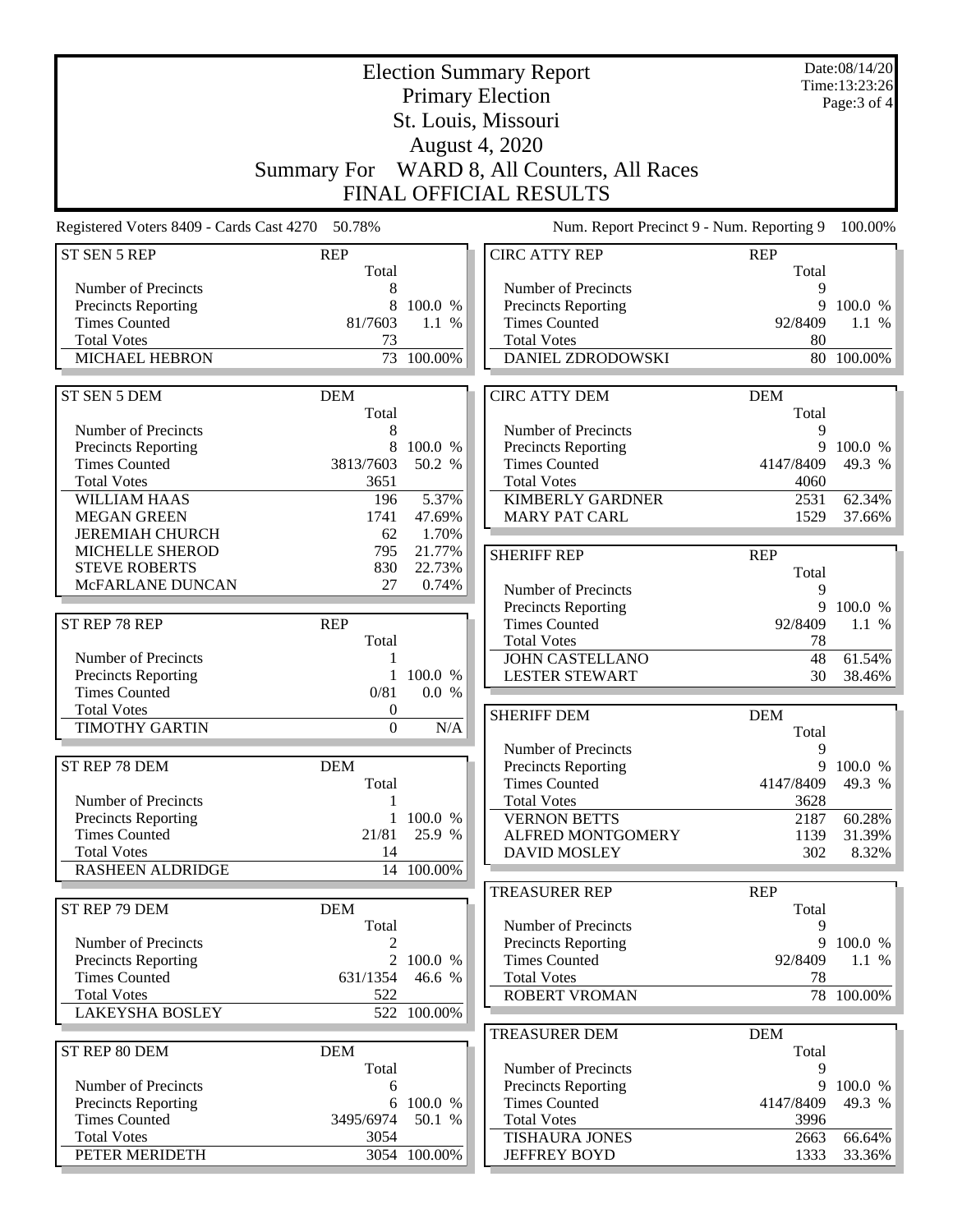# Election Summary Report

## Primary Election

## St. Louis, Missouri

## August 4, 2020

## Summary For WARD 8, All Counters, All Races

## FINAL OFFICIAL RESULTS

Date:08/14/20
Time:13:23:26

Registered Voters 8409 - Cards Cast 4270 50.78%

Num. Report Precinct 9 - Num. Reporting 9 100.00%

| ST SEN 5 REP | REP | |
|---|---|---|
| | Total | |
| Number of Precincts | 8 | |
| Precincts Reporting | 8 | 100.0 % |
| Times Counted | 81/7603 | 1.1 % |
| Total Votes | 73 | |
| MICHAEL HEBRON | 73 | 100.00% |

| ST SEN 5 DEM | DEM | |
|---|---|---|
| | Total | |
| Number of Precincts | 8 | |
| Precincts Reporting | 8 | 100.0 % |
| Times Counted | 3813/7603 | 50.2 % |
| Total Votes | 3651 | |
| WILLIAM HAAS | 196 | 5.37% |
| MEGAN GREEN | 1741 | 47.69% |
| JEREMIAH CHURCH | 62 | 1.70% |
| MICHELLE SHEROD | 795 | 21.77% |
| STEVE ROBERTS | 830 | 22.73% |
| McFARLANE DUNCAN | 27 | 0.74% |

| ST REP 78 REP | REP | |
|---|---|---|
| | Total | |
| Number of Precincts | 1 | |
| Precincts Reporting | 1 | 100.0 % |
| Times Counted | 0/81 | 0.0 % |
| Total Votes | 0 | |
| TIMOTHY GARTIN | 0 | N/A |

| ST REP 78 DEM | DEM | |
|---|---|---|
| | Total | |
| Number of Precincts | 1 | |
| Precincts Reporting | 1 | 100.0 % |
| Times Counted | 21/81 | 25.9 % |
| Total Votes | 14 | |
| RASHEEN ALDRIDGE | 14 | 100.00% |

| ST REP 79 DEM | DEM | |
|---|---|---|
| | Total | |
| Number of Precincts | 2 | |
| Precincts Reporting | 2 | 100.0 % |
| Times Counted | 631/1354 | 46.6 % |
| Total Votes | 522 | |
| LAKEYSHA BOSLEY | 522 | 100.00% |

| ST REP 80 DEM | DEM | |
|---|---|---|
| | Total | |
| Number of Precincts | 6 | |
| Precincts Reporting | 6 | 100.0 % |
| Times Counted | 3495/6974 | 50.1 % |
| Total Votes | 3054 | |
| PETER MERIDETH | 3054 | 100.00% |

| CIRC ATTY REP | REP | |
|---|---|---|
| | Total | |
| Number of Precincts | 9 | |
| Precincts Reporting | 9 | 100.0 % |
| Times Counted | 92/8409 | 1.1 % |
| Total Votes | 80 | |
| DANIEL ZDRODOWSKI | 80 | 100.00% |

| CIRC ATTY DEM | DEM | |
|---|---|---|
| | Total | |
| Number of Precincts | 9 | |
| Precincts Reporting | 9 | 100.0 % |
| Times Counted | 4147/8409 | 49.3 % |
| Total Votes | 4060 | |
| KIMBERLY GARDNER | 2531 | 62.34% |
| MARY PAT CARL | 1529 | 37.66% |

| SHERIFF REP | REP | |
|---|---|---|
| | Total | |
| Number of Precincts | 9 | |
| Precincts Reporting | 9 | 100.0 % |
| Times Counted | 92/8409 | 1.1 % |
| Total Votes | 78 | |
| JOHN CASTELLANO | 48 | 61.54% |
| LESTER STEWART | 30 | 38.46% |

| SHERIFF DEM | DEM | |
|---|---|---|
| | Total | |
| Number of Precincts | 9 | |
| Precincts Reporting | 9 | 100.0 % |
| Times Counted | 4147/8409 | 49.3 % |
| Total Votes | 3628 | |
| VERNON BETTS | 2187 | 60.28% |
| ALFRED MONTGOMERY | 1139 | 31.39% |
| DAVID MOSLEY | 302 | 8.32% |

| TREASURER REP | REP | |
|---|---|---|
| | Total | |
| Number of Precincts | 9 | |
| Precincts Reporting | 9 | 100.0 % |
| Times Counted | 92/8409 | 1.1 % |
| Total Votes | 78 | |
| ROBERT VROMAN | 78 | 100.00% |

| TREASURER DEM | DEM | |
|---|---|---|
| | Total | |
| Number of Precincts | 9 | |
| Precincts Reporting | 9 | 100.0 % |
| Times Counted | 4147/8409 | 49.3 % |
| Total Votes | 3996 | |
| TISHAURA JONES | 2663 | 66.64% |
| JEFFREY BOYD | 1333 | 33.36% |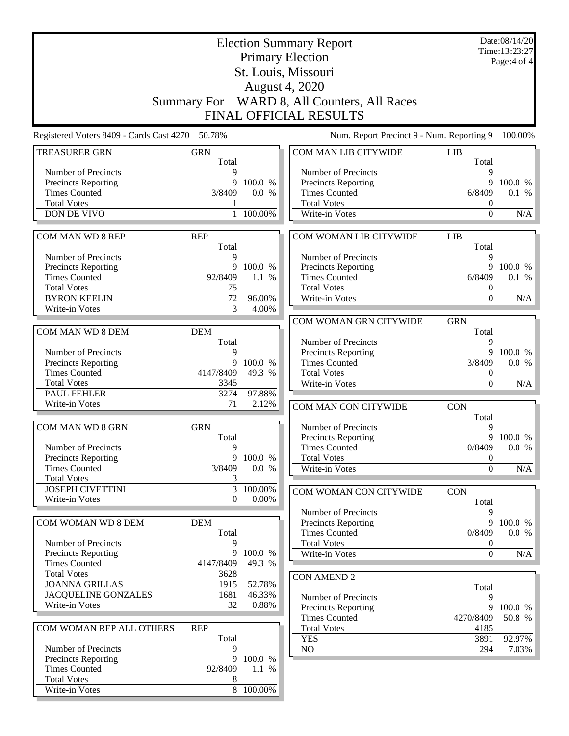# Election Summary Report

## Primary Election

## St. Louis, Missouri

## August 4, 2020

## Summary For WARD 8, All Counters, All Races

## FINAL OFFICIAL RESULTS

Date:08/14/20
Time:13:23:27

Registered Voters 8409 - Cards Cast 4270 50.78%

Num. Report Precinct 9 - Num. Reporting 9 100.00%

| TREASURER GRN | GRN Total | |
|---|---|---|
| Number of Precincts | 9 | |
| Precincts Reporting | 9 | 100.0 % |
| Times Counted | 3/8409 | 0.0 % |
| Total Votes | 1 | |
| DON DE VIVO | 1 | 100.00% |

| COM MAN WD 8 REP | REP Total | |
|---|---|---|
| Number of Precincts | 9 | |
| Precincts Reporting | 9 | 100.0 % |
| Times Counted | 92/8409 | 1.1 % |
| Total Votes | 75 | |
| BYRON KEELIN | 72 | 96.00% |
| Write-in Votes | 3 | 4.00% |

| COM MAN WD 8 DEM | DEM Total | |
|---|---|---|
| Number of Precincts | 9 | |
| Precincts Reporting | 9 | 100.0 % |
| Times Counted | 4147/8409 | 49.3 % |
| Total Votes | 3345 | |
| PAUL FEHLER | 3274 | 97.88% |
| Write-in Votes | 71 | 2.12% |

| COM MAN WD 8 GRN | GRN Total | |
|---|---|---|
| Number of Precincts | 9 | |
| Precincts Reporting | 9 | 100.0 % |
| Times Counted | 3/8409 | 0.0 % |
| Total Votes | 3 | |
| JOSEPH CIVETTINI | 3 | 100.00% |
| Write-in Votes | 0 | 0.00% |

| COM WOMAN WD 8 DEM | DEM Total | |
|---|---|---|
| Number of Precincts | 9 | |
| Precincts Reporting | 9 | 100.0 % |
| Times Counted | 4147/8409 | 49.3 % |
| Total Votes | 3628 | |
| JOANNA GRILLAS | 1915 | 52.78% |
| JACQUELINE GONZALES | 1681 | 46.33% |
| Write-in Votes | 32 | 0.88% |

| COM WOMAN REP ALL OTHERS | REP Total | |
|---|---|---|
| Number of Precincts | 9 | |
| Precincts Reporting | 9 | 100.0 % |
| Times Counted | 92/8409 | 1.1 % |
| Total Votes | 8 | |
| Write-in Votes | 8 | 100.00% |

| COM MAN LIB CITYWIDE | LIB Total | |
|---|---|---|
| Number of Precincts | 9 | |
| Precincts Reporting | 9 | 100.0 % |
| Times Counted | 6/8409 | 0.1 % |
| Total Votes | 0 | |
| Write-in Votes | 0 | N/A |

| COM WOMAN LIB CITYWIDE | LIB Total | |
|---|---|---|
| Number of Precincts | 9 | |
| Precincts Reporting | 9 | 100.0 % |
| Times Counted | 6/8409 | 0.1 % |
| Total Votes | 0 | |
| Write-in Votes | 0 | N/A |

| COM WOMAN GRN CITYWIDE | GRN Total | |
|---|---|---|
| Number of Precincts | 9 | |
| Precincts Reporting | 9 | 100.0 % |
| Times Counted | 3/8409 | 0.0 % |
| Total Votes | 0 | |
| Write-in Votes | 0 | N/A |

| COM MAN CON CITYWIDE | CON Total | |
|---|---|---|
| Number of Precincts | 9 | |
| Precincts Reporting | 9 | 100.0 % |
| Times Counted | 0/8409 | 0.0 % |
| Total Votes | 0 | |
| Write-in Votes | 0 | N/A |

| COM WOMAN CON CITYWIDE | CON Total | |
|---|---|---|
| Number of Precincts | 9 | |
| Precincts Reporting | 9 | 100.0 % |
| Times Counted | 0/8409 | 0.0 % |
| Total Votes | 0 | |
| Write-in Votes | 0 | N/A |

| CON AMEND 2 | Total | |
|---|---|---|
| Number of Precincts | 9 | |
| Precincts Reporting | 9 | 100.0 % |
| Times Counted | 4270/8409 | 50.8 % |
| Total Votes | 4185 | |
| YES | 3891 | 92.97% |
| NO | 294 | 7.03% |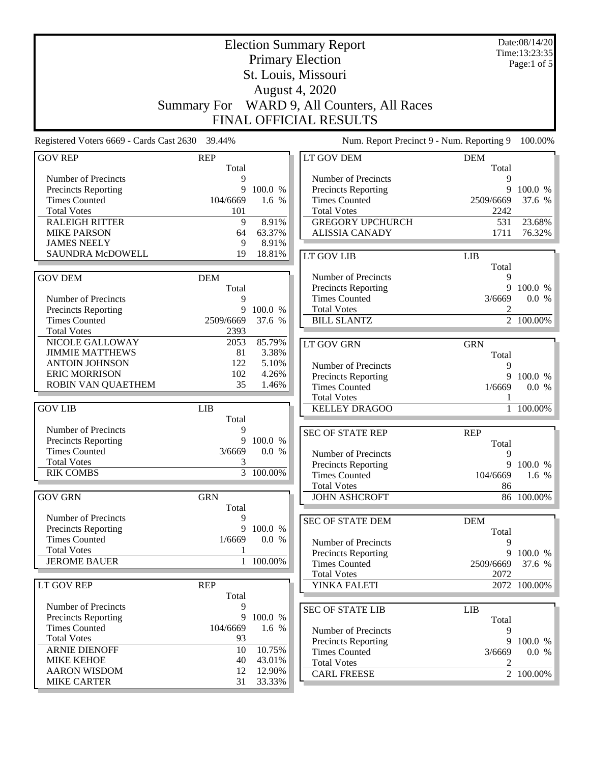# Election Summary Report

## Primary Election

## St. Louis, Missouri

## August 4, 2020

## Summary For WARD 9, All Counters, All Races

## FINAL OFFICIAL RESULTS

Date:08/14/20
Time:13:23:35

Registered Voters 6669 - Cards Cast 2630 39.44%

Num. Report Precinct 9 - Num. Reporting 9 100.00%

| GOV REP | REP | |
|---|---|---|
| | Total | |
| Number of Precincts | 9 | |
| Precincts Reporting | 9 | 100.0 % |
| Times Counted | 104/6669 | 1.6 % |
| Total Votes | 101 | |
| RALEIGH RITTER | 9 | 8.91% |
| MIKE PARSON | 64 | 63.37% |
| JAMES NEELY | 9 | 8.91% |
| SAUNDRA McDOWELL | 19 | 18.81% |

| GOV DEM | DEM | |
|---|---|---|
| | Total | |
| Number of Precincts | 9 | |
| Precincts Reporting | 9 | 100.0 % |
| Times Counted | 2509/6669 | 37.6 % |
| Total Votes | 2393 | |
| NICOLE GALLOWAY | 2053 | 85.79% |
| JIMMIE MATTHEWS | 81 | 3.38% |
| ANTOIN JOHNSON | 122 | 5.10% |
| ERIC MORRISON | 102 | 4.26% |
| ROBIN VAN QUAETHEM | 35 | 1.46% |

| GOV LIB | LIB | |
|---|---|---|
| | Total | |
| Number of Precincts | 9 | |
| Precincts Reporting | 9 | 100.0 % |
| Times Counted | 3/6669 | 0.0 % |
| Total Votes | 3 | |
| RIK COMBS | 3 | 100.00% |

| GOV GRN | GRN | |
|---|---|---|
| | Total | |
| Number of Precincts | 9 | |
| Precincts Reporting | 9 | 100.0 % |
| Times Counted | 1/6669 | 0.0 % |
| Total Votes | 1 | |
| JEROME BAUER | 1 | 100.00% |

| LT GOV REP | REP | |
|---|---|---|
| | Total | |
| Number of Precincts | 9 | |
| Precincts Reporting | 9 | 100.0 % |
| Times Counted | 104/6669 | 1.6 % |
| Total Votes | 93 | |
| ARNIE DIENOFF | 10 | 10.75% |
| MIKE KEHOE | 40 | 43.01% |
| AARON WISDOM | 12 | 12.90% |
| MIKE CARTER | 31 | 33.33% |

| LT GOV DEM | DEM | |
|---|---|---|
| | Total | |
| Number of Precincts | 9 | |
| Precincts Reporting | 9 | 100.0 % |
| Times Counted | 2509/6669 | 37.6 % |
| Total Votes | 2242 | |
| GREGORY UPCHURCH | 531 | 23.68% |
| ALISSIA CANADY | 1711 | 76.32% |

| LT GOV LIB | LIB | |
|---|---|---|
| | Total | |
| Number of Precincts | 9 | |
| Precincts Reporting | 9 | 100.0 % |
| Times Counted | 3/6669 | 0.0 % |
| Total Votes | 2 | |
| BILL SLANTZ | 2 | 100.00% |

| LT GOV GRN | GRN | |
|---|---|---|
| | Total | |
| Number of Precincts | 9 | |
| Precincts Reporting | 9 | 100.0 % |
| Times Counted | 1/6669 | 0.0 % |
| Total Votes | 1 | |
| KELLEY DRAGOO | 1 | 100.00% |

| SEC OF STATE REP | REP | |
|---|---|---|
| | Total | |
| Number of Precincts | 9 | |
| Precincts Reporting | 9 | 100.0 % |
| Times Counted | 104/6669 | 1.6 % |
| Total Votes | 86 | |
| JOHN ASHCROFT | 86 | 100.00% |

| SEC OF STATE DEM | DEM | |
|---|---|---|
| | Total | |
| Number of Precincts | 9 | |
| Precincts Reporting | 9 | 100.0 % |
| Times Counted | 2509/6669 | 37.6 % |
| Total Votes | 2072 | |
| YINKA FALETI | 2072 | 100.00% |

| SEC OF STATE LIB | LIB | |
|---|---|---|
| | Total | |
| Number of Precincts | 9 | |
| Precincts Reporting | 9 | 100.0 % |
| Times Counted | 3/6669 | 0.0 % |
| Total Votes | 2 | |
| CARL FREESE | 2 | 100.00% |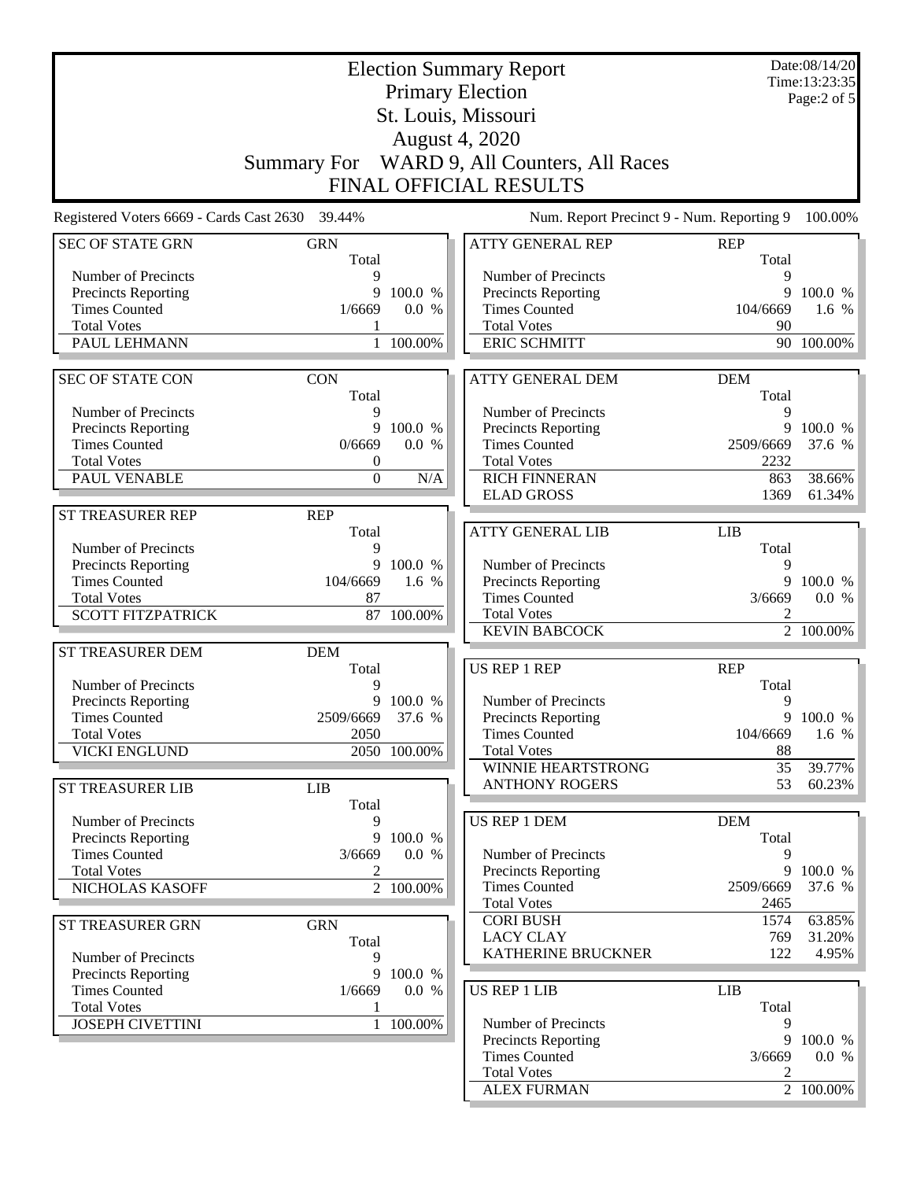# Election Summary Report

## Primary Election

## St. Louis, Missouri

## August 4, 2020

## Summary For WARD 9, All Counters, All Races

## FINAL OFFICIAL RESULTS

Date:08/14/20
Time:13:23:35

Registered Voters 6669 - Cards Cast 2630 39.44%

Num. Report Precinct 9 - Num. Reporting 9 100.00%

| SEC OF STATE GRN | GRN | |
|---|---|---|
| | Total | |
| Number of Precincts | 9 | |
| Precincts Reporting | 9 | 100.0 % |
| Times Counted | 1/6669 | 0.0 % |
| Total Votes | 1 | |
| PAUL LEHMANN | 1 | 100.00% |

| SEC OF STATE CON | CON | |
|---|---|---|
| | Total | |
| Number of Precincts | 9 | |
| Precincts Reporting | 9 | 100.0 % |
| Times Counted | 0/6669 | 0.0 % |
| Total Votes | 0 | |
| PAUL VENABLE | 0 | N/A |

| ST TREASURER REP | REP | |
|---|---|---|
| | Total | |
| Number of Precincts | 9 | |
| Precincts Reporting | 9 | 100.0 % |
| Times Counted | 104/6669 | 1.6 % |
| Total Votes | 87 | |
| SCOTT FITZPATRICK | 87 | 100.00% |

| ST TREASURER DEM | DEM | |
|---|---|---|
| | Total | |
| Number of Precincts | 9 | |
| Precincts Reporting | 9 | 100.0 % |
| Times Counted | 2509/6669 | 37.6 % |
| Total Votes | 2050 | |
| VICKI ENGLUND | 2050 | 100.00% |

| ST TREASURER LIB | LIB | |
|---|---|---|
| | Total | |
| Number of Precincts | 9 | |
| Precincts Reporting | 9 | 100.0 % |
| Times Counted | 3/6669 | 0.0 % |
| Total Votes | 2 | |
| NICHOLAS KASOFF | 2 | 100.00% |

| ST TREASURER GRN | GRN | |
|---|---|---|
| | Total | |
| Number of Precincts | 9 | |
| Precincts Reporting | 9 | 100.0 % |
| Times Counted | 1/6669 | 0.0 % |
| Total Votes | 1 | |
| JOSEPH CIVETTINI | 1 | 100.00% |

| ATTY GENERAL REP | REP | |
|---|---|---|
| | Total | |
| Number of Precincts | 9 | |
| Precincts Reporting | 9 | 100.0 % |
| Times Counted | 104/6669 | 1.6 % |
| Total Votes | 90 | |
| ERIC SCHMITT | 90 | 100.00% |

| ATTY GENERAL DEM | DEM | |
|---|---|---|
| | Total | |
| Number of Precincts | 9 | |
| Precincts Reporting | 9 | 100.0 % |
| Times Counted | 2509/6669 | 37.6 % |
| Total Votes | 2232 | |
| RICH FINNERAN | 863 | 38.66% |
| ELAD GROSS | 1369 | 61.34% |

| ATTY GENERAL LIB | LIB | |
|---|---|---|
| | Total | |
| Number of Precincts | 9 | |
| Precincts Reporting | 9 | 100.0 % |
| Times Counted | 3/6669 | 0.0 % |
| Total Votes | 2 | |
| KEVIN BABCOCK | 2 | 100.00% |

| US REP 1 REP | REP | |
|---|---|---|
| | Total | |
| Number of Precincts | 9 | |
| Precincts Reporting | 9 | 100.0 % |
| Times Counted | 104/6669 | 1.6 % |
| Total Votes | 88 | |
| WINNIE HEARTSTRONG | 35 | 39.77% |
| ANTHONY ROGERS | 53 | 60.23% |

| US REP 1 DEM | DEM | |
|---|---|---|
| | Total | |
| Number of Precincts | 9 | |
| Precincts Reporting | 9 | 100.0 % |
| Times Counted | 2509/6669 | 37.6 % |
| Total Votes | 2465 | |
| CORI BUSH | 1574 | 63.85% |
| LACY CLAY | 769 | 31.20% |
| KATHERINE BRUCKNER | 122 | 4.95% |

| US REP 1 LIB | LIB | |
|---|---|---|
| | Total | |
| Number of Precincts | 9 | |
| Precincts Reporting | 9 | 100.0 % |
| Times Counted | 3/6669 | 0.0 % |
| Total Votes | 2 | |
| ALEX FURMAN | 2 | 100.00% |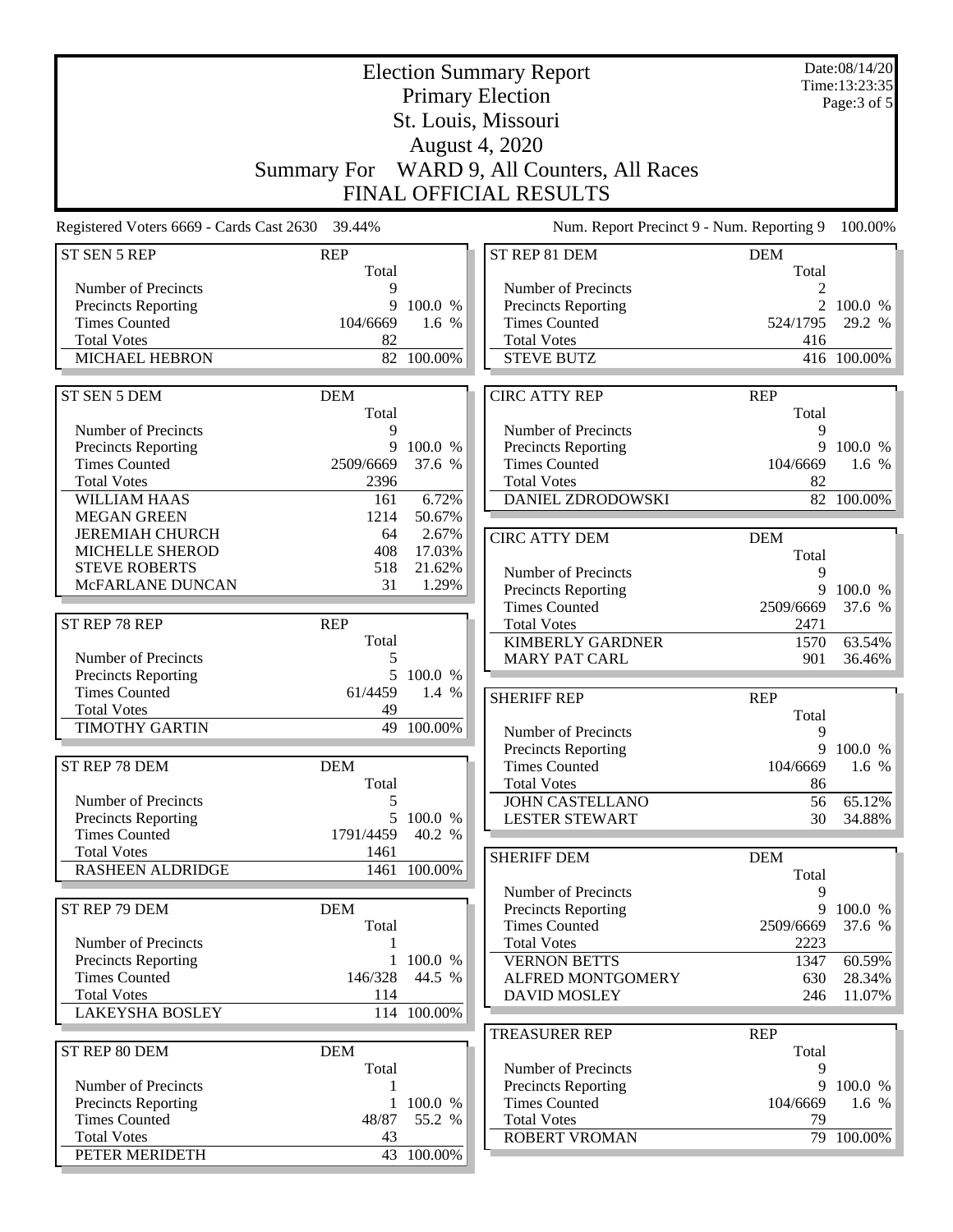# Election Summary Report

## Primary Election

## St. Louis, Missouri

## August 4, 2020

## Summary For WARD 9, All Counters, All Races

## FINAL OFFICIAL RESULTS

Date:08/14/20
Time:13:23:35

Registered Voters 6669 - Cards Cast 2630 39.44%

Num. Report Precinct 9 - Num. Reporting 9 100.00%

| ST SEN 5 REP | REP Total | |
|---|---|---|
| Number of Precincts | 9 | |
| Precincts Reporting | 9 | 100.0 % |
| Times Counted | 104/6669 | 1.6 % |
| Total Votes | 82 | |
| MICHAEL HEBRON | 82 | 100.00% |

| ST SEN 5 DEM | DEM Total | |
|---|---|---|
| Number of Precincts | 9 | |
| Precincts Reporting | 9 | 100.0 % |
| Times Counted | 2509/6669 | 37.6 % |
| Total Votes | 2396 | |
| WILLIAM HAAS | 161 | 6.72% |
| MEGAN GREEN | 1214 | 50.67% |
| JEREMIAH CHURCH | 64 | 2.67% |
| MICHELLE SHEROD | 408 | 17.03% |
| STEVE ROBERTS | 518 | 21.62% |
| McFARLANE DUNCAN | 31 | 1.29% |

| ST REP 78 REP | REP Total | |
|---|---|---|
| Number of Precincts | 5 | |
| Precincts Reporting | 5 | 100.0 % |
| Times Counted | 61/4459 | 1.4 % |
| Total Votes | 49 | |
| TIMOTHY GARTIN | 49 | 100.00% |

| ST REP 78 DEM | DEM Total | |
|---|---|---|
| Number of Precincts | 5 | |
| Precincts Reporting | 5 | 100.0 % |
| Times Counted | 1791/4459 | 40.2 % |
| Total Votes | 1461 | |
| RASHEEN ALDRIDGE | 1461 | 100.00% |

| ST REP 79 DEM | DEM Total | |
|---|---|---|
| Number of Precincts | 1 | |
| Precincts Reporting | 1 | 100.0 % |
| Times Counted | 146/328 | 44.5 % |
| Total Votes | 114 | |
| LAKEYSHA BOSLEY | 114 | 100.00% |

| ST REP 80 DEM | DEM Total | |
|---|---|---|
| Number of Precincts | 1 | |
| Precincts Reporting | 1 | 100.0 % |
| Times Counted | 48/87 | 55.2 % |
| Total Votes | 43 | |
| PETER MERIDETH | 43 | 100.00% |

| ST REP 81 DEM | DEM Total | |
|---|---|---|
| Number of Precincts | 2 | |
| Precincts Reporting | 2 | 100.0 % |
| Times Counted | 524/1795 | 29.2 % |
| Total Votes | 416 | |
| STEVE BUTZ | 416 | 100.00% |

| CIRC ATTY REP | REP Total | |
|---|---|---|
| Number of Precincts | 9 | |
| Precincts Reporting | 9 | 100.0 % |
| Times Counted | 104/6669 | 1.6 % |
| Total Votes | 82 | |
| DANIEL ZDRODOWSKI | 82 | 100.00% |

| CIRC ATTY DEM | DEM Total | |
|---|---|---|
| Number of Precincts | 9 | |
| Precincts Reporting | 9 | 100.0 % |
| Times Counted | 2509/6669 | 37.6 % |
| Total Votes | 2471 | |
| KIMBERLY GARDNER | 1570 | 63.54% |
| MARY PAT CARL | 901 | 36.46% |

| SHERIFF REP | REP Total | |
|---|---|---|
| Number of Precincts | 9 | |
| Precincts Reporting | 9 | 100.0 % |
| Times Counted | 104/6669 | 1.6 % |
| Total Votes | 86 | |
| JOHN CASTELLANO | 56 | 65.12% |
| LESTER STEWART | 30 | 34.88% |

| SHERIFF DEM | DEM Total | |
|---|---|---|
| Number of Precincts | 9 | |
| Precincts Reporting | 9 | 100.0 % |
| Times Counted | 2509/6669 | 37.6 % |
| Total Votes | 2223 | |
| VERNON BETTS | 1347 | 60.59% |
| ALFRED MONTGOMERY | 630 | 28.34% |
| DAVID MOSLEY | 246 | 11.07% |

| TREASURER REP | REP Total | |
|---|---|---|
| Number of Precincts | 9 | |
| Precincts Reporting | 9 | 100.0 % |
| Times Counted | 104/6669 | 1.6 % |
| Total Votes | 79 | |
| ROBERT VROMAN | 79 | 100.00% |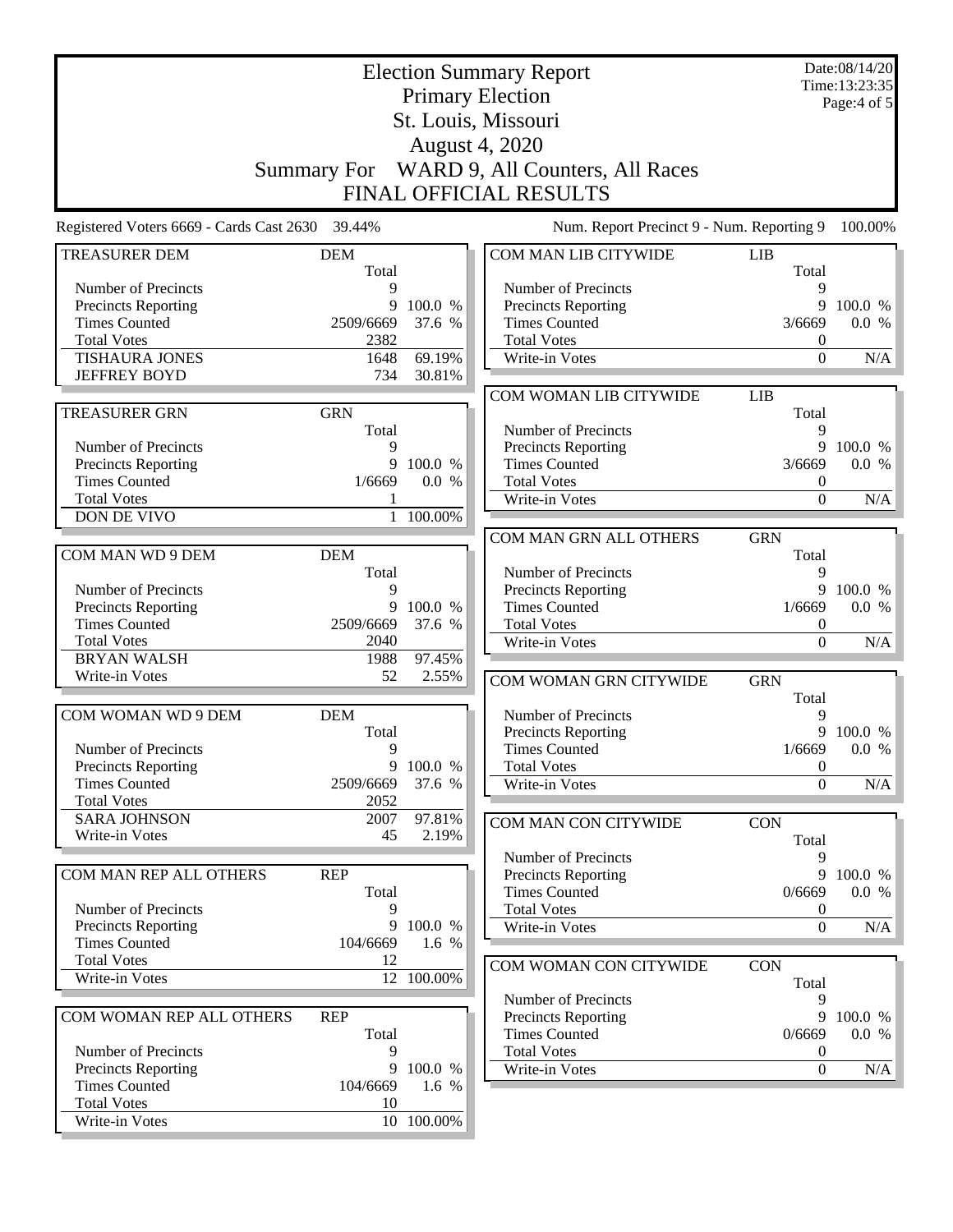# Election Summary Report

## Primary Election

## St. Louis, Missouri

## August 4, 2020

## Summary For WARD 9, All Counters, All Races

## FINAL OFFICIAL RESULTS

Date:08/14/20
Time:13:23:35

Registered Voters 6669 - Cards Cast 2630 39.44% | Num. Report Precinct 9 - Num. Reporting 9 100.00%

| TREASURER DEM | DEM Total | |
|---|---|---|
| Number of Precincts | 9 | |
| Precincts Reporting | 9 | 100.0 % |
| Times Counted | 2509/6669 | 37.6 % |
| Total Votes | 2382 | |
| TISHAURA JONES | 1648 | 69.19% |
| JEFFREY BOYD | 734 | 30.81% |

| TREASURER GRN | GRN Total | |
|---|---|---|
| Number of Precincts | 9 | |
| Precincts Reporting | 9 | 100.0 % |
| Times Counted | 1/6669 | 0.0 % |
| Total Votes | 1 | |
| DON DE VIVO | 1 | 100.00% |

| COM MAN WD 9 DEM | DEM Total | |
|---|---|---|
| Number of Precincts | 9 | |
| Precincts Reporting | 9 | 100.0 % |
| Times Counted | 2509/6669 | 37.6 % |
| Total Votes | 2040 | |
| BRYAN WALSH | 1988 | 97.45% |
| Write-in Votes | 52 | 2.55% |

| COM WOMAN WD 9 DEM | DEM Total | |
|---|---|---|
| Number of Precincts | 9 | |
| Precincts Reporting | 9 | 100.0 % |
| Times Counted | 2509/6669 | 37.6 % |
| Total Votes | 2052 | |
| SARA JOHNSON | 2007 | 97.81% |
| Write-in Votes | 45 | 2.19% |

| COM MAN REP ALL OTHERS | REP Total | |
|---|---|---|
| Number of Precincts | 9 | |
| Precincts Reporting | 9 | 100.0 % |
| Times Counted | 104/6669 | 1.6 % |
| Total Votes | 12 | |
| Write-in Votes | 12 | 100.00% |

| COM WOMAN REP ALL OTHERS | REP Total | |
|---|---|---|
| Number of Precincts | 9 | |
| Precincts Reporting | 9 | 100.0 % |
| Times Counted | 104/6669 | 1.6 % |
| Total Votes | 10 | |
| Write-in Votes | 10 | 100.00% |

| COM MAN LIB CITYWIDE | LIB Total | |
|---|---|---|
| Number of Precincts | 9 | |
| Precincts Reporting | 9 | 100.0 % |
| Times Counted | 3/6669 | 0.0 % |
| Total Votes | 0 | |
| Write-in Votes | 0 | N/A |

| COM WOMAN LIB CITYWIDE | LIB Total | |
|---|---|---|
| Number of Precincts | 9 | |
| Precincts Reporting | 9 | 100.0 % |
| Times Counted | 3/6669 | 0.0 % |
| Total Votes | 0 | |
| Write-in Votes | 0 | N/A |

| COM MAN GRN ALL OTHERS | GRN Total | |
|---|---|---|
| Number of Precincts | 9 | |
| Precincts Reporting | 9 | 100.0 % |
| Times Counted | 1/6669 | 0.0 % |
| Total Votes | 0 | |
| Write-in Votes | 0 | N/A |

| COM WOMAN GRN CITYWIDE | GRN Total | |
|---|---|---|
| Number of Precincts | 9 | |
| Precincts Reporting | 9 | 100.0 % |
| Times Counted | 1/6669 | 0.0 % |
| Total Votes | 0 | |
| Write-in Votes | 0 | N/A |

| COM MAN CON CITYWIDE | CON Total | |
|---|---|---|
| Number of Precincts | 9 | |
| Precincts Reporting | 9 | 100.0 % |
| Times Counted | 0/6669 | 0.0 % |
| Total Votes | 0 | |
| Write-in Votes | 0 | N/A |

| COM WOMAN CON CITYWIDE | CON Total | |
|---|---|---|
| Number of Precincts | 9 | |
| Precincts Reporting | 9 | 100.0 % |
| Times Counted | 0/6669 | 0.0 % |
| Total Votes | 0 | |
| Write-in Votes | 0 | N/A |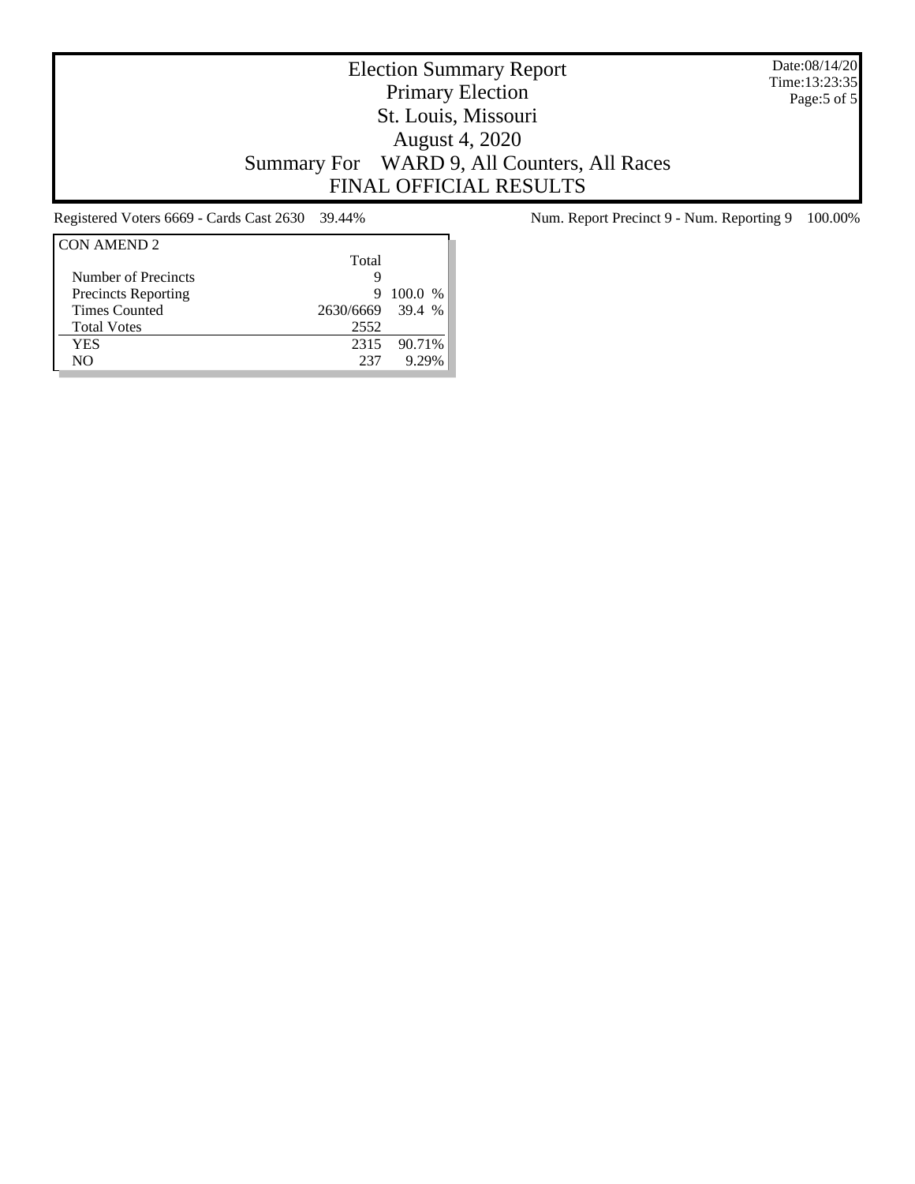# Election Summary Report
## Primary Election
## St. Louis, Missouri
## August 4, 2020
## Summary For WARD 9, All Counters, All Races
## FINAL OFFICIAL RESULTS

Date:08/14/20
Time:13:23:35

Registered Voters 6669 - Cards Cast 2630 39.44%

Num. Report Precinct 9 - Num. Reporting 9 100.00%

| CON AMEND 2 | Total | |
|---|---|---|
| Number of Precincts | 9 | |
| Precincts Reporting | 9 | 100.0 % |
| Times Counted | 2630/6669 | 39.4 % |
| Total Votes | 2552 | |
| YES | 2315 | 90.71% |
| NO | 237 | 9.29% |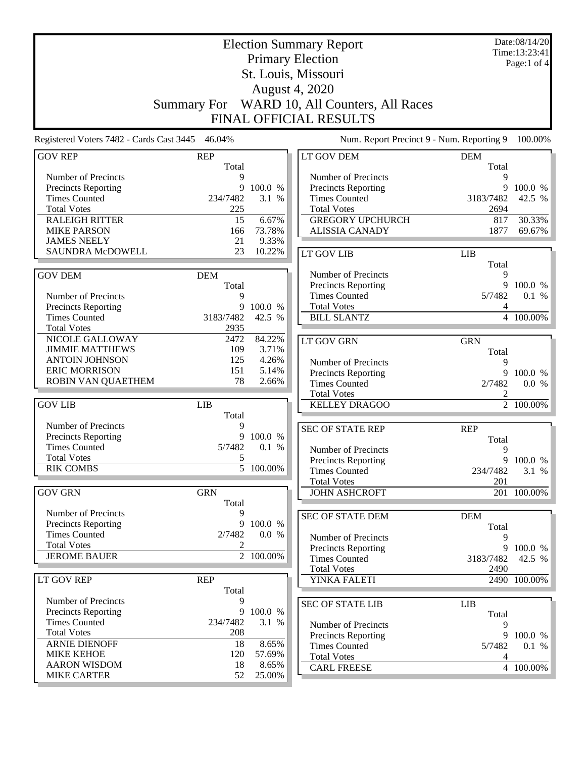# Election Summary Report

Primary Election
St. Louis, Missouri
August 4, 2020

Summary For WARD 10, All Counters, All Races

FINAL OFFICIAL RESULTS

Date:08/14/20
Time:13:23:41

Registered Voters 7482 - Cards Cast 3445 46.04%

Num. Report Precinct 9 - Num. Reporting 9 100.00%

| GOV REP | REP | |
|---|---|---|
| | Total | |
| Number of Precincts | 9 | |
| Precincts Reporting | 9 | 100.0 % |
| Times Counted | 234/7482 | 3.1 % |
| Total Votes | 225 | |
| RALEIGH RITTER | 15 | 6.67% |
| MIKE PARSON | 166 | 73.78% |
| JAMES NEELY | 21 | 9.33% |
| SAUNDRA McDOWELL | 23 | 10.22% |

| GOV DEM | DEM | |
|---|---|---|
| | Total | |
| Number of Precincts | 9 | |
| Precincts Reporting | 9 | 100.0 % |
| Times Counted | 3183/7482 | 42.5 % |
| Total Votes | 2935 | |
| NICOLE GALLOWAY | 2472 | 84.22% |
| JIMMIE MATTHEWS | 109 | 3.71% |
| ANTOIN JOHNSON | 125 | 4.26% |
| ERIC MORRISON | 151 | 5.14% |
| ROBIN VAN QUAETHEM | 78 | 2.66% |

| GOV LIB | LIB | |
|---|---|---|
| | Total | |
| Number of Precincts | 9 | |
| Precincts Reporting | 9 | 100.0 % |
| Times Counted | 5/7482 | 0.1 % |
| Total Votes | 5 | |
| RIK COMBS | 5 | 100.00% |

| GOV GRN | GRN | |
|---|---|---|
| | Total | |
| Number of Precincts | 9 | |
| Precincts Reporting | 9 | 100.0 % |
| Times Counted | 2/7482 | 0.0 % |
| Total Votes | 2 | |
| JEROME BAUER | 2 | 100.00% |

| LT GOV REP | REP | |
|---|---|---|
| | Total | |
| Number of Precincts | 9 | |
| Precincts Reporting | 9 | 100.0 % |
| Times Counted | 234/7482 | 3.1 % |
| Total Votes | 208 | |
| ARNIE DIENOFF | 18 | 8.65% |
| MIKE KEHOE | 120 | 57.69% |
| AARON WISDOM | 18 | 8.65% |
| MIKE CARTER | 52 | 25.00% |

| LT GOV DEM | DEM | |
|---|---|---|
| | Total | |
| Number of Precincts | 9 | |
| Precincts Reporting | 9 | 100.0 % |
| Times Counted | 3183/7482 | 42.5 % |
| Total Votes | 2694 | |
| GREGORY UPCHURCH | 817 | 30.33% |
| ALISSIA CANADY | 1877 | 69.67% |

| LT GOV LIB | LIB | |
|---|---|---|
| | Total | |
| Number of Precincts | 9 | |
| Precincts Reporting | 9 | 100.0 % |
| Times Counted | 5/7482 | 0.1 % |
| Total Votes | 4 | |
| BILL SLANTZ | 4 | 100.00% |

| LT GOV GRN | GRN | |
|---|---|---|
| | Total | |
| Number of Precincts | 9 | |
| Precincts Reporting | 9 | 100.0 % |
| Times Counted | 2/7482 | 0.0 % |
| Total Votes | 2 | |
| KELLEY DRAGOO | 2 | 100.00% |

| SEC OF STATE REP | REP | |
|---|---|---|
| | Total | |
| Number of Precincts | 9 | |
| Precincts Reporting | 9 | 100.0 % |
| Times Counted | 234/7482 | 3.1 % |
| Total Votes | 201 | |
| JOHN ASHCROFT | 201 | 100.00% |

| SEC OF STATE DEM | DEM | |
|---|---|---|
| | Total | |
| Number of Precincts | 9 | |
| Precincts Reporting | 9 | 100.0 % |
| Times Counted | 3183/7482 | 42.5 % |
| Total Votes | 2490 | |
| YINKA FALETI | 2490 | 100.00% |

| SEC OF STATE LIB | LIB | |
|---|---|---|
| | Total | |
| Number of Precincts | 9 | |
| Precincts Reporting | 9 | 100.0 % |
| Times Counted | 5/7482 | 0.1 % |
| Total Votes | 4 | |
| CARL FREESE | 4 | 100.00% |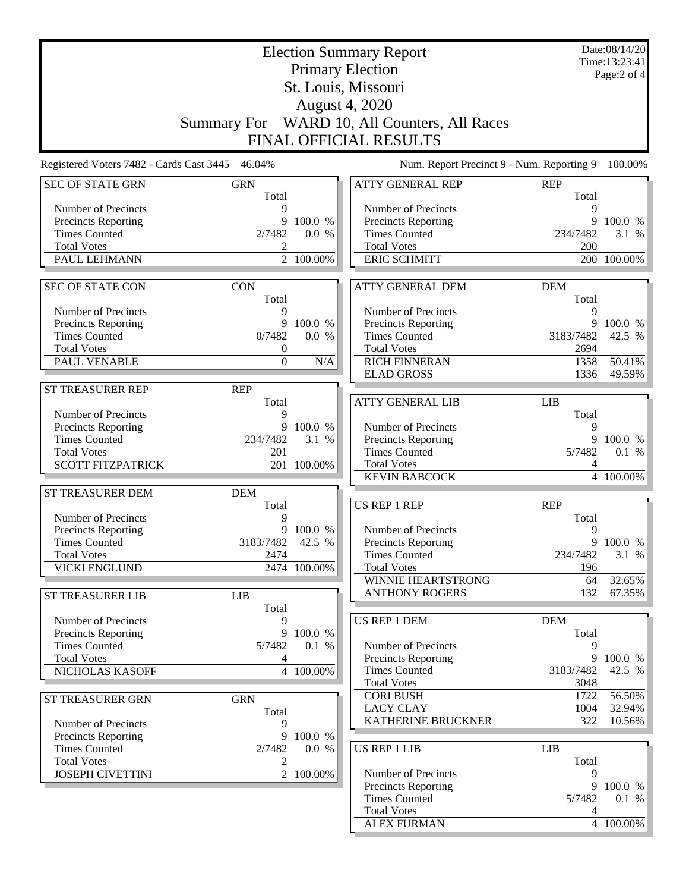# Election Summary Report
## Primary Election
## St. Louis, Missouri
## August 4, 2020
## Summary For WARD 10, All Counters, All Races
## FINAL OFFICIAL RESULTS

Date:08/14/20
Time:13:23:41

Registered Voters 7482 - Cards Cast 3445 46.04%

Num. Report Precinct 9 - Num. Reporting 9 100.00%

| SEC OF STATE GRN | GRN Total | |
|---|---|---|
| Number of Precincts | 9 | |
| Precincts Reporting | 9 | 100.0 % |
| Times Counted | 2/7482 | 0.0 % |
| Total Votes | 2 | |
| PAUL LEHMANN | 2 | 100.00% |

| SEC OF STATE CON | CON Total | |
|---|---|---|
| Number of Precincts | 9 | |
| Precincts Reporting | 9 | 100.0 % |
| Times Counted | 0/7482 | 0.0 % |
| Total Votes | 0 | |
| PAUL VENABLE | 0 | N/A |

| ST TREASURER REP | REP Total | |
|---|---|---|
| Number of Precincts | 9 | |
| Precincts Reporting | 9 | 100.0 % |
| Times Counted | 234/7482 | 3.1 % |
| Total Votes | 201 | |
| SCOTT FITZPATRICK | 201 | 100.00% |

| ST TREASURER DEM | DEM Total | |
|---|---|---|
| Number of Precincts | 9 | |
| Precincts Reporting | 9 | 100.0 % |
| Times Counted | 3183/7482 | 42.5 % |
| Total Votes | 2474 | |
| VICKI ENGLUND | 2474 | 100.00% |

| ST TREASURER LIB | LIB Total | |
|---|---|---|
| Number of Precincts | 9 | |
| Precincts Reporting | 9 | 100.0 % |
| Times Counted | 5/7482 | 0.1 % |
| Total Votes | 4 | |
| NICHOLAS KASOFF | 4 | 100.00% |

| ST TREASURER GRN | GRN Total | |
|---|---|---|
| Number of Precincts | 9 | |
| Precincts Reporting | 9 | 100.0 % |
| Times Counted | 2/7482 | 0.0 % |
| Total Votes | 2 | |
| JOSEPH CIVETTINI | 2 | 100.00% |

| ATTY GENERAL REP | REP Total | |
|---|---|---|
| Number of Precincts | 9 | |
| Precincts Reporting | 9 | 100.0 % |
| Times Counted | 234/7482 | 3.1 % |
| Total Votes | 200 | |
| ERIC SCHMITT | 200 | 100.00% |

| ATTY GENERAL DEM | DEM Total | |
|---|---|---|
| Number of Precincts | 9 | |
| Precincts Reporting | 9 | 100.0 % |
| Times Counted | 3183/7482 | 42.5 % |
| Total Votes | 2694 | |
| RICH FINNERAN | 1358 | 50.41% |
| ELAD GROSS | 1336 | 49.59% |

| ATTY GENERAL LIB | LIB Total | |
|---|---|---|
| Number of Precincts | 9 | |
| Precincts Reporting | 9 | 100.0 % |
| Times Counted | 5/7482 | 0.1 % |
| Total Votes | 4 | |
| KEVIN BABCOCK | 4 | 100.00% |

| US REP 1 REP | REP Total | |
|---|---|---|
| Number of Precincts | 9 | |
| Precincts Reporting | 9 | 100.0 % |
| Times Counted | 234/7482 | 3.1 % |
| Total Votes | 196 | |
| WINNIE HEARTSTRONG | 64 | 32.65% |
| ANTHONY ROGERS | 132 | 67.35% |

| US REP 1 DEM | DEM Total | |
|---|---|---|
| Number of Precincts | 9 | |
| Precincts Reporting | 9 | 100.0 % |
| Times Counted | 3183/7482 | 42.5 % |
| Total Votes | 3048 | |
| CORI BUSH | 1722 | 56.50% |
| LACY CLAY | 1004 | 32.94% |
| KATHERINE BRUCKNER | 322 | 10.56% |

| US REP 1 LIB | LIB Total | |
|---|---|---|
| Number of Precincts | 9 | |
| Precincts Reporting | 9 | 100.0 % |
| Times Counted | 5/7482 | 0.1 % |
| Total Votes | 4 | |
| ALEX FURMAN | 4 | 100.00% |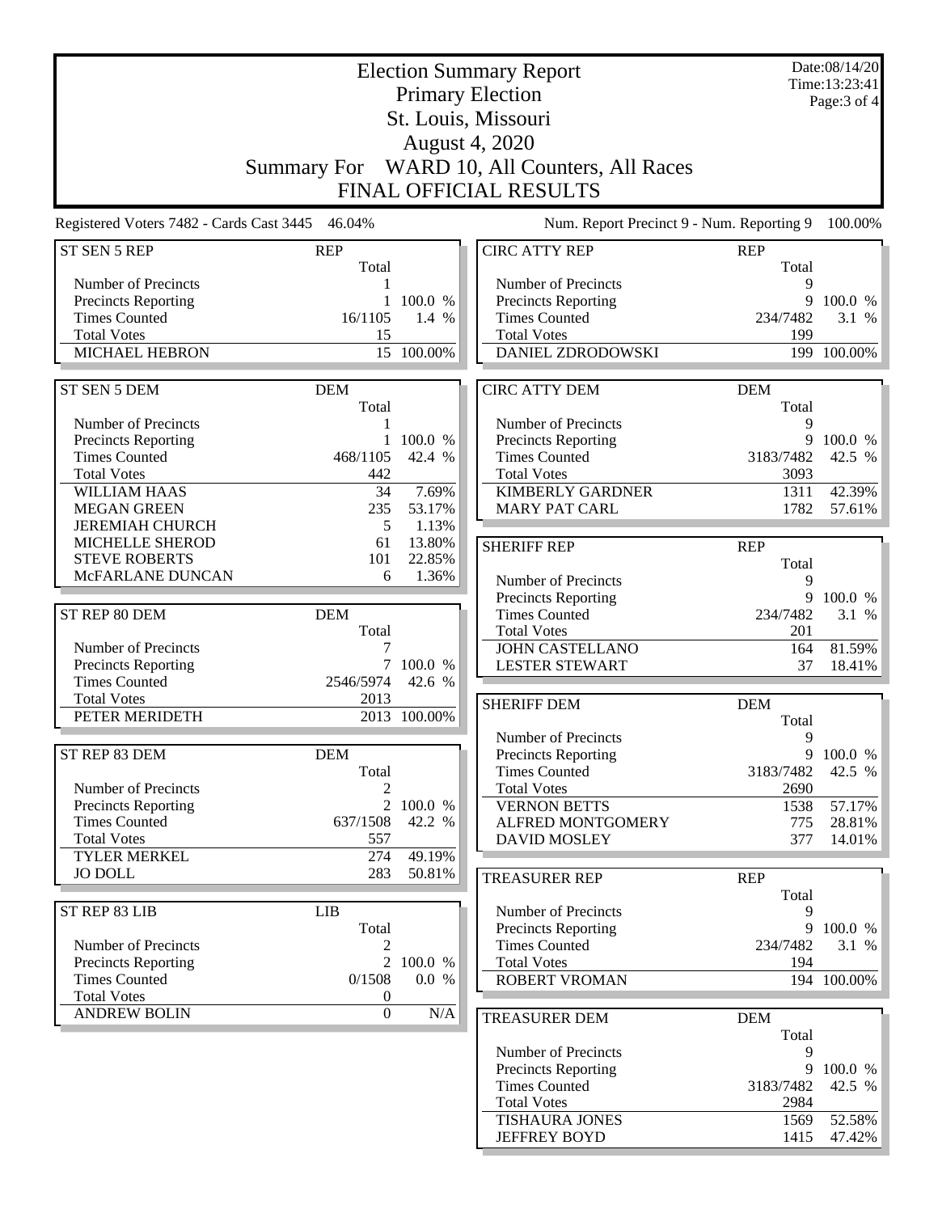# Election Summary Report

## Primary Election

## St. Louis, Missouri

## August 4, 2020

## Summary For WARD 10, All Counters, All Races

## FINAL OFFICIAL RESULTS

Date:08/14/20
Time:13:23:41

Registered Voters 7482 - Cards Cast 3445 46.04%

Num. Report Precinct 9 - Num. Reporting 9 100.00%

| ST SEN 5 REP | REP | |
|---|---|---|
| | Total | |
| Number of Precincts | 1 | |
| Precincts Reporting | 1 | 100.0 % |
| Times Counted | 16/1105 | 1.4 % |
| Total Votes | 15 | |
| MICHAEL HEBRON | 15 | 100.00% |

| ST SEN 5 DEM | DEM | |
|---|---|---|
| | Total | |
| Number of Precincts | 1 | |
| Precincts Reporting | 1 | 100.0 % |
| Times Counted | 468/1105 | 42.4 % |
| Total Votes | 442 | |
| WILLIAM HAAS | 34 | 7.69% |
| MEGAN GREEN | 235 | 53.17% |
| JEREMIAH CHURCH | 5 | 1.13% |
| MICHELLE SHEROD | 61 | 13.80% |
| STEVE ROBERTS | 101 | 22.85% |
| McFARLANE DUNCAN | 6 | 1.36% |

| ST REP 80 DEM | DEM | |
|---|---|---|
| | Total | |
| Number of Precincts | 7 | |
| Precincts Reporting | 7 | 100.0 % |
| Times Counted | 2546/5974 | 42.6 % |
| Total Votes | 2013 | |
| PETER MERIDETH | 2013 | 100.00% |

| ST REP 83 DEM | DEM | |
|---|---|---|
| | Total | |
| Number of Precincts | 2 | |
| Precincts Reporting | 2 | 100.0 % |
| Times Counted | 637/1508 | 42.2 % |
| Total Votes | 557 | |
| TYLER MERKEL | 274 | 49.19% |
| JO DOLL | 283 | 50.81% |

| ST REP 83 LIB | LIB | |
|---|---|---|
| | Total | |
| Number of Precincts | 2 | |
| Precincts Reporting | 2 | 100.0 % |
| Times Counted | 0/1508 | 0.0 % |
| Total Votes | 0 | |
| ANDREW BOLIN | 0 | N/A |

| CIRC ATTY REP | REP | |
|---|---|---|
| | Total | |
| Number of Precincts | 9 | |
| Precincts Reporting | 9 | 100.0 % |
| Times Counted | 234/7482 | 3.1 % |
| Total Votes | 199 | |
| DANIEL ZDRODOWSKI | 199 | 100.00% |

| CIRC ATTY DEM | DEM | |
|---|---|---|
| | Total | |
| Number of Precincts | 9 | |
| Precincts Reporting | 9 | 100.0 % |
| Times Counted | 3183/7482 | 42.5 % |
| Total Votes | 3093 | |
| KIMBERLY GARDNER | 1311 | 42.39% |
| MARY PAT CARL | 1782 | 57.61% |

| SHERIFF REP | REP | |
|---|---|---|
| | Total | |
| Number of Precincts | 9 | |
| Precincts Reporting | 9 | 100.0 % |
| Times Counted | 234/7482 | 3.1 % |
| Total Votes | 201 | |
| JOHN CASTELLANO | 164 | 81.59% |
| LESTER STEWART | 37 | 18.41% |

| SHERIFF DEM | DEM | |
|---|---|---|
| | Total | |
| Number of Precincts | 9 | |
| Precincts Reporting | 9 | 100.0 % |
| Times Counted | 3183/7482 | 42.5 % |
| Total Votes | 2690 | |
| VERNON BETTS | 1538 | 57.17% |
| ALFRED MONTGOMERY | 775 | 28.81% |
| DAVID MOSLEY | 377 | 14.01% |

| TREASURER REP | REP | |
|---|---|---|
| | Total | |
| Number of Precincts | 9 | |
| Precincts Reporting | 9 | 100.0 % |
| Times Counted | 234/7482 | 3.1 % |
| Total Votes | 194 | |
| ROBERT VROMAN | 194 | 100.00% |

| TREASURER DEM | DEM | |
|---|---|---|
| | Total | |
| Number of Precincts | 9 | |
| Precincts Reporting | 9 | 100.0 % |
| Times Counted | 3183/7482 | 42.5 % |
| Total Votes | 2984 | |
| TISHAURA JONES | 1569 | 52.58% |
| JEFFREY BOYD | 1415 | 47.42% |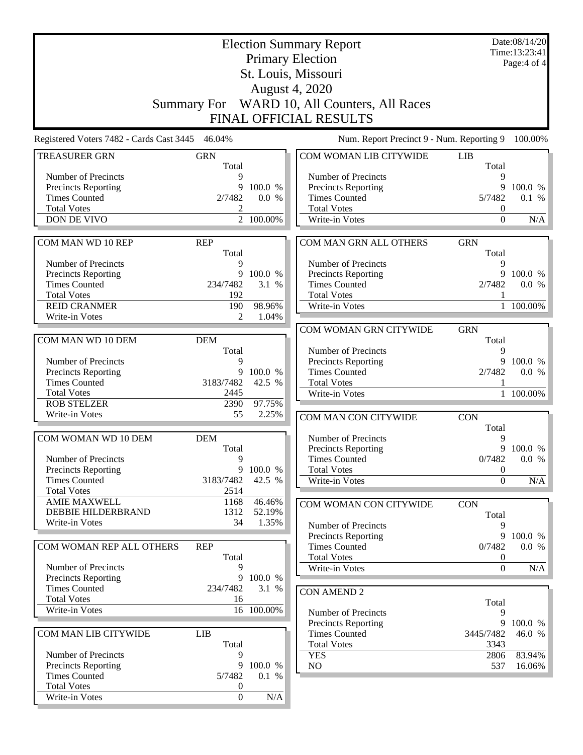# Election Summary Report

## Primary Election

## St. Louis, Missouri

## August 4, 2020

## Summary For WARD 10, All Counters, All Races

## FINAL OFFICIAL RESULTS

Date:08/14/20
Time:13:23:41

Registered Voters 7482 - Cards Cast 3445 46.04%

Num. Report Precinct 9 - Num. Reporting 9 100.00%

| TREASURER GRN | GRN Total | |
|---|---|---|
| Number of Precincts | 9 | |
| Precincts Reporting | 9 | 100.0 % |
| Times Counted | 2/7482 | 0.0 % |
| Total Votes | 2 | |
| DON DE VIVO | 2 | 100.00% |

| COM MAN WD 10 REP | REP Total | |
|---|---|---|
| Number of Precincts | 9 | |
| Precincts Reporting | 9 | 100.0 % |
| Times Counted | 234/7482 | 3.1 % |
| Total Votes | 192 | |
| REID CRANMER | 190 | 98.96% |
| Write-in Votes | 2 | 1.04% |

| COM MAN WD 10 DEM | DEM Total | |
|---|---|---|
| Number of Precincts | 9 | |
| Precincts Reporting | 9 | 100.0 % |
| Times Counted | 3183/7482 | 42.5 % |
| Total Votes | 2445 | |
| ROB STELZER | 2390 | 97.75% |
| Write-in Votes | 55 | 2.25% |

| COM WOMAN WD 10 DEM | DEM Total | |
|---|---|---|
| Number of Precincts | 9 | |
| Precincts Reporting | 9 | 100.0 % |
| Times Counted | 3183/7482 | 42.5 % |
| Total Votes | 2514 | |
| AMIE MAXWELL | 1168 | 46.46% |
| DEBBIE HILDERBRAND | 1312 | 52.19% |
| Write-in Votes | 34 | 1.35% |

| COM WOMAN REP ALL OTHERS | REP Total | |
|---|---|---|
| Number of Precincts | 9 | |
| Precincts Reporting | 9 | 100.0 % |
| Times Counted | 234/7482 | 3.1 % |
| Total Votes | 16 | |
| Write-in Votes | 16 | 100.00% |

| COM MAN LIB CITYWIDE | LIB Total | |
|---|---|---|
| Number of Precincts | 9 | |
| Precincts Reporting | 9 | 100.0 % |
| Times Counted | 5/7482 | 0.1 % |
| Total Votes | 0 | |
| Write-in Votes | 0 | N/A |

| COM WOMAN LIB CITYWIDE | LIB Total | |
|---|---|---|
| Number of Precincts | 9 | |
| Precincts Reporting | 9 | 100.0 % |
| Times Counted | 5/7482 | 0.1 % |
| Total Votes | 0 | |
| Write-in Votes | 0 | N/A |

| COM MAN GRN ALL OTHERS | GRN Total | |
|---|---|---|
| Number of Precincts | 9 | |
| Precincts Reporting | 9 | 100.0 % |
| Times Counted | 2/7482 | 0.0 % |
| Total Votes | 1 | |
| Write-in Votes | 1 | 100.00% |

| COM WOMAN GRN CITYWIDE | GRN Total | |
|---|---|---|
| Number of Precincts | 9 | |
| Precincts Reporting | 9 | 100.0 % |
| Times Counted | 2/7482 | 0.0 % |
| Total Votes | 1 | |
| Write-in Votes | 1 | 100.00% |

| COM MAN CON CITYWIDE | CON Total | |
|---|---|---|
| Number of Precincts | 9 | |
| Precincts Reporting | 9 | 100.0 % |
| Times Counted | 0/7482 | 0.0 % |
| Total Votes | 0 | |
| Write-in Votes | 0 | N/A |

| COM WOMAN CON CITYWIDE | CON Total | |
|---|---|---|
| Number of Precincts | 9 | |
| Precincts Reporting | 9 | 100.0 % |
| Times Counted | 0/7482 | 0.0 % |
| Total Votes | 0 | |
| Write-in Votes | 0 | N/A |

| CON AMEND 2 | Total | |
|---|---|---|
| Number of Precincts | 9 | |
| Precincts Reporting | 9 | 100.0 % |
| Times Counted | 3445/7482 | 46.0 % |
| Total Votes | 3343 | |
| YES | 2806 | 83.94% |
| NO | 537 | 16.06% |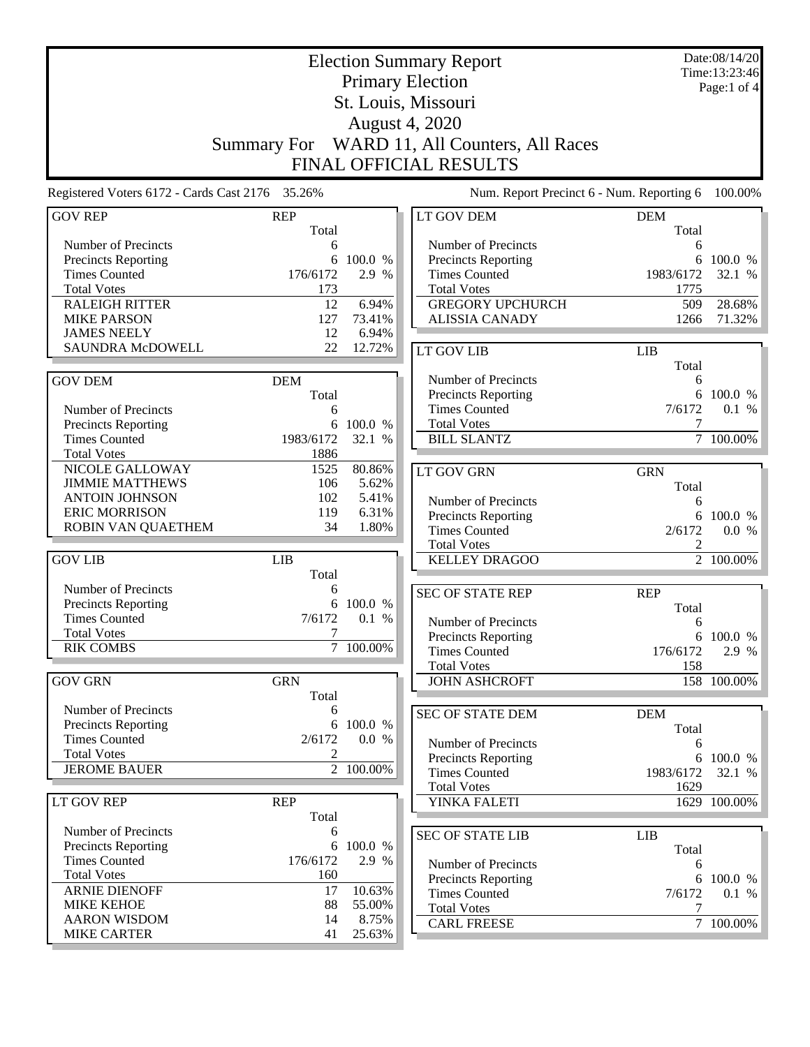# Election Summary Report

Primary Election

St. Louis, Missouri

August 4, 2020

Summary For WARD 11, All Counters, All Races

FINAL OFFICIAL RESULTS

Date:08/14/20
Time:13:23:46

Registered Voters 6172 - Cards Cast 2176 35.26%

Num. Report Precinct 6 - Num. Reporting 6 100.00%

| GOV REP | REP | |
|---|---|---|
| | Total | |
| Number of Precincts | 6 | |
| Precincts Reporting | 6 | 100.0 % |
| Times Counted | 176/6172 | 2.9 % |
| Total Votes | 173 | |
| RALEIGH RITTER | 12 | 6.94% |
| MIKE PARSON | 127 | 73.41% |
| JAMES NEELY | 12 | 6.94% |
| SAUNDRA McDOWELL | 22 | 12.72% |

| GOV DEM | DEM | |
|---|---|---|
| | Total | |
| Number of Precincts | 6 | |
| Precincts Reporting | 6 | 100.0 % |
| Times Counted | 1983/6172 | 32.1 % |
| Total Votes | 1886 | |
| NICOLE GALLOWAY | 1525 | 80.86% |
| JIMMIE MATTHEWS | 106 | 5.62% |
| ANTOIN JOHNSON | 102 | 5.41% |
| ERIC MORRISON | 119 | 6.31% |
| ROBIN VAN QUAETHEM | 34 | 1.80% |

| GOV LIB | LIB | |
|---|---|---|
| | Total | |
| Number of Precincts | 6 | |
| Precincts Reporting | 6 | 100.0 % |
| Times Counted | 7/6172 | 0.1 % |
| Total Votes | 7 | |
| RIK COMBS | 7 | 100.00% |

| GOV GRN | GRN | |
|---|---|---|
| | Total | |
| Number of Precincts | 6 | |
| Precincts Reporting | 6 | 100.0 % |
| Times Counted | 2/6172 | 0.0 % |
| Total Votes | 2 | |
| JEROME BAUER | 2 | 100.00% |

| LT GOV REP | REP | |
|---|---|---|
| | Total | |
| Number of Precincts | 6 | |
| Precincts Reporting | 6 | 100.0 % |
| Times Counted | 176/6172 | 2.9 % |
| Total Votes | 160 | |
| ARNIE DIENOFF | 17 | 10.63% |
| MIKE KEHOE | 88 | 55.00% |
| AARON WISDOM | 14 | 8.75% |
| MIKE CARTER | 41 | 25.63% |

| LT GOV DEM | DEM | |
|---|---|---|
| | Total | |
| Number of Precincts | 6 | |
| Precincts Reporting | 6 | 100.0 % |
| Times Counted | 1983/6172 | 32.1 % |
| Total Votes | 1775 | |
| GREGORY UPCHURCH | 509 | 28.68% |
| ALISSIA CANADY | 1266 | 71.32% |

| LT GOV LIB | LIB | |
|---|---|---|
| | Total | |
| Number of Precincts | 6 | |
| Precincts Reporting | 6 | 100.0 % |
| Times Counted | 7/6172 | 0.1 % |
| Total Votes | 7 | |
| BILL SLANTZ | 7 | 100.00% |

| LT GOV GRN | GRN | |
|---|---|---|
| | Total | |
| Number of Precincts | 6 | |
| Precincts Reporting | 6 | 100.0 % |
| Times Counted | 2/6172 | 0.0 % |
| Total Votes | 2 | |
| KELLEY DRAGOO | 2 | 100.00% |

| SEC OF STATE REP | REP | |
|---|---|---|
| | Total | |
| Number of Precincts | 6 | |
| Precincts Reporting | 6 | 100.0 % |
| Times Counted | 176/6172 | 2.9 % |
| Total Votes | 158 | |
| JOHN ASHCROFT | 158 | 100.00% |

| SEC OF STATE DEM | DEM | |
|---|---|---|
| | Total | |
| Number of Precincts | 6 | |
| Precincts Reporting | 6 | 100.0 % |
| Times Counted | 1983/6172 | 32.1 % |
| Total Votes | 1629 | |
| YINKA FALETI | 1629 | 100.00% |

| SEC OF STATE LIB | LIB | |
|---|---|---|
| | Total | |
| Number of Precincts | 6 | |
| Precincts Reporting | 6 | 100.0 % |
| Times Counted | 7/6172 | 0.1 % |
| Total Votes | 7 | |
| CARL FREESE | 7 | 100.00% |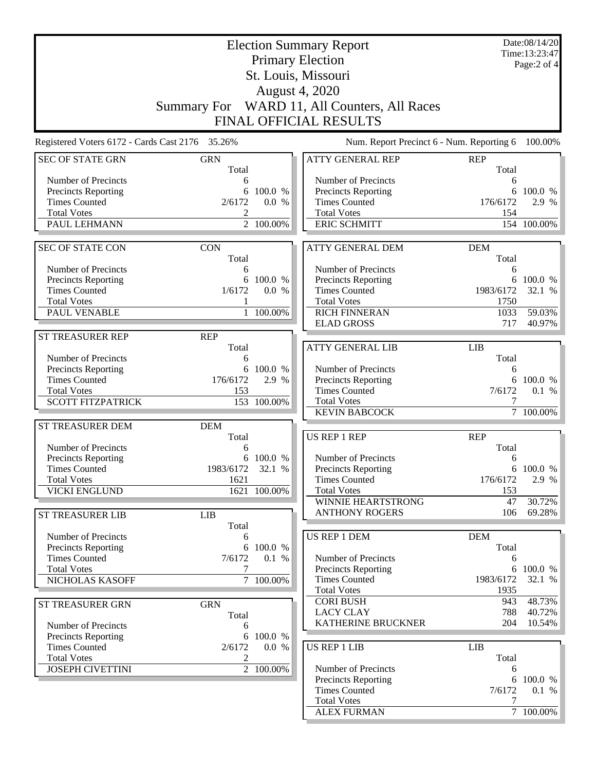# Election Summary Report

## Primary Election

## St. Louis, Missouri

## August 4, 2020

## Summary For WARD 11, All Counters, All Races

## FINAL OFFICIAL RESULTS

Date:08/14/20
Time:13:23:47

Registered Voters 6172 - Cards Cast 2176 35.26%

Num. Report Precinct 6 - Num. Reporting 6 100.00%

| SEC OF STATE GRN | GRN Total | |
|---|---|---|
| Number of Precincts | 6 | |
| Precincts Reporting | 6 | 100.0 % |
| Times Counted | 2/6172 | 0.0 % |
| Total Votes | 2 | |
| PAUL LEHMANN | 2 | 100.00% |

| SEC OF STATE CON | CON Total | |
|---|---|---|
| Number of Precincts | 6 | |
| Precincts Reporting | 6 | 100.0 % |
| Times Counted | 1/6172 | 0.0 % |
| Total Votes | 1 | |
| PAUL VENABLE | 1 | 100.00% |

| ST TREASURER REP | REP Total | |
|---|---|---|
| Number of Precincts | 6 | |
| Precincts Reporting | 6 | 100.0 % |
| Times Counted | 176/6172 | 2.9 % |
| Total Votes | 153 | |
| SCOTT FITZPATRICK | 153 | 100.00% |

| ST TREASURER DEM | DEM Total | |
|---|---|---|
| Number of Precincts | 6 | |
| Precincts Reporting | 6 | 100.0 % |
| Times Counted | 1983/6172 | 32.1 % |
| Total Votes | 1621 | |
| VICKI ENGLUND | 1621 | 100.00% |

| ST TREASURER LIB | LIB Total | |
|---|---|---|
| Number of Precincts | 6 | |
| Precincts Reporting | 6 | 100.0 % |
| Times Counted | 7/6172 | 0.1 % |
| Total Votes | 7 | |
| NICHOLAS KASOFF | 7 | 100.00% |

| ST TREASURER GRN | GRN Total | |
|---|---|---|
| Number of Precincts | 6 | |
| Precincts Reporting | 6 | 100.0 % |
| Times Counted | 2/6172 | 0.0 % |
| Total Votes | 2 | |
| JOSEPH CIVETTINI | 2 | 100.00% |

| ATTY GENERAL REP | REP Total | |
|---|---|---|
| Number of Precincts | 6 | |
| Precincts Reporting | 6 | 100.0 % |
| Times Counted | 176/6172 | 2.9 % |
| Total Votes | 154 | |
| ERIC SCHMITT | 154 | 100.00% |

| ATTY GENERAL DEM | DEM Total | |
|---|---|---|
| Number of Precincts | 6 | |
| Precincts Reporting | 6 | 100.0 % |
| Times Counted | 1983/6172 | 32.1 % |
| Total Votes | 1750 | |
| RICH FINNERAN | 1033 | 59.03% |
| ELAD GROSS | 717 | 40.97% |

| ATTY GENERAL LIB | LIB Total | |
|---|---|---|
| Number of Precincts | 6 | |
| Precincts Reporting | 6 | 100.0 % |
| Times Counted | 7/6172 | 0.1 % |
| Total Votes | 7 | |
| KEVIN BABCOCK | 7 | 100.00% |

| US REP 1 REP | REP Total | |
|---|---|---|
| Number of Precincts | 6 | |
| Precincts Reporting | 6 | 100.0 % |
| Times Counted | 176/6172 | 2.9 % |
| Total Votes | 153 | |
| WINNIE HEARTSTRONG | 47 | 30.72% |
| ANTHONY ROGERS | 106 | 69.28% |

| US REP 1 DEM | DEM Total | |
|---|---|---|
| Number of Precincts | 6 | |
| Precincts Reporting | 6 | 100.0 % |
| Times Counted | 1983/6172 | 32.1 % |
| Total Votes | 1935 | |
| CORI BUSH | 943 | 48.73% |
| LACY CLAY | 788 | 40.72% |
| KATHERINE BRUCKNER | 204 | 10.54% |

| US REP 1 LIB | LIB Total | |
|---|---|---|
| Number of Precincts | 6 | |
| Precincts Reporting | 6 | 100.0 % |
| Times Counted | 7/6172 | 0.1 % |
| Total Votes | 7 | |
| ALEX FURMAN | 7 | 100.00% |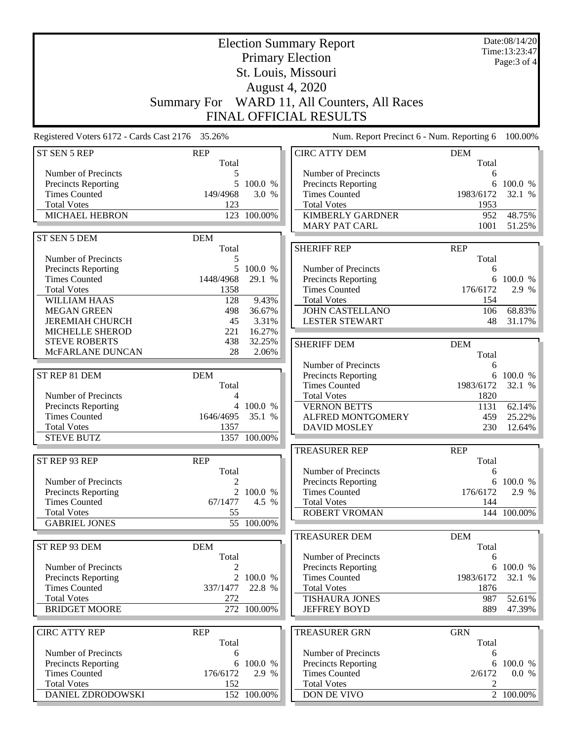# Election Summary Report

## Primary Election

## St. Louis, Missouri

## August 4, 2020

## Summary For WARD 11, All Counters, All Races

## FINAL OFFICIAL RESULTS

Date:08/14/20
Time:13:23:47

Registered Voters 6172 - Cards Cast 2176 35.26%

Num. Report Precinct 6 - Num. Reporting 6 100.00%

| ST SEN 5 REP | REP | |
|---|---|---|
| | Total | |
| Number of Precincts | 5 | |
| Precincts Reporting | 5 | 100.0 % |
| Times Counted | 149/4968 | 3.0 % |
| Total Votes | 123 | |
| MICHAEL HEBRON | 123 | 100.00% |

| ST SEN 5 DEM | DEM | |
|---|---|---|
| | Total | |
| Number of Precincts | 5 | |
| Precincts Reporting | 5 | 100.0 % |
| Times Counted | 1448/4968 | 29.1 % |
| Total Votes | 1358 | |
| WILLIAM HAAS | 128 | 9.43% |
| MEGAN GREEN | 498 | 36.67% |
| JEREMIAH CHURCH | 45 | 3.31% |
| MICHELLE SHEROD | 221 | 16.27% |
| STEVE ROBERTS | 438 | 32.25% |
| McFARLANE DUNCAN | 28 | 2.06% |

| ST REP 81 DEM | DEM | |
|---|---|---|
| | Total | |
| Number of Precincts | 4 | |
| Precincts Reporting | 4 | 100.0 % |
| Times Counted | 1646/4695 | 35.1 % |
| Total Votes | 1357 | |
| STEVE BUTZ | 1357 | 100.00% |

| ST REP 93 REP | REP | |
|---|---|---|
| | Total | |
| Number of Precincts | 2 | |
| Precincts Reporting | 2 | 100.0 % |
| Times Counted | 67/1477 | 4.5 % |
| Total Votes | 55 | |
| GABRIEL JONES | 55 | 100.00% |

| ST REP 93 DEM | DEM | |
|---|---|---|
| | Total | |
| Number of Precincts | 2 | |
| Precincts Reporting | 2 | 100.0 % |
| Times Counted | 337/1477 | 22.8 % |
| Total Votes | 272 | |
| BRIDGET MOORE | 272 | 100.00% |

| CIRC ATTY REP | REP | |
|---|---|---|
| | Total | |
| Number of Precincts | 6 | |
| Precincts Reporting | 6 | 100.0 % |
| Times Counted | 176/6172 | 2.9 % |
| Total Votes | 152 | |
| DANIEL ZDRODOWSKI | 152 | 100.00% |

| CIRC ATTY DEM | DEM | |
|---|---|---|
| | Total | |
| Number of Precincts | 6 | |
| Precincts Reporting | 6 | 100.0 % |
| Times Counted | 1983/6172 | 32.1 % |
| Total Votes | 1953 | |
| KIMBERLY GARDNER | 952 | 48.75% |
| MARY PAT CARL | 1001 | 51.25% |

| SHERIFF REP | REP | |
|---|---|---|
| | Total | |
| Number of Precincts | 6 | |
| Precincts Reporting | 6 | 100.0 % |
| Times Counted | 176/6172 | 2.9 % |
| Total Votes | 154 | |
| JOHN CASTELLANO | 106 | 68.83% |
| LESTER STEWART | 48 | 31.17% |

| SHERIFF DEM | DEM | |
|---|---|---|
| | Total | |
| Number of Precincts | 6 | |
| Precincts Reporting | 6 | 100.0 % |
| Times Counted | 1983/6172 | 32.1 % |
| Total Votes | 1820 | |
| VERNON BETTS | 1131 | 62.14% |
| ALFRED MONTGOMERY | 459 | 25.22% |
| DAVID MOSLEY | 230 | 12.64% |

| TREASURER REP | REP | |
|---|---|---|
| | Total | |
| Number of Precincts | 6 | |
| Precincts Reporting | 6 | 100.0 % |
| Times Counted | 176/6172 | 2.9 % |
| Total Votes | 144 | |
| ROBERT VROMAN | 144 | 100.00% |

| TREASURER DEM | DEM | |
|---|---|---|
| | Total | |
| Number of Precincts | 6 | |
| Precincts Reporting | 6 | 100.0 % |
| Times Counted | 1983/6172 | 32.1 % |
| Total Votes | 1876 | |
| TISHAURA JONES | 987 | 52.61% |
| JEFFREY BOYD | 889 | 47.39% |

| TREASURER GRN | GRN | |
|---|---|---|
| | Total | |
| Number of Precincts | 6 | |
| Precincts Reporting | 6 | 100.0 % |
| Times Counted | 2/6172 | 0.0 % |
| Total Votes | 2 | |
| DON DE VIVO | 2 | 100.00% |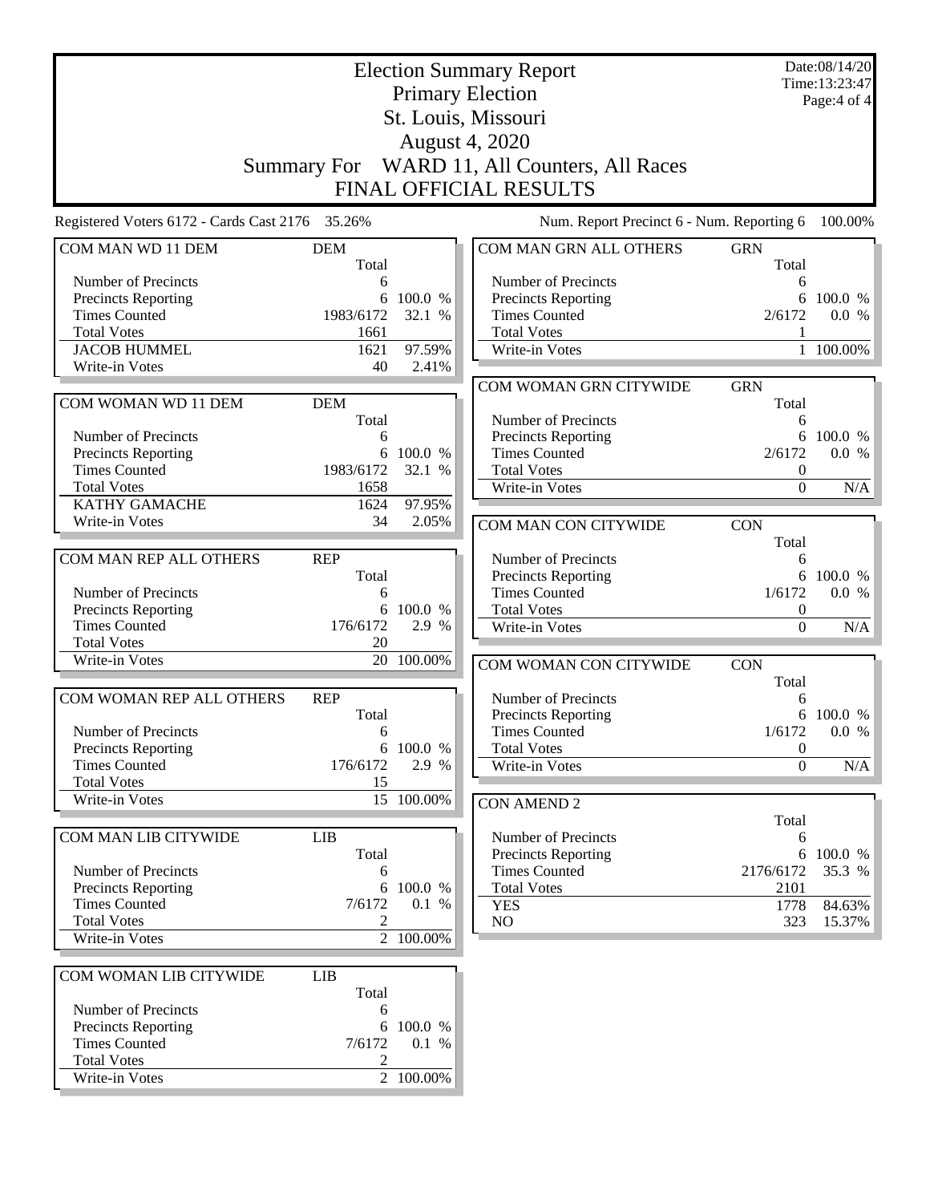# Election Summary Report

Primary Election
St. Louis, Missouri
August 4, 2020
Summary For WARD 11, All Counters, All Races
FINAL OFFICIAL RESULTS

Date:08/14/20
Time:13:23:47

Registered Voters 6172 - Cards Cast 2176 35.26%

Num. Report Precinct 6 - Num. Reporting 6 100.00%

| COM MAN WD 11 DEM | DEM | |
|---|---|---|
| | Total | |
| Number of Precincts | 6 | |
| Precincts Reporting | 6 | 100.0 % |
| Times Counted | 1983/6172 | 32.1 % |
| Total Votes | 1661 | |
| JACOB HUMMEL | 1621 | 97.59% |
| Write-in Votes | 40 | 2.41% |

| COM WOMAN WD 11 DEM | DEM | |
|---|---|---|
| | Total | |
| Number of Precincts | 6 | |
| Precincts Reporting | 6 | 100.0 % |
| Times Counted | 1983/6172 | 32.1 % |
| Total Votes | 1658 | |
| KATHY GAMACHE | 1624 | 97.95% |
| Write-in Votes | 34 | 2.05% |

| COM MAN REP ALL OTHERS | REP | |
|---|---|---|
| | Total | |
| Number of Precincts | 6 | |
| Precincts Reporting | 6 | 100.0 % |
| Times Counted | 176/6172 | 2.9 % |
| Total Votes | 20 | |
| Write-in Votes | 20 | 100.00% |

| COM WOMAN REP ALL OTHERS | REP | |
|---|---|---|
| | Total | |
| Number of Precincts | 6 | |
| Precincts Reporting | 6 | 100.0 % |
| Times Counted | 176/6172 | 2.9 % |
| Total Votes | 15 | |
| Write-in Votes | 15 | 100.00% |

| COM MAN LIB CITYWIDE | LIB | |
|---|---|---|
| | Total | |
| Number of Precincts | 6 | |
| Precincts Reporting | 6 | 100.0 % |
| Times Counted | 7/6172 | 0.1 % |
| Total Votes | 2 | |
| Write-in Votes | 2 | 100.00% |

| COM WOMAN LIB CITYWIDE | LIB | |
|---|---|---|
| | Total | |
| Number of Precincts | 6 | |
| Precincts Reporting | 6 | 100.0 % |
| Times Counted | 7/6172 | 0.1 % |
| Total Votes | 2 | |
| Write-in Votes | 2 | 100.00% |

| COM MAN GRN ALL OTHERS | GRN | |
|---|---|---|
| | Total | |
| Number of Precincts | 6 | |
| Precincts Reporting | 6 | 100.0 % |
| Times Counted | 2/6172 | 0.0 % |
| Total Votes | 1 | |
| Write-in Votes | 1 | 100.00% |

| COM WOMAN GRN CITYWIDE | GRN | |
|---|---|---|
| | Total | |
| Number of Precincts | 6 | |
| Precincts Reporting | 6 | 100.0 % |
| Times Counted | 2/6172 | 0.0 % |
| Total Votes | 0 | |
| Write-in Votes | 0 | N/A |

| COM MAN CON CITYWIDE | CON | |
|---|---|---|
| | Total | |
| Number of Precincts | 6 | |
| Precincts Reporting | 6 | 100.0 % |
| Times Counted | 1/6172 | 0.0 % |
| Total Votes | 0 | |
| Write-in Votes | 0 | N/A |

| COM WOMAN CON CITYWIDE | CON | |
|---|---|---|
| | Total | |
| Number of Precincts | 6 | |
| Precincts Reporting | 6 | 100.0 % |
| Times Counted | 1/6172 | 0.0 % |
| Total Votes | 0 | |
| Write-in Votes | 0 | N/A |

| CON AMEND 2 | | |
|---|---|---|
| | Total | |
| Number of Precincts | 6 | |
| Precincts Reporting | 6 | 100.0 % |
| Times Counted | 2176/6172 | 35.3 % |
| Total Votes | 2101 | |
| YES | 1778 | 84.63% |
| NO | 323 | 15.37% |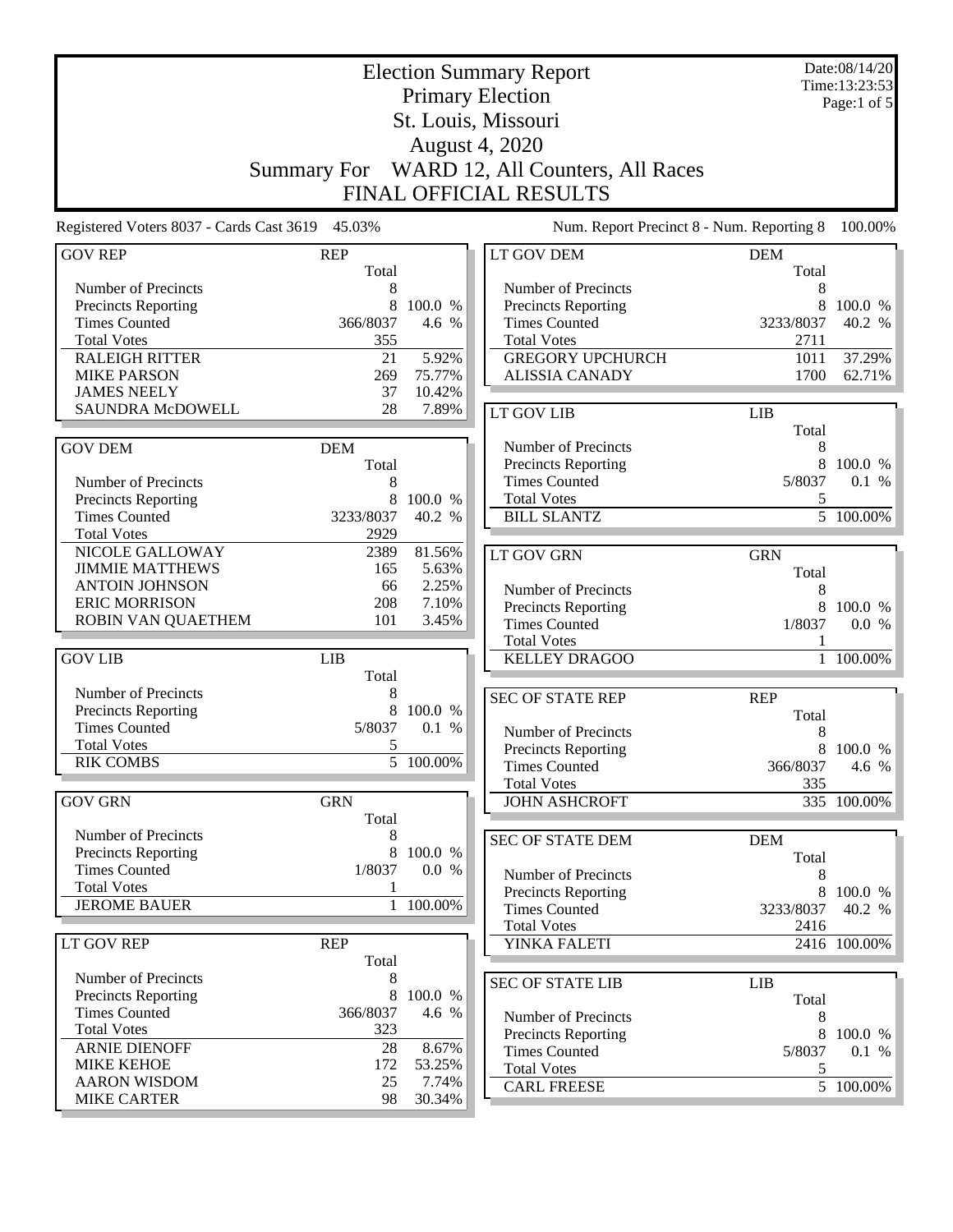# Election Summary Report

## Primary Election

## St. Louis, Missouri

## August 4, 2020

## Summary For WARD 12, All Counters, All Races

## FINAL OFFICIAL RESULTS

Date:08/14/20
Time:13:23:53

Registered Voters 8037 - Cards Cast 3619 45.03%

Num. Report Precinct 8 - Num. Reporting 8 100.00%

### GOV REP

| | REP Total | |
|---|---|---|
| Number of Precincts | 8 | |
| Precincts Reporting | 8 | 100.0 % |
| Times Counted | 366/8037 | 4.6 % |
| Total Votes | 355 | |
| RALEIGH RITTER | 21 | 5.92% |
| MIKE PARSON | 269 | 75.77% |
| JAMES NEELY | 37 | 10.42% |
| SAUNDRA McDOWELL | 28 | 7.89% |

### GOV DEM

| | DEM Total | |
|---|---|---|
| Number of Precincts | 8 | |
| Precincts Reporting | 8 | 100.0 % |
| Times Counted | 3233/8037 | 40.2 % |
| Total Votes | 2929 | |
| NICOLE GALLOWAY | 2389 | 81.56% |
| JIMMIE MATTHEWS | 165 | 5.63% |
| ANTOIN JOHNSON | 66 | 2.25% |
| ERIC MORRISON | 208 | 7.10% |
| ROBIN VAN QUAETHEM | 101 | 3.45% |

### GOV LIB

| | LIB Total | |
|---|---|---|
| Number of Precincts | 8 | |
| Precincts Reporting | 8 | 100.0 % |
| Times Counted | 5/8037 | 0.1 % |
| Total Votes | 5 | |
| RIK COMBS | 5 | 100.00% |

### GOV GRN

| | GRN Total | |
|---|---|---|
| Number of Precincts | 8 | |
| Precincts Reporting | 8 | 100.0 % |
| Times Counted | 1/8037 | 0.0 % |
| Total Votes | 1 | |
| JEROME BAUER | 1 | 100.00% |

### LT GOV REP

| | REP Total | |
|---|---|---|
| Number of Precincts | 8 | |
| Precincts Reporting | 8 | 100.0 % |
| Times Counted | 366/8037 | 4.6 % |
| Total Votes | 323 | |
| ARNIE DIENOFF | 28 | 8.67% |
| MIKE KEHOE | 172 | 53.25% |
| AARON WISDOM | 25 | 7.74% |
| MIKE CARTER | 98 | 30.34% |

### LT GOV DEM

| | DEM Total | |
|---|---|---|
| Number of Precincts | 8 | |
| Precincts Reporting | 8 | 100.0 % |
| Times Counted | 3233/8037 | 40.2 % |
| Total Votes | 2711 | |
| GREGORY UPCHURCH | 1011 | 37.29% |
| ALISSIA CANADY | 1700 | 62.71% |

### LT GOV LIB

| | LIB Total | |
|---|---|---|
| Number of Precincts | 8 | |
| Precincts Reporting | 8 | 100.0 % |
| Times Counted | 5/8037 | 0.1 % |
| Total Votes | 5 | |
| BILL SLANTZ | 5 | 100.00% |

### LT GOV GRN

| | GRN Total | |
|---|---|---|
| Number of Precincts | 8 | |
| Precincts Reporting | 8 | 100.0 % |
| Times Counted | 1/8037 | 0.0 % |
| Total Votes | 1 | |
| KELLEY DRAGOO | 1 | 100.00% |

### SEC OF STATE REP

| | REP Total | |
|---|---|---|
| Number of Precincts | 8 | |
| Precincts Reporting | 8 | 100.0 % |
| Times Counted | 366/8037 | 4.6 % |
| Total Votes | 335 | |
| JOHN ASHCROFT | 335 | 100.00% |

### SEC OF STATE DEM

| | DEM Total | |
|---|---|---|
| Number of Precincts | 8 | |
| Precincts Reporting | 8 | 100.0 % |
| Times Counted | 3233/8037 | 40.2 % |
| Total Votes | 2416 | |
| YINKA FALETI | 2416 | 100.00% |

### SEC OF STATE LIB

| | LIB Total | |
|---|---|---|
| Number of Precincts | 8 | |
| Precincts Reporting | 8 | 100.0 % |
| Times Counted | 5/8037 | 0.1 % |
| Total Votes | 5 | |
| CARL FREESE | 5 | 100.00% |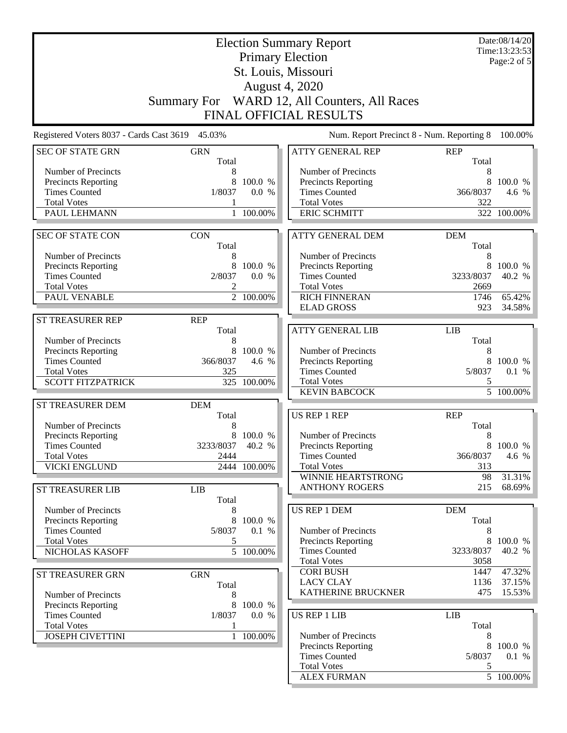# Election Summary Report

## Primary Election

## St. Louis, Missouri

## August 4, 2020

## Summary For WARD 12, All Counters, All Races

## FINAL OFFICIAL RESULTS

Date:08/14/20
Time:13:23:53

Registered Voters 8037 - Cards Cast 3619 45.03%

Num. Report Precinct 8 - Num. Reporting 8 100.00%

| SEC OF STATE GRN | GRN Total | |
|---|---|---|
| Number of Precincts | 8 | |
| Precincts Reporting | 8 | 100.0 % |
| Times Counted | 1/8037 | 0.0 % |
| Total Votes | 1 | |
| PAUL LEHMANN | 1 | 100.00% |

| SEC OF STATE CON | CON Total | |
|---|---|---|
| Number of Precincts | 8 | |
| Precincts Reporting | 8 | 100.0 % |
| Times Counted | 2/8037 | 0.0 % |
| Total Votes | 2 | |
| PAUL VENABLE | 2 | 100.00% |

| ST TREASURER REP | REP Total | |
|---|---|---|
| Number of Precincts | 8 | |
| Precincts Reporting | 8 | 100.0 % |
| Times Counted | 366/8037 | 4.6 % |
| Total Votes | 325 | |
| SCOTT FITZPATRICK | 325 | 100.00% |

| ST TREASURER DEM | DEM Total | |
|---|---|---|
| Number of Precincts | 8 | |
| Precincts Reporting | 8 | 100.0 % |
| Times Counted | 3233/8037 | 40.2 % |
| Total Votes | 2444 | |
| VICKI ENGLUND | 2444 | 100.00% |

| ST TREASURER LIB | LIB Total | |
|---|---|---|
| Number of Precincts | 8 | |
| Precincts Reporting | 8 | 100.0 % |
| Times Counted | 5/8037 | 0.1 % |
| Total Votes | 5 | |
| NICHOLAS KASOFF | 5 | 100.00% |

| ST TREASURER GRN | GRN Total | |
|---|---|---|
| Number of Precincts | 8 | |
| Precincts Reporting | 8 | 100.0 % |
| Times Counted | 1/8037 | 0.0 % |
| Total Votes | 1 | |
| JOSEPH CIVETTINI | 1 | 100.00% |

| ATTY GENERAL REP | REP Total | |
|---|---|---|
| Number of Precincts | 8 | |
| Precincts Reporting | 8 | 100.0 % |
| Times Counted | 366/8037 | 4.6 % |
| Total Votes | 322 | |
| ERIC SCHMITT | 322 | 100.00% |

| ATTY GENERAL DEM | DEM Total | |
|---|---|---|
| Number of Precincts | 8 | |
| Precincts Reporting | 8 | 100.0 % |
| Times Counted | 3233/8037 | 40.2 % |
| Total Votes | 2669 | |
| RICH FINNERAN | 1746 | 65.42% |
| ELAD GROSS | 923 | 34.58% |

| ATTY GENERAL LIB | LIB Total | |
|---|---|---|
| Number of Precincts | 8 | |
| Precincts Reporting | 8 | 100.0 % |
| Times Counted | 5/8037 | 0.1 % |
| Total Votes | 5 | |
| KEVIN BABCOCK | 5 | 100.00% |

| US REP 1 REP | REP Total | |
|---|---|---|
| Number of Precincts | 8 | |
| Precincts Reporting | 8 | 100.0 % |
| Times Counted | 366/8037 | 4.6 % |
| Total Votes | 313 | |
| WINNIE HEARTSTRONG | 98 | 31.31% |
| ANTHONY ROGERS | 215 | 68.69% |

| US REP 1 DEM | DEM Total | |
|---|---|---|
| Number of Precincts | 8 | |
| Precincts Reporting | 8 | 100.0 % |
| Times Counted | 3233/8037 | 40.2 % |
| Total Votes | 3058 | |
| CORI BUSH | 1447 | 47.32% |
| LACY CLAY | 1136 | 37.15% |
| KATHERINE BRUCKNER | 475 | 15.53% |

| US REP 1 LIB | LIB Total | |
|---|---|---|
| Number of Precincts | 8 | |
| Precincts Reporting | 8 | 100.0 % |
| Times Counted | 5/8037 | 0.1 % |
| Total Votes | 5 | |
| ALEX FURMAN | 5 | 100.00% |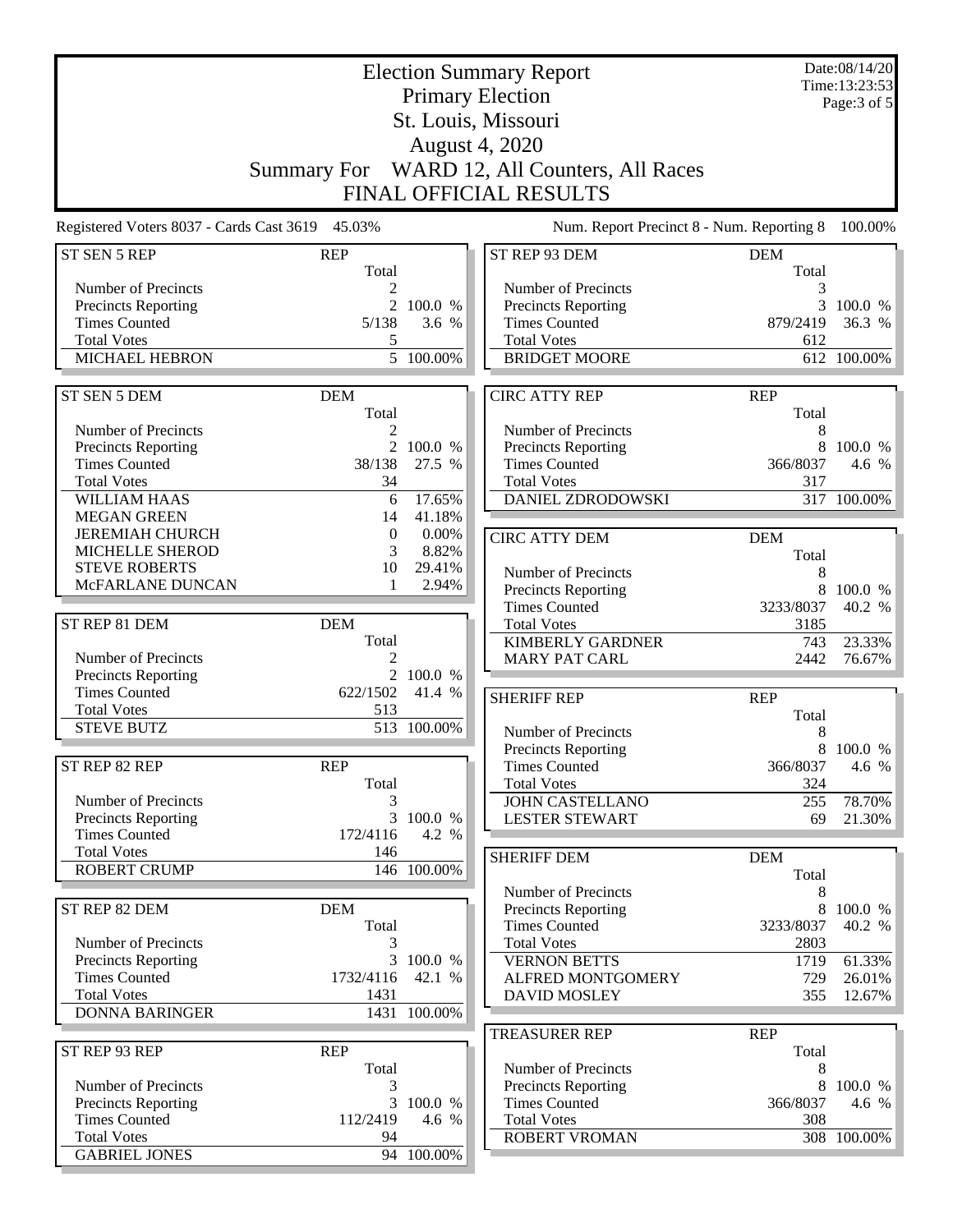# Election Summary Report

## Primary Election

## St. Louis, Missouri

## August 4, 2020

## Summary For WARD 12, All Counters, All Races

## FINAL OFFICIAL RESULTS

Date:08/14/20
Time:13:23:53

Registered Voters 8037 - Cards Cast 3619 45.03%

Num. Report Precinct 8 - Num. Reporting 8 100.00%

| ST SEN 5 REP | REP | |
|---|---|---|
| | Total | |
| Number of Precincts | 2 | |
| Precincts Reporting | 2 | 100.0 % |
| Times Counted | 5/138 | 3.6 % |
| Total Votes | 5 | |
| MICHAEL HEBRON | 5 | 100.00% |

| ST SEN 5 DEM | DEM | |
|---|---|---|
| | Total | |
| Number of Precincts | 2 | |
| Precincts Reporting | 2 | 100.0 % |
| Times Counted | 38/138 | 27.5 % |
| Total Votes | 34 | |
| WILLIAM HAAS | 6 | 17.65% |
| MEGAN GREEN | 14 | 41.18% |
| JEREMIAH CHURCH | 0 | 0.00% |
| MICHELLE SHEROD | 3 | 8.82% |
| STEVE ROBERTS | 10 | 29.41% |
| McFARLANE DUNCAN | 1 | 2.94% |

| ST REP 81 DEM | DEM | |
|---|---|---|
| | Total | |
| Number of Precincts | 2 | |
| Precincts Reporting | 2 | 100.0 % |
| Times Counted | 622/1502 | 41.4 % |
| Total Votes | 513 | |
| STEVE BUTZ | 513 | 100.00% |

| ST REP 82 REP | REP | |
|---|---|---|
| | Total | |
| Number of Precincts | 3 | |
| Precincts Reporting | 3 | 100.0 % |
| Times Counted | 172/4116 | 4.2 % |
| Total Votes | 146 | |
| ROBERT CRUMP | 146 | 100.00% |

| ST REP 82 DEM | DEM | |
|---|---|---|
| | Total | |
| Number of Precincts | 3 | |
| Precincts Reporting | 3 | 100.0 % |
| Times Counted | 1732/4116 | 42.1 % |
| Total Votes | 1431 | |
| DONNA BARINGER | 1431 | 100.00% |

| ST REP 93 REP | REP | |
|---|---|---|
| | Total | |
| Number of Precincts | 3 | |
| Precincts Reporting | 3 | 100.0 % |
| Times Counted | 112/2419 | 4.6 % |
| Total Votes | 94 | |
| GABRIEL JONES | 94 | 100.00% |

| ST REP 93 DEM | DEM | |
|---|---|---|
| | Total | |
| Number of Precincts | 3 | |
| Precincts Reporting | 3 | 100.0 % |
| Times Counted | 879/2419 | 36.3 % |
| Total Votes | 612 | |
| BRIDGET MOORE | 612 | 100.00% |

| CIRC ATTY REP | REP | |
|---|---|---|
| | Total | |
| Number of Precincts | 8 | |
| Precincts Reporting | 8 | 100.0 % |
| Times Counted | 366/8037 | 4.6 % |
| Total Votes | 317 | |
| DANIEL ZDRODOWSKI | 317 | 100.00% |

| CIRC ATTY DEM | DEM | |
|---|---|---|
| | Total | |
| Number of Precincts | 8 | |
| Precincts Reporting | 8 | 100.0 % |
| Times Counted | 3233/8037 | 40.2 % |
| Total Votes | 3185 | |
| KIMBERLY GARDNER | 743 | 23.33% |
| MARY PAT CARL | 2442 | 76.67% |

| SHERIFF REP | REP | |
|---|---|---|
| | Total | |
| Number of Precincts | 8 | |
| Precincts Reporting | 8 | 100.0 % |
| Times Counted | 366/8037 | 4.6 % |
| Total Votes | 324 | |
| JOHN CASTELLANO | 255 | 78.70% |
| LESTER STEWART | 69 | 21.30% |

| SHERIFF DEM | DEM | |
|---|---|---|
| | Total | |
| Number of Precincts | 8 | |
| Precincts Reporting | 8 | 100.0 % |
| Times Counted | 3233/8037 | 40.2 % |
| Total Votes | 2803 | |
| VERNON BETTS | 1719 | 61.33% |
| ALFRED MONTGOMERY | 729 | 26.01% |
| DAVID MOSLEY | 355 | 12.67% |

| TREASURER REP | REP | |
|---|---|---|
| | Total | |
| Number of Precincts | 8 | |
| Precincts Reporting | 8 | 100.0 % |
| Times Counted | 366/8037 | 4.6 % |
| Total Votes | 308 | |
| ROBERT VROMAN | 308 | 100.00% |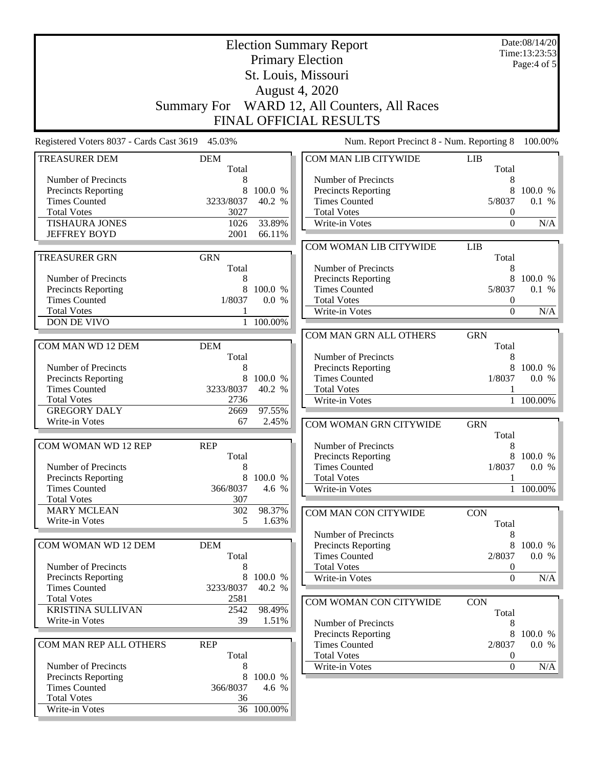# Election Summary Report

## Primary Election

## St. Louis, Missouri

## August 4, 2020

## Summary For WARD 12, All Counters, All Races

## FINAL OFFICIAL RESULTS

Date:08/14/20
Time:13:23:53
Page:4 of 5

Registered Voters 8037 - Cards Cast 3619 45.03%

Num. Report Precinct 8 - Num. Reporting 8 100.00%

| TREASURER DEM | DEM | |
|---|---|---|
| | Total | |
| Number of Precincts | 8 | |
| Precincts Reporting | 8 | 100.0 % |
| Times Counted | 3233/8037 | 40.2 % |
| Total Votes | 3027 | |
| TISHAURA JONES | 1026 | 33.89% |
| JEFFREY BOYD | 2001 | 66.11% |

| TREASURER GRN | GRN | |
|---|---|---|
| | Total | |
| Number of Precincts | 8 | |
| Precincts Reporting | 8 | 100.0 % |
| Times Counted | 1/8037 | 0.0 % |
| Total Votes | 1 | |
| DON DE VIVO | 1 | 100.00% |

| COM MAN WD 12 DEM | DEM | |
|---|---|---|
| | Total | |
| Number of Precincts | 8 | |
| Precincts Reporting | 8 | 100.0 % |
| Times Counted | 3233/8037 | 40.2 % |
| Total Votes | 2736 | |
| GREGORY DALY | 2669 | 97.55% |
| Write-in Votes | 67 | 2.45% |

| COM WOMAN WD 12 REP | REP | |
|---|---|---|
| | Total | |
| Number of Precincts | 8 | |
| Precincts Reporting | 8 | 100.0 % |
| Times Counted | 366/8037 | 4.6 % |
| Total Votes | 307 | |
| MARY MCLEAN | 302 | 98.37% |
| Write-in Votes | 5 | 1.63% |

| COM WOMAN WD 12 DEM | DEM | |
|---|---|---|
| | Total | |
| Number of Precincts | 8 | |
| Precincts Reporting | 8 | 100.0 % |
| Times Counted | 3233/8037 | 40.2 % |
| Total Votes | 2581 | |
| KRISTINA SULLIVAN | 2542 | 98.49% |
| Write-in Votes | 39 | 1.51% |

| COM MAN REP ALL OTHERS | REP | |
|---|---|---|
| | Total | |
| Number of Precincts | 8 | |
| Precincts Reporting | 8 | 100.0 % |
| Times Counted | 366/8037 | 4.6 % |
| Total Votes | 36 | |
| Write-in Votes | 36 | 100.00% |

| COM MAN LIB CITYWIDE | LIB | |
|---|---|---|
| | Total | |
| Number of Precincts | 8 | |
| Precincts Reporting | 8 | 100.0 % |
| Times Counted | 5/8037 | 0.1 % |
| Total Votes | 0 | |
| Write-in Votes | 0 | N/A |

| COM WOMAN LIB CITYWIDE | LIB | |
|---|---|---|
| | Total | |
| Number of Precincts | 8 | |
| Precincts Reporting | 8 | 100.0 % |
| Times Counted | 5/8037 | 0.1 % |
| Total Votes | 0 | |
| Write-in Votes | 0 | N/A |

| COM MAN GRN ALL OTHERS | GRN | |
|---|---|---|
| | Total | |
| Number of Precincts | 8 | |
| Precincts Reporting | 8 | 100.0 % |
| Times Counted | 1/8037 | 0.0 % |
| Total Votes | 1 | |
| Write-in Votes | 1 | 100.00% |

| COM WOMAN GRN CITYWIDE | GRN | |
|---|---|---|
| | Total | |
| Number of Precincts | 8 | |
| Precincts Reporting | 8 | 100.0 % |
| Times Counted | 1/8037 | 0.0 % |
| Total Votes | 1 | |
| Write-in Votes | 1 | 100.00% |

| COM MAN CON CITYWIDE | CON | |
|---|---|---|
| | Total | |
| Number of Precincts | 8 | |
| Precincts Reporting | 8 | 100.0 % |
| Times Counted | 2/8037 | 0.0 % |
| Total Votes | 0 | |
| Write-in Votes | 0 | N/A |

| COM WOMAN CON CITYWIDE | CON | |
|---|---|---|
| | Total | |
| Number of Precincts | 8 | |
| Precincts Reporting | 8 | 100.0 % |
| Times Counted | 2/8037 | 0.0 % |
| Total Votes | 0 | |
| Write-in Votes | 0 | N/A |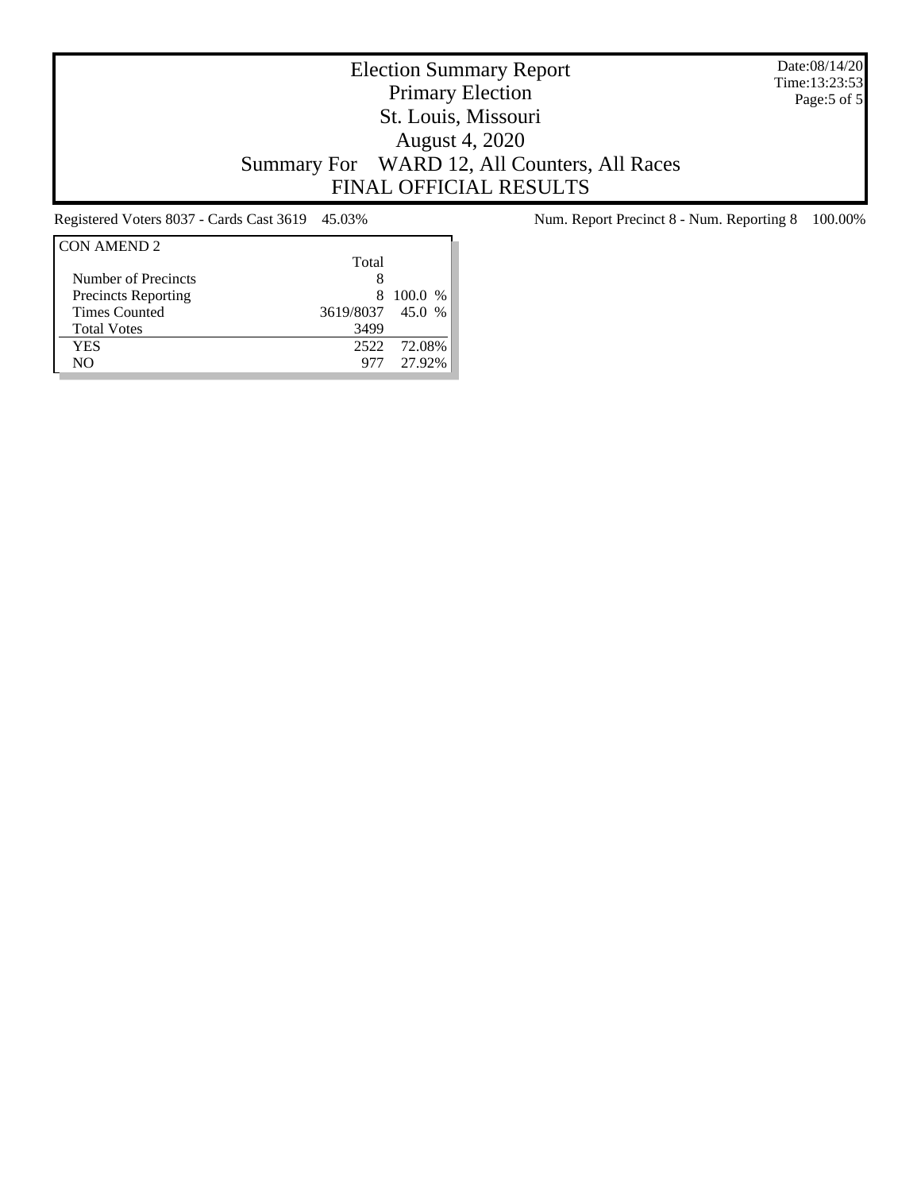# Election Summary Report

Primary Election

St. Louis, Missouri

August 4, 2020

Summary For WARD 12, All Counters, All Races

FINAL OFFICIAL RESULTS

Date:08/14/20
Time:13:23:53

Registered Voters 8037 - Cards Cast 3619 45.03%

Num. Report Precinct 8 - Num. Reporting 8 100.00%

| CON AMEND 2 | Total | |
|---|---|---|
| Number of Precincts | 8 | |
| Precincts Reporting | 8 | 100.0 % |
| Times Counted | 3619/8037 | 45.0 % |
| Total Votes | 3499 | |
| YES | 2522 | 72.08% |
| NO | 977 | 27.92% |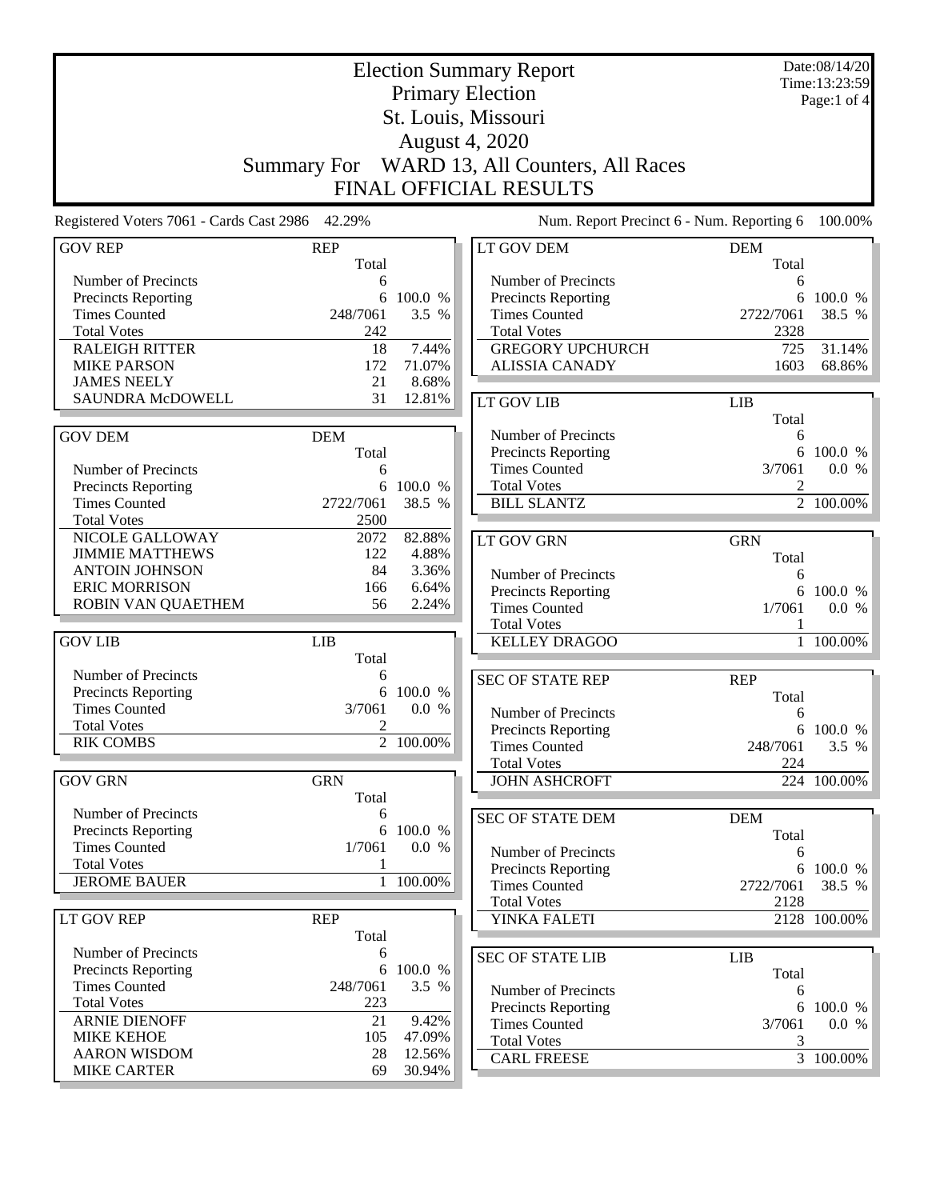# Election Summary Report

## Primary Election

## St. Louis, Missouri

## August 4, 2020

## Summary For WARD 13, All Counters, All Races

## FINAL OFFICIAL RESULTS

Date:08/14/20
Time:13:23:59
Page:1 of 4

Registered Voters 7061 - Cards Cast 2986 42.29%

Num. Report Precinct 6 - Num. Reporting 6 100.00%

| GOV REP | REP | |
|---|---|---|
| | Total | |
| Number of Precincts | 6 | |
| Precincts Reporting | 6 | 100.0 % |
| Times Counted | 248/7061 | 3.5 % |
| Total Votes | 242 | |
| RALEIGH RITTER | 18 | 7.44% |
| MIKE PARSON | 172 | 71.07% |
| JAMES NEELY | 21 | 8.68% |
| SAUNDRA McDOWELL | 31 | 12.81% |

| GOV DEM | DEM | |
|---|---|---|
| | Total | |
| Number of Precincts | 6 | |
| Precincts Reporting | 6 | 100.0 % |
| Times Counted | 2722/7061 | 38.5 % |
| Total Votes | 2500 | |
| NICOLE GALLOWAY | 2072 | 82.88% |
| JIMMIE MATTHEWS | 122 | 4.88% |
| ANTOIN JOHNSON | 84 | 3.36% |
| ERIC MORRISON | 166 | 6.64% |
| ROBIN VAN QUAETHEM | 56 | 2.24% |

| GOV LIB | LIB | |
|---|---|---|
| | Total | |
| Number of Precincts | 6 | |
| Precincts Reporting | 6 | 100.0 % |
| Times Counted | 3/7061 | 0.0 % |
| Total Votes | 2 | |
| RIK COMBS | 2 | 100.00% |

| GOV GRN | GRN | |
|---|---|---|
| | Total | |
| Number of Precincts | 6 | |
| Precincts Reporting | 6 | 100.0 % |
| Times Counted | 1/7061 | 0.0 % |
| Total Votes | 1 | |
| JEROME BAUER | 1 | 100.00% |

| LT GOV REP | REP | |
|---|---|---|
| | Total | |
| Number of Precincts | 6 | |
| Precincts Reporting | 6 | 100.0 % |
| Times Counted | 248/7061 | 3.5 % |
| Total Votes | 223 | |
| ARNIE DIENOFF | 21 | 9.42% |
| MIKE KEHOE | 105 | 47.09% |
| AARON WISDOM | 28 | 12.56% |
| MIKE CARTER | 69 | 30.94% |

| LT GOV DEM | DEM | |
|---|---|---|
| | Total | |
| Number of Precincts | 6 | |
| Precincts Reporting | 6 | 100.0 % |
| Times Counted | 2722/7061 | 38.5 % |
| Total Votes | 2328 | |
| GREGORY UPCHURCH | 725 | 31.14% |
| ALISSIA CANADY | 1603 | 68.86% |

| LT GOV LIB | LIB | |
|---|---|---|
| | Total | |
| Number of Precincts | 6 | |
| Precincts Reporting | 6 | 100.0 % |
| Times Counted | 3/7061 | 0.0 % |
| Total Votes | 2 | |
| BILL SLANTZ | 2 | 100.00% |

| LT GOV GRN | GRN | |
|---|---|---|
| | Total | |
| Number of Precincts | 6 | |
| Precincts Reporting | 6 | 100.0 % |
| Times Counted | 1/7061 | 0.0 % |
| Total Votes | 1 | |
| KELLEY DRAGOO | 1 | 100.00% |

| SEC OF STATE REP | REP | |
|---|---|---|
| | Total | |
| Number of Precincts | 6 | |
| Precincts Reporting | 6 | 100.0 % |
| Times Counted | 248/7061 | 3.5 % |
| Total Votes | 224 | |
| JOHN ASHCROFT | 224 | 100.00% |

| SEC OF STATE DEM | DEM | |
|---|---|---|
| | Total | |
| Number of Precincts | 6 | |
| Precincts Reporting | 6 | 100.0 % |
| Times Counted | 2722/7061 | 38.5 % |
| Total Votes | 2128 | |
| YINKA FALETI | 2128 | 100.00% |

| SEC OF STATE LIB | LIB | |
|---|---|---|
| | Total | |
| Number of Precincts | 6 | |
| Precincts Reporting | 6 | 100.0 % |
| Times Counted | 3/7061 | 0.0 % |
| Total Votes | 3 | |
| CARL FREESE | 3 | 100.00% |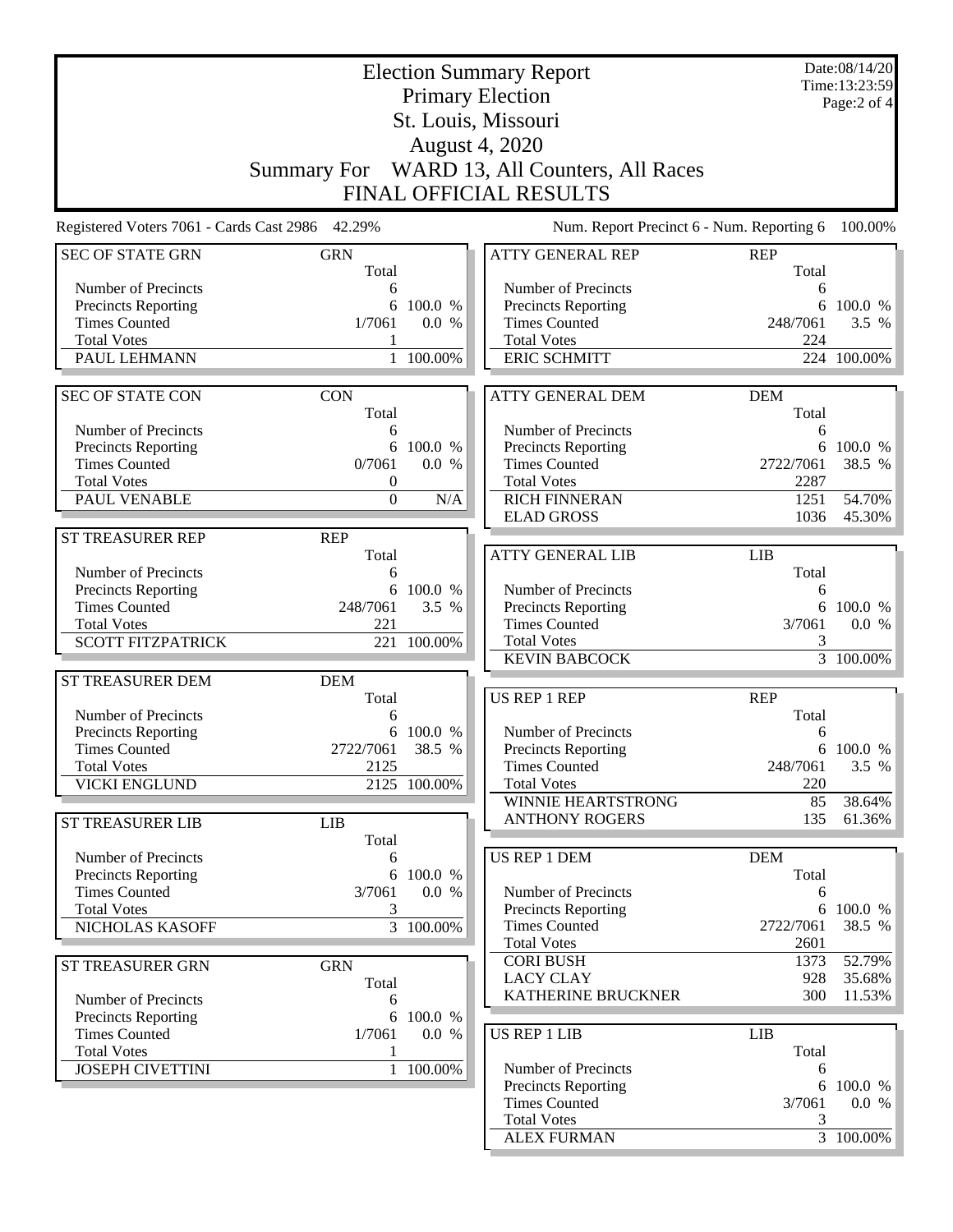# Election Summary Report

## Primary Election

## St. Louis, Missouri

## August 4, 2020

## Summary For WARD 13, All Counters, All Races

## FINAL OFFICIAL RESULTS

Date:08/14/20
Time:13:23:59

Registered Voters 7061 - Cards Cast 2986 42.29%

Num. Report Precinct 6 - Num. Reporting 6 100.00%

| SEC OF STATE GRN | GRN Total | |
|---|---|---|
| Number of Precincts | 6 | |
| Precincts Reporting | 6 | 100.0 % |
| Times Counted | 1/7061 | 0.0 % |
| Total Votes | 1 | |
| PAUL LEHMANN | 1 | 100.00% |

| SEC OF STATE CON | CON Total | |
|---|---|---|
| Number of Precincts | 6 | |
| Precincts Reporting | 6 | 100.0 % |
| Times Counted | 0/7061 | 0.0 % |
| Total Votes | 0 | |
| PAUL VENABLE | 0 | N/A |

| ST TREASURER REP | REP Total | |
|---|---|---|
| Number of Precincts | 6 | |
| Precincts Reporting | 6 | 100.0 % |
| Times Counted | 248/7061 | 3.5 % |
| Total Votes | 221 | |
| SCOTT FITZPATRICK | 221 | 100.00% |

| ST TREASURER DEM | DEM Total | |
|---|---|---|
| Number of Precincts | 6 | |
| Precincts Reporting | 6 | 100.0 % |
| Times Counted | 2722/7061 | 38.5 % |
| Total Votes | 2125 | |
| VICKI ENGLUND | 2125 | 100.00% |

| ST TREASURER LIB | LIB Total | |
|---|---|---|
| Number of Precincts | 6 | |
| Precincts Reporting | 6 | 100.0 % |
| Times Counted | 3/7061 | 0.0 % |
| Total Votes | 3 | |
| NICHOLAS KASOFF | 3 | 100.00% |

| ST TREASURER GRN | GRN Total | |
|---|---|---|
| Number of Precincts | 6 | |
| Precincts Reporting | 6 | 100.0 % |
| Times Counted | 1/7061 | 0.0 % |
| Total Votes | 1 | |
| JOSEPH CIVETTINI | 1 | 100.00% |

| ATTY GENERAL REP | REP Total | |
|---|---|---|
| Number of Precincts | 6 | |
| Precincts Reporting | 6 | 100.0 % |
| Times Counted | 248/7061 | 3.5 % |
| Total Votes | 224 | |
| ERIC SCHMITT | 224 | 100.00% |

| ATTY GENERAL DEM | DEM Total | |
|---|---|---|
| Number of Precincts | 6 | |
| Precincts Reporting | 6 | 100.0 % |
| Times Counted | 2722/7061 | 38.5 % |
| Total Votes | 2287 | |
| RICH FINNERAN | 1251 | 54.70% |
| ELAD GROSS | 1036 | 45.30% |

| ATTY GENERAL LIB | LIB Total | |
|---|---|---|
| Number of Precincts | 6 | |
| Precincts Reporting | 6 | 100.0 % |
| Times Counted | 3/7061 | 0.0 % |
| Total Votes | 3 | |
| KEVIN BABCOCK | 3 | 100.00% |

| US REP 1 REP | REP Total | |
|---|---|---|
| Number of Precincts | 6 | |
| Precincts Reporting | 6 | 100.0 % |
| Times Counted | 248/7061 | 3.5 % |
| Total Votes | 220 | |
| WINNIE HEARTSTRONG | 85 | 38.64% |
| ANTHONY ROGERS | 135 | 61.36% |

| US REP 1 DEM | DEM Total | |
|---|---|---|
| Number of Precincts | 6 | |
| Precincts Reporting | 6 | 100.0 % |
| Times Counted | 2722/7061 | 38.5 % |
| Total Votes | 2601 | |
| CORI BUSH | 1373 | 52.79% |
| LACY CLAY | 928 | 35.68% |
| KATHERINE BRUCKNER | 300 | 11.53% |

| US REP 1 LIB | LIB Total | |
|---|---|---|
| Number of Precincts | 6 | |
| Precincts Reporting | 6 | 100.0 % |
| Times Counted | 3/7061 | 0.0 % |
| Total Votes | 3 | |
| ALEX FURMAN | 3 | 100.00% |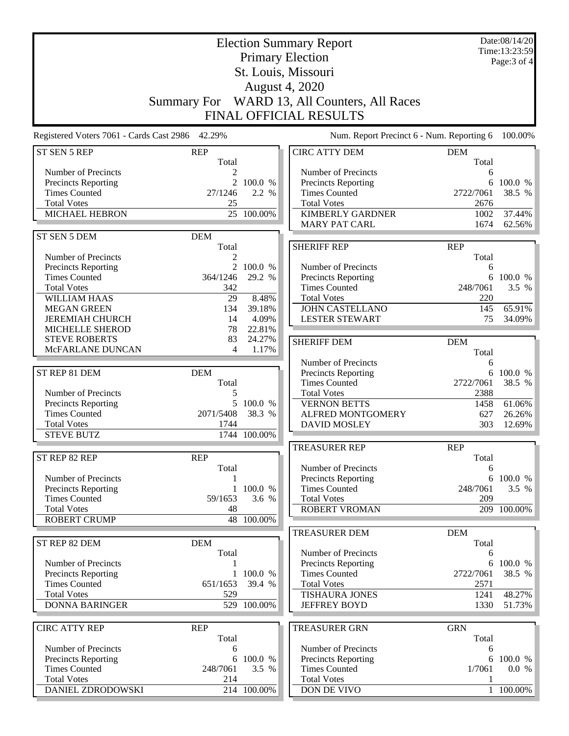# Election Summary Report

Primary Election

St. Louis, Missouri

August 4, 2020

Summary For WARD 13, All Counters, All Races

FINAL OFFICIAL RESULTS

Date:08/14/20
Time:13:23:59

Registered Voters 7061 - Cards Cast 2986 42.29%

Num. Report Precinct 6 - Num. Reporting 6 100.00%

| ST SEN 5 REP | REP Total | |
|---|---|---|
| Number of Precincts | 2 | |
| Precincts Reporting | 2 | 100.0 % |
| Times Counted | 27/1246 | 2.2 % |
| Total Votes | 25 | |
| MICHAEL HEBRON | 25 | 100.00% |

| ST SEN 5 DEM | DEM Total | |
|---|---|---|
| Number of Precincts | 2 | |
| Precincts Reporting | 2 | 100.0 % |
| Times Counted | 364/1246 | 29.2 % |
| Total Votes | 342 | |
| WILLIAM HAAS | 29 | 8.48% |
| MEGAN GREEN | 134 | 39.18% |
| JEREMIAH CHURCH | 14 | 4.09% |
| MICHELLE SHEROD | 78 | 22.81% |
| STEVE ROBERTS | 83 | 24.27% |
| McFARLANE DUNCAN | 4 | 1.17% |

| ST REP 81 DEM | DEM Total | |
|---|---|---|
| Number of Precincts | 5 | |
| Precincts Reporting | 5 | 100.0 % |
| Times Counted | 2071/5408 | 38.3 % |
| Total Votes | 1744 | |
| STEVE BUTZ | 1744 | 100.00% |

| ST REP 82 REP | REP Total | |
|---|---|---|
| Number of Precincts | 1 | |
| Precincts Reporting | 1 | 100.0 % |
| Times Counted | 59/1653 | 3.6 % |
| Total Votes | 48 | |
| ROBERT CRUMP | 48 | 100.00% |

| ST REP 82 DEM | DEM Total | |
|---|---|---|
| Number of Precincts | 1 | |
| Precincts Reporting | 1 | 100.0 % |
| Times Counted | 651/1653 | 39.4 % |
| Total Votes | 529 | |
| DONNA BARINGER | 529 | 100.00% |

| CIRC ATTY REP | REP Total | |
|---|---|---|
| Number of Precincts | 6 | |
| Precincts Reporting | 6 | 100.0 % |
| Times Counted | 248/7061 | 3.5 % |
| Total Votes | 214 | |
| DANIEL ZDRODOWSKI | 214 | 100.00% |

| CIRC ATTY DEM | DEM Total | |
|---|---|---|
| Number of Precincts | 6 | |
| Precincts Reporting | 6 | 100.0 % |
| Times Counted | 2722/7061 | 38.5 % |
| Total Votes | 2676 | |
| KIMBERLY GARDNER | 1002 | 37.44% |
| MARY PAT CARL | 1674 | 62.56% |

| SHERIFF REP | REP Total | |
|---|---|---|
| Number of Precincts | 6 | |
| Precincts Reporting | 6 | 100.0 % |
| Times Counted | 248/7061 | 3.5 % |
| Total Votes | 220 | |
| JOHN CASTELLANO | 145 | 65.91% |
| LESTER STEWART | 75 | 34.09% |

| SHERIFF DEM | DEM Total | |
|---|---|---|
| Number of Precincts | 6 | |
| Precincts Reporting | 6 | 100.0 % |
| Times Counted | 2722/7061 | 38.5 % |
| Total Votes | 2388 | |
| VERNON BETTS | 1458 | 61.06% |
| ALFRED MONTGOMERY | 627 | 26.26% |
| DAVID MOSLEY | 303 | 12.69% |

| TREASURER REP | REP Total | |
|---|---|---|
| Number of Precincts | 6 | |
| Precincts Reporting | 6 | 100.0 % |
| Times Counted | 248/7061 | 3.5 % |
| Total Votes | 209 | |
| ROBERT VROMAN | 209 | 100.00% |

| TREASURER DEM | DEM Total | |
|---|---|---|
| Number of Precincts | 6 | |
| Precincts Reporting | 6 | 100.0 % |
| Times Counted | 2722/7061 | 38.5 % |
| Total Votes | 2571 | |
| TISHAURA JONES | 1241 | 48.27% |
| JEFFREY BOYD | 1330 | 51.73% |

| TREASURER GRN | GRN Total | |
|---|---|---|
| Number of Precincts | 6 | |
| Precincts Reporting | 6 | 100.0 % |
| Times Counted | 1/7061 | 0.0 % |
| Total Votes | 1 | |
| DON DE VIVO | 1 | 100.00% |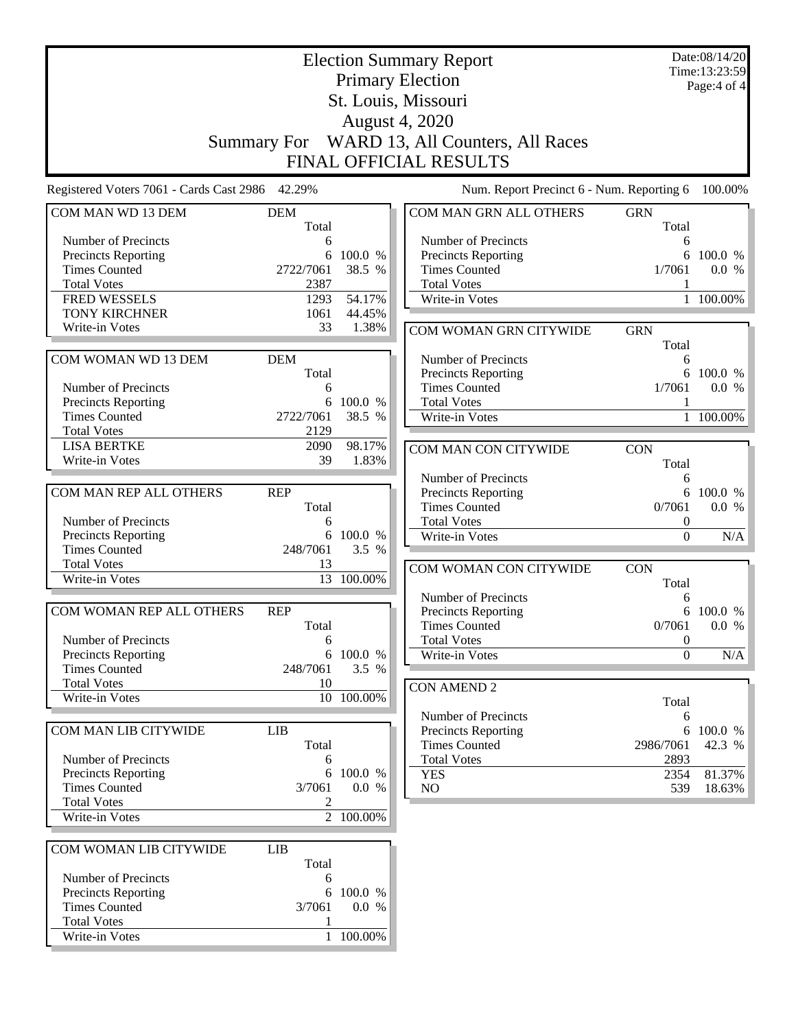# Election Summary Report

## Primary Election

## St. Louis, Missouri

## August 4, 2020

## Summary For WARD 13, All Counters, All Races

## FINAL OFFICIAL RESULTS

Date:08/14/20
Time:13:23:59

Registered Voters 7061 - Cards Cast 2986 42.29%

Num. Report Precinct 6 - Num. Reporting 6 100.00%

| COM MAN WD 13 DEM | DEM Total | |
|---|---|---|
| Number of Precincts | 6 | |
| Precincts Reporting | 6 | 100.0 % |
| Times Counted | 2722/7061 | 38.5 % |
| Total Votes | 2387 | |
| FRED WESSELS | 1293 | 54.17% |
| TONY KIRCHNER | 1061 | 44.45% |
| Write-in Votes | 33 | 1.38% |

| COM WOMAN WD 13 DEM | DEM Total | |
|---|---|---|
| Number of Precincts | 6 | |
| Precincts Reporting | 6 | 100.0 % |
| Times Counted | 2722/7061 | 38.5 % |
| Total Votes | 2129 | |
| LISA BERTKE | 2090 | 98.17% |
| Write-in Votes | 39 | 1.83% |

| COM MAN REP ALL OTHERS | REP Total | |
|---|---|---|
| Number of Precincts | 6 | |
| Precincts Reporting | 6 | 100.0 % |
| Times Counted | 248/7061 | 3.5 % |
| Total Votes | 13 | |
| Write-in Votes | 13 | 100.00% |

| COM WOMAN REP ALL OTHERS | REP Total | |
|---|---|---|
| Number of Precincts | 6 | |
| Precincts Reporting | 6 | 100.0 % |
| Times Counted | 248/7061 | 3.5 % |
| Total Votes | 10 | |
| Write-in Votes | 10 | 100.00% |

| COM MAN LIB CITYWIDE | LIB Total | |
|---|---|---|
| Number of Precincts | 6 | |
| Precincts Reporting | 6 | 100.0 % |
| Times Counted | 3/7061 | 0.0 % |
| Total Votes | 2 | |
| Write-in Votes | 2 | 100.00% |

| COM WOMAN LIB CITYWIDE | LIB Total | |
|---|---|---|
| Number of Precincts | 6 | |
| Precincts Reporting | 6 | 100.0 % |
| Times Counted | 3/7061 | 0.0 % |
| Total Votes | 1 | |
| Write-in Votes | 1 | 100.00% |

| COM MAN GRN ALL OTHERS | GRN Total | |
|---|---|---|
| Number of Precincts | 6 | |
| Precincts Reporting | 6 | 100.0 % |
| Times Counted | 1/7061 | 0.0 % |
| Total Votes | 1 | |
| Write-in Votes | 1 | 100.00% |

| COM WOMAN GRN CITYWIDE | GRN Total | |
|---|---|---|
| Number of Precincts | 6 | |
| Precincts Reporting | 6 | 100.0 % |
| Times Counted | 1/7061 | 0.0 % |
| Total Votes | 1 | |
| Write-in Votes | 1 | 100.00% |

| COM MAN CON CITYWIDE | CON Total | |
|---|---|---|
| Number of Precincts | 6 | |
| Precincts Reporting | 6 | 100.0 % |
| Times Counted | 0/7061 | 0.0 % |
| Total Votes | 0 | |
| Write-in Votes | 0 | N/A |

| COM WOMAN CON CITYWIDE | CON Total | |
|---|---|---|
| Number of Precincts | 6 | |
| Precincts Reporting | 6 | 100.0 % |
| Times Counted | 0/7061 | 0.0 % |
| Total Votes | 0 | |
| Write-in Votes | 0 | N/A |

| CON AMEND 2 | Total | |
|---|---|---|
| Number of Precincts | 6 | |
| Precincts Reporting | 6 | 100.0 % |
| Times Counted | 2986/7061 | 42.3 % |
| Total Votes | 2893 | |
| YES | 2354 | 81.37% |
| NO | 539 | 18.63% |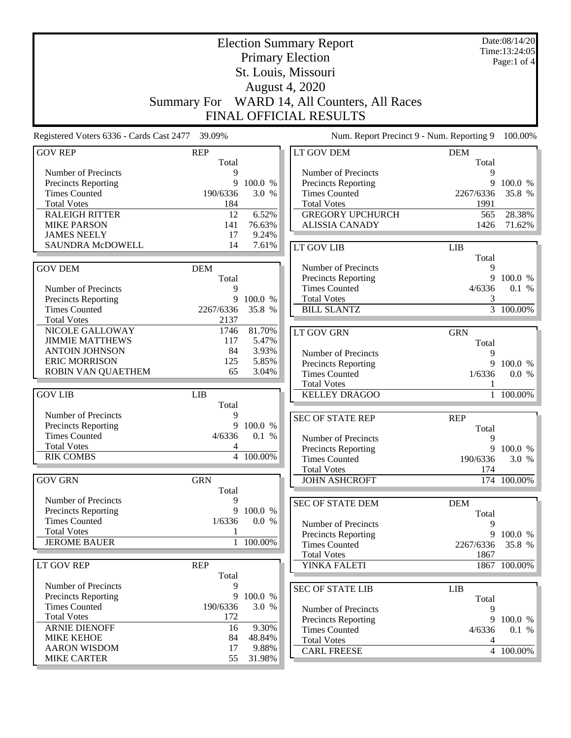# Election Summary Report

Primary Election

St. Louis, Missouri

August 4, 2020

Summary For WARD 14, All Counters, All Races

FINAL OFFICIAL RESULTS

Date:08/14/20
Time:13:24:05

Registered Voters 6336 - Cards Cast 2477 39.09%

Num. Report Precinct 9 - Num. Reporting 9 100.00%

| GOV REP | REP Total | |
|---|---|---|
| Number of Precincts | 9 | |
| Precincts Reporting | 9 | 100.0 % |
| Times Counted | 190/6336 | 3.0 % |
| Total Votes | 184 | |
| RALEIGH RITTER | 12 | 6.52% |
| MIKE PARSON | 141 | 76.63% |
| JAMES NEELY | 17 | 9.24% |
| SAUNDRA McDOWELL | 14 | 7.61% |

| GOV DEM | DEM Total | |
|---|---|---|
| Number of Precincts | 9 | |
| Precincts Reporting | 9 | 100.0 % |
| Times Counted | 2267/6336 | 35.8 % |
| Total Votes | 2137 | |
| NICOLE GALLOWAY | 1746 | 81.70% |
| JIMMIE MATTHEWS | 117 | 5.47% |
| ANTOIN JOHNSON | 84 | 3.93% |
| ERIC MORRISON | 125 | 5.85% |
| ROBIN VAN QUAETHEM | 65 | 3.04% |

| GOV LIB | LIB Total | |
|---|---|---|
| Number of Precincts | 9 | |
| Precincts Reporting | 9 | 100.0 % |
| Times Counted | 4/6336 | 0.1 % |
| Total Votes | 4 | |
| RIK COMBS | 4 | 100.00% |

| GOV GRN | GRN Total | |
|---|---|---|
| Number of Precincts | 9 | |
| Precincts Reporting | 9 | 100.0 % |
| Times Counted | 1/6336 | 0.0 % |
| Total Votes | 1 | |
| JEROME BAUER | 1 | 100.00% |

| LT GOV REP | REP Total | |
|---|---|---|
| Number of Precincts | 9 | |
| Precincts Reporting | 9 | 100.0 % |
| Times Counted | 190/6336 | 3.0 % |
| Total Votes | 172 | |
| ARNIE DIENOFF | 16 | 9.30% |
| MIKE KEHOE | 84 | 48.84% |
| AARON WISDOM | 17 | 9.88% |
| MIKE CARTER | 55 | 31.98% |

| LT GOV DEM | DEM Total | |
|---|---|---|
| Number of Precincts | 9 | |
| Precincts Reporting | 9 | 100.0 % |
| Times Counted | 2267/6336 | 35.8 % |
| Total Votes | 1991 | |
| GREGORY UPCHURCH | 565 | 28.38% |
| ALISSIA CANADY | 1426 | 71.62% |

| LT GOV LIB | LIB Total | |
|---|---|---|
| Number of Precincts | 9 | |
| Precincts Reporting | 9 | 100.0 % |
| Times Counted | 4/6336 | 0.1 % |
| Total Votes | 3 | |
| BILL SLANTZ | 3 | 100.00% |

| LT GOV GRN | GRN Total | |
|---|---|---|
| Number of Precincts | 9 | |
| Precincts Reporting | 9 | 100.0 % |
| Times Counted | 1/6336 | 0.0 % |
| Total Votes | 1 | |
| KELLEY DRAGOO | 1 | 100.00% |

| SEC OF STATE REP | REP Total | |
|---|---|---|
| Number of Precincts | 9 | |
| Precincts Reporting | 9 | 100.0 % |
| Times Counted | 190/6336 | 3.0 % |
| Total Votes | 174 | |
| JOHN ASHCROFT | 174 | 100.00% |

| SEC OF STATE DEM | DEM Total | |
|---|---|---|
| Number of Precincts | 9 | |
| Precincts Reporting | 9 | 100.0 % |
| Times Counted | 2267/6336 | 35.8 % |
| Total Votes | 1867 | |
| YINKA FALETI | 1867 | 100.00% |

| SEC OF STATE LIB | LIB Total | |
|---|---|---|
| Number of Precincts | 9 | |
| Precincts Reporting | 9 | 100.0 % |
| Times Counted | 4/6336 | 0.1 % |
| Total Votes | 4 | |
| CARL FREESE | 4 | 100.00% |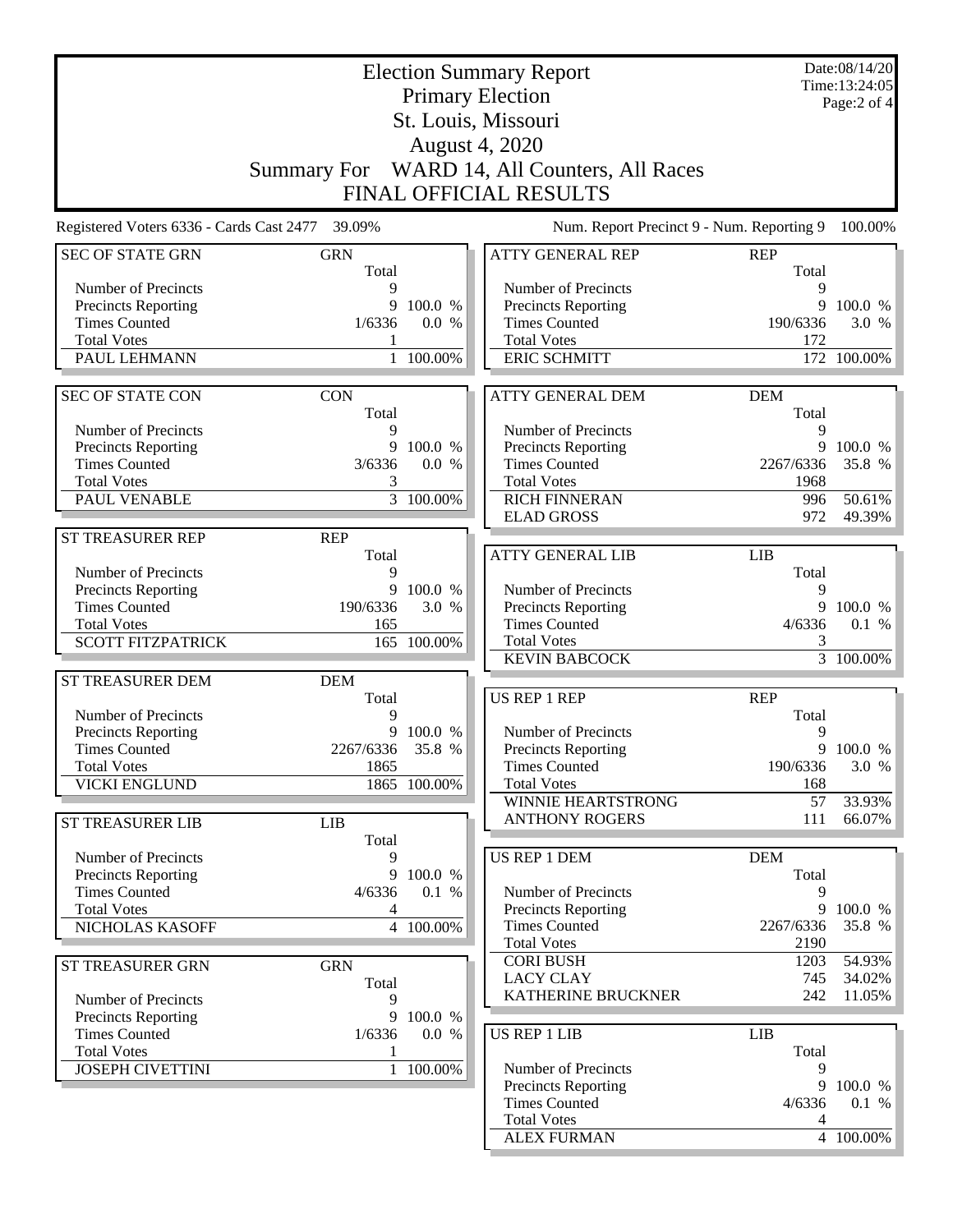# Election Summary Report

## Primary Election

## St. Louis, Missouri

## August 4, 2020

## Summary For WARD 14, All Counters, All Races

## FINAL OFFICIAL RESULTS

Date:08/14/20
Time:13:24:05

Registered Voters 6336 - Cards Cast 2477 39.09%

Num. Report Precinct 9 - Num. Reporting 9 100.00%

| SEC OF STATE GRN | GRN Total | |
|---|---|---|
| Number of Precincts | 9 | |
| Precincts Reporting | 9 | 100.0 % |
| Times Counted | 1/6336 | 0.0 % |
| Total Votes | 1 | |
| PAUL LEHMANN | 1 | 100.00% |

| SEC OF STATE CON | CON Total | |
|---|---|---|
| Number of Precincts | 9 | |
| Precincts Reporting | 9 | 100.0 % |
| Times Counted | 3/6336 | 0.0 % |
| Total Votes | 3 | |
| PAUL VENABLE | 3 | 100.00% |

| ST TREASURER REP | REP Total | |
|---|---|---|
| Number of Precincts | 9 | |
| Precincts Reporting | 9 | 100.0 % |
| Times Counted | 190/6336 | 3.0 % |
| Total Votes | 165 | |
| SCOTT FITZPATRICK | 165 | 100.00% |

| ST TREASURER DEM | DEM Total | |
|---|---|---|
| Number of Precincts | 9 | |
| Precincts Reporting | 9 | 100.0 % |
| Times Counted | 2267/6336 | 35.8 % |
| Total Votes | 1865 | |
| VICKI ENGLUND | 1865 | 100.00% |

| ST TREASURER LIB | LIB Total | |
|---|---|---|
| Number of Precincts | 9 | |
| Precincts Reporting | 9 | 100.0 % |
| Times Counted | 4/6336 | 0.1 % |
| Total Votes | 4 | |
| NICHOLAS KASOFF | 4 | 100.00% |

| ST TREASURER GRN | GRN Total | |
|---|---|---|
| Number of Precincts | 9 | |
| Precincts Reporting | 9 | 100.0 % |
| Times Counted | 1/6336 | 0.0 % |
| Total Votes | 1 | |
| JOSEPH CIVETTINI | 1 | 100.00% |

| ATTY GENERAL REP | REP Total | |
|---|---|---|
| Number of Precincts | 9 | |
| Precincts Reporting | 9 | 100.0 % |
| Times Counted | 190/6336 | 3.0 % |
| Total Votes | 172 | |
| ERIC SCHMITT | 172 | 100.00% |

| ATTY GENERAL DEM | DEM Total | |
|---|---|---|
| Number of Precincts | 9 | |
| Precincts Reporting | 9 | 100.0 % |
| Times Counted | 2267/6336 | 35.8 % |
| Total Votes | 1968 | |
| RICH FINNERAN | 996 | 50.61% |
| ELAD GROSS | 972 | 49.39% |

| ATTY GENERAL LIB | LIB Total | |
|---|---|---|
| Number of Precincts | 9 | |
| Precincts Reporting | 9 | 100.0 % |
| Times Counted | 4/6336 | 0.1 % |
| Total Votes | 3 | |
| KEVIN BABCOCK | 3 | 100.00% |

| US REP 1 REP | REP Total | |
|---|---|---|
| Number of Precincts | 9 | |
| Precincts Reporting | 9 | 100.0 % |
| Times Counted | 190/6336 | 3.0 % |
| Total Votes | 168 | |
| WINNIE HEARTSTRONG | 57 | 33.93% |
| ANTHONY ROGERS | 111 | 66.07% |

| US REP 1 DEM | DEM Total | |
|---|---|---|
| Number of Precincts | 9 | |
| Precincts Reporting | 9 | 100.0 % |
| Times Counted | 2267/6336 | 35.8 % |
| Total Votes | 2190 | |
| CORI BUSH | 1203 | 54.93% |
| LACY CLAY | 745 | 34.02% |
| KATHERINE BRUCKNER | 242 | 11.05% |

| US REP 1 LIB | LIB Total | |
|---|---|---|
| Number of Precincts | 9 | |
| Precincts Reporting | 9 | 100.0 % |
| Times Counted | 4/6336 | 0.1 % |
| Total Votes | 4 | |
| ALEX FURMAN | 4 | 100.00% |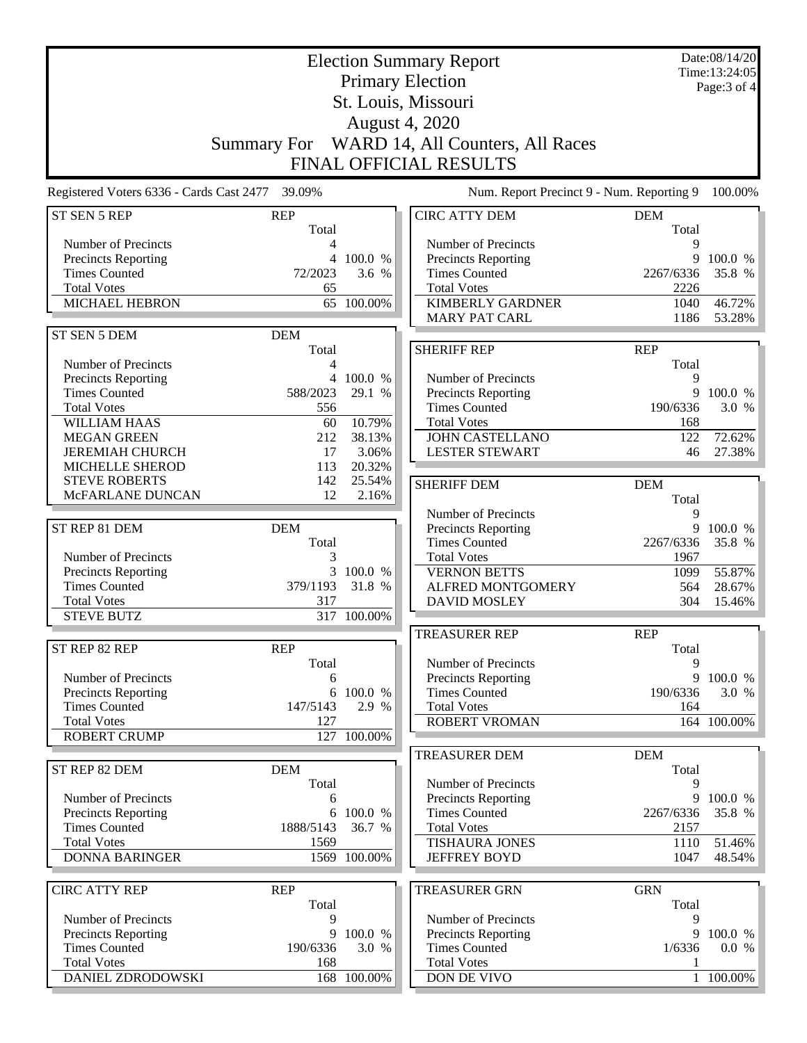# Election Summary Report
## Primary Election
## St. Louis, Missouri
## August 4, 2020
## Summary For WARD 14, All Counters, All Races
## FINAL OFFICIAL RESULTS

Date:08/14/20
Time:13:24:05

Registered Voters 6336 - Cards Cast 2477 39.09%

Num. Report Precinct 9 - Num. Reporting 9 100.00%

| ST SEN 5 REP | REP Total | |
|---|---|---|
| Number of Precincts | 4 | |
| Precincts Reporting | 4 | 100.0 % |
| Times Counted | 72/2023 | 3.6 % |
| Total Votes | 65 | |
| MICHAEL HEBRON | 65 | 100.00% |

| ST SEN 5 DEM | DEM Total | |
|---|---|---|
| Number of Precincts | 4 | |
| Precincts Reporting | 4 | 100.0 % |
| Times Counted | 588/2023 | 29.1 % |
| Total Votes | 556 | |
| WILLIAM HAAS | 60 | 10.79% |
| MEGAN GREEN | 212 | 38.13% |
| JEREMIAH CHURCH | 17 | 3.06% |
| MICHELLE SHEROD | 113 | 20.32% |
| STEVE ROBERTS | 142 | 25.54% |
| McFARLANE DUNCAN | 12 | 2.16% |

| ST REP 81 DEM | DEM Total | |
|---|---|---|
| Number of Precincts | 3 | |
| Precincts Reporting | 3 | 100.0 % |
| Times Counted | 379/1193 | 31.8 % |
| Total Votes | 317 | |
| STEVE BUTZ | 317 | 100.00% |

| ST REP 82 REP | REP Total | |
|---|---|---|
| Number of Precincts | 6 | |
| Precincts Reporting | 6 | 100.0 % |
| Times Counted | 147/5143 | 2.9 % |
| Total Votes | 127 | |
| ROBERT CRUMP | 127 | 100.00% |

| ST REP 82 DEM | DEM Total | |
|---|---|---|
| Number of Precincts | 6 | |
| Precincts Reporting | 6 | 100.0 % |
| Times Counted | 1888/5143 | 36.7 % |
| Total Votes | 1569 | |
| DONNA BARINGER | 1569 | 100.00% |

| CIRC ATTY REP | REP Total | |
|---|---|---|
| Number of Precincts | 9 | |
| Precincts Reporting | 9 | 100.0 % |
| Times Counted | 190/6336 | 3.0 % |
| Total Votes | 168 | |
| DANIEL ZDRODOWSKI | 168 | 100.00% |

| CIRC ATTY DEM | DEM Total | |
|---|---|---|
| Number of Precincts | 9 | |
| Precincts Reporting | 9 | 100.0 % |
| Times Counted | 2267/6336 | 35.8 % |
| Total Votes | 2226 | |
| KIMBERLY GARDNER | 1040 | 46.72% |
| MARY PAT CARL | 1186 | 53.28% |

| SHERIFF REP | REP Total | |
|---|---|---|
| Number of Precincts | 9 | |
| Precincts Reporting | 9 | 100.0 % |
| Times Counted | 190/6336 | 3.0 % |
| Total Votes | 168 | |
| JOHN CASTELLANO | 122 | 72.62% |
| LESTER STEWART | 46 | 27.38% |

| SHERIFF DEM | DEM Total | |
|---|---|---|
| Number of Precincts | 9 | |
| Precincts Reporting | 9 | 100.0 % |
| Times Counted | 2267/6336 | 35.8 % |
| Total Votes | 1967 | |
| VERNON BETTS | 1099 | 55.87% |
| ALFRED MONTGOMERY | 564 | 28.67% |
| DAVID MOSLEY | 304 | 15.46% |

| TREASURER REP | REP Total | |
|---|---|---|
| Number of Precincts | 9 | |
| Precincts Reporting | 9 | 100.0 % |
| Times Counted | 190/6336 | 3.0 % |
| Total Votes | 164 | |
| ROBERT VROMAN | 164 | 100.00% |

| TREASURER DEM | DEM Total | |
|---|---|---|
| Number of Precincts | 9 | |
| Precincts Reporting | 9 | 100.0 % |
| Times Counted | 2267/6336 | 35.8 % |
| Total Votes | 2157 | |
| TISHAURA JONES | 1110 | 51.46% |
| JEFFREY BOYD | 1047 | 48.54% |

| TREASURER GRN | GRN Total | |
|---|---|---|
| Number of Precincts | 9 | |
| Precincts Reporting | 9 | 100.0 % |
| Times Counted | 1/6336 | 0.0 % |
| Total Votes | 1 | |
| DON DE VIVO | 1 | 100.00% |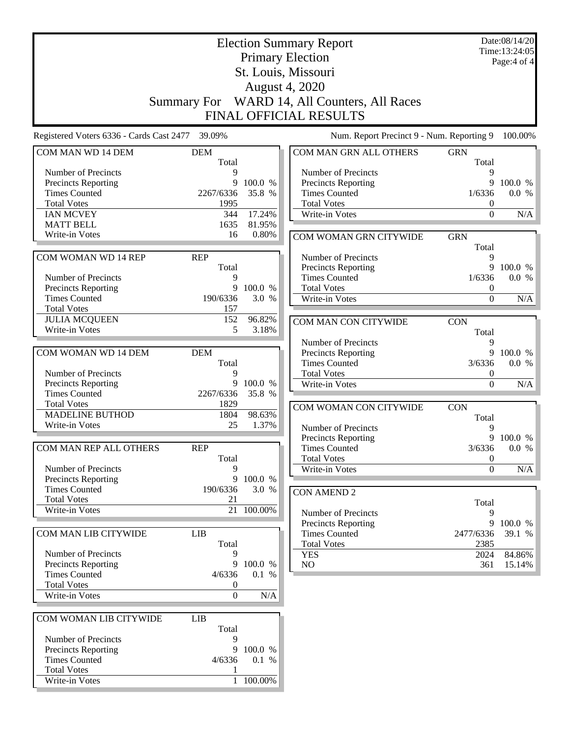# Election Summary Report

## Primary Election

## St. Louis, Missouri

## August 4, 2020

## Summary For WARD 14, All Counters, All Races

## FINAL OFFICIAL RESULTS

Date:08/14/20
Time:13:24:05

Registered Voters 6336 - Cards Cast 2477 39.09%

Num. Report Precinct 9 - Num. Reporting 9 100.00%

| COM MAN WD 14 DEM | DEM | |
|---|---|---|
| | Total | |
| Number of Precincts | 9 | |
| Precincts Reporting | 9 | 100.0 % |
| Times Counted | 2267/6336 | 35.8 % |
| Total Votes | 1995 | |
| IAN MCVEY | 344 | 17.24% |
| MATT BELL | 1635 | 81.95% |
| Write-in Votes | 16 | 0.80% |

| COM WOMAN WD 14 REP | REP | |
|---|---|---|
| | Total | |
| Number of Precincts | 9 | |
| Precincts Reporting | 9 | 100.0 % |
| Times Counted | 190/6336 | 3.0 % |
| Total Votes | 157 | |
| JULIA MCQUEEN | 152 | 96.82% |
| Write-in Votes | 5 | 3.18% |

| COM WOMAN WD 14 DEM | DEM | |
|---|---|---|
| | Total | |
| Number of Precincts | 9 | |
| Precincts Reporting | 9 | 100.0 % |
| Times Counted | 2267/6336 | 35.8 % |
| Total Votes | 1829 | |
| MADELINE BUTHOD | 1804 | 98.63% |
| Write-in Votes | 25 | 1.37% |

| COM MAN REP ALL OTHERS | REP | |
|---|---|---|
| | Total | |
| Number of Precincts | 9 | |
| Precincts Reporting | 9 | 100.0 % |
| Times Counted | 190/6336 | 3.0 % |
| Total Votes | 21 | |
| Write-in Votes | 21 | 100.00% |

| COM MAN LIB CITYWIDE | LIB | |
|---|---|---|
| | Total | |
| Number of Precincts | 9 | |
| Precincts Reporting | 9 | 100.0 % |
| Times Counted | 4/6336 | 0.1 % |
| Total Votes | 0 | |
| Write-in Votes | 0 | N/A |

| COM WOMAN LIB CITYWIDE | LIB | |
|---|---|---|
| | Total | |
| Number of Precincts | 9 | |
| Precincts Reporting | 9 | 100.0 % |
| Times Counted | 4/6336 | 0.1 % |
| Total Votes | 1 | |
| Write-in Votes | 1 | 100.00% |

| COM MAN GRN ALL OTHERS | GRN | |
|---|---|---|
| | Total | |
| Number of Precincts | 9 | |
| Precincts Reporting | 9 | 100.0 % |
| Times Counted | 1/6336 | 0.0 % |
| Total Votes | 0 | |
| Write-in Votes | 0 | N/A |

| COM WOMAN GRN CITYWIDE | GRN | |
|---|---|---|
| | Total | |
| Number of Precincts | 9 | |
| Precincts Reporting | 9 | 100.0 % |
| Times Counted | 1/6336 | 0.0 % |
| Total Votes | 0 | |
| Write-in Votes | 0 | N/A |

| COM MAN CON CITYWIDE | CON | |
|---|---|---|
| | Total | |
| Number of Precincts | 9 | |
| Precincts Reporting | 9 | 100.0 % |
| Times Counted | 3/6336 | 0.0 % |
| Total Votes | 0 | |
| Write-in Votes | 0 | N/A |

| COM WOMAN CON CITYWIDE | CON | |
|---|---|---|
| | Total | |
| Number of Precincts | 9 | |
| Precincts Reporting | 9 | 100.0 % |
| Times Counted | 3/6336 | 0.0 % |
| Total Votes | 0 | |
| Write-in Votes | 0 | N/A |

| CON AMEND 2 | | |
|---|---|---|
| | Total | |
| Number of Precincts | 9 | |
| Precincts Reporting | 9 | 100.0 % |
| Times Counted | 2477/6336 | 39.1 % |
| Total Votes | 2385 | |
| YES | 2024 | 84.86% |
| NO | 361 | 15.14% |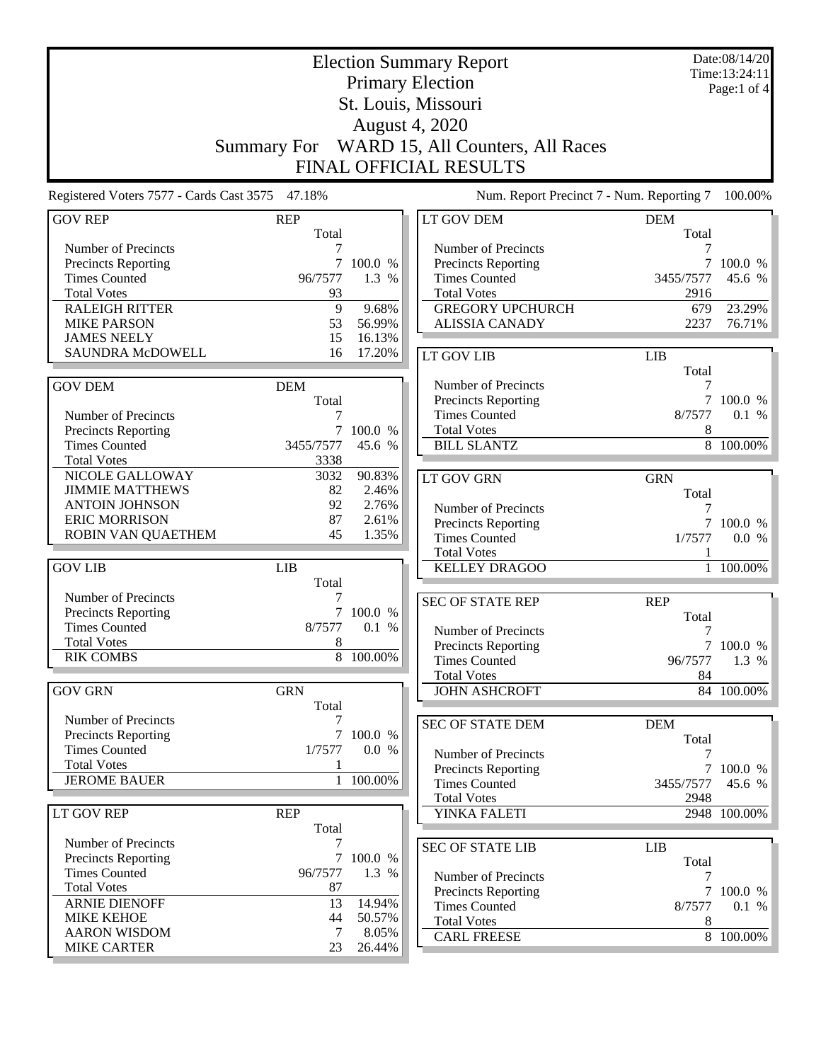# Election Summary Report

Primary Election
St. Louis, Missouri
August 4, 2020
Summary For WARD 15, All Counters, All Races
FINAL OFFICIAL RESULTS

Date:08/14/20
Time:13:24:11

Registered Voters 7577 - Cards Cast 3575 47.18%

Num. Report Precinct 7 - Num. Reporting 7 100.00%

| GOV REP | REP Total | |
|---|---|---|
| Number of Precincts | 7 | |
| Precincts Reporting | 7 | 100.0 % |
| Times Counted | 96/7577 | 1.3 % |
| Total Votes | 93 | |
| RALEIGH RITTER | 9 | 9.68% |
| MIKE PARSON | 53 | 56.99% |
| JAMES NEELY | 15 | 16.13% |
| SAUNDRA McDOWELL | 16 | 17.20% |

| GOV DEM | DEM Total | |
|---|---|---|
| Number of Precincts | 7 | |
| Precincts Reporting | 7 | 100.0 % |
| Times Counted | 3455/7577 | 45.6 % |
| Total Votes | 3338 | |
| NICOLE GALLOWAY | 3032 | 90.83% |
| JIMMIE MATTHEWS | 82 | 2.46% |
| ANTOIN JOHNSON | 92 | 2.76% |
| ERIC MORRISON | 87 | 2.61% |
| ROBIN VAN QUAETHEM | 45 | 1.35% |

| GOV LIB | LIB Total | |
|---|---|---|
| Number of Precincts | 7 | |
| Precincts Reporting | 7 | 100.0 % |
| Times Counted | 8/7577 | 0.1 % |
| Total Votes | 8 | |
| RIK COMBS | 8 | 100.00% |

| GOV GRN | GRN Total | |
|---|---|---|
| Number of Precincts | 7 | |
| Precincts Reporting | 7 | 100.0 % |
| Times Counted | 1/7577 | 0.0 % |
| Total Votes | 1 | |
| JEROME BAUER | 1 | 100.00% |

| LT GOV REP | REP Total | |
|---|---|---|
| Number of Precincts | 7 | |
| Precincts Reporting | 7 | 100.0 % |
| Times Counted | 96/7577 | 1.3 % |
| Total Votes | 87 | |
| ARNIE DIENOFF | 13 | 14.94% |
| MIKE KEHOE | 44 | 50.57% |
| AARON WISDOM | 7 | 8.05% |
| MIKE CARTER | 23 | 26.44% |

| LT GOV DEM | DEM Total | |
|---|---|---|
| Number of Precincts | 7 | |
| Precincts Reporting | 7 | 100.0 % |
| Times Counted | 3455/7577 | 45.6 % |
| Total Votes | 2916 | |
| GREGORY UPCHURCH | 679 | 23.29% |
| ALISSIA CANADY | 2237 | 76.71% |

| LT GOV LIB | LIB Total | |
|---|---|---|
| Number of Precincts | 7 | |
| Precincts Reporting | 7 | 100.0 % |
| Times Counted | 8/7577 | 0.1 % |
| Total Votes | 8 | |
| BILL SLANTZ | 8 | 100.00% |

| LT GOV GRN | GRN Total | |
|---|---|---|
| Number of Precincts | 7 | |
| Precincts Reporting | 7 | 100.0 % |
| Times Counted | 1/7577 | 0.0 % |
| Total Votes | 1 | |
| KELLEY DRAGOO | 1 | 100.00% |

| SEC OF STATE REP | REP Total | |
|---|---|---|
| Number of Precincts | 7 | |
| Precincts Reporting | 7 | 100.0 % |
| Times Counted | 96/7577 | 1.3 % |
| Total Votes | 84 | |
| JOHN ASHCROFT | 84 | 100.00% |

| SEC OF STATE DEM | DEM Total | |
|---|---|---|
| Number of Precincts | 7 | |
| Precincts Reporting | 7 | 100.0 % |
| Times Counted | 3455/7577 | 45.6 % |
| Total Votes | 2948 | |
| YINKA FALETI | 2948 | 100.00% |

| SEC OF STATE LIB | LIB Total | |
|---|---|---|
| Number of Precincts | 7 | |
| Precincts Reporting | 7 | 100.0 % |
| Times Counted | 8/7577 | 0.1 % |
| Total Votes | 8 | |
| CARL FREESE | 8 | 100.00% |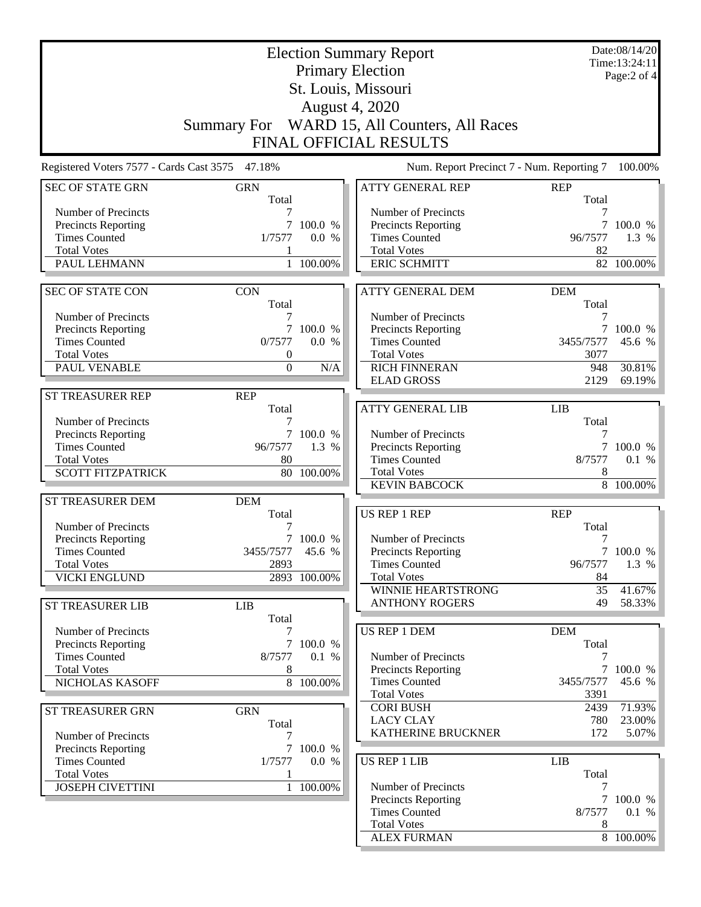# Election Summary Report

## Primary Election
## St. Louis, Missouri
## August 4, 2020

## Summary For WARD 15, All Counters, All Races
## FINAL OFFICIAL RESULTS

Date:08/14/20
Time:13:24:11
Page:2 of 4

Registered Voters 7577 - Cards Cast 3575 47.18%

Num. Report Precinct 7 - Num. Reporting 7 100.00%

| SEC OF STATE GRN | GRN Total | |
|---|---|---|
| Number of Precincts | 7 | |
| Precincts Reporting | 7 | 100.0 % |
| Times Counted | 1/7577 | 0.0 % |
| Total Votes | 1 | |
| PAUL LEHMANN | 1 | 100.00% |

| SEC OF STATE CON | CON Total | |
|---|---|---|
| Number of Precincts | 7 | |
| Precincts Reporting | 7 | 100.0 % |
| Times Counted | 0/7577 | 0.0 % |
| Total Votes | 0 | |
| PAUL VENABLE | 0 | N/A |

| ST TREASURER REP | REP Total | |
|---|---|---|
| Number of Precincts | 7 | |
| Precincts Reporting | 7 | 100.0 % |
| Times Counted | 96/7577 | 1.3 % |
| Total Votes | 80 | |
| SCOTT FITZPATRICK | 80 | 100.00% |

| ST TREASURER DEM | DEM Total | |
|---|---|---|
| Number of Precincts | 7 | |
| Precincts Reporting | 7 | 100.0 % |
| Times Counted | 3455/7577 | 45.6 % |
| Total Votes | 2893 | |
| VICKI ENGLUND | 2893 | 100.00% |

| ST TREASURER LIB | LIB Total | |
|---|---|---|
| Number of Precincts | 7 | |
| Precincts Reporting | 7 | 100.0 % |
| Times Counted | 8/7577 | 0.1 % |
| Total Votes | 8 | |
| NICHOLAS KASOFF | 8 | 100.00% |

| ST TREASURER GRN | GRN Total | |
|---|---|---|
| Number of Precincts | 7 | |
| Precincts Reporting | 7 | 100.0 % |
| Times Counted | 1/7577 | 0.0 % |
| Total Votes | 1 | |
| JOSEPH CIVETTINI | 1 | 100.00% |

| ATTY GENERAL REP | REP Total | |
|---|---|---|
| Number of Precincts | 7 | |
| Precincts Reporting | 7 | 100.0 % |
| Times Counted | 96/7577 | 1.3 % |
| Total Votes | 82 | |
| ERIC SCHMITT | 82 | 100.00% |

| ATTY GENERAL DEM | DEM Total | |
|---|---|---|
| Number of Precincts | 7 | |
| Precincts Reporting | 7 | 100.0 % |
| Times Counted | 3455/7577 | 45.6 % |
| Total Votes | 3077 | |
| RICH FINNERAN | 948 | 30.81% |
| ELAD GROSS | 2129 | 69.19% |

| ATTY GENERAL LIB | LIB Total | |
|---|---|---|
| Number of Precincts | 7 | |
| Precincts Reporting | 7 | 100.0 % |
| Times Counted | 8/7577 | 0.1 % |
| Total Votes | 8 | |
| KEVIN BABCOCK | 8 | 100.00% |

| US REP 1 REP | REP Total | |
|---|---|---|
| Number of Precincts | 7 | |
| Precincts Reporting | 7 | 100.0 % |
| Times Counted | 96/7577 | 1.3 % |
| Total Votes | 84 | |
| WINNIE HEARTSTRONG | 35 | 41.67% |
| ANTHONY ROGERS | 49 | 58.33% |

| US REP 1 DEM | DEM Total | |
|---|---|---|
| Number of Precincts | 7 | |
| Precincts Reporting | 7 | 100.0 % |
| Times Counted | 3455/7577 | 45.6 % |
| Total Votes | 3391 | |
| CORI BUSH | 2439 | 71.93% |
| LACY CLAY | 780 | 23.00% |
| KATHERINE BRUCKNER | 172 | 5.07% |

| US REP 1 LIB | LIB Total | |
|---|---|---|
| Number of Precincts | 7 | |
| Precincts Reporting | 7 | 100.0 % |
| Times Counted | 8/7577 | 0.1 % |
| Total Votes | 8 | |
| ALEX FURMAN | 8 | 100.00% |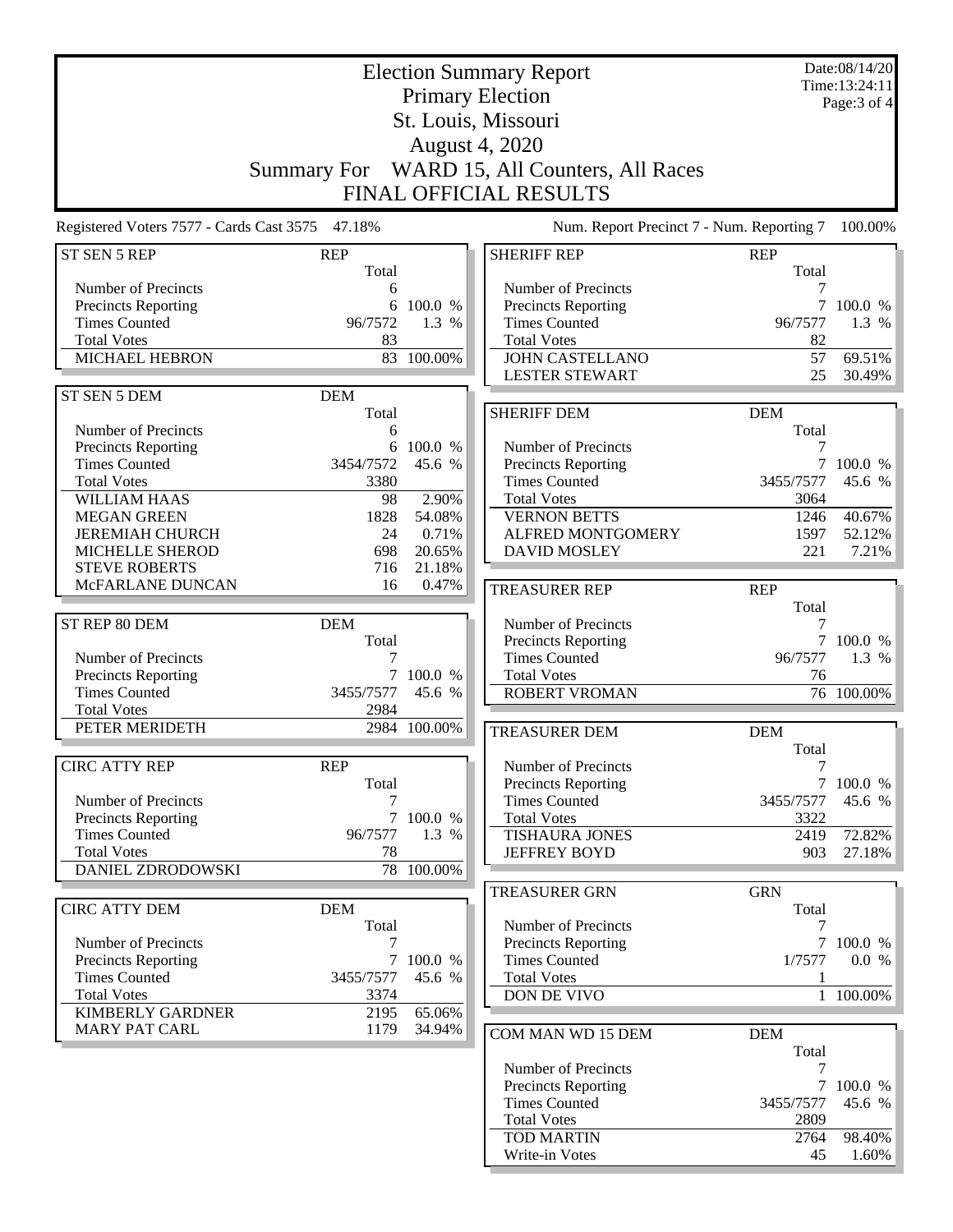# Election Summary Report
## Primary Election
## St. Louis, Missouri
## August 4, 2020
## Summary For WARD 15, All Counters, All Races
## FINAL OFFICIAL RESULTS

Date:08/14/20
Time:13:24:11

Registered Voters 7577 - Cards Cast 3575 47.18%

Num. Report Precinct 7 - Num. Reporting 7 100.00%

| ST SEN 5 REP | REP | |
|---|---|---|
| | Total | |
| Number of Precincts | 6 | |
| Precincts Reporting | 6 | 100.0 % |
| Times Counted | 96/7572 | 1.3 % |
| Total Votes | 83 | |
| MICHAEL HEBRON | 83 | 100.00% |

| ST SEN 5 DEM | DEM | |
|---|---|---|
| | Total | |
| Number of Precincts | 6 | |
| Precincts Reporting | 6 | 100.0 % |
| Times Counted | 3454/7572 | 45.6 % |
| Total Votes | 3380 | |
| WILLIAM HAAS | 98 | 2.90% |
| MEGAN GREEN | 1828 | 54.08% |
| JEREMIAH CHURCH | 24 | 0.71% |
| MICHELLE SHEROD | 698 | 20.65% |
| STEVE ROBERTS | 716 | 21.18% |
| McFARLANE DUNCAN | 16 | 0.47% |

| ST REP 80 DEM | DEM | |
|---|---|---|
| | Total | |
| Number of Precincts | 7 | |
| Precincts Reporting | 7 | 100.0 % |
| Times Counted | 3455/7577 | 45.6 % |
| Total Votes | 2984 | |
| PETER MERIDETH | 2984 | 100.00% |

| CIRC ATTY REP | REP | |
|---|---|---|
| | Total | |
| Number of Precincts | 7 | |
| Precincts Reporting | 7 | 100.0 % |
| Times Counted | 96/7577 | 1.3 % |
| Total Votes | 78 | |
| DANIEL ZDRODOWSKI | 78 | 100.00% |

| CIRC ATTY DEM | DEM | |
|---|---|---|
| | Total | |
| Number of Precincts | 7 | |
| Precincts Reporting | 7 | 100.0 % |
| Times Counted | 3455/7577 | 45.6 % |
| Total Votes | 3374 | |
| KIMBERLY GARDNER | 2195 | 65.06% |
| MARY PAT CARL | 1179 | 34.94% |

| SHERIFF REP | REP | |
|---|---|---|
| | Total | |
| Number of Precincts | 7 | |
| Precincts Reporting | 7 | 100.0 % |
| Times Counted | 96/7577 | 1.3 % |
| Total Votes | 82 | |
| JOHN CASTELLANO | 57 | 69.51% |
| LESTER STEWART | 25 | 30.49% |

| SHERIFF DEM | DEM | |
|---|---|---|
| | Total | |
| Number of Precincts | 7 | |
| Precincts Reporting | 7 | 100.0 % |
| Times Counted | 3455/7577 | 45.6 % |
| Total Votes | 3064 | |
| VERNON BETTS | 1246 | 40.67% |
| ALFRED MONTGOMERY | 1597 | 52.12% |
| DAVID MOSLEY | 221 | 7.21% |

| TREASURER REP | REP | |
|---|---|---|
| | Total | |
| Number of Precincts | 7 | |
| Precincts Reporting | 7 | 100.0 % |
| Times Counted | 96/7577 | 1.3 % |
| Total Votes | 76 | |
| ROBERT VROMAN | 76 | 100.00% |

| TREASURER DEM | DEM | |
|---|---|---|
| | Total | |
| Number of Precincts | 7 | |
| Precincts Reporting | 7 | 100.0 % |
| Times Counted | 3455/7577 | 45.6 % |
| Total Votes | 3322 | |
| TISHAURA JONES | 2419 | 72.82% |
| JEFFREY BOYD | 903 | 27.18% |

| TREASURER GRN | GRN | |
|---|---|---|
| | Total | |
| Number of Precincts | 7 | |
| Precincts Reporting | 7 | 100.0 % |
| Times Counted | 1/7577 | 0.0 % |
| Total Votes | 1 | |
| DON DE VIVO | 1 | 100.00% |

| COM MAN WD 15 DEM | DEM | |
|---|---|---|
| | Total | |
| Number of Precincts | 7 | |
| Precincts Reporting | 7 | 100.0 % |
| Times Counted | 3455/7577 | 45.6 % |
| Total Votes | 2809 | |
| TOD MARTIN | 2764 | 98.40% |
| Write-in Votes | 45 | 1.60% |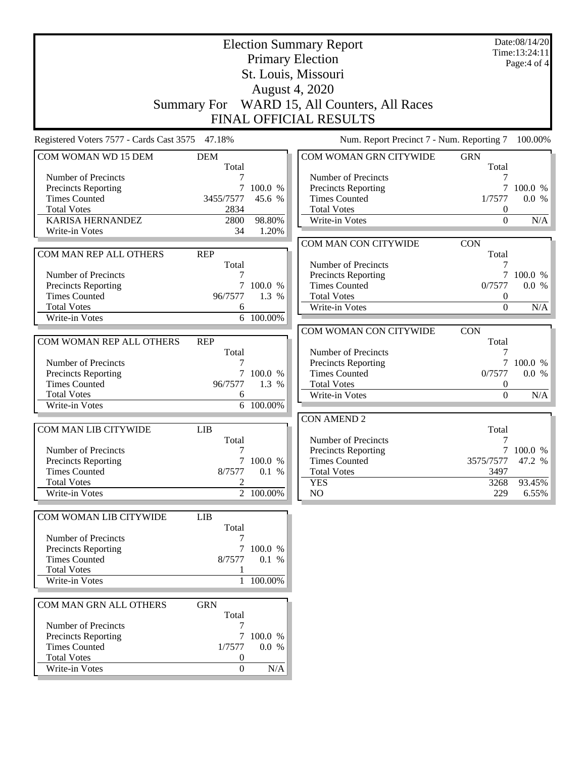# Election Summary Report

## Primary Election

## St. Louis, Missouri

## August 4, 2020

## Summary For WARD 15, All Counters, All Races

## FINAL OFFICIAL RESULTS

Date:08/14/20
Time:13:24:11

Registered Voters 7577 - Cards Cast 3575 47.18%

Num. Report Precinct 7 - Num. Reporting 7 100.00%

| COM WOMAN WD 15 DEM | DEM | |
|---|---|---|
| | Total | |
| Number of Precincts | 7 | |
| Precincts Reporting | 7 | 100.0 % |
| Times Counted | 3455/7577 | 45.6 % |
| Total Votes | 2834 | |
| KARISA HERNANDEZ | 2800 | 98.80% |
| Write-in Votes | 34 | 1.20% |

| COM MAN REP ALL OTHERS | REP | |
|---|---|---|
| | Total | |
| Number of Precincts | 7 | |
| Precincts Reporting | 7 | 100.0 % |
| Times Counted | 96/7577 | 1.3 % |
| Total Votes | 6 | |
| Write-in Votes | 6 | 100.00% |

| COM WOMAN REP ALL OTHERS | REP | |
|---|---|---|
| | Total | |
| Number of Precincts | 7 | |
| Precincts Reporting | 7 | 100.0 % |
| Times Counted | 96/7577 | 1.3 % |
| Total Votes | 6 | |
| Write-in Votes | 6 | 100.00% |

| COM MAN LIB CITYWIDE | LIB | |
|---|---|---|
| | Total | |
| Number of Precincts | 7 | |
| Precincts Reporting | 7 | 100.0 % |
| Times Counted | 8/7577 | 0.1 % |
| Total Votes | 2 | |
| Write-in Votes | 2 | 100.00% |

| COM WOMAN LIB CITYWIDE | LIB | |
|---|---|---|
| | Total | |
| Number of Precincts | 7 | |
| Precincts Reporting | 7 | 100.0 % |
| Times Counted | 8/7577 | 0.1 % |
| Total Votes | 1 | |
| Write-in Votes | 1 | 100.00% |

| COM MAN GRN ALL OTHERS | GRN | |
|---|---|---|
| | Total | |
| Number of Precincts | 7 | |
| Precincts Reporting | 7 | 100.0 % |
| Times Counted | 1/7577 | 0.0 % |
| Total Votes | 0 | |
| Write-in Votes | 0 | N/A |

| COM WOMAN GRN CITYWIDE | GRN | |
|---|---|---|
| | Total | |
| Number of Precincts | 7 | |
| Precincts Reporting | 7 | 100.0 % |
| Times Counted | 1/7577 | 0.0 % |
| Total Votes | 0 | |
| Write-in Votes | 0 | N/A |

| COM MAN CON CITYWIDE | CON | |
|---|---|---|
| | Total | |
| Number of Precincts | 7 | |
| Precincts Reporting | 7 | 100.0 % |
| Times Counted | 0/7577 | 0.0 % |
| Total Votes | 0 | |
| Write-in Votes | 0 | N/A |

| COM WOMAN CON CITYWIDE | CON | |
|---|---|---|
| | Total | |
| Number of Precincts | 7 | |
| Precincts Reporting | 7 | 100.0 % |
| Times Counted | 0/7577 | 0.0 % |
| Total Votes | 0 | |
| Write-in Votes | 0 | N/A |

| CON AMEND 2 | | |
|---|---|---|
| | Total | |
| Number of Precincts | 7 | |
| Precincts Reporting | 7 | 100.0 % |
| Times Counted | 3575/7577 | 47.2 % |
| Total Votes | 3497 | |
| YES | 3268 | 93.45% |
| NO | 229 | 6.55% |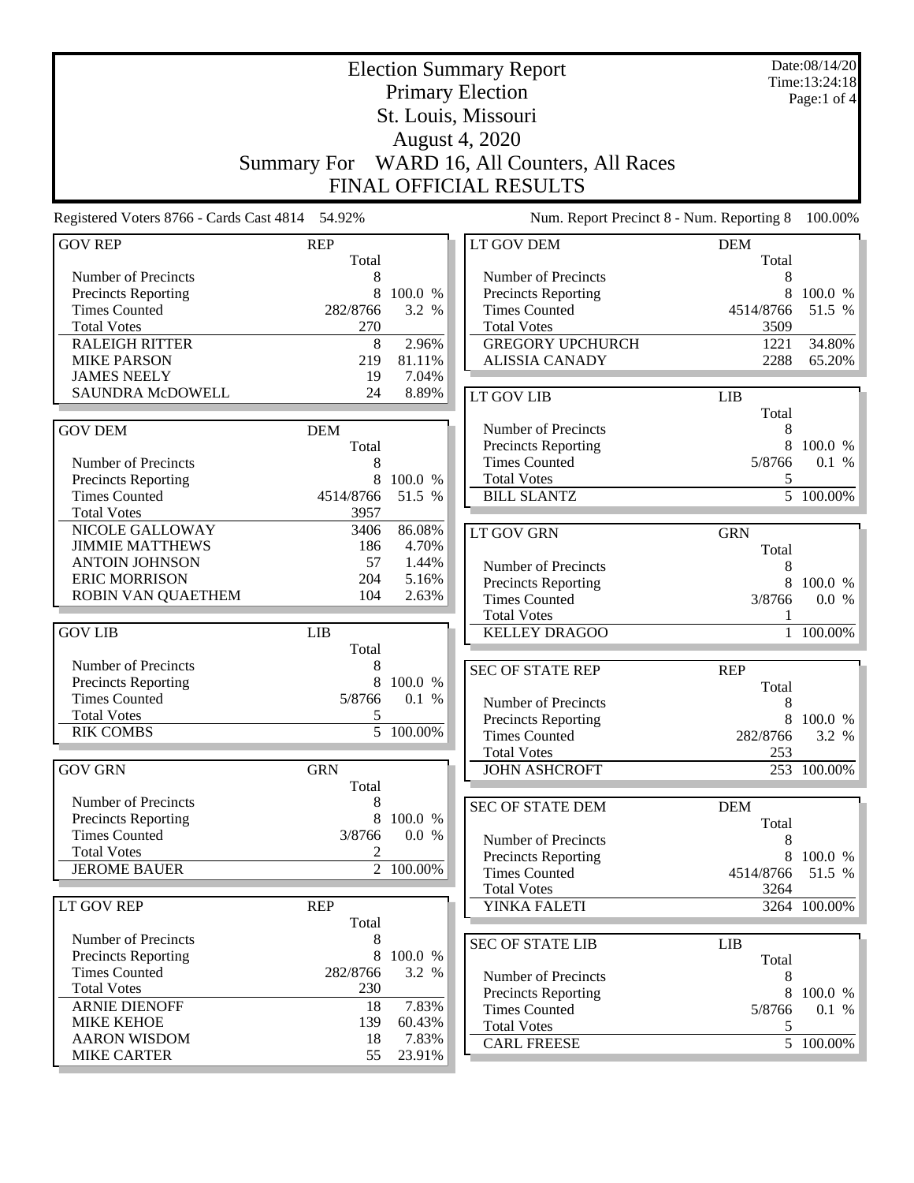# Election Summary Report

Primary Election

St. Louis, Missouri

August 4, 2020

Summary For WARD 16, All Counters, All Races

FINAL OFFICIAL RESULTS

Date:08/14/20
Time:13:24:18

Registered Voters 8766 - Cards Cast 4814 54.92%

Num. Report Precinct 8 - Num. Reporting 8 100.00%

| GOV REP | REP | |
|---|---|---|
| | Total | |
| Number of Precincts | 8 | |
| Precincts Reporting | 8 | 100.0 % |
| Times Counted | 282/8766 | 3.2 % |
| Total Votes | 270 | |
| RALEIGH RITTER | 8 | 2.96% |
| MIKE PARSON | 219 | 81.11% |
| JAMES NEELY | 19 | 7.04% |
| SAUNDRA McDOWELL | 24 | 8.89% |

| GOV DEM | DEM | |
|---|---|---|
| | Total | |
| Number of Precincts | 8 | |
| Precincts Reporting | 8 | 100.0 % |
| Times Counted | 4514/8766 | 51.5 % |
| Total Votes | 3957 | |
| NICOLE GALLOWAY | 3406 | 86.08% |
| JIMMIE MATTHEWS | 186 | 4.70% |
| ANTOIN JOHNSON | 57 | 1.44% |
| ERIC MORRISON | 204 | 5.16% |
| ROBIN VAN QUAETHEM | 104 | 2.63% |

| GOV LIB | LIB | |
|---|---|---|
| | Total | |
| Number of Precincts | 8 | |
| Precincts Reporting | 8 | 100.0 % |
| Times Counted | 5/8766 | 0.1 % |
| Total Votes | 5 | |
| RIK COMBS | 5 | 100.00% |

| GOV GRN | GRN | |
|---|---|---|
| | Total | |
| Number of Precincts | 8 | |
| Precincts Reporting | 8 | 100.0 % |
| Times Counted | 3/8766 | 0.0 % |
| Total Votes | 2 | |
| JEROME BAUER | 2 | 100.00% |

| LT GOV REP | REP | |
|---|---|---|
| | Total | |
| Number of Precincts | 8 | |
| Precincts Reporting | 8 | 100.0 % |
| Times Counted | 282/8766 | 3.2 % |
| Total Votes | 230 | |
| ARNIE DIENOFF | 18 | 7.83% |
| MIKE KEHOE | 139 | 60.43% |
| AARON WISDOM | 18 | 7.83% |
| MIKE CARTER | 55 | 23.91% |

| LT GOV DEM | DEM | |
|---|---|---|
| | Total | |
| Number of Precincts | 8 | |
| Precincts Reporting | 8 | 100.0 % |
| Times Counted | 4514/8766 | 51.5 % |
| Total Votes | 3509 | |
| GREGORY UPCHURCH | 1221 | 34.80% |
| ALISSIA CANADY | 2288 | 65.20% |

| LT GOV LIB | LIB | |
|---|---|---|
| | Total | |
| Number of Precincts | 8 | |
| Precincts Reporting | 8 | 100.0 % |
| Times Counted | 5/8766 | 0.1 % |
| Total Votes | 5 | |
| BILL SLANTZ | 5 | 100.00% |

| LT GOV GRN | GRN | |
|---|---|---|
| | Total | |
| Number of Precincts | 8 | |
| Precincts Reporting | 8 | 100.0 % |
| Times Counted | 3/8766 | 0.0 % |
| Total Votes | 1 | |
| KELLEY DRAGOO | 1 | 100.00% |

| SEC OF STATE REP | REP | |
|---|---|---|
| | Total | |
| Number of Precincts | 8 | |
| Precincts Reporting | 8 | 100.0 % |
| Times Counted | 282/8766 | 3.2 % |
| Total Votes | 253 | |
| JOHN ASHCROFT | 253 | 100.00% |

| SEC OF STATE DEM | DEM | |
|---|---|---|
| | Total | |
| Number of Precincts | 8 | |
| Precincts Reporting | 8 | 100.0 % |
| Times Counted | 4514/8766 | 51.5 % |
| Total Votes | 3264 | |
| YINKA FALETI | 3264 | 100.00% |

| SEC OF STATE LIB | LIB | |
|---|---|---|
| | Total | |
| Number of Precincts | 8 | |
| Precincts Reporting | 8 | 100.0 % |
| Times Counted | 5/8766 | 0.1 % |
| Total Votes | 5 | |
| CARL FREESE | 5 | 100.00% |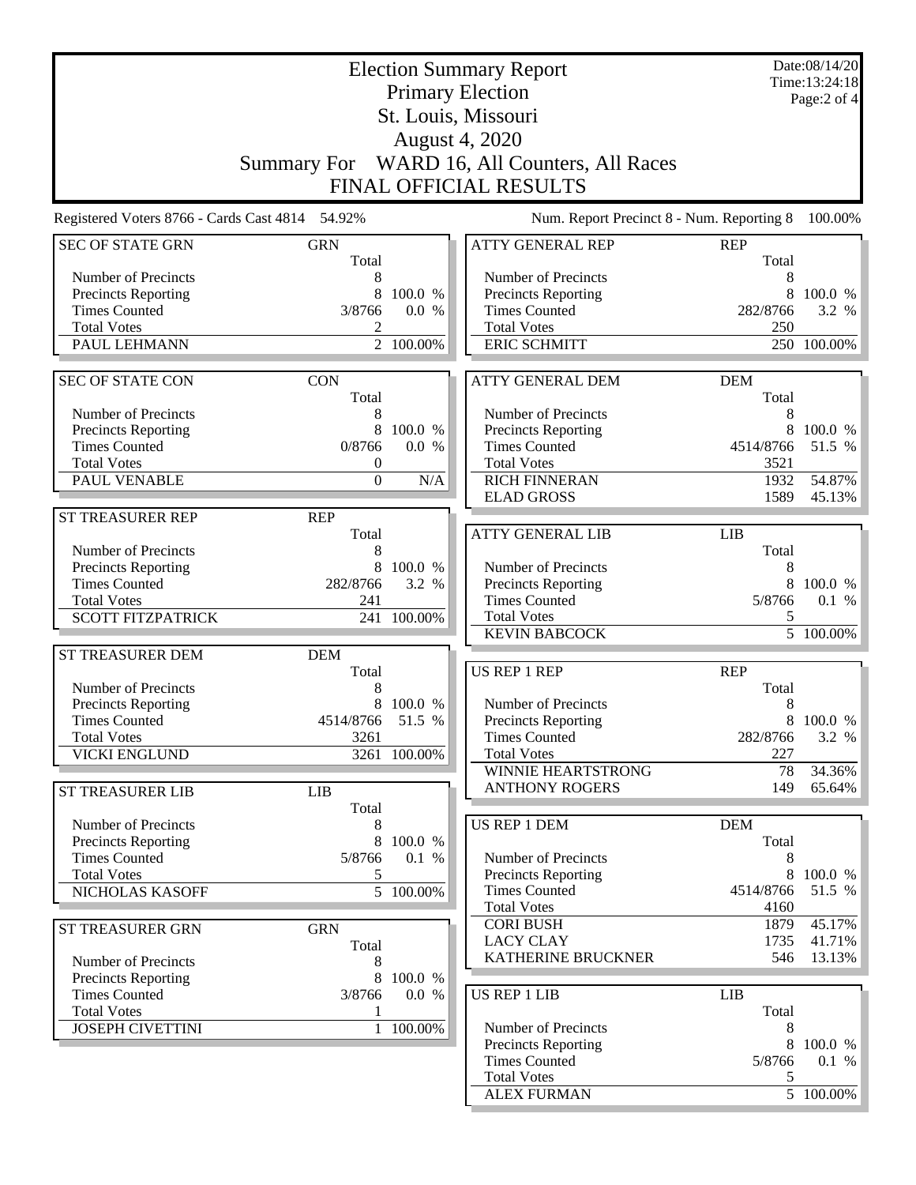# Election Summary Report

## Primary Election

## St. Louis, Missouri

## August 4, 2020

## Summary For WARD 16, All Counters, All Races

## FINAL OFFICIAL RESULTS

Date:08/14/20
Time:13:24:18

Registered Voters 8766 - Cards Cast 4814 54.92%

Num. Report Precinct 8 - Num. Reporting 8 100.00%

| SEC OF STATE GRN | GRN Total | |
|---|---|---|
| Number of Precincts | 8 | |
| Precincts Reporting | 8 | 100.0 % |
| Times Counted | 3/8766 | 0.0 % |
| Total Votes | 2 | |
| PAUL LEHMANN | 2 | 100.00% |

| SEC OF STATE CON | CON Total | |
|---|---|---|
| Number of Precincts | 8 | |
| Precincts Reporting | 8 | 100.0 % |
| Times Counted | 0/8766 | 0.0 % |
| Total Votes | 0 | |
| PAUL VENABLE | 0 | N/A |

| ST TREASURER REP | REP Total | |
|---|---|---|
| Number of Precincts | 8 | |
| Precincts Reporting | 8 | 100.0 % |
| Times Counted | 282/8766 | 3.2 % |
| Total Votes | 241 | |
| SCOTT FITZPATRICK | 241 | 100.00% |

| ST TREASURER DEM | DEM Total | |
|---|---|---|
| Number of Precincts | 8 | |
| Precincts Reporting | 8 | 100.0 % |
| Times Counted | 4514/8766 | 51.5 % |
| Total Votes | 3261 | |
| VICKI ENGLUND | 3261 | 100.00% |

| ST TREASURER LIB | LIB Total | |
|---|---|---|
| Number of Precincts | 8 | |
| Precincts Reporting | 8 | 100.0 % |
| Times Counted | 5/8766 | 0.1 % |
| Total Votes | 5 | |
| NICHOLAS KASOFF | 5 | 100.00% |

| ST TREASURER GRN | GRN Total | |
|---|---|---|
| Number of Precincts | 8 | |
| Precincts Reporting | 8 | 100.0 % |
| Times Counted | 3/8766 | 0.0 % |
| Total Votes | 1 | |
| JOSEPH CIVETTINI | 1 | 100.00% |

| ATTY GENERAL REP | REP Total | |
|---|---|---|
| Number of Precincts | 8 | |
| Precincts Reporting | 8 | 100.0 % |
| Times Counted | 282/8766 | 3.2 % |
| Total Votes | 250 | |
| ERIC SCHMITT | 250 | 100.00% |

| ATTY GENERAL DEM | DEM Total | |
|---|---|---|
| Number of Precincts | 8 | |
| Precincts Reporting | 8 | 100.0 % |
| Times Counted | 4514/8766 | 51.5 % |
| Total Votes | 3521 | |
| RICH FINNERAN | 1932 | 54.87% |
| ELAD GROSS | 1589 | 45.13% |

| ATTY GENERAL LIB | LIB Total | |
|---|---|---|
| Number of Precincts | 8 | |
| Precincts Reporting | 8 | 100.0 % |
| Times Counted | 5/8766 | 0.1 % |
| Total Votes | 5 | |
| KEVIN BABCOCK | 5 | 100.00% |

| US REP 1 REP | REP Total | |
|---|---|---|
| Number of Precincts | 8 | |
| Precincts Reporting | 8 | 100.0 % |
| Times Counted | 282/8766 | 3.2 % |
| Total Votes | 227 | |
| WINNIE HEARTSTRONG | 78 | 34.36% |
| ANTHONY ROGERS | 149 | 65.64% |

| US REP 1 DEM | DEM Total | |
|---|---|---|
| Number of Precincts | 8 | |
| Precincts Reporting | 8 | 100.0 % |
| Times Counted | 4514/8766 | 51.5 % |
| Total Votes | 4160 | |
| CORI BUSH | 1879 | 45.17% |
| LACY CLAY | 1735 | 41.71% |
| KATHERINE BRUCKNER | 546 | 13.13% |

| US REP 1 LIB | LIB Total | |
|---|---|---|
| Number of Precincts | 8 | |
| Precincts Reporting | 8 | 100.0 % |
| Times Counted | 5/8766 | 0.1 % |
| Total Votes | 5 | |
| ALEX FURMAN | 5 | 100.00% |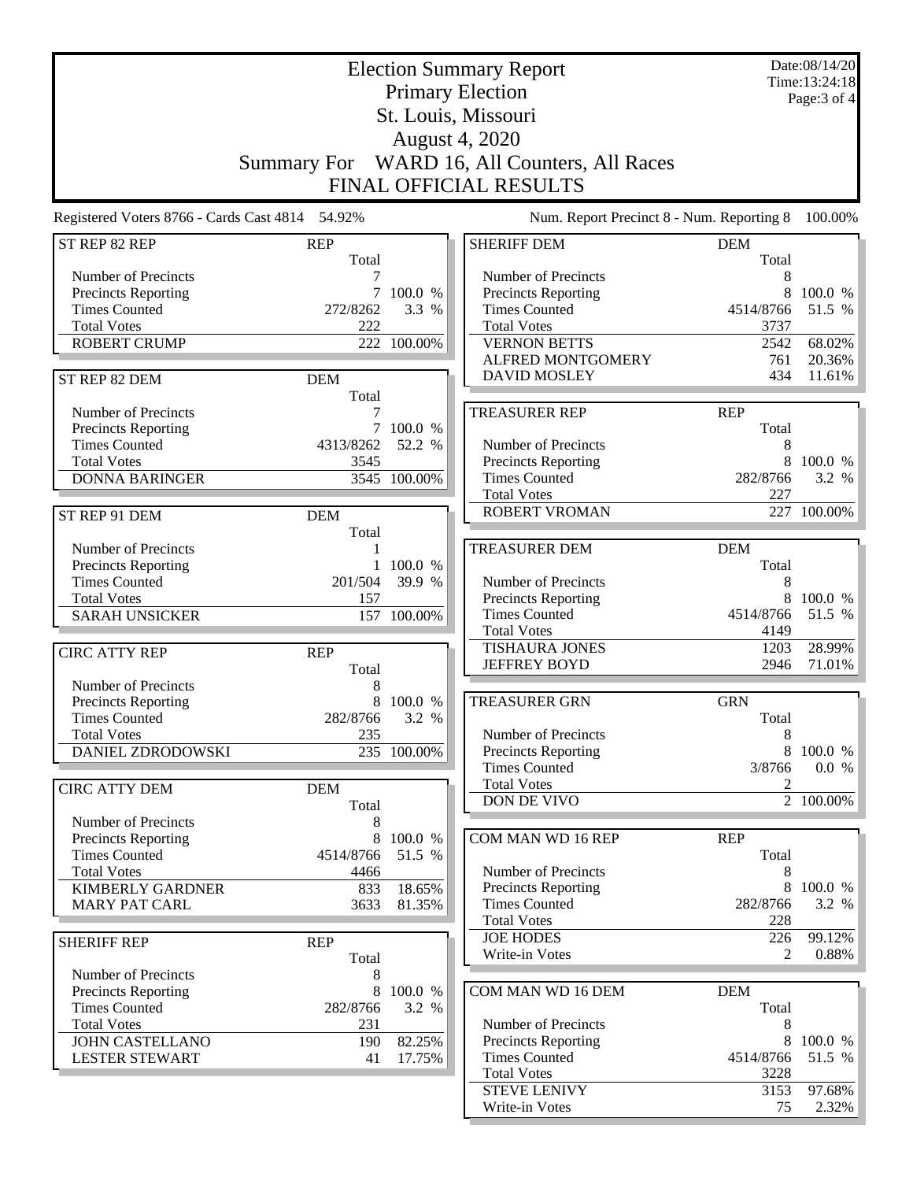# Election Summary Report

## Primary Election

## St. Louis, Missouri

## August 4, 2020

## Summary For WARD 16, All Counters, All Races

## FINAL OFFICIAL RESULTS

Date:08/14/20
Time:13:24:18

Registered Voters 8766 - Cards Cast 4814 54.92%

Num. Report Precinct 8 - Num. Reporting 8 100.00%

| ST REP 82 REP | REP | |
|---|---|---|
| | Total | |
| Number of Precincts | 7 | |
| Precincts Reporting | 7 | 100.0 % |
| Times Counted | 272/8262 | 3.3 % |
| Total Votes | 222 | |
| ROBERT CRUMP | 222 | 100.00% |

| ST REP 82 DEM | DEM | |
|---|---|---|
| | Total | |
| Number of Precincts | 7 | |
| Precincts Reporting | 7 | 100.0 % |
| Times Counted | 4313/8262 | 52.2 % |
| Total Votes | 3545 | |
| DONNA BARINGER | 3545 | 100.00% |

| ST REP 91 DEM | DEM | |
|---|---|---|
| | Total | |
| Number of Precincts | 1 | |
| Precincts Reporting | 1 | 100.0 % |
| Times Counted | 201/504 | 39.9 % |
| Total Votes | 157 | |
| SARAH UNSICKER | 157 | 100.00% |

| CIRC ATTY REP | REP | |
|---|---|---|
| | Total | |
| Number of Precincts | 8 | |
| Precincts Reporting | 8 | 100.0 % |
| Times Counted | 282/8766 | 3.2 % |
| Total Votes | 235 | |
| DANIEL ZDRODOWSKI | 235 | 100.00% |

| CIRC ATTY DEM | DEM | |
|---|---|---|
| | Total | |
| Number of Precincts | 8 | |
| Precincts Reporting | 8 | 100.0 % |
| Times Counted | 4514/8766 | 51.5 % |
| Total Votes | 4466 | |
| KIMBERLY GARDNER | 833 | 18.65% |
| MARY PAT CARL | 3633 | 81.35% |

| SHERIFF REP | REP | |
|---|---|---|
| | Total | |
| Number of Precincts | 8 | |
| Precincts Reporting | 8 | 100.0 % |
| Times Counted | 282/8766 | 3.2 % |
| Total Votes | 231 | |
| JOHN CASTELLANO | 190 | 82.25% |
| LESTER STEWART | 41 | 17.75% |

| SHERIFF DEM | DEM | |
|---|---|---|
| | Total | |
| Number of Precincts | 8 | |
| Precincts Reporting | 8 | 100.0 % |
| Times Counted | 4514/8766 | 51.5 % |
| Total Votes | 3737 | |
| VERNON BETTS | 2542 | 68.02% |
| ALFRED MONTGOMERY | 761 | 20.36% |
| DAVID MOSLEY | 434 | 11.61% |

| TREASURER REP | REP | |
|---|---|---|
| | Total | |
| Number of Precincts | 8 | |
| Precincts Reporting | 8 | 100.0 % |
| Times Counted | 282/8766 | 3.2 % |
| Total Votes | 227 | |
| ROBERT VROMAN | 227 | 100.00% |

| TREASURER DEM | DEM | |
|---|---|---|
| | Total | |
| Number of Precincts | 8 | |
| Precincts Reporting | 8 | 100.0 % |
| Times Counted | 4514/8766 | 51.5 % |
| Total Votes | 4149 | |
| TISHAURA JONES | 1203 | 28.99% |
| JEFFREY BOYD | 2946 | 71.01% |

| TREASURER GRN | GRN | |
|---|---|---|
| | Total | |
| Number of Precincts | 8 | |
| Precincts Reporting | 8 | 100.0 % |
| Times Counted | 3/8766 | 0.0 % |
| Total Votes | 2 | |
| DON DE VIVO | 2 | 100.00% |

| COM MAN WD 16 REP | REP | |
|---|---|---|
| | Total | |
| Number of Precincts | 8 | |
| Precincts Reporting | 8 | 100.0 % |
| Times Counted | 282/8766 | 3.2 % |
| Total Votes | 228 | |
| JOE HODES | 226 | 99.12% |
| Write-in Votes | 2 | 0.88% |

| COM MAN WD 16 DEM | DEM | |
|---|---|---|
| | Total | |
| Number of Precincts | 8 | |
| Precincts Reporting | 8 | 100.0 % |
| Times Counted | 4514/8766 | 51.5 % |
| Total Votes | 3228 | |
| STEVE LENIVY | 3153 | 97.68% |
| Write-in Votes | 75 | 2.32% |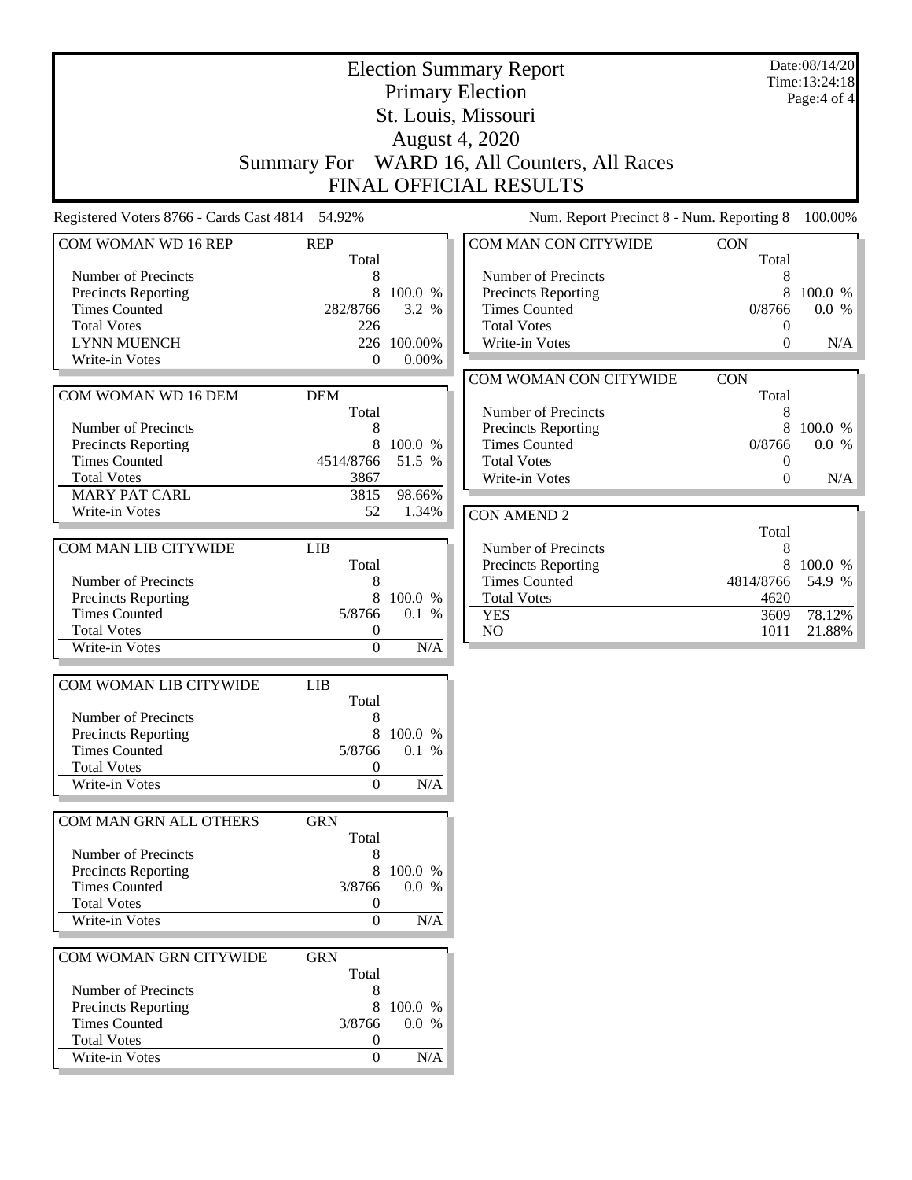# Election Summary Report

Primary Election

St. Louis, Missouri

August 4, 2020

Summary For WARD 16, All Counters, All Races

FINAL OFFICIAL RESULTS

Date:08/14/20
Time:13:24:18

Registered Voters 8766 - Cards Cast 4814 54.92%

Num. Report Precinct 8 - Num. Reporting 8 100.00%

| COM WOMAN WD 16 REP | REP | |
|---|---|---|
| | Total | |
| Number of Precincts | 8 | |
| Precincts Reporting | 8 | 100.0 % |
| Times Counted | 282/8766 | 3.2 % |
| Total Votes | 226 | |
| LYNN MUENCH | 226 | 100.00% |
| Write-in Votes | 0 | 0.00% |

| COM WOMAN WD 16 DEM | DEM | |
|---|---|---|
| | Total | |
| Number of Precincts | 8 | |
| Precincts Reporting | 8 | 100.0 % |
| Times Counted | 4514/8766 | 51.5 % |
| Total Votes | 3867 | |
| MARY PAT CARL | 3815 | 98.66% |
| Write-in Votes | 52 | 1.34% |

| COM MAN LIB CITYWIDE | LIB | |
|---|---|---|
| | Total | |
| Number of Precincts | 8 | |
| Precincts Reporting | 8 | 100.0 % |
| Times Counted | 5/8766 | 0.1 % |
| Total Votes | 0 | |
| Write-in Votes | 0 | N/A |

| COM WOMAN LIB CITYWIDE | LIB | |
|---|---|---|
| | Total | |
| Number of Precincts | 8 | |
| Precincts Reporting | 8 | 100.0 % |
| Times Counted | 5/8766 | 0.1 % |
| Total Votes | 0 | |
| Write-in Votes | 0 | N/A |

| COM MAN GRN ALL OTHERS | GRN | |
|---|---|---|
| | Total | |
| Number of Precincts | 8 | |
| Precincts Reporting | 8 | 100.0 % |
| Times Counted | 3/8766 | 0.0 % |
| Total Votes | 0 | |
| Write-in Votes | 0 | N/A |

| COM WOMAN GRN CITYWIDE | GRN | |
|---|---|---|
| | Total | |
| Number of Precincts | 8 | |
| Precincts Reporting | 8 | 100.0 % |
| Times Counted | 3/8766 | 0.0 % |
| Total Votes | 0 | |
| Write-in Votes | 0 | N/A |

| COM MAN CON CITYWIDE | CON | |
|---|---|---|
| | Total | |
| Number of Precincts | 8 | |
| Precincts Reporting | 8 | 100.0 % |
| Times Counted | 0/8766 | 0.0 % |
| Total Votes | 0 | |
| Write-in Votes | 0 | N/A |

| COM WOMAN CON CITYWIDE | CON | |
|---|---|---|
| | Total | |
| Number of Precincts | 8 | |
| Precincts Reporting | 8 | 100.0 % |
| Times Counted | 0/8766 | 0.0 % |
| Total Votes | 0 | |
| Write-in Votes | 0 | N/A |

| CON AMEND 2 | | |
|---|---|---|
| | Total | |
| Number of Precincts | 8 | |
| Precincts Reporting | 8 | 100.0 % |
| Times Counted | 4814/8766 | 54.9 % |
| Total Votes | 4620 | |
| YES | 3609 | 78.12% |
| NO | 1011 | 21.88% |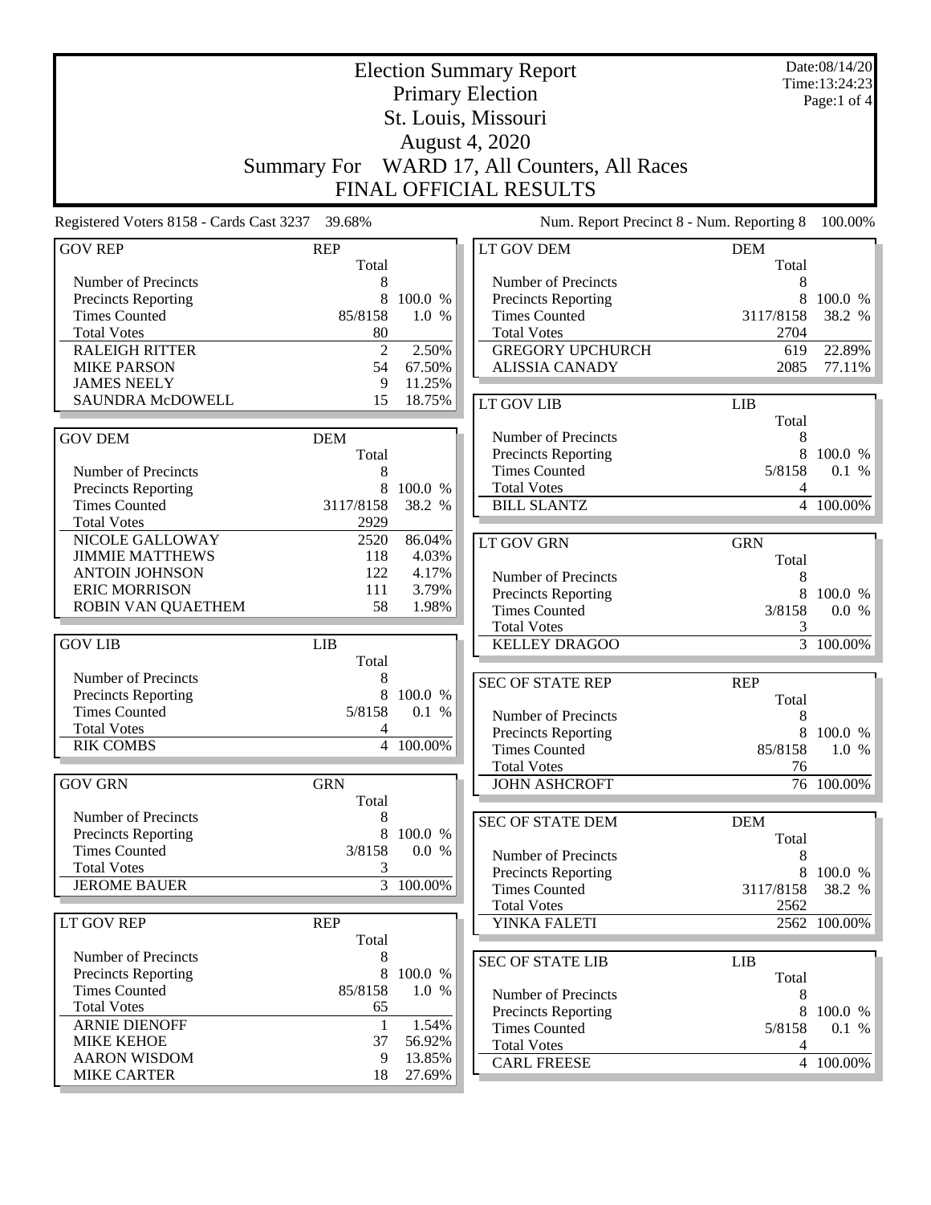# Election Summary Report

## Primary Election

## St. Louis, Missouri

## August 4, 2020

## Summary For WARD 17, All Counters, All Races

## FINAL OFFICIAL RESULTS

Date:08/14/20
Time:13:24:23
Page:1 of 4

Registered Voters 8158 - Cards Cast 3237 39.68%

Num. Report Precinct 8 - Num. Reporting 8 100.00%

| GOV REP | REP | |
|---|---|---|
| | Total | |
| Number of Precincts | 8 | |
| Precincts Reporting | 8 | 100.0 % |
| Times Counted | 85/8158 | 1.0 % |
| Total Votes | 80 | |
| RALEIGH RITTER | 2 | 2.50% |
| MIKE PARSON | 54 | 67.50% |
| JAMES NEELY | 9 | 11.25% |
| SAUNDRA McDOWELL | 15 | 18.75% |

| GOV DEM | DEM | |
|---|---|---|
| | Total | |
| Number of Precincts | 8 | |
| Precincts Reporting | 8 | 100.0 % |
| Times Counted | 3117/8158 | 38.2 % |
| Total Votes | 2929 | |
| NICOLE GALLOWAY | 2520 | 86.04% |
| JIMMIE MATTHEWS | 118 | 4.03% |
| ANTOIN JOHNSON | 122 | 4.17% |
| ERIC MORRISON | 111 | 3.79% |
| ROBIN VAN QUAETHEM | 58 | 1.98% |

| GOV LIB | LIB | |
|---|---|---|
| | Total | |
| Number of Precincts | 8 | |
| Precincts Reporting | 8 | 100.0 % |
| Times Counted | 5/8158 | 0.1 % |
| Total Votes | 4 | |
| RIK COMBS | 4 | 100.00% |

| GOV GRN | GRN | |
|---|---|---|
| | Total | |
| Number of Precincts | 8 | |
| Precincts Reporting | 8 | 100.0 % |
| Times Counted | 3/8158 | 0.0 % |
| Total Votes | 3 | |
| JEROME BAUER | 3 | 100.00% |

| LT GOV REP | REP | |
|---|---|---|
| | Total | |
| Number of Precincts | 8 | |
| Precincts Reporting | 8 | 100.0 % |
| Times Counted | 85/8158 | 1.0 % |
| Total Votes | 65 | |
| ARNIE DIENOFF | 1 | 1.54% |
| MIKE KEHOE | 37 | 56.92% |
| AARON WISDOM | 9 | 13.85% |
| MIKE CARTER | 18 | 27.69% |

| LT GOV DEM | DEM | |
|---|---|---|
| | Total | |
| Number of Precincts | 8 | |
| Precincts Reporting | 8 | 100.0 % |
| Times Counted | 3117/8158 | 38.2 % |
| Total Votes | 2704 | |
| GREGORY UPCHURCH | 619 | 22.89% |
| ALISSIA CANADY | 2085 | 77.11% |

| LT GOV LIB | LIB | |
|---|---|---|
| | Total | |
| Number of Precincts | 8 | |
| Precincts Reporting | 8 | 100.0 % |
| Times Counted | 5/8158 | 0.1 % |
| Total Votes | 4 | |
| BILL SLANTZ | 4 | 100.00% |

| LT GOV GRN | GRN | |
|---|---|---|
| | Total | |
| Number of Precincts | 8 | |
| Precincts Reporting | 8 | 100.0 % |
| Times Counted | 3/8158 | 0.0 % |
| Total Votes | 3 | |
| KELLEY DRAGOO | 3 | 100.00% |

| SEC OF STATE REP | REP | |
|---|---|---|
| | Total | |
| Number of Precincts | 8 | |
| Precincts Reporting | 8 | 100.0 % |
| Times Counted | 85/8158 | 1.0 % |
| Total Votes | 76 | |
| JOHN ASHCROFT | 76 | 100.00% |

| SEC OF STATE DEM | DEM | |
|---|---|---|
| | Total | |
| Number of Precincts | 8 | |
| Precincts Reporting | 8 | 100.0 % |
| Times Counted | 3117/8158 | 38.2 % |
| Total Votes | 2562 | |
| YINKA FALETI | 2562 | 100.00% |

| SEC OF STATE LIB | LIB | |
|---|---|---|
| | Total | |
| Number of Precincts | 8 | |
| Precincts Reporting | 8 | 100.0 % |
| Times Counted | 5/8158 | 0.1 % |
| Total Votes | 4 | |
| CARL FREESE | 4 | 100.00% |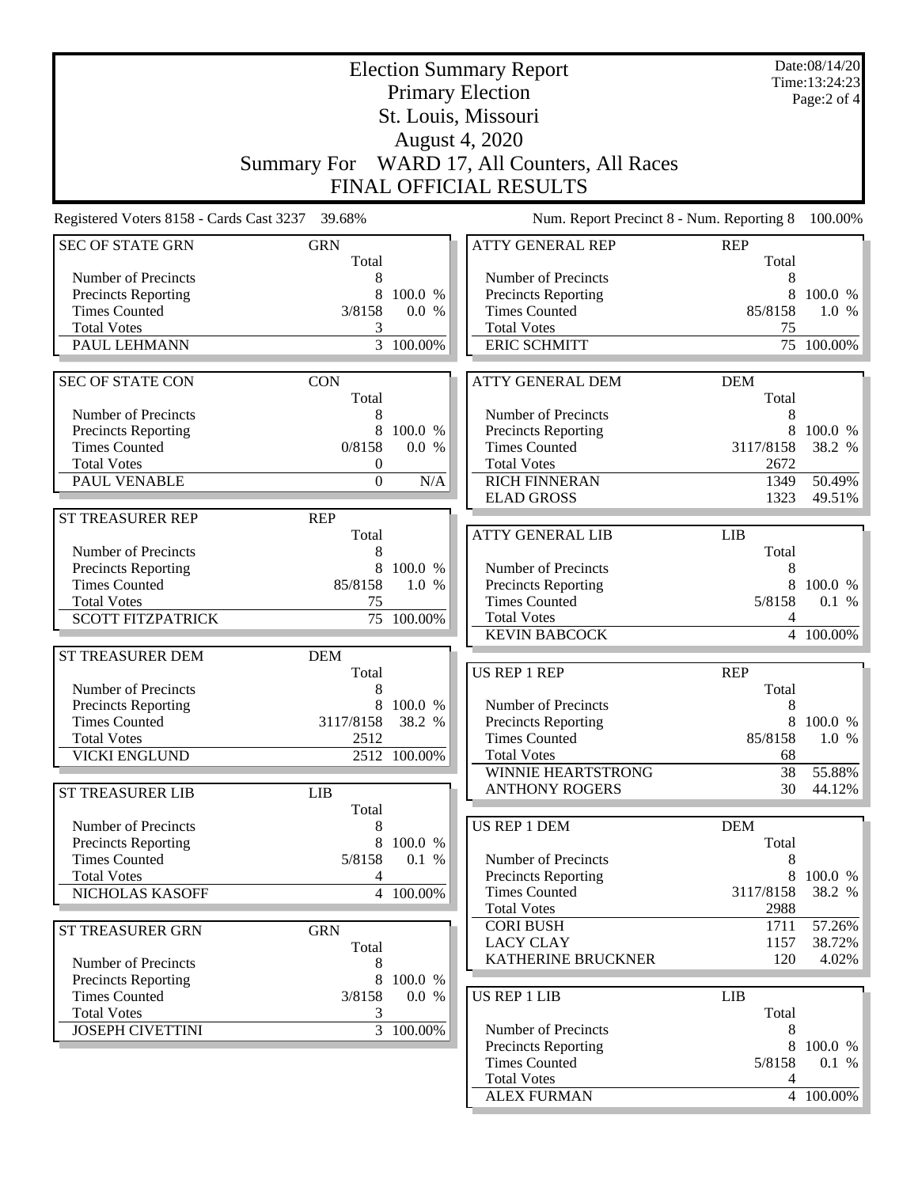# Election Summary Report

Primary Election
St. Louis, Missouri
August 4, 2020

Summary For WARD 17, All Counters, All Races

FINAL OFFICIAL RESULTS

Date:08/14/20
Time:13:24:23

Registered Voters 8158 - Cards Cast 3237 39.68%

Num. Report Precinct 8 - Num. Reporting 8 100.00%

| SEC OF STATE GRN | GRN Total | |
|---|---|---|
| Number of Precincts | 8 | |
| Precincts Reporting | 8 | 100.0 % |
| Times Counted | 3/8158 | 0.0 % |
| Total Votes | 3 | |
| PAUL LEHMANN | 3 | 100.00% |

| SEC OF STATE CON | CON Total | |
|---|---|---|
| Number of Precincts | 8 | |
| Precincts Reporting | 8 | 100.0 % |
| Times Counted | 0/8158 | 0.0 % |
| Total Votes | 0 | |
| PAUL VENABLE | 0 | N/A |

| ST TREASURER REP | REP Total | |
|---|---|---|
| Number of Precincts | 8 | |
| Precincts Reporting | 8 | 100.0 % |
| Times Counted | 85/8158 | 1.0 % |
| Total Votes | 75 | |
| SCOTT FITZPATRICK | 75 | 100.00% |

| ST TREASURER DEM | DEM Total | |
|---|---|---|
| Number of Precincts | 8 | |
| Precincts Reporting | 8 | 100.0 % |
| Times Counted | 3117/8158 | 38.2 % |
| Total Votes | 2512 | |
| VICKI ENGLUND | 2512 | 100.00% |

| ST TREASURER LIB | LIB Total | |
|---|---|---|
| Number of Precincts | 8 | |
| Precincts Reporting | 8 | 100.0 % |
| Times Counted | 5/8158 | 0.1 % |
| Total Votes | 4 | |
| NICHOLAS KASOFF | 4 | 100.00% |

| ST TREASURER GRN | GRN Total | |
|---|---|---|
| Number of Precincts | 8 | |
| Precincts Reporting | 8 | 100.0 % |
| Times Counted | 3/8158 | 0.0 % |
| Total Votes | 3 | |
| JOSEPH CIVETTINI | 3 | 100.00% |

| ATTY GENERAL REP | REP Total | |
|---|---|---|
| Number of Precincts | 8 | |
| Precincts Reporting | 8 | 100.0 % |
| Times Counted | 85/8158 | 1.0 % |
| Total Votes | 75 | |
| ERIC SCHMITT | 75 | 100.00% |

| ATTY GENERAL DEM | DEM Total | |
|---|---|---|
| Number of Precincts | 8 | |
| Precincts Reporting | 8 | 100.0 % |
| Times Counted | 3117/8158 | 38.2 % |
| Total Votes | 2672 | |
| RICH FINNERAN | 1349 | 50.49% |
| ELAD GROSS | 1323 | 49.51% |

| ATTY GENERAL LIB | LIB Total | |
|---|---|---|
| Number of Precincts | 8 | |
| Precincts Reporting | 8 | 100.0 % |
| Times Counted | 5/8158 | 0.1 % |
| Total Votes | 4 | |
| KEVIN BABCOCK | 4 | 100.00% |

| US REP 1 REP | REP Total | |
|---|---|---|
| Number of Precincts | 8 | |
| Precincts Reporting | 8 | 100.0 % |
| Times Counted | 85/8158 | 1.0 % |
| Total Votes | 68 | |
| WINNIE HEARTSTRONG | 38 | 55.88% |
| ANTHONY ROGERS | 30 | 44.12% |

| US REP 1 DEM | DEM Total | |
|---|---|---|
| Number of Precincts | 8 | |
| Precincts Reporting | 8 | 100.0 % |
| Times Counted | 3117/8158 | 38.2 % |
| Total Votes | 2988 | |
| CORI BUSH | 1711 | 57.26% |
| LACY CLAY | 1157 | 38.72% |
| KATHERINE BRUCKNER | 120 | 4.02% |

| US REP 1 LIB | LIB Total | |
|---|---|---|
| Number of Precincts | 8 | |
| Precincts Reporting | 8 | 100.0 % |
| Times Counted | 5/8158 | 0.1 % |
| Total Votes | 4 | |
| ALEX FURMAN | 4 | 100.00% |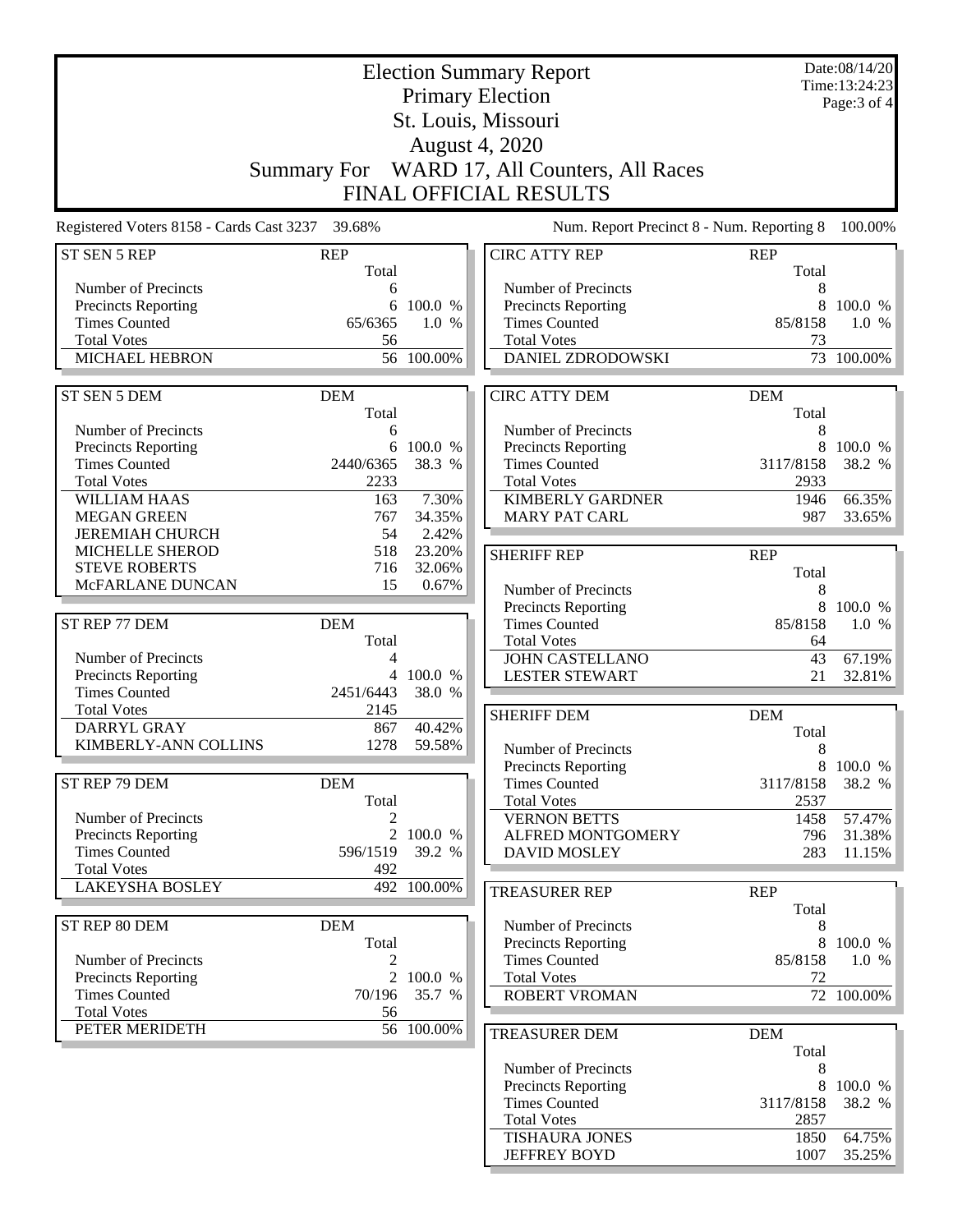# Election Summary Report

## Primary Election

## St. Louis, Missouri

## August 4, 2020

## Summary For WARD 17, All Counters, All Races

## FINAL OFFICIAL RESULTS

Date:08/14/20
Time:13:24:23

Registered Voters 8158 - Cards Cast 3237 39.68%

Num. Report Precinct 8 - Num. Reporting 8 100.00%

| ST SEN 5 REP | REP Total | |
|---|---|---|
| Number of Precincts | 6 | |
| Precincts Reporting | 6 | 100.0 % |
| Times Counted | 65/6365 | 1.0 % |
| Total Votes | 56 | |
| MICHAEL HEBRON | 56 | 100.00% |

| ST SEN 5 DEM | DEM Total | |
|---|---|---|
| Number of Precincts | 6 | |
| Precincts Reporting | 6 | 100.0 % |
| Times Counted | 2440/6365 | 38.3 % |
| Total Votes | 2233 | |
| WILLIAM HAAS | 163 | 7.30% |
| MEGAN GREEN | 767 | 34.35% |
| JEREMIAH CHURCH | 54 | 2.42% |
| MICHELLE SHEROD | 518 | 23.20% |
| STEVE ROBERTS | 716 | 32.06% |
| McFARLANE DUNCAN | 15 | 0.67% |

| ST REP 77 DEM | DEM Total | |
|---|---|---|
| Number of Precincts | 4 | |
| Precincts Reporting | 4 | 100.0 % |
| Times Counted | 2451/6443 | 38.0 % |
| Total Votes | 2145 | |
| DARRYL GRAY | 867 | 40.42% |
| KIMBERLY-ANN COLLINS | 1278 | 59.58% |

| ST REP 79 DEM | DEM Total | |
|---|---|---|
| Number of Precincts | 2 | |
| Precincts Reporting | 2 | 100.0 % |
| Times Counted | 596/1519 | 39.2 % |
| Total Votes | 492 | |
| LAKEYSHA BOSLEY | 492 | 100.00% |

| ST REP 80 DEM | DEM Total | |
|---|---|---|
| Number of Precincts | 2 | |
| Precincts Reporting | 2 | 100.0 % |
| Times Counted | 70/196 | 35.7 % |
| Total Votes | 56 | |
| PETER MERIDETH | 56 | 100.00% |

| CIRC ATTY REP | REP Total | |
|---|---|---|
| Number of Precincts | 8 | |
| Precincts Reporting | 8 | 100.0 % |
| Times Counted | 85/8158 | 1.0 % |
| Total Votes | 73 | |
| DANIEL ZDRODOWSKI | 73 | 100.00% |

| CIRC ATTY DEM | DEM Total | |
|---|---|---|
| Number of Precincts | 8 | |
| Precincts Reporting | 8 | 100.0 % |
| Times Counted | 3117/8158 | 38.2 % |
| Total Votes | 2933 | |
| KIMBERLY GARDNER | 1946 | 66.35% |
| MARY PAT CARL | 987 | 33.65% |

| SHERIFF REP | REP Total | |
|---|---|---|
| Number of Precincts | 8 | |
| Precincts Reporting | 8 | 100.0 % |
| Times Counted | 85/8158 | 1.0 % |
| Total Votes | 64 | |
| JOHN CASTELLANO | 43 | 67.19% |
| LESTER STEWART | 21 | 32.81% |

| SHERIFF DEM | DEM Total | |
|---|---|---|
| Number of Precincts | 8 | |
| Precincts Reporting | 8 | 100.0 % |
| Times Counted | 3117/8158 | 38.2 % |
| Total Votes | 2537 | |
| VERNON BETTS | 1458 | 57.47% |
| ALFRED MONTGOMERY | 796 | 31.38% |
| DAVID MOSLEY | 283 | 11.15% |

| TREASURER REP | REP Total | |
|---|---|---|
| Number of Precincts | 8 | |
| Precincts Reporting | 8 | 100.0 % |
| Times Counted | 85/8158 | 1.0 % |
| Total Votes | 72 | |
| ROBERT VROMAN | 72 | 100.00% |

| TREASURER DEM | DEM Total | |
|---|---|---|
| Number of Precincts | 8 | |
| Precincts Reporting | 8 | 100.0 % |
| Times Counted | 3117/8158 | 38.2 % |
| Total Votes | 2857 | |
| TISHAURA JONES | 1850 | 64.75% |
| JEFFREY BOYD | 1007 | 35.25% |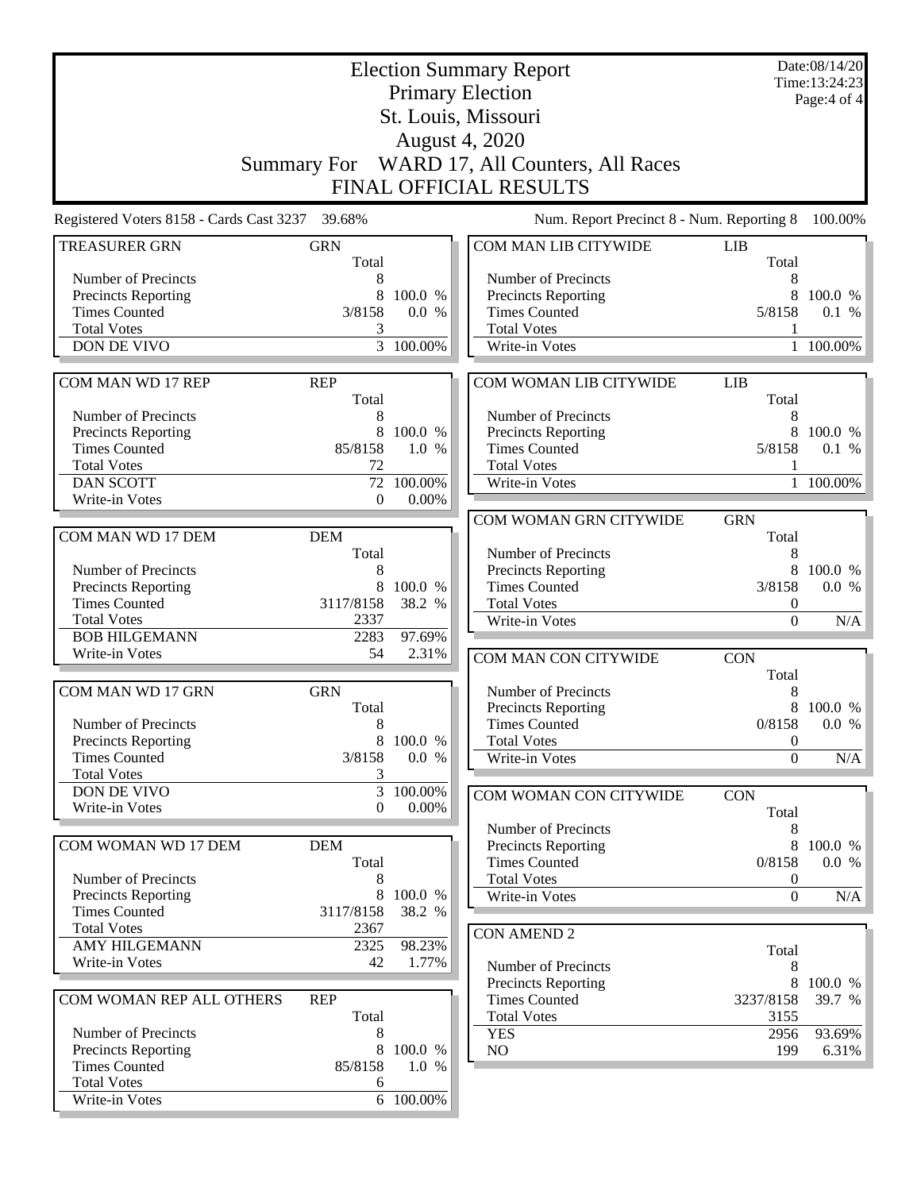# Election Summary Report

## Primary Election

## St. Louis, Missouri

## August 4, 2020

## Summary For WARD 17, All Counters, All Races

## FINAL OFFICIAL RESULTS

Date:08/14/20
Time:13:24:23

Registered Voters 8158 - Cards Cast 3237 39.68%

Num. Report Precinct 8 - Num. Reporting 8 100.00%

| TREASURER GRN | GRN | |
|---|---|---|
| | Total | |
| Number of Precincts | 8 | |
| Precincts Reporting | 8 | 100.0 % |
| Times Counted | 3/8158 | 0.0 % |
| Total Votes | 3 | |
| DON DE VIVO | 3 | 100.00% |

| COM MAN WD 17 REP | REP | |
|---|---|---|
| | Total | |
| Number of Precincts | 8 | |
| Precincts Reporting | 8 | 100.0 % |
| Times Counted | 85/8158 | 1.0 % |
| Total Votes | 72 | |
| DAN SCOTT | 72 | 100.00% |
| Write-in Votes | 0 | 0.00% |

| COM MAN WD 17 DEM | DEM | |
|---|---|---|
| | Total | |
| Number of Precincts | 8 | |
| Precincts Reporting | 8 | 100.0 % |
| Times Counted | 3117/8158 | 38.2 % |
| Total Votes | 2337 | |
| BOB HILGEMANN | 2283 | 97.69% |
| Write-in Votes | 54 | 2.31% |

| COM MAN WD 17 GRN | GRN | |
|---|---|---|
| | Total | |
| Number of Precincts | 8 | |
| Precincts Reporting | 8 | 100.0 % |
| Times Counted | 3/8158 | 0.0 % |
| Total Votes | 3 | |
| DON DE VIVO | 3 | 100.00% |
| Write-in Votes | 0 | 0.00% |

| COM WOMAN WD 17 DEM | DEM | |
|---|---|---|
| | Total | |
| Number of Precincts | 8 | |
| Precincts Reporting | 8 | 100.0 % |
| Times Counted | 3117/8158 | 38.2 % |
| Total Votes | 2367 | |
| AMY HILGEMANN | 2325 | 98.23% |
| Write-in Votes | 42 | 1.77% |

| COM WOMAN REP ALL OTHERS | REP | |
|---|---|---|
| | Total | |
| Number of Precincts | 8 | |
| Precincts Reporting | 8 | 100.0 % |
| Times Counted | 85/8158 | 1.0 % |
| Total Votes | 6 | |
| Write-in Votes | 6 | 100.00% |

| COM MAN LIB CITYWIDE | LIB | |
|---|---|---|
| | Total | |
| Number of Precincts | 8 | |
| Precincts Reporting | 8 | 100.0 % |
| Times Counted | 5/8158 | 0.1 % |
| Total Votes | 1 | |
| Write-in Votes | 1 | 100.00% |

| COM WOMAN LIB CITYWIDE | LIB | |
|---|---|---|
| | Total | |
| Number of Precincts | 8 | |
| Precincts Reporting | 8 | 100.0 % |
| Times Counted | 5/8158 | 0.1 % |
| Total Votes | 1 | |
| Write-in Votes | 1 | 100.00% |

| COM WOMAN GRN CITYWIDE | GRN | |
|---|---|---|
| | Total | |
| Number of Precincts | 8 | |
| Precincts Reporting | 8 | 100.0 % |
| Times Counted | 3/8158 | 0.0 % |
| Total Votes | 0 | |
| Write-in Votes | 0 | N/A |

| COM MAN CON CITYWIDE | CON | |
|---|---|---|
| | Total | |
| Number of Precincts | 8 | |
| Precincts Reporting | 8 | 100.0 % |
| Times Counted | 0/8158 | 0.0 % |
| Total Votes | 0 | |
| Write-in Votes | 0 | N/A |

| COM WOMAN CON CITYWIDE | CON | |
|---|---|---|
| | Total | |
| Number of Precincts | 8 | |
| Precincts Reporting | 8 | 100.0 % |
| Times Counted | 0/8158 | 0.0 % |
| Total Votes | 0 | |
| Write-in Votes | 0 | N/A |

| CON AMEND 2 | | |
|---|---|---|
| | Total | |
| Number of Precincts | 8 | |
| Precincts Reporting | 8 | 100.0 % |
| Times Counted | 3237/8158 | 39.7 % |
| Total Votes | 3155 | |
| YES | 2956 | 93.69% |
| NO | 199 | 6.31% |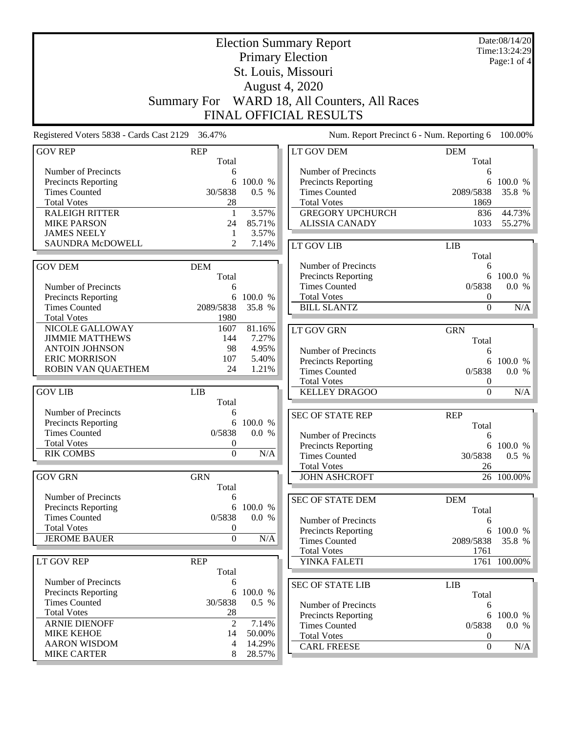# Election Summary Report

Primary Election
St. Louis, Missouri
August 4, 2020
Summary For WARD 18, All Counters, All Races
FINAL OFFICIAL RESULTS

Date:08/14/20
Time:13:24:29

Registered Voters 5838 - Cards Cast 2129 36.47%

Num. Report Precinct 6 - Num. Reporting 6 100.00%

| GOV REP | REP Total | |
|---|---|---|
| Number of Precincts | 6 | |
| Precincts Reporting | 6 | 100.0 % |
| Times Counted | 30/5838 | 0.5 % |
| Total Votes | 28 | |
| RALEIGH RITTER | 1 | 3.57% |
| MIKE PARSON | 24 | 85.71% |
| JAMES NEELY | 1 | 3.57% |
| SAUNDRA McDOWELL | 2 | 7.14% |

| GOV DEM | DEM Total | |
|---|---|---|
| Number of Precincts | 6 | |
| Precincts Reporting | 6 | 100.0 % |
| Times Counted | 2089/5838 | 35.8 % |
| Total Votes | 1980 | |
| NICOLE GALLOWAY | 1607 | 81.16% |
| JIMMIE MATTHEWS | 144 | 7.27% |
| ANTOIN JOHNSON | 98 | 4.95% |
| ERIC MORRISON | 107 | 5.40% |
| ROBIN VAN QUAETHEM | 24 | 1.21% |

| GOV LIB | LIB Total | |
|---|---|---|
| Number of Precincts | 6 | |
| Precincts Reporting | 6 | 100.0 % |
| Times Counted | 0/5838 | 0.0 % |
| Total Votes | 0 | |
| RIK COMBS | 0 | N/A |

| GOV GRN | GRN Total | |
|---|---|---|
| Number of Precincts | 6 | |
| Precincts Reporting | 6 | 100.0 % |
| Times Counted | 0/5838 | 0.0 % |
| Total Votes | 0 | |
| JEROME BAUER | 0 | N/A |

| LT GOV REP | REP Total | |
|---|---|---|
| Number of Precincts | 6 | |
| Precincts Reporting | 6 | 100.0 % |
| Times Counted | 30/5838 | 0.5 % |
| Total Votes | 28 | |
| ARNIE DIENOFF | 2 | 7.14% |
| MIKE KEHOE | 14 | 50.00% |
| AARON WISDOM | 4 | 14.29% |
| MIKE CARTER | 8 | 28.57% |

| LT GOV DEM | DEM Total | |
|---|---|---|
| Number of Precincts | 6 | |
| Precincts Reporting | 6 | 100.0 % |
| Times Counted | 2089/5838 | 35.8 % |
| Total Votes | 1869 | |
| GREGORY UPCHURCH | 836 | 44.73% |
| ALISSIA CANADY | 1033 | 55.27% |

| LT GOV LIB | LIB Total | |
|---|---|---|
| Number of Precincts | 6 | |
| Precincts Reporting | 6 | 100.0 % |
| Times Counted | 0/5838 | 0.0 % |
| Total Votes | 0 | |
| BILL SLANTZ | 0 | N/A |

| LT GOV GRN | GRN Total | |
|---|---|---|
| Number of Precincts | 6 | |
| Precincts Reporting | 6 | 100.0 % |
| Times Counted | 0/5838 | 0.0 % |
| Total Votes | 0 | |
| KELLEY DRAGOO | 0 | N/A |

| SEC OF STATE REP | REP Total | |
|---|---|---|
| Number of Precincts | 6 | |
| Precincts Reporting | 6 | 100.0 % |
| Times Counted | 30/5838 | 0.5 % |
| Total Votes | 26 | |
| JOHN ASHCROFT | 26 | 100.00% |

| SEC OF STATE DEM | DEM Total | |
|---|---|---|
| Number of Precincts | 6 | |
| Precincts Reporting | 6 | 100.0 % |
| Times Counted | 2089/5838 | 35.8 % |
| Total Votes | 1761 | |
| YINKA FALETI | 1761 | 100.00% |

| SEC OF STATE LIB | LIB Total | |
|---|---|---|
| Number of Precincts | 6 | |
| Precincts Reporting | 6 | 100.0 % |
| Times Counted | 0/5838 | 0.0 % |
| Total Votes | 0 | |
| CARL FREESE | 0 | N/A |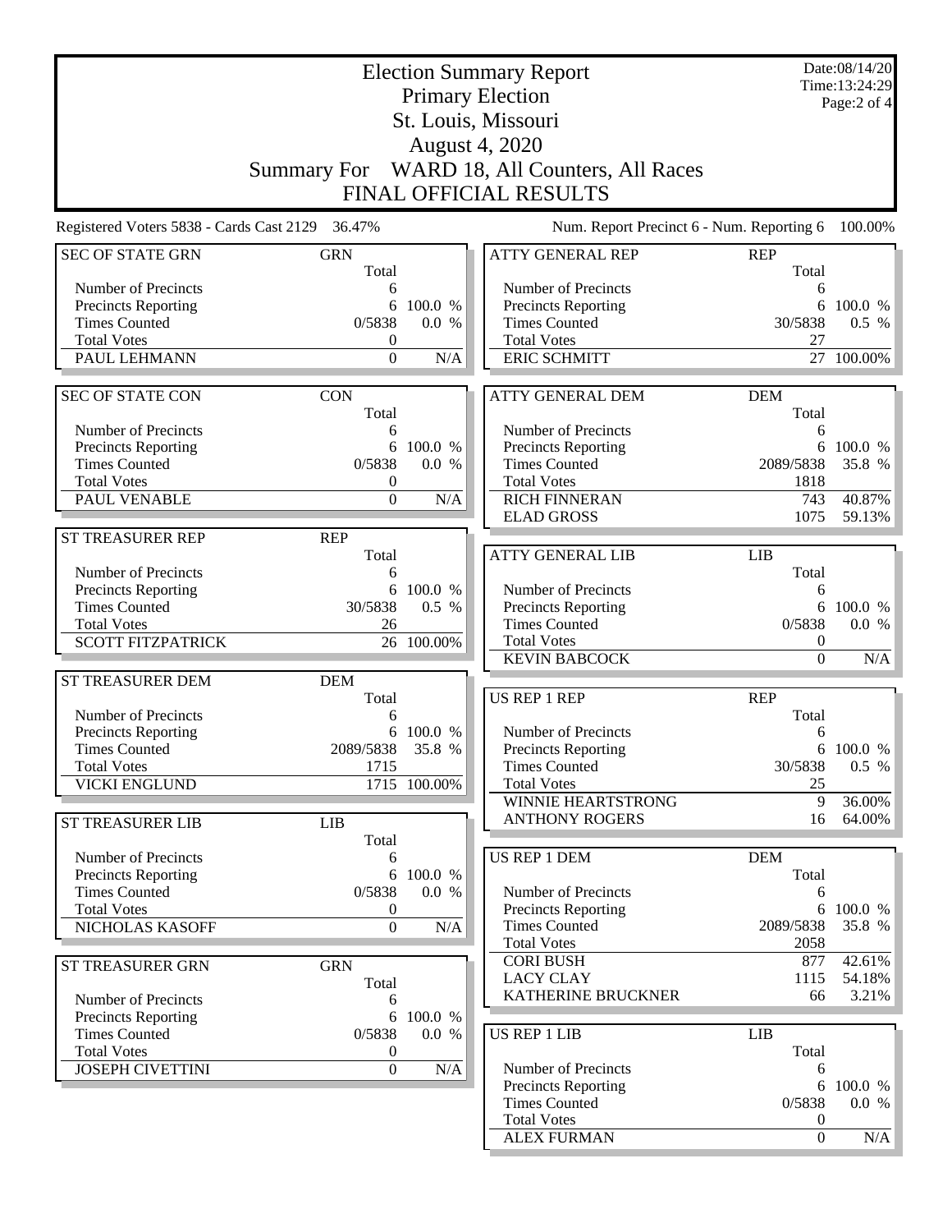# Election Summary Report
## Primary Election
## St. Louis, Missouri
## August 4, 2020
## Summary For WARD 18, All Counters, All Races
## FINAL OFFICIAL RESULTS

Date:08/14/20
Time:13:24:29

Registered Voters 5838 - Cards Cast 2129 36.47%

Num. Report Precinct 6 - Num. Reporting 6 100.00%

| SEC OF STATE GRN | GRN Total | |
|---|---|---|
| Number of Precincts | 6 | |
| Precincts Reporting | 6 | 100.0 % |
| Times Counted | 0/5838 | 0.0 % |
| Total Votes | 0 | |
| PAUL LEHMANN | 0 | N/A |

| SEC OF STATE CON | CON Total | |
|---|---|---|
| Number of Precincts | 6 | |
| Precincts Reporting | 6 | 100.0 % |
| Times Counted | 0/5838 | 0.0 % |
| Total Votes | 0 | |
| PAUL VENABLE | 0 | N/A |

| ST TREASURER REP | REP Total | |
|---|---|---|
| Number of Precincts | 6 | |
| Precincts Reporting | 6 | 100.0 % |
| Times Counted | 30/5838 | 0.5 % |
| Total Votes | 26 | |
| SCOTT FITZPATRICK | 26 | 100.00% |

| ST TREASURER DEM | DEM Total | |
|---|---|---|
| Number of Precincts | 6 | |
| Precincts Reporting | 6 | 100.0 % |
| Times Counted | 2089/5838 | 35.8 % |
| Total Votes | 1715 | |
| VICKI ENGLUND | 1715 | 100.00% |

| ST TREASURER LIB | LIB Total | |
|---|---|---|
| Number of Precincts | 6 | |
| Precincts Reporting | 6 | 100.0 % |
| Times Counted | 0/5838 | 0.0 % |
| Total Votes | 0 | |
| NICHOLAS KASOFF | 0 | N/A |

| ST TREASURER GRN | GRN Total | |
|---|---|---|
| Number of Precincts | 6 | |
| Precincts Reporting | 6 | 100.0 % |
| Times Counted | 0/5838 | 0.0 % |
| Total Votes | 0 | |
| JOSEPH CIVETTINI | 0 | N/A |

| ATTY GENERAL REP | REP Total | |
|---|---|---|
| Number of Precincts | 6 | |
| Precincts Reporting | 6 | 100.0 % |
| Times Counted | 30/5838 | 0.5 % |
| Total Votes | 27 | |
| ERIC SCHMITT | 27 | 100.00% |

| ATTY GENERAL DEM | DEM Total | |
|---|---|---|
| Number of Precincts | 6 | |
| Precincts Reporting | 6 | 100.0 % |
| Times Counted | 2089/5838 | 35.8 % |
| Total Votes | 1818 | |
| RICH FINNERAN | 743 | 40.87% |
| ELAD GROSS | 1075 | 59.13% |

| ATTY GENERAL LIB | LIB Total | |
|---|---|---|
| Number of Precincts | 6 | |
| Precincts Reporting | 6 | 100.0 % |
| Times Counted | 0/5838 | 0.0 % |
| Total Votes | 0 | |
| KEVIN BABCOCK | 0 | N/A |

| US REP 1 REP | REP Total | |
|---|---|---|
| Number of Precincts | 6 | |
| Precincts Reporting | 6 | 100.0 % |
| Times Counted | 30/5838 | 0.5 % |
| Total Votes | 25 | |
| WINNIE HEARTSTRONG | 9 | 36.00% |
| ANTHONY ROGERS | 16 | 64.00% |

| US REP 1 DEM | DEM Total | |
|---|---|---|
| Number of Precincts | 6 | |
| Precincts Reporting | 6 | 100.0 % |
| Times Counted | 2089/5838 | 35.8 % |
| Total Votes | 2058 | |
| CORI BUSH | 877 | 42.61% |
| LACY CLAY | 1115 | 54.18% |
| KATHERINE BRUCKNER | 66 | 3.21% |

| US REP 1 LIB | LIB Total | |
|---|---|---|
| Number of Precincts | 6 | |
| Precincts Reporting | 6 | 100.0 % |
| Times Counted | 0/5838 | 0.0 % |
| Total Votes | 0 | |
| ALEX FURMAN | 0 | N/A |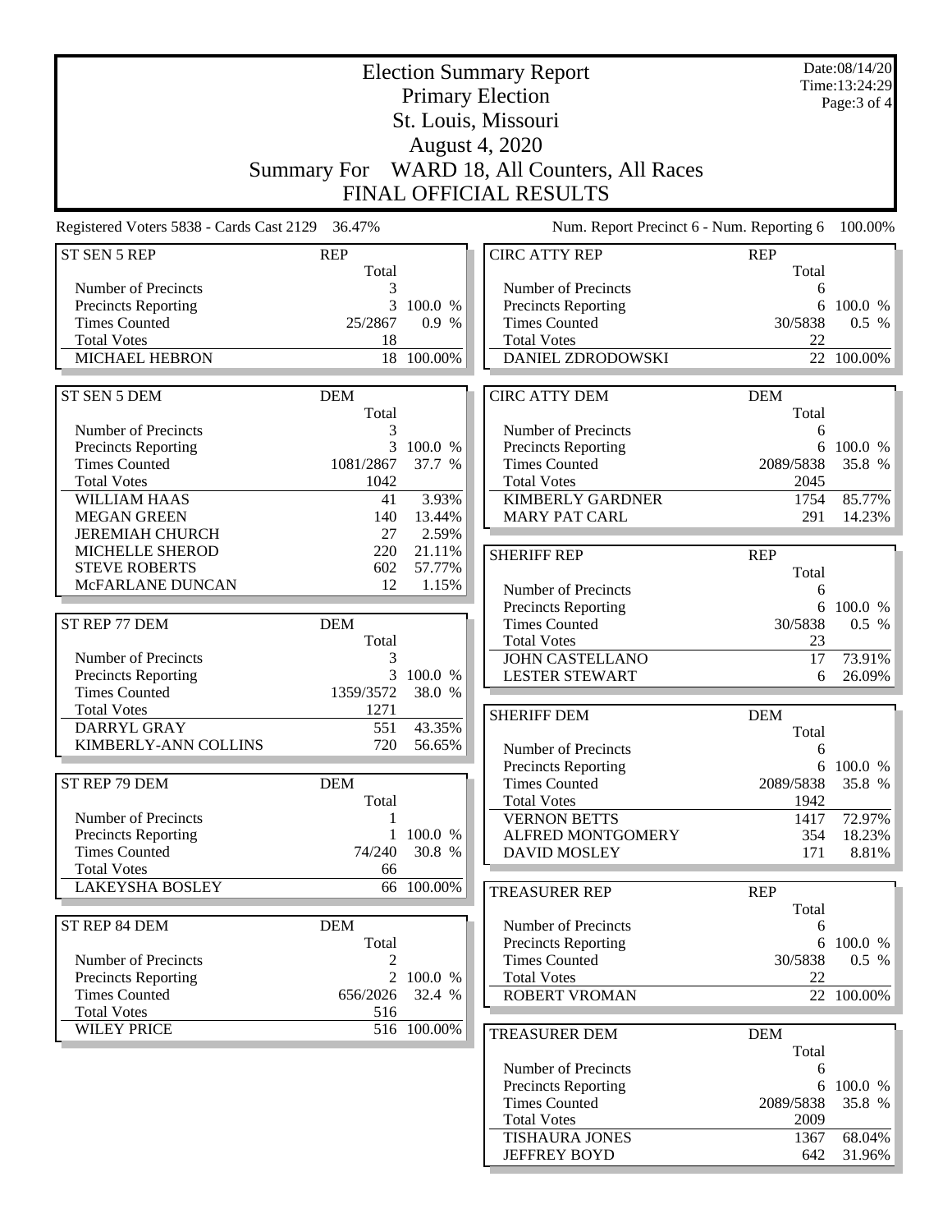# Election Summary Report

## Primary Election

## St. Louis, Missouri

## August 4, 2020

## Summary For WARD 18, All Counters, All Races

## FINAL OFFICIAL RESULTS

Date:08/14/20
Time:13:24:29

Registered Voters 5838 - Cards Cast 2129 36.47%

Num. Report Precinct 6 - Num. Reporting 6 100.00%

| ST SEN 5 REP | REP | |
|---|---|---|
| | Total | |
| Number of Precincts | 3 | |
| Precincts Reporting | 3 | 100.0 % |
| Times Counted | 25/2867 | 0.9 % |
| Total Votes | 18 | |
| MICHAEL HEBRON | 18 | 100.00% |

| ST SEN 5 DEM | DEM | |
|---|---|---|
| | Total | |
| Number of Precincts | 3 | |
| Precincts Reporting | 3 | 100.0 % |
| Times Counted | 1081/2867 | 37.7 % |
| Total Votes | 1042 | |
| WILLIAM HAAS | 41 | 3.93% |
| MEGAN GREEN | 140 | 13.44% |
| JEREMIAH CHURCH | 27 | 2.59% |
| MICHELLE SHEROD | 220 | 21.11% |
| STEVE ROBERTS | 602 | 57.77% |
| McFARLANE DUNCAN | 12 | 1.15% |

| ST REP 77 DEM | DEM | |
|---|---|---|
| | Total | |
| Number of Precincts | 3 | |
| Precincts Reporting | 3 | 100.0 % |
| Times Counted | 1359/3572 | 38.0 % |
| Total Votes | 1271 | |
| DARRYL GRAY | 551 | 43.35% |
| KIMBERLY-ANN COLLINS | 720 | 56.65% |

| ST REP 79 DEM | DEM | |
|---|---|---|
| | Total | |
| Number of Precincts | 1 | |
| Precincts Reporting | 1 | 100.0 % |
| Times Counted | 74/240 | 30.8 % |
| Total Votes | 66 | |
| LAKEYSHA BOSLEY | 66 | 100.00% |

| ST REP 84 DEM | DEM | |
|---|---|---|
| | Total | |
| Number of Precincts | 2 | |
| Precincts Reporting | 2 | 100.0 % |
| Times Counted | 656/2026 | 32.4 % |
| Total Votes | 516 | |
| WILEY PRICE | 516 | 100.00% |

| CIRC ATTY REP | REP | |
|---|---|---|
| | Total | |
| Number of Precincts | 6 | |
| Precincts Reporting | 6 | 100.0 % |
| Times Counted | 30/5838 | 0.5 % |
| Total Votes | 22 | |
| DANIEL ZDRODOWSKI | 22 | 100.00% |

| CIRC ATTY DEM | DEM | |
|---|---|---|
| | Total | |
| Number of Precincts | 6 | |
| Precincts Reporting | 6 | 100.0 % |
| Times Counted | 2089/5838 | 35.8 % |
| Total Votes | 2045 | |
| KIMBERLY GARDNER | 1754 | 85.77% |
| MARY PAT CARL | 291 | 14.23% |

| SHERIFF REP | REP | |
|---|---|---|
| | Total | |
| Number of Precincts | 6 | |
| Precincts Reporting | 6 | 100.0 % |
| Times Counted | 30/5838 | 0.5 % |
| Total Votes | 23 | |
| JOHN CASTELLANO | 17 | 73.91% |
| LESTER STEWART | 6 | 26.09% |

| SHERIFF DEM | DEM | |
|---|---|---|
| | Total | |
| Number of Precincts | 6 | |
| Precincts Reporting | 6 | 100.0 % |
| Times Counted | 2089/5838 | 35.8 % |
| Total Votes | 1942 | |
| VERNON BETTS | 1417 | 72.97% |
| ALFRED MONTGOMERY | 354 | 18.23% |
| DAVID MOSLEY | 171 | 8.81% |

| TREASURER REP | REP | |
|---|---|---|
| | Total | |
| Number of Precincts | 6 | |
| Precincts Reporting | 6 | 100.0 % |
| Times Counted | 30/5838 | 0.5 % |
| Total Votes | 22 | |
| ROBERT VROMAN | 22 | 100.00% |

| TREASURER DEM | DEM | |
|---|---|---|
| | Total | |
| Number of Precincts | 6 | |
| Precincts Reporting | 6 | 100.0 % |
| Times Counted | 2089/5838 | 35.8 % |
| Total Votes | 2009 | |
| TISHAURA JONES | 1367 | 68.04% |
| JEFFREY BOYD | 642 | 31.96% |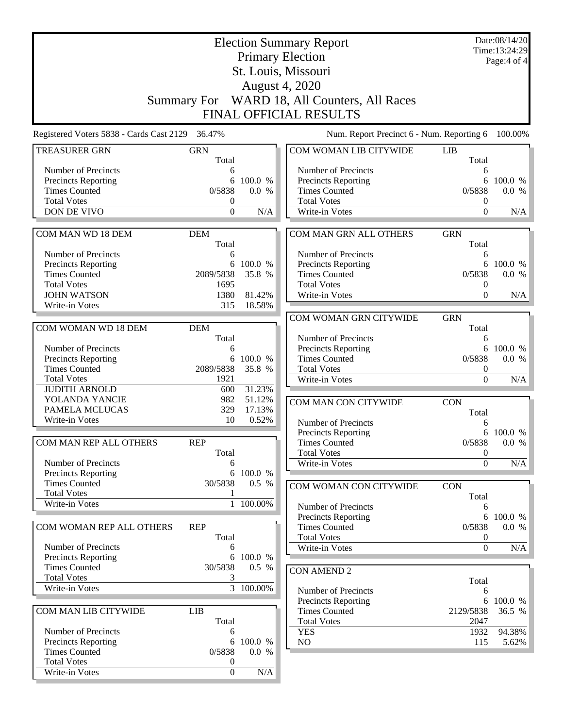# Election Summary Report

## Primary Election

## St. Louis, Missouri

## August 4, 2020

## Summary For WARD 18, All Counters, All Races

## FINAL OFFICIAL RESULTS

Date:08/14/20
Time:13:24:29

Registered Voters 5838 - Cards Cast 2129 36.47%

Num. Report Precinct 6 - Num. Reporting 6 100.00%

| TREASURER GRN | GRN | |
|---|---|---|
| | Total | |
| Number of Precincts | 6 | |
| Precincts Reporting | 6 | 100.0 % |
| Times Counted | 0/5838 | 0.0 % |
| Total Votes | 0 | |
| DON DE VIVO | 0 | N/A |

| COM MAN WD 18 DEM | DEM | |
|---|---|---|
| | Total | |
| Number of Precincts | 6 | |
| Precincts Reporting | 6 | 100.0 % |
| Times Counted | 2089/5838 | 35.8 % |
| Total Votes | 1695 | |
| JOHN WATSON | 1380 | 81.42% |
| Write-in Votes | 315 | 18.58% |

| COM WOMAN WD 18 DEM | DEM | |
|---|---|---|
| | Total | |
| Number of Precincts | 6 | |
| Precincts Reporting | 6 | 100.0 % |
| Times Counted | 2089/5838 | 35.8 % |
| Total Votes | 1921 | |
| JUDITH ARNOLD | 600 | 31.23% |
| YOLANDA YANCIE | 982 | 51.12% |
| PAMELA MCLUCAS | 329 | 17.13% |
| Write-in Votes | 10 | 0.52% |

| COM MAN REP ALL OTHERS | REP | |
|---|---|---|
| | Total | |
| Number of Precincts | 6 | |
| Precincts Reporting | 6 | 100.0 % |
| Times Counted | 30/5838 | 0.5 % |
| Total Votes | 1 | |
| Write-in Votes | 1 | 100.00% |

| COM WOMAN REP ALL OTHERS | REP | |
|---|---|---|
| | Total | |
| Number of Precincts | 6 | |
| Precincts Reporting | 6 | 100.0 % |
| Times Counted | 30/5838 | 0.5 % |
| Total Votes | 3 | |
| Write-in Votes | 3 | 100.00% |

| COM MAN LIB CITYWIDE | LIB | |
|---|---|---|
| | Total | |
| Number of Precincts | 6 | |
| Precincts Reporting | 6 | 100.0 % |
| Times Counted | 0/5838 | 0.0 % |
| Total Votes | 0 | |
| Write-in Votes | 0 | N/A |

| COM WOMAN LIB CITYWIDE | LIB | |
|---|---|---|
| | Total | |
| Number of Precincts | 6 | |
| Precincts Reporting | 6 | 100.0 % |
| Times Counted | 0/5838 | 0.0 % |
| Total Votes | 0 | |
| Write-in Votes | 0 | N/A |

| COM MAN GRN ALL OTHERS | GRN | |
|---|---|---|
| | Total | |
| Number of Precincts | 6 | |
| Precincts Reporting | 6 | 100.0 % |
| Times Counted | 0/5838 | 0.0 % |
| Total Votes | 0 | |
| Write-in Votes | 0 | N/A |

| COM WOMAN GRN CITYWIDE | GRN | |
|---|---|---|
| | Total | |
| Number of Precincts | 6 | |
| Precincts Reporting | 6 | 100.0 % |
| Times Counted | 0/5838 | 0.0 % |
| Total Votes | 0 | |
| Write-in Votes | 0 | N/A |

| COM MAN CON CITYWIDE | CON | |
|---|---|---|
| | Total | |
| Number of Precincts | 6 | |
| Precincts Reporting | 6 | 100.0 % |
| Times Counted | 0/5838 | 0.0 % |
| Total Votes | 0 | |
| Write-in Votes | 0 | N/A |

| COM WOMAN CON CITYWIDE | CON | |
|---|---|---|
| | Total | |
| Number of Precincts | 6 | |
| Precincts Reporting | 6 | 100.0 % |
| Times Counted | 0/5838 | 0.0 % |
| Total Votes | 0 | |
| Write-in Votes | 0 | N/A |

| CON AMEND 2 | | |
|---|---|---|
| | Total | |
| Number of Precincts | 6 | |
| Precincts Reporting | 6 | 100.0 % |
| Times Counted | 2129/5838 | 36.5 % |
| Total Votes | 2047 | |
| YES | 1932 | 94.38% |
| NO | 115 | 5.62% |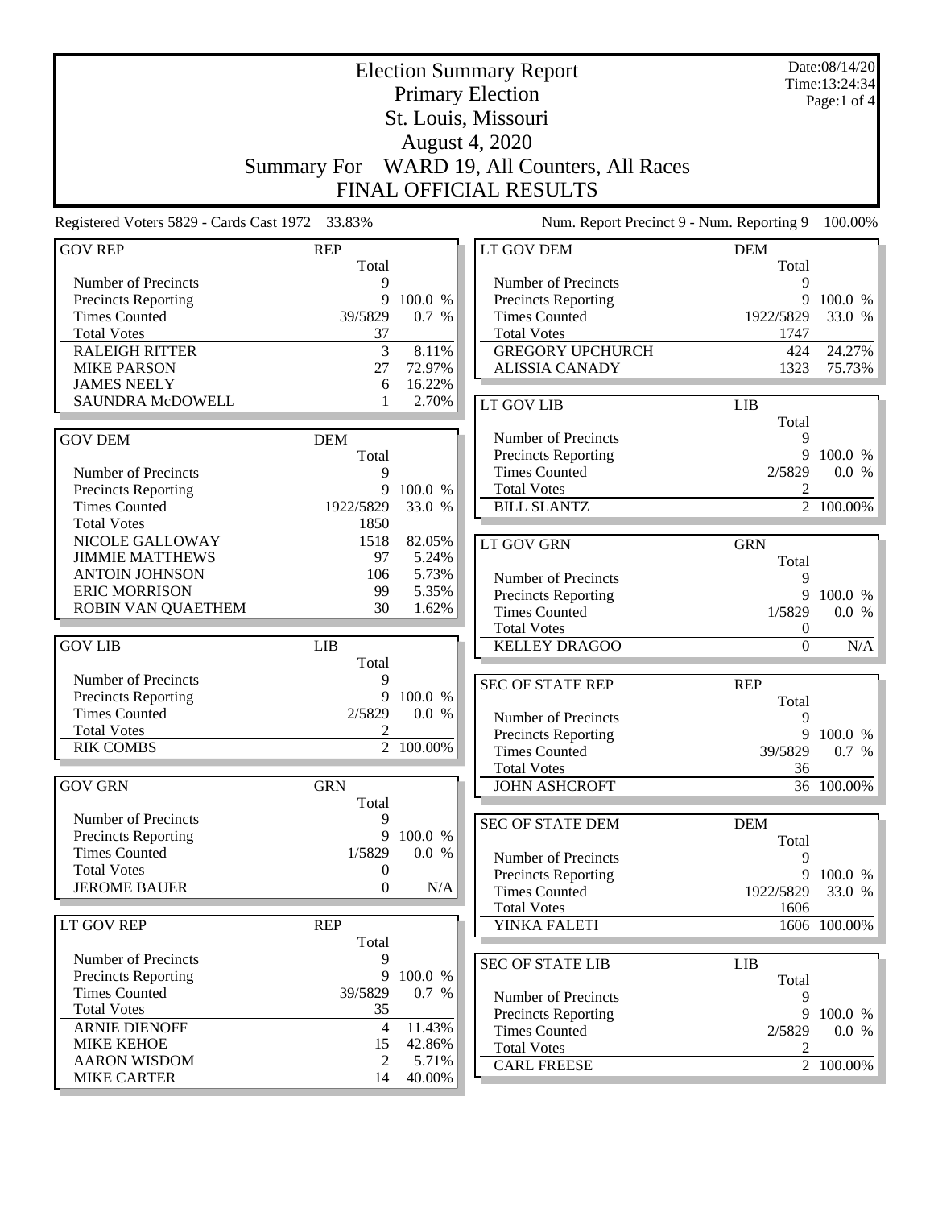# Election Summary Report

## Primary Election

## St. Louis, Missouri

## August 4, 2020

## Summary For WARD 19, All Counters, All Races

## FINAL OFFICIAL RESULTS

Date:08/14/20
Time:13:24:34
Page:1 of 4

Registered Voters 5829 - Cards Cast 1972 33.83%

Num. Report Precinct 9 - Num. Reporting 9 100.00%

| GOV REP | REP | |
|---|---|---|
| | Total | |
| Number of Precincts | 9 | |
| Precincts Reporting | 9 | 100.0 % |
| Times Counted | 39/5829 | 0.7 % |
| Total Votes | 37 | |
| RALEIGH RITTER | 3 | 8.11% |
| MIKE PARSON | 27 | 72.97% |
| JAMES NEELY | 6 | 16.22% |
| SAUNDRA McDOWELL | 1 | 2.70% |

| GOV DEM | DEM | |
|---|---|---|
| | Total | |
| Number of Precincts | 9 | |
| Precincts Reporting | 9 | 100.0 % |
| Times Counted | 1922/5829 | 33.0 % |
| Total Votes | 1850 | |
| NICOLE GALLOWAY | 1518 | 82.05% |
| JIMMIE MATTHEWS | 97 | 5.24% |
| ANTOIN JOHNSON | 106 | 5.73% |
| ERIC MORRISON | 99 | 5.35% |
| ROBIN VAN QUAETHEM | 30 | 1.62% |

| GOV LIB | LIB | |
|---|---|---|
| | Total | |
| Number of Precincts | 9 | |
| Precincts Reporting | 9 | 100.0 % |
| Times Counted | 2/5829 | 0.0 % |
| Total Votes | 2 | |
| RIK COMBS | 2 | 100.00% |

| GOV GRN | GRN | |
|---|---|---|
| | Total | |
| Number of Precincts | 9 | |
| Precincts Reporting | 9 | 100.0 % |
| Times Counted | 1/5829 | 0.0 % |
| Total Votes | 0 | |
| JEROME BAUER | 0 | N/A |

| LT GOV REP | REP | |
|---|---|---|
| | Total | |
| Number of Precincts | 9 | |
| Precincts Reporting | 9 | 100.0 % |
| Times Counted | 39/5829 | 0.7 % |
| Total Votes | 35 | |
| ARNIE DIENOFF | 4 | 11.43% |
| MIKE KEHOE | 15 | 42.86% |
| AARON WISDOM | 2 | 5.71% |
| MIKE CARTER | 14 | 40.00% |

| LT GOV DEM | DEM | |
|---|---|---|
| | Total | |
| Number of Precincts | 9 | |
| Precincts Reporting | 9 | 100.0 % |
| Times Counted | 1922/5829 | 33.0 % |
| Total Votes | 1747 | |
| GREGORY UPCHURCH | 424 | 24.27% |
| ALISSIA CANADY | 1323 | 75.73% |

| LT GOV LIB | LIB | |
|---|---|---|
| | Total | |
| Number of Precincts | 9 | |
| Precincts Reporting | 9 | 100.0 % |
| Times Counted | 2/5829 | 0.0 % |
| Total Votes | 2 | |
| BILL SLANTZ | 2 | 100.00% |

| LT GOV GRN | GRN | |
|---|---|---|
| | Total | |
| Number of Precincts | 9 | |
| Precincts Reporting | 9 | 100.0 % |
| Times Counted | 1/5829 | 0.0 % |
| Total Votes | 0 | |
| KELLEY DRAGOO | 0 | N/A |

| SEC OF STATE REP | REP | |
|---|---|---|
| | Total | |
| Number of Precincts | 9 | |
| Precincts Reporting | 9 | 100.0 % |
| Times Counted | 39/5829 | 0.7 % |
| Total Votes | 36 | |
| JOHN ASHCROFT | 36 | 100.00% |

| SEC OF STATE DEM | DEM | |
|---|---|---|
| | Total | |
| Number of Precincts | 9 | |
| Precincts Reporting | 9 | 100.0 % |
| Times Counted | 1922/5829 | 33.0 % |
| Total Votes | 1606 | |
| YINKA FALETI | 1606 | 100.00% |

| SEC OF STATE LIB | LIB | |
|---|---|---|
| | Total | |
| Number of Precincts | 9 | |
| Precincts Reporting | 9 | 100.0 % |
| Times Counted | 2/5829 | 0.0 % |
| Total Votes | 2 | |
| CARL FREESE | 2 | 100.00% |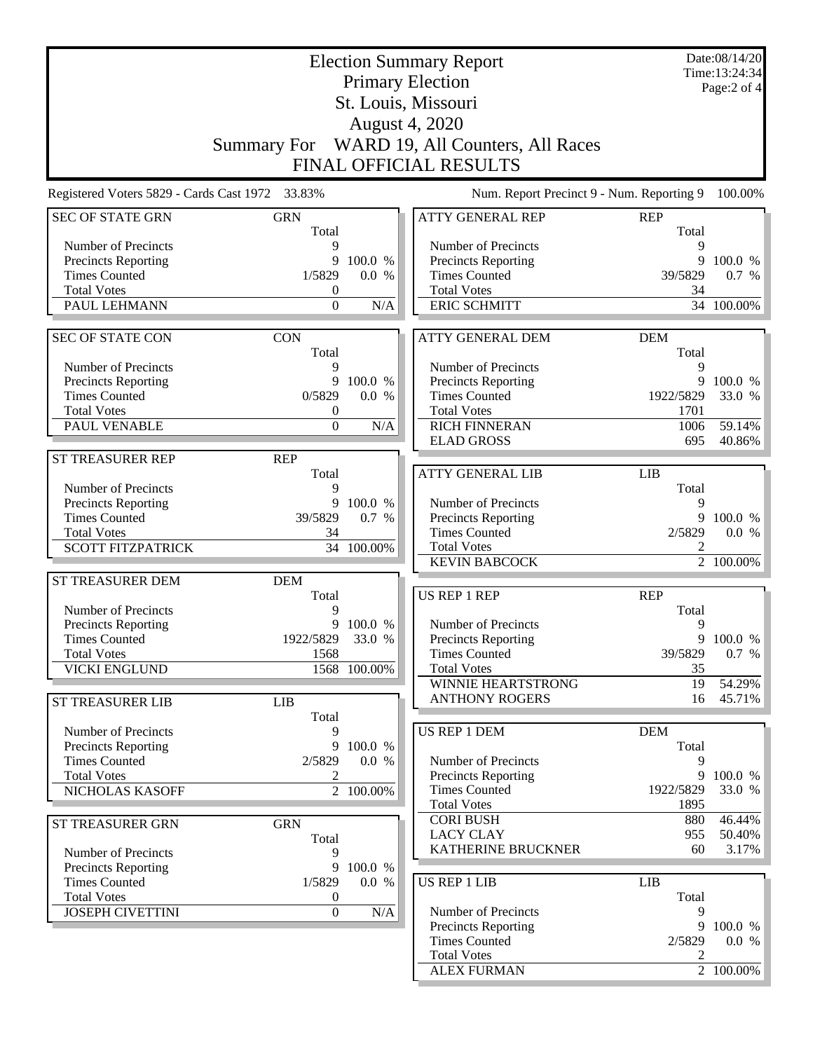# Election Summary Report
## Primary Election
## St. Louis, Missouri
## August 4, 2020
## Summary For WARD 19, All Counters, All Races
## FINAL OFFICIAL RESULTS

Date:08/14/20
Time:13:24:34

Registered Voters 5829 - Cards Cast 1972 33.83%

Num. Report Precinct 9 - Num. Reporting 9 100.00%

| SEC OF STATE GRN | GRN Total | |
|---|---|---|
| Number of Precincts | 9 | |
| Precincts Reporting | 9 | 100.0 % |
| Times Counted | 1/5829 | 0.0 % |
| Total Votes | 0 | |
| PAUL LEHMANN | 0 | N/A |

| SEC OF STATE CON | CON Total | |
|---|---|---|
| Number of Precincts | 9 | |
| Precincts Reporting | 9 | 100.0 % |
| Times Counted | 0/5829 | 0.0 % |
| Total Votes | 0 | |
| PAUL VENABLE | 0 | N/A |

| ST TREASURER REP | REP Total | |
|---|---|---|
| Number of Precincts | 9 | |
| Precincts Reporting | 9 | 100.0 % |
| Times Counted | 39/5829 | 0.7 % |
| Total Votes | 34 | |
| SCOTT FITZPATRICK | 34 | 100.00% |

| ST TREASURER DEM | DEM Total | |
|---|---|---|
| Number of Precincts | 9 | |
| Precincts Reporting | 9 | 100.0 % |
| Times Counted | 1922/5829 | 33.0 % |
| Total Votes | 1568 | |
| VICKI ENGLUND | 1568 | 100.00% |

| ST TREASURER LIB | LIB Total | |
|---|---|---|
| Number of Precincts | 9 | |
| Precincts Reporting | 9 | 100.0 % |
| Times Counted | 2/5829 | 0.0 % |
| Total Votes | 2 | |
| NICHOLAS KASOFF | 2 | 100.00% |

| ST TREASURER GRN | GRN Total | |
|---|---|---|
| Number of Precincts | 9 | |
| Precincts Reporting | 9 | 100.0 % |
| Times Counted | 1/5829 | 0.0 % |
| Total Votes | 0 | |
| JOSEPH CIVETTINI | 0 | N/A |

| ATTY GENERAL REP | REP Total | |
|---|---|---|
| Number of Precincts | 9 | |
| Precincts Reporting | 9 | 100.0 % |
| Times Counted | 39/5829 | 0.7 % |
| Total Votes | 34 | |
| ERIC SCHMITT | 34 | 100.00% |

| ATTY GENERAL DEM | DEM Total | |
|---|---|---|
| Number of Precincts | 9 | |
| Precincts Reporting | 9 | 100.0 % |
| Times Counted | 1922/5829 | 33.0 % |
| Total Votes | 1701 | |
| RICH FINNERAN | 1006 | 59.14% |
| ELAD GROSS | 695 | 40.86% |

| ATTY GENERAL LIB | LIB Total | |
|---|---|---|
| Number of Precincts | 9 | |
| Precincts Reporting | 9 | 100.0 % |
| Times Counted | 2/5829 | 0.0 % |
| Total Votes | 2 | |
| KEVIN BABCOCK | 2 | 100.00% |

| US REP 1 REP | REP Total | |
|---|---|---|
| Number of Precincts | 9 | |
| Precincts Reporting | 9 | 100.0 % |
| Times Counted | 39/5829 | 0.7 % |
| Total Votes | 35 | |
| WINNIE HEARTSTRONG | 19 | 54.29% |
| ANTHONY ROGERS | 16 | 45.71% |

| US REP 1 DEM | DEM Total | |
|---|---|---|
| Number of Precincts | 9 | |
| Precincts Reporting | 9 | 100.0 % |
| Times Counted | 1922/5829 | 33.0 % |
| Total Votes | 1895 | |
| CORI BUSH | 880 | 46.44% |
| LACY CLAY | 955 | 50.40% |
| KATHERINE BRUCKNER | 60 | 3.17% |

| US REP 1 LIB | LIB Total | |
|---|---|---|
| Number of Precincts | 9 | |
| Precincts Reporting | 9 | 100.0 % |
| Times Counted | 2/5829 | 0.0 % |
| Total Votes | 2 | |
| ALEX FURMAN | 2 | 100.00% |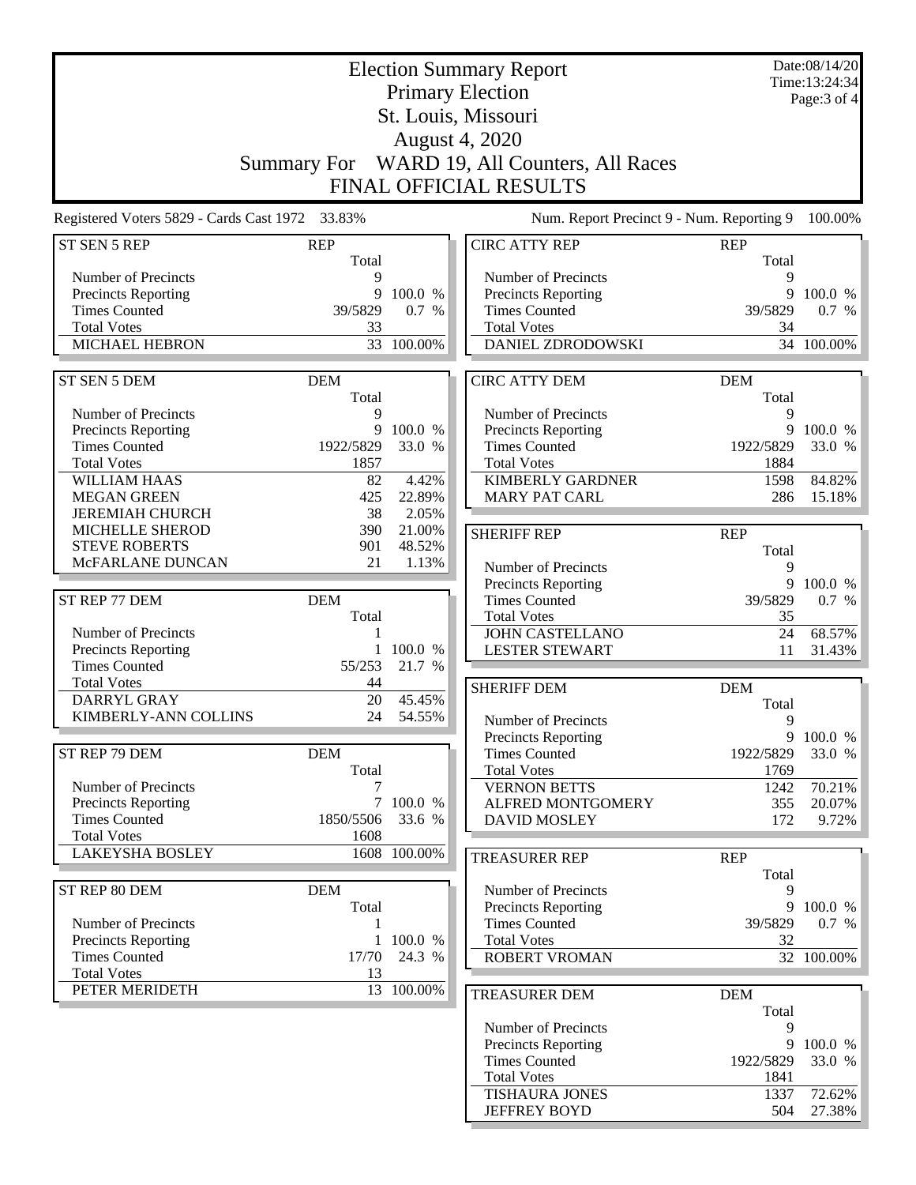# Election Summary Report

Primary Election
St. Louis, Missouri
August 4, 2020
Summary For WARD 19, All Counters, All Races
FINAL OFFICIAL RESULTS

Date:08/14/20
Time:13:24:34

Registered Voters 5829 - Cards Cast 1972 33.83%    Num. Report Precinct 9 - Num. Reporting 9 100.00%

| ST SEN 5 REP | REP Total | |
|---|---|---|
| Number of Precincts | 9 | |
| Precincts Reporting | 9 | 100.0 % |
| Times Counted | 39/5829 | 0.7 % |
| Total Votes | 33 | |
| MICHAEL HEBRON | 33 | 100.00% |

| ST SEN 5 DEM | DEM Total | |
|---|---|---|
| Number of Precincts | 9 | |
| Precincts Reporting | 9 | 100.0 % |
| Times Counted | 1922/5829 | 33.0 % |
| Total Votes | 1857 | |
| WILLIAM HAAS | 82 | 4.42% |
| MEGAN GREEN | 425 | 22.89% |
| JEREMIAH CHURCH | 38 | 2.05% |
| MICHELLE SHEROD | 390 | 21.00% |
| STEVE ROBERTS | 901 | 48.52% |
| McFARLANE DUNCAN | 21 | 1.13% |

| ST REP 77 DEM | DEM Total | |
|---|---|---|
| Number of Precincts | 1 | |
| Precincts Reporting | 1 | 100.0 % |
| Times Counted | 55/253 | 21.7 % |
| Total Votes | 44 | |
| DARRYL GRAY | 20 | 45.45% |
| KIMBERLY-ANN COLLINS | 24 | 54.55% |

| ST REP 79 DEM | DEM Total | |
|---|---|---|
| Number of Precincts | 7 | |
| Precincts Reporting | 7 | 100.0 % |
| Times Counted | 1850/5506 | 33.6 % |
| Total Votes | 1608 | |
| LAKEYSHA BOSLEY | 1608 | 100.00% |

| ST REP 80 DEM | DEM Total | |
|---|---|---|
| Number of Precincts | 1 | |
| Precincts Reporting | 1 | 100.0 % |
| Times Counted | 17/70 | 24.3 % |
| Total Votes | 13 | |
| PETER MERIDETH | 13 | 100.00% |

| CIRC ATTY REP | REP Total | |
|---|---|---|
| Number of Precincts | 9 | |
| Precincts Reporting | 9 | 100.0 % |
| Times Counted | 39/5829 | 0.7 % |
| Total Votes | 34 | |
| DANIEL ZDRODOWSKI | 34 | 100.00% |

| CIRC ATTY DEM | DEM Total | |
|---|---|---|
| Number of Precincts | 9 | |
| Precincts Reporting | 9 | 100.0 % |
| Times Counted | 1922/5829 | 33.0 % |
| Total Votes | 1884 | |
| KIMBERLY GARDNER | 1598 | 84.82% |
| MARY PAT CARL | 286 | 15.18% |

| SHERIFF REP | REP Total | |
|---|---|---|
| Number of Precincts | 9 | |
| Precincts Reporting | 9 | 100.0 % |
| Times Counted | 39/5829 | 0.7 % |
| Total Votes | 35 | |
| JOHN CASTELLANO | 24 | 68.57% |
| LESTER STEWART | 11 | 31.43% |

| SHERIFF DEM | DEM Total | |
|---|---|---|
| Number of Precincts | 9 | |
| Precincts Reporting | 9 | 100.0 % |
| Times Counted | 1922/5829 | 33.0 % |
| Total Votes | 1769 | |
| VERNON BETTS | 1242 | 70.21% |
| ALFRED MONTGOMERY | 355 | 20.07% |
| DAVID MOSLEY | 172 | 9.72% |

| TREASURER REP | REP Total | |
|---|---|---|
| Number of Precincts | 9 | |
| Precincts Reporting | 9 | 100.0 % |
| Times Counted | 39/5829 | 0.7 % |
| Total Votes | 32 | |
| ROBERT VROMAN | 32 | 100.00% |

| TREASURER DEM | DEM Total | |
|---|---|---|
| Number of Precincts | 9 | |
| Precincts Reporting | 9 | 100.0 % |
| Times Counted | 1922/5829 | 33.0 % |
| Total Votes | 1841 | |
| TISHAURA JONES | 1337 | 72.62% |
| JEFFREY BOYD | 504 | 27.38% |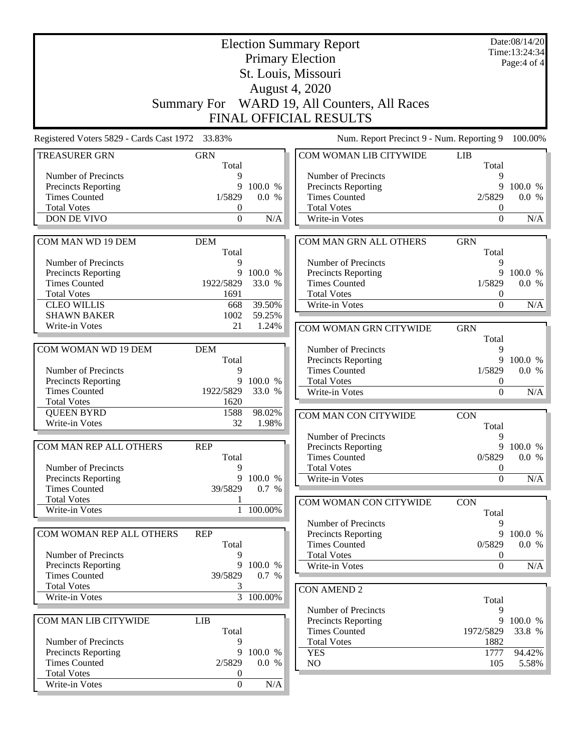# Election Summary Report

## Primary Election

## St. Louis, Missouri

## August 4, 2020

## Summary For WARD 19, All Counters, All Races

## FINAL OFFICIAL RESULTS

Date:08/14/20
Time:13:24:34

Registered Voters 5829 - Cards Cast 1972 33.83%

Num. Report Precinct 9 - Num. Reporting 9 100.00%

| TREASURER GRN | GRN | |
|---|---|---|
| | Total | |
| Number of Precincts | 9 | |
| Precincts Reporting | 9 | 100.0 % |
| Times Counted | 1/5829 | 0.0 % |
| Total Votes | 0 | |
| DON DE VIVO | 0 | N/A |

| COM MAN WD 19 DEM | DEM | |
|---|---|---|
| | Total | |
| Number of Precincts | 9 | |
| Precincts Reporting | 9 | 100.0 % |
| Times Counted | 1922/5829 | 33.0 % |
| Total Votes | 1691 | |
| CLEO WILLIS | 668 | 39.50% |
| SHAWN BAKER | 1002 | 59.25% |
| Write-in Votes | 21 | 1.24% |

| COM WOMAN WD 19 DEM | DEM | |
|---|---|---|
| | Total | |
| Number of Precincts | 9 | |
| Precincts Reporting | 9 | 100.0 % |
| Times Counted | 1922/5829 | 33.0 % |
| Total Votes | 1620 | |
| QUEEN BYRD | 1588 | 98.02% |
| Write-in Votes | 32 | 1.98% |

| COM MAN REP ALL OTHERS | REP | |
|---|---|---|
| | Total | |
| Number of Precincts | 9 | |
| Precincts Reporting | 9 | 100.0 % |
| Times Counted | 39/5829 | 0.7 % |
| Total Votes | 1 | |
| Write-in Votes | 1 | 100.00% |

| COM WOMAN REP ALL OTHERS | REP | |
|---|---|---|
| | Total | |
| Number of Precincts | 9 | |
| Precincts Reporting | 9 | 100.0 % |
| Times Counted | 39/5829 | 0.7 % |
| Total Votes | 3 | |
| Write-in Votes | 3 | 100.00% |

| COM MAN LIB CITYWIDE | LIB | |
|---|---|---|
| | Total | |
| Number of Precincts | 9 | |
| Precincts Reporting | 9 | 100.0 % |
| Times Counted | 2/5829 | 0.0 % |
| Total Votes | 0 | |
| Write-in Votes | 0 | N/A |

| COM WOMAN LIB CITYWIDE | LIB | |
|---|---|---|
| | Total | |
| Number of Precincts | 9 | |
| Precincts Reporting | 9 | 100.0 % |
| Times Counted | 2/5829 | 0.0 % |
| Total Votes | 0 | |
| Write-in Votes | 0 | N/A |

| COM MAN GRN ALL OTHERS | GRN | |
|---|---|---|
| | Total | |
| Number of Precincts | 9 | |
| Precincts Reporting | 9 | 100.0 % |
| Times Counted | 1/5829 | 0.0 % |
| Total Votes | 0 | |
| Write-in Votes | 0 | N/A |

| COM WOMAN GRN CITYWIDE | GRN | |
|---|---|---|
| | Total | |
| Number of Precincts | 9 | |
| Precincts Reporting | 9 | 100.0 % |
| Times Counted | 1/5829 | 0.0 % |
| Total Votes | 0 | |
| Write-in Votes | 0 | N/A |

| COM MAN CON CITYWIDE | CON | |
|---|---|---|
| | Total | |
| Number of Precincts | 9 | |
| Precincts Reporting | 9 | 100.0 % |
| Times Counted | 0/5829 | 0.0 % |
| Total Votes | 0 | |
| Write-in Votes | 0 | N/A |

| COM WOMAN CON CITYWIDE | CON | |
|---|---|---|
| | Total | |
| Number of Precincts | 9 | |
| Precincts Reporting | 9 | 100.0 % |
| Times Counted | 0/5829 | 0.0 % |
| Total Votes | 0 | |
| Write-in Votes | 0 | N/A |

| CON AMEND 2 | | |
|---|---|---|
| | Total | |
| Number of Precincts | 9 | |
| Precincts Reporting | 9 | 100.0 % |
| Times Counted | 1972/5829 | 33.8 % |
| Total Votes | 1882 | |
| YES | 1777 | 94.42% |
| NO | 105 | 5.58% |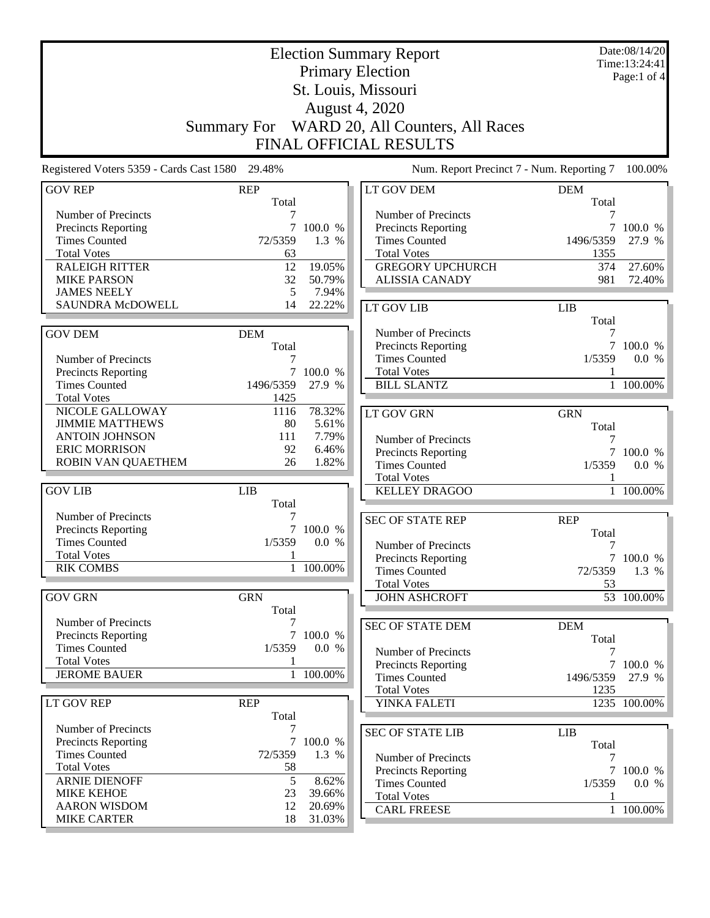# Election Summary Report

Primary Election
St. Louis, Missouri
August 4, 2020

Summary For WARD 20, All Counters, All Races

FINAL OFFICIAL RESULTS

Date:08/14/20
Time:13:24:41

Registered Voters 5359 - Cards Cast 1580 29.48%

Num. Report Precinct 7 - Num. Reporting 7 100.00%

| GOV REP | REP | |
|---|---|---|
| | Total | |
| Number of Precincts | 7 | |
| Precincts Reporting | 7 | 100.0 % |
| Times Counted | 72/5359 | 1.3 % |
| Total Votes | 63 | |
| RALEIGH RITTER | 12 | 19.05% |
| MIKE PARSON | 32 | 50.79% |
| JAMES NEELY | 5 | 7.94% |
| SAUNDRA McDOWELL | 14 | 22.22% |

| GOV DEM | DEM | |
|---|---|---|
| | Total | |
| Number of Precincts | 7 | |
| Precincts Reporting | 7 | 100.0 % |
| Times Counted | 1496/5359 | 27.9 % |
| Total Votes | 1425 | |
| NICOLE GALLOWAY | 1116 | 78.32% |
| JIMMIE MATTHEWS | 80 | 5.61% |
| ANTOIN JOHNSON | 111 | 7.79% |
| ERIC MORRISON | 92 | 6.46% |
| ROBIN VAN QUAETHEM | 26 | 1.82% |

| GOV LIB | LIB | |
|---|---|---|
| | Total | |
| Number of Precincts | 7 | |
| Precincts Reporting | 7 | 100.0 % |
| Times Counted | 1/5359 | 0.0 % |
| Total Votes | 1 | |
| RIK COMBS | 1 | 100.00% |

| GOV GRN | GRN | |
|---|---|---|
| | Total | |
| Number of Precincts | 7 | |
| Precincts Reporting | 7 | 100.0 % |
| Times Counted | 1/5359 | 0.0 % |
| Total Votes | 1 | |
| JEROME BAUER | 1 | 100.00% |

| LT GOV REP | REP | |
|---|---|---|
| | Total | |
| Number of Precincts | 7 | |
| Precincts Reporting | 7 | 100.0 % |
| Times Counted | 72/5359 | 1.3 % |
| Total Votes | 58 | |
| ARNIE DIENOFF | 5 | 8.62% |
| MIKE KEHOE | 23 | 39.66% |
| AARON WISDOM | 12 | 20.69% |
| MIKE CARTER | 18 | 31.03% |

| LT GOV DEM | DEM | |
|---|---|---|
| | Total | |
| Number of Precincts | 7 | |
| Precincts Reporting | 7 | 100.0 % |
| Times Counted | 1496/5359 | 27.9 % |
| Total Votes | 1355 | |
| GREGORY UPCHURCH | 374 | 27.60% |
| ALISSIA CANADY | 981 | 72.40% |

| LT GOV LIB | LIB | |
|---|---|---|
| | Total | |
| Number of Precincts | 7 | |
| Precincts Reporting | 7 | 100.0 % |
| Times Counted | 1/5359 | 0.0 % |
| Total Votes | 1 | |
| BILL SLANTZ | 1 | 100.00% |

| LT GOV GRN | GRN | |
|---|---|---|
| | Total | |
| Number of Precincts | 7 | |
| Precincts Reporting | 7 | 100.0 % |
| Times Counted | 1/5359 | 0.0 % |
| Total Votes | 1 | |
| KELLEY DRAGOO | 1 | 100.00% |

| SEC OF STATE REP | REP | |
|---|---|---|
| | Total | |
| Number of Precincts | 7 | |
| Precincts Reporting | 7 | 100.0 % |
| Times Counted | 72/5359 | 1.3 % |
| Total Votes | 53 | |
| JOHN ASHCROFT | 53 | 100.00% |

| SEC OF STATE DEM | DEM | |
|---|---|---|
| | Total | |
| Number of Precincts | 7 | |
| Precincts Reporting | 7 | 100.0 % |
| Times Counted | 1496/5359 | 27.9 % |
| Total Votes | 1235 | |
| YINKA FALETI | 1235 | 100.00% |

| SEC OF STATE LIB | LIB | |
|---|---|---|
| | Total | |
| Number of Precincts | 7 | |
| Precincts Reporting | 7 | 100.0 % |
| Times Counted | 1/5359 | 0.0 % |
| Total Votes | 1 | |
| CARL FREESE | 1 | 100.00% |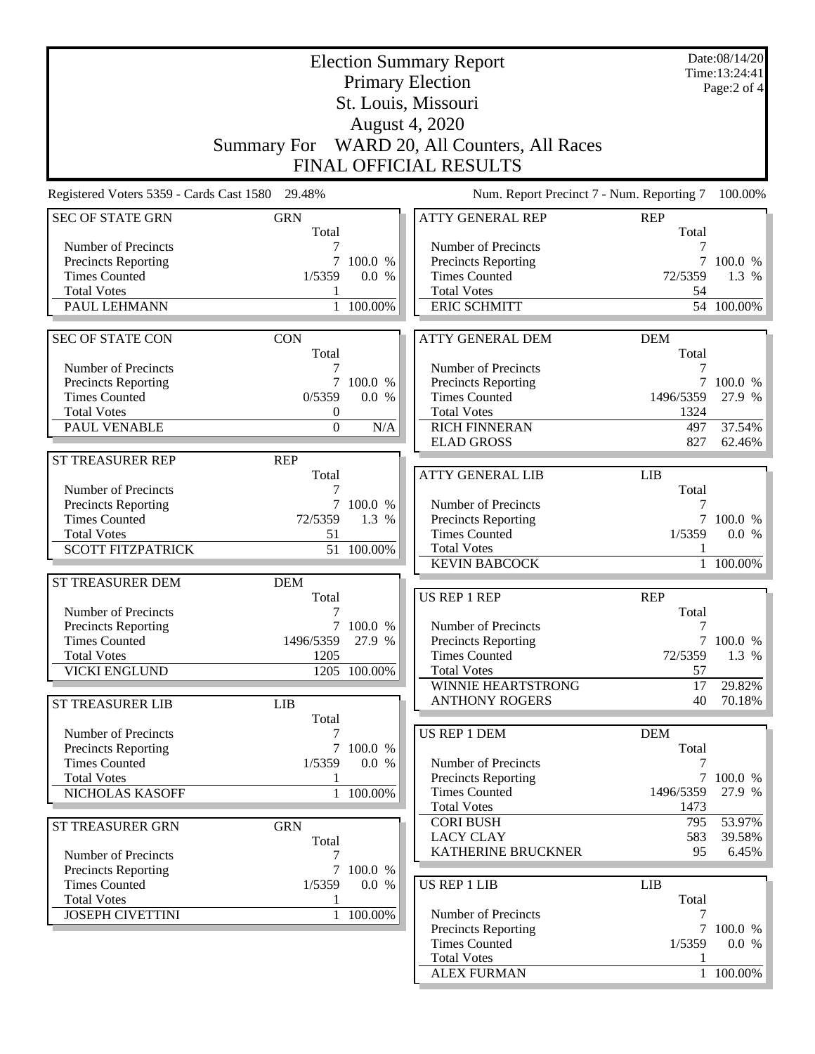# Election Summary Report

## Primary Election

## St. Louis, Missouri

## August 4, 2020

## Summary For WARD 20, All Counters, All Races

## FINAL OFFICIAL RESULTS

Date:08/14/20
Time:13:24:41

Registered Voters 5359 - Cards Cast 1580 29.48%

Num. Report Precinct 7 - Num. Reporting 7 100.00%

| SEC OF STATE GRN | GRN | |
|---|---|---|
| | Total | |
| Number of Precincts | 7 | |
| Precincts Reporting | 7 | 100.0 % |
| Times Counted | 1/5359 | 0.0 % |
| Total Votes | 1 | |
| PAUL LEHMANN | 1 | 100.00% |

| SEC OF STATE CON | CON | |
|---|---|---|
| | Total | |
| Number of Precincts | 7 | |
| Precincts Reporting | 7 | 100.0 % |
| Times Counted | 0/5359 | 0.0 % |
| Total Votes | 0 | |
| PAUL VENABLE | 0 | N/A |

| ST TREASURER REP | REP | |
|---|---|---|
| | Total | |
| Number of Precincts | 7 | |
| Precincts Reporting | 7 | 100.0 % |
| Times Counted | 72/5359 | 1.3 % |
| Total Votes | 51 | |
| SCOTT FITZPATRICK | 51 | 100.00% |

| ST TREASURER DEM | DEM | |
|---|---|---|
| | Total | |
| Number of Precincts | 7 | |
| Precincts Reporting | 7 | 100.0 % |
| Times Counted | 1496/5359 | 27.9 % |
| Total Votes | 1205 | |
| VICKI ENGLUND | 1205 | 100.00% |

| ST TREASURER LIB | LIB | |
|---|---|---|
| | Total | |
| Number of Precincts | 7 | |
| Precincts Reporting | 7 | 100.0 % |
| Times Counted | 1/5359 | 0.0 % |
| Total Votes | 1 | |
| NICHOLAS KASOFF | 1 | 100.00% |

| ST TREASURER GRN | GRN | |
|---|---|---|
| | Total | |
| Number of Precincts | 7 | |
| Precincts Reporting | 7 | 100.0 % |
| Times Counted | 1/5359 | 0.0 % |
| Total Votes | 1 | |
| JOSEPH CIVETTINI | 1 | 100.00% |

| ATTY GENERAL REP | REP | |
|---|---|---|
| | Total | |
| Number of Precincts | 7 | |
| Precincts Reporting | 7 | 100.0 % |
| Times Counted | 72/5359 | 1.3 % |
| Total Votes | 54 | |
| ERIC SCHMITT | 54 | 100.00% |

| ATTY GENERAL DEM | DEM | |
|---|---|---|
| | Total | |
| Number of Precincts | 7 | |
| Precincts Reporting | 7 | 100.0 % |
| Times Counted | 1496/5359 | 27.9 % |
| Total Votes | 1324 | |
| RICH FINNERAN | 497 | 37.54% |
| ELAD GROSS | 827 | 62.46% |

| ATTY GENERAL LIB | LIB | |
|---|---|---|
| | Total | |
| Number of Precincts | 7 | |
| Precincts Reporting | 7 | 100.0 % |
| Times Counted | 1/5359 | 0.0 % |
| Total Votes | 1 | |
| KEVIN BABCOCK | 1 | 100.00% |

| US REP 1 REP | REP | |
|---|---|---|
| | Total | |
| Number of Precincts | 7 | |
| Precincts Reporting | 7 | 100.0 % |
| Times Counted | 72/5359 | 1.3 % |
| Total Votes | 57 | |
| WINNIE HEARTSTRONG | 17 | 29.82% |
| ANTHONY ROGERS | 40 | 70.18% |

| US REP 1 DEM | DEM | |
|---|---|---|
| | Total | |
| Number of Precincts | 7 | |
| Precincts Reporting | 7 | 100.0 % |
| Times Counted | 1496/5359 | 27.9 % |
| Total Votes | 1473 | |
| CORI BUSH | 795 | 53.97% |
| LACY CLAY | 583 | 39.58% |
| KATHERINE BRUCKNER | 95 | 6.45% |

| US REP 1 LIB | LIB | |
|---|---|---|
| | Total | |
| Number of Precincts | 7 | |
| Precincts Reporting | 7 | 100.0 % |
| Times Counted | 1/5359 | 0.0 % |
| Total Votes | 1 | |
| ALEX FURMAN | 1 | 100.00% |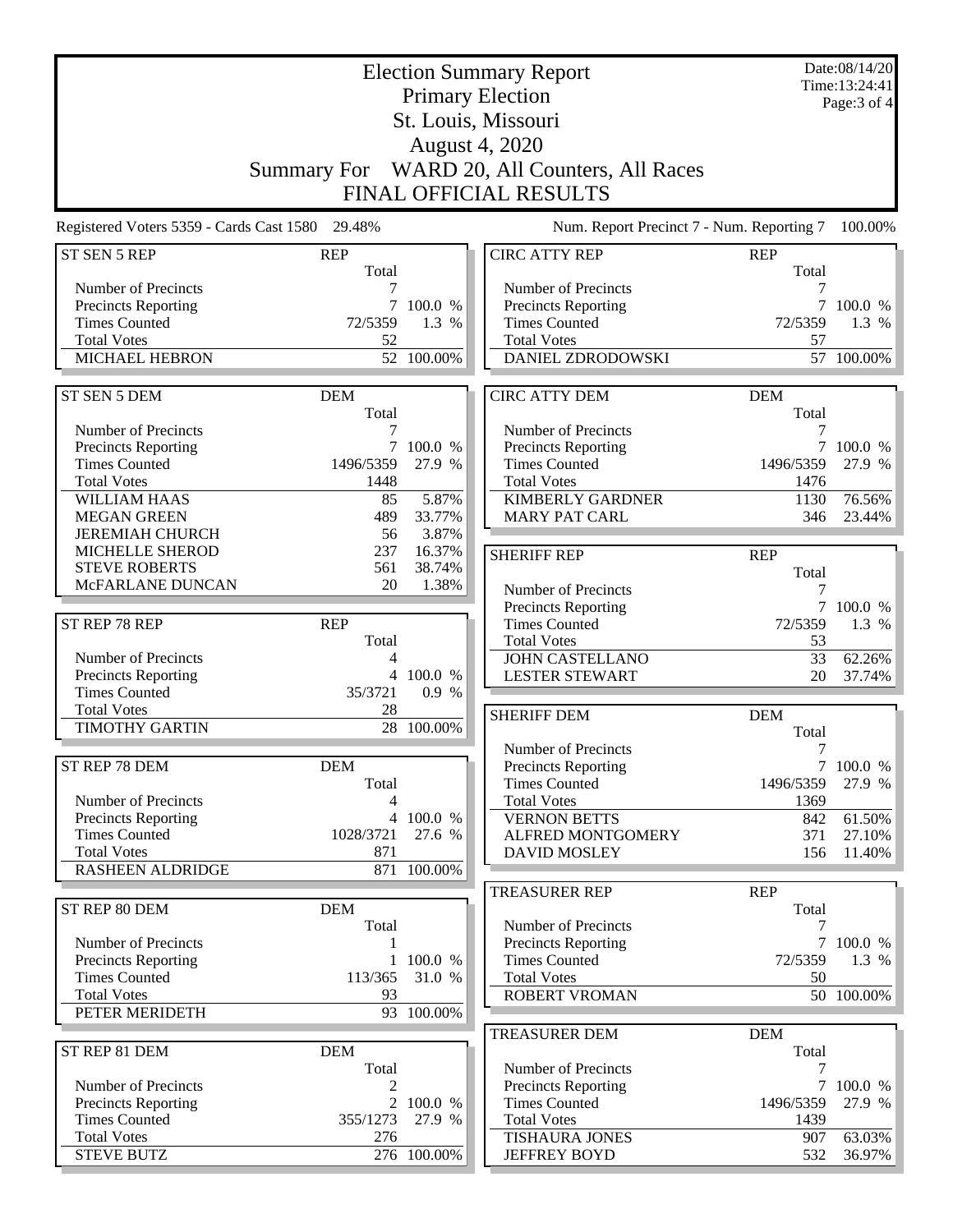# Election Summary Report
## Primary Election
## St. Louis, Missouri
## August 4, 2020
## Summary For WARD 20, All Counters, All Races
## FINAL OFFICIAL RESULTS

Date:08/14/20
Time:13:24:41

Registered Voters 5359 - Cards Cast 1580 29.48%

Num. Report Precinct 7 - Num. Reporting 7 100.00%

| ST SEN 5 REP | REP Total | |
|---|---|---|
| Number of Precincts | 7 | |
| Precincts Reporting | 7 | 100.0 % |
| Times Counted | 72/5359 | 1.3 % |
| Total Votes | 52 | |
| MICHAEL HEBRON | 52 | 100.00% |

| ST SEN 5 DEM | DEM Total | |
|---|---|---|
| Number of Precincts | 7 | |
| Precincts Reporting | 7 | 100.0 % |
| Times Counted | 1496/5359 | 27.9 % |
| Total Votes | 1448 | |
| WILLIAM HAAS | 85 | 5.87% |
| MEGAN GREEN | 489 | 33.77% |
| JEREMIAH CHURCH | 56 | 3.87% |
| MICHELLE SHEROD | 237 | 16.37% |
| STEVE ROBERTS | 561 | 38.74% |
| McFARLANE DUNCAN | 20 | 1.38% |

| ST REP 78 REP | REP Total | |
|---|---|---|
| Number of Precincts | 4 | |
| Precincts Reporting | 4 | 100.0 % |
| Times Counted | 35/3721 | 0.9 % |
| Total Votes | 28 | |
| TIMOTHY GARTIN | 28 | 100.00% |

| ST REP 78 DEM | DEM Total | |
|---|---|---|
| Number of Precincts | 4 | |
| Precincts Reporting | 4 | 100.0 % |
| Times Counted | 1028/3721 | 27.6 % |
| Total Votes | 871 | |
| RASHEEN ALDRIDGE | 871 | 100.00% |

| ST REP 80 DEM | DEM Total | |
|---|---|---|
| Number of Precincts | 1 | |
| Precincts Reporting | 1 | 100.0 % |
| Times Counted | 113/365 | 31.0 % |
| Total Votes | 93 | |
| PETER MERIDETH | 93 | 100.00% |

| ST REP 81 DEM | DEM Total | |
|---|---|---|
| Number of Precincts | 2 | |
| Precincts Reporting | 2 | 100.0 % |
| Times Counted | 355/1273 | 27.9 % |
| Total Votes | 276 | |
| STEVE BUTZ | 276 | 100.00% |

| CIRC ATTY REP | REP Total | |
|---|---|---|
| Number of Precincts | 7 | |
| Precincts Reporting | 7 | 100.0 % |
| Times Counted | 72/5359 | 1.3 % |
| Total Votes | 57 | |
| DANIEL ZDRODOWSKI | 57 | 100.00% |

| CIRC ATTY DEM | DEM Total | |
|---|---|---|
| Number of Precincts | 7 | |
| Precincts Reporting | 7 | 100.0 % |
| Times Counted | 1496/5359 | 27.9 % |
| Total Votes | 1476 | |
| KIMBERLY GARDNER | 1130 | 76.56% |
| MARY PAT CARL | 346 | 23.44% |

| SHERIFF REP | REP Total | |
|---|---|---|
| Number of Precincts | 7 | |
| Precincts Reporting | 7 | 100.0 % |
| Times Counted | 72/5359 | 1.3 % |
| Total Votes | 53 | |
| JOHN CASTELLANO | 33 | 62.26% |
| LESTER STEWART | 20 | 37.74% |

| SHERIFF DEM | DEM Total | |
|---|---|---|
| Number of Precincts | 7 | |
| Precincts Reporting | 7 | 100.0 % |
| Times Counted | 1496/5359 | 27.9 % |
| Total Votes | 1369 | |
| VERNON BETTS | 842 | 61.50% |
| ALFRED MONTGOMERY | 371 | 27.10% |
| DAVID MOSLEY | 156 | 11.40% |

| TREASURER REP | REP Total | |
|---|---|---|
| Number of Precincts | 7 | |
| Precincts Reporting | 7 | 100.0 % |
| Times Counted | 72/5359 | 1.3 % |
| Total Votes | 50 | |
| ROBERT VROMAN | 50 | 100.00% |

| TREASURER DEM | DEM Total | |
|---|---|---|
| Number of Precincts | 7 | |
| Precincts Reporting | 7 | 100.0 % |
| Times Counted | 1496/5359 | 27.9 % |
| Total Votes | 1439 | |
| TISHAURA JONES | 907 | 63.03% |
| JEFFREY BOYD | 532 | 36.97% |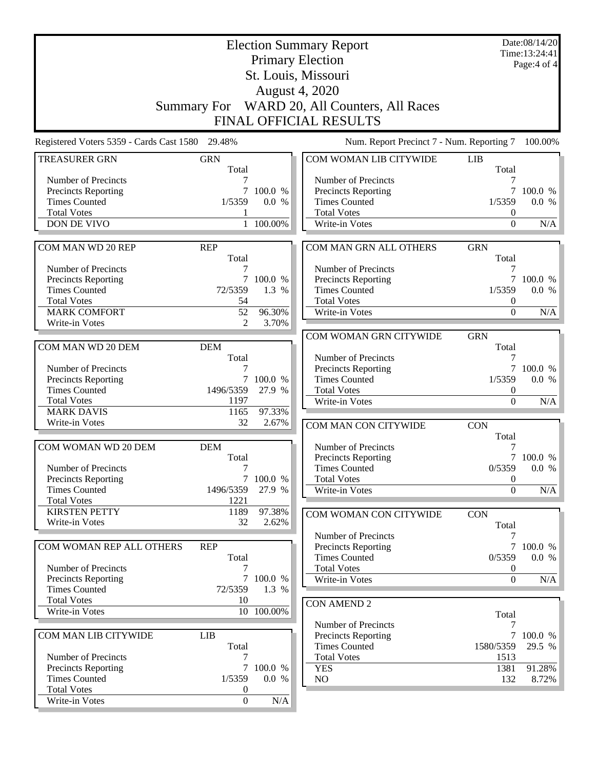# Election Summary Report

## Primary Election

## St. Louis, Missouri

## August 4, 2020

## Summary For WARD 20, All Counters, All Races

## FINAL OFFICIAL RESULTS

Date:08/14/20
Time:13:24:41

Registered Voters 5359 - Cards Cast 1580 29.48%

Num. Report Precinct 7 - Num. Reporting 7 100.00%

| TREASURER GRN | GRN | |
|---|---|---|
| | Total | |
| Number of Precincts | 7 | |
| Precincts Reporting | 7 | 100.0 % |
| Times Counted | 1/5359 | 0.0 % |
| Total Votes | 1 | |
| DON DE VIVO | 1 | 100.00% |

| COM MAN WD 20 REP | REP | |
|---|---|---|
| | Total | |
| Number of Precincts | 7 | |
| Precincts Reporting | 7 | 100.0 % |
| Times Counted | 72/5359 | 1.3 % |
| Total Votes | 54 | |
| MARK COMFORT | 52 | 96.30% |
| Write-in Votes | 2 | 3.70% |

| COM MAN WD 20 DEM | DEM | |
|---|---|---|
| | Total | |
| Number of Precincts | 7 | |
| Precincts Reporting | 7 | 100.0 % |
| Times Counted | 1496/5359 | 27.9 % |
| Total Votes | 1197 | |
| MARK DAVIS | 1165 | 97.33% |
| Write-in Votes | 32 | 2.67% |

| COM WOMAN WD 20 DEM | DEM | |
|---|---|---|
| | Total | |
| Number of Precincts | 7 | |
| Precincts Reporting | 7 | 100.0 % |
| Times Counted | 1496/5359 | 27.9 % |
| Total Votes | 1221 | |
| KIRSTEN PETTY | 1189 | 97.38% |
| Write-in Votes | 32 | 2.62% |

| COM WOMAN REP ALL OTHERS | REP | |
|---|---|---|
| | Total | |
| Number of Precincts | 7 | |
| Precincts Reporting | 7 | 100.0 % |
| Times Counted | 72/5359 | 1.3 % |
| Total Votes | 10 | |
| Write-in Votes | 10 | 100.00% |

| COM MAN LIB CITYWIDE | LIB | |
|---|---|---|
| | Total | |
| Number of Precincts | 7 | |
| Precincts Reporting | 7 | 100.0 % |
| Times Counted | 1/5359 | 0.0 % |
| Total Votes | 0 | |
| Write-in Votes | 0 | N/A |

| COM WOMAN LIB CITYWIDE | LIB | |
|---|---|---|
| | Total | |
| Number of Precincts | 7 | |
| Precincts Reporting | 7 | 100.0 % |
| Times Counted | 1/5359 | 0.0 % |
| Total Votes | 0 | |
| Write-in Votes | 0 | N/A |

| COM MAN GRN ALL OTHERS | GRN | |
|---|---|---|
| | Total | |
| Number of Precincts | 7 | |
| Precincts Reporting | 7 | 100.0 % |
| Times Counted | 1/5359 | 0.0 % |
| Total Votes | 0 | |
| Write-in Votes | 0 | N/A |

| COM WOMAN GRN CITYWIDE | GRN | |
|---|---|---|
| | Total | |
| Number of Precincts | 7 | |
| Precincts Reporting | 7 | 100.0 % |
| Times Counted | 1/5359 | 0.0 % |
| Total Votes | 0 | |
| Write-in Votes | 0 | N/A |

| COM MAN CON CITYWIDE | CON | |
|---|---|---|
| | Total | |
| Number of Precincts | 7 | |
| Precincts Reporting | 7 | 100.0 % |
| Times Counted | 0/5359 | 0.0 % |
| Total Votes | 0 | |
| Write-in Votes | 0 | N/A |

| COM WOMAN CON CITYWIDE | CON | |
|---|---|---|
| | Total | |
| Number of Precincts | 7 | |
| Precincts Reporting | 7 | 100.0 % |
| Times Counted | 0/5359 | 0.0 % |
| Total Votes | 0 | |
| Write-in Votes | 0 | N/A |

| CON AMEND 2 | | |
|---|---|---|
| | Total | |
| Number of Precincts | 7 | |
| Precincts Reporting | 7 | 100.0 % |
| Times Counted | 1580/5359 | 29.5 % |
| Total Votes | 1513 | |
| YES | 1381 | 91.28% |
| NO | 132 | 8.72% |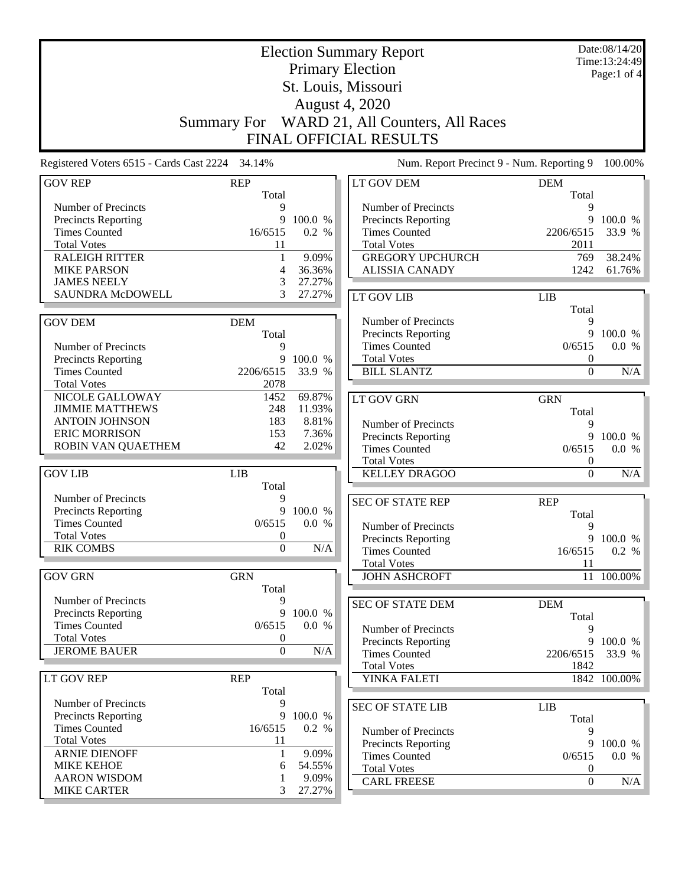# Election Summary Report

## Primary Election

## St. Louis, Missouri

## August 4, 2020

## Summary For WARD 21, All Counters, All Races

## FINAL OFFICIAL RESULTS

Date:08/14/20
Time:13:24:49

Registered Voters 6515 - Cards Cast 2224 34.14%

Num. Report Precinct 9 - Num. Reporting 9 100.00%

| GOV REP | REP Total | |
|---|---|---|
| Number of Precincts | 9 | |
| Precincts Reporting | 9 | 100.0 % |
| Times Counted | 16/6515 | 0.2 % |
| Total Votes | 11 | |
| RALEIGH RITTER | 1 | 9.09% |
| MIKE PARSON | 4 | 36.36% |
| JAMES NEELY | 3 | 27.27% |
| SAUNDRA McDOWELL | 3 | 27.27% |

| GOV DEM | DEM Total | |
|---|---|---|
| Number of Precincts | 9 | |
| Precincts Reporting | 9 | 100.0 % |
| Times Counted | 2206/6515 | 33.9 % |
| Total Votes | 2078 | |
| NICOLE GALLOWAY | 1452 | 69.87% |
| JIMMIE MATTHEWS | 248 | 11.93% |
| ANTOIN JOHNSON | 183 | 8.81% |
| ERIC MORRISON | 153 | 7.36% |
| ROBIN VAN QUAETHEM | 42 | 2.02% |

| GOV LIB | LIB Total | |
|---|---|---|
| Number of Precincts | 9 | |
| Precincts Reporting | 9 | 100.0 % |
| Times Counted | 0/6515 | 0.0 % |
| Total Votes | 0 | |
| RIK COMBS | 0 | N/A |

| GOV GRN | GRN Total | |
|---|---|---|
| Number of Precincts | 9 | |
| Precincts Reporting | 9 | 100.0 % |
| Times Counted | 0/6515 | 0.0 % |
| Total Votes | 0 | |
| JEROME BAUER | 0 | N/A |

| LT GOV REP | REP Total | |
|---|---|---|
| Number of Precincts | 9 | |
| Precincts Reporting | 9 | 100.0 % |
| Times Counted | 16/6515 | 0.2 % |
| Total Votes | 11 | |
| ARNIE DIENOFF | 1 | 9.09% |
| MIKE KEHOE | 6 | 54.55% |
| AARON WISDOM | 1 | 9.09% |
| MIKE CARTER | 3 | 27.27% |

| LT GOV DEM | DEM Total | |
|---|---|---|
| Number of Precincts | 9 | |
| Precincts Reporting | 9 | 100.0 % |
| Times Counted | 2206/6515 | 33.9 % |
| Total Votes | 2011 | |
| GREGORY UPCHURCH | 769 | 38.24% |
| ALISSIA CANADY | 1242 | 61.76% |

| LT GOV LIB | LIB Total | |
|---|---|---|
| Number of Precincts | 9 | |
| Precincts Reporting | 9 | 100.0 % |
| Times Counted | 0/6515 | 0.0 % |
| Total Votes | 0 | |
| BILL SLANTZ | 0 | N/A |

| LT GOV GRN | GRN Total | |
|---|---|---|
| Number of Precincts | 9 | |
| Precincts Reporting | 9 | 100.0 % |
| Times Counted | 0/6515 | 0.0 % |
| Total Votes | 0 | |
| KELLEY DRAGOO | 0 | N/A |

| SEC OF STATE REP | REP Total | |
|---|---|---|
| Number of Precincts | 9 | |
| Precincts Reporting | 9 | 100.0 % |
| Times Counted | 16/6515 | 0.2 % |
| Total Votes | 11 | |
| JOHN ASHCROFT | 11 | 100.00% |

| SEC OF STATE DEM | DEM Total | |
|---|---|---|
| Number of Precincts | 9 | |
| Precincts Reporting | 9 | 100.0 % |
| Times Counted | 2206/6515 | 33.9 % |
| Total Votes | 1842 | |
| YINKA FALETI | 1842 | 100.00% |

| SEC OF STATE LIB | LIB Total | |
|---|---|---|
| Number of Precincts | 9 | |
| Precincts Reporting | 9 | 100.0 % |
| Times Counted | 0/6515 | 0.0 % |
| Total Votes | 0 | |
| CARL FREESE | 0 | N/A |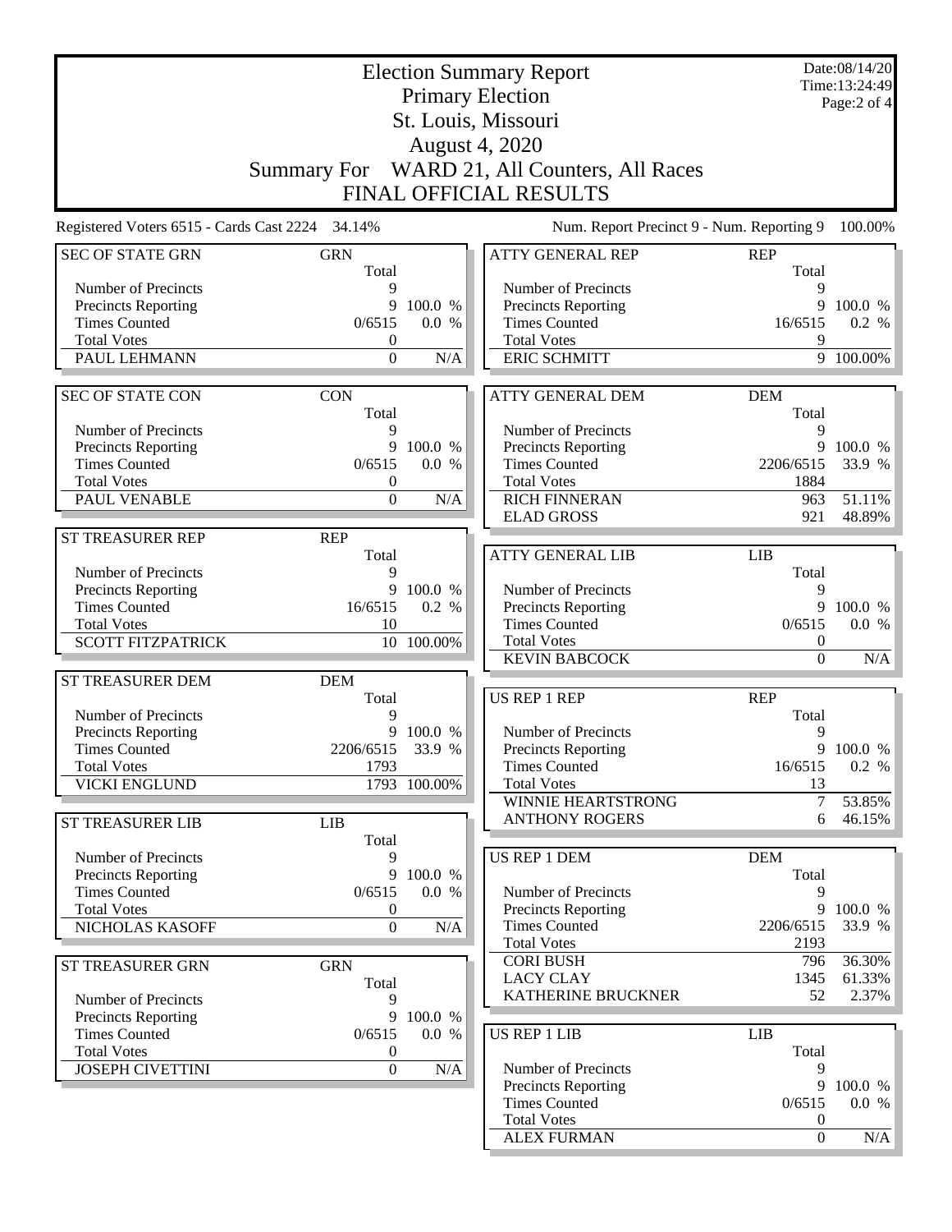# Election Summary Report
## Primary Election
## St. Louis, Missouri
## August 4, 2020
## Summary For WARD 21, All Counters, All Races
## FINAL OFFICIAL RESULTS

Date:08/14/20
Time:13:24:49

Registered Voters 6515 - Cards Cast 2224 34.14%

Num. Report Precinct 9 - Num. Reporting 9 100.00%

| SEC OF STATE GRN | GRN Total | |
|---|---|---|
| Number of Precincts | 9 | |
| Precincts Reporting | 9 | 100.0 % |
| Times Counted | 0/6515 | 0.0 % |
| Total Votes | 0 | |
| PAUL LEHMANN | 0 | N/A |

| SEC OF STATE CON | CON Total | |
|---|---|---|
| Number of Precincts | 9 | |
| Precincts Reporting | 9 | 100.0 % |
| Times Counted | 0/6515 | 0.0 % |
| Total Votes | 0 | |
| PAUL VENABLE | 0 | N/A |

| ST TREASURER REP | REP Total | |
|---|---|---|
| Number of Precincts | 9 | |
| Precincts Reporting | 9 | 100.0 % |
| Times Counted | 16/6515 | 0.2 % |
| Total Votes | 10 | |
| SCOTT FITZPATRICK | 10 | 100.00% |

| ST TREASURER DEM | DEM Total | |
|---|---|---|
| Number of Precincts | 9 | |
| Precincts Reporting | 9 | 100.0 % |
| Times Counted | 2206/6515 | 33.9 % |
| Total Votes | 1793 | |
| VICKI ENGLUND | 1793 | 100.00% |

| ST TREASURER LIB | LIB Total | |
|---|---|---|
| Number of Precincts | 9 | |
| Precincts Reporting | 9 | 100.0 % |
| Times Counted | 0/6515 | 0.0 % |
| Total Votes | 0 | |
| NICHOLAS KASOFF | 0 | N/A |

| ST TREASURER GRN | GRN Total | |
|---|---|---|
| Number of Precincts | 9 | |
| Precincts Reporting | 9 | 100.0 % |
| Times Counted | 0/6515 | 0.0 % |
| Total Votes | 0 | |
| JOSEPH CIVETTINI | 0 | N/A |

| ATTY GENERAL REP | REP Total | |
|---|---|---|
| Number of Precincts | 9 | |
| Precincts Reporting | 9 | 100.0 % |
| Times Counted | 16/6515 | 0.2 % |
| Total Votes | 9 | |
| ERIC SCHMITT | 9 | 100.00% |

| ATTY GENERAL DEM | DEM Total | |
|---|---|---|
| Number of Precincts | 9 | |
| Precincts Reporting | 9 | 100.0 % |
| Times Counted | 2206/6515 | 33.9 % |
| Total Votes | 1884 | |
| RICH FINNERAN | 963 | 51.11% |
| ELAD GROSS | 921 | 48.89% |

| ATTY GENERAL LIB | LIB Total | |
|---|---|---|
| Number of Precincts | 9 | |
| Precincts Reporting | 9 | 100.0 % |
| Times Counted | 0/6515 | 0.0 % |
| Total Votes | 0 | |
| KEVIN BABCOCK | 0 | N/A |

| US REP 1 REP | REP Total | |
|---|---|---|
| Number of Precincts | 9 | |
| Precincts Reporting | 9 | 100.0 % |
| Times Counted | 16/6515 | 0.2 % |
| Total Votes | 13 | |
| WINNIE HEARTSTRONG | 7 | 53.85% |
| ANTHONY ROGERS | 6 | 46.15% |

| US REP 1 DEM | DEM Total | |
|---|---|---|
| Number of Precincts | 9 | |
| Precincts Reporting | 9 | 100.0 % |
| Times Counted | 2206/6515 | 33.9 % |
| Total Votes | 2193 | |
| CORI BUSH | 796 | 36.30% |
| LACY CLAY | 1345 | 61.33% |
| KATHERINE BRUCKNER | 52 | 2.37% |

| US REP 1 LIB | LIB Total | |
|---|---|---|
| Number of Precincts | 9 | |
| Precincts Reporting | 9 | 100.0 % |
| Times Counted | 0/6515 | 0.0 % |
| Total Votes | 0 | |
| ALEX FURMAN | 0 | N/A |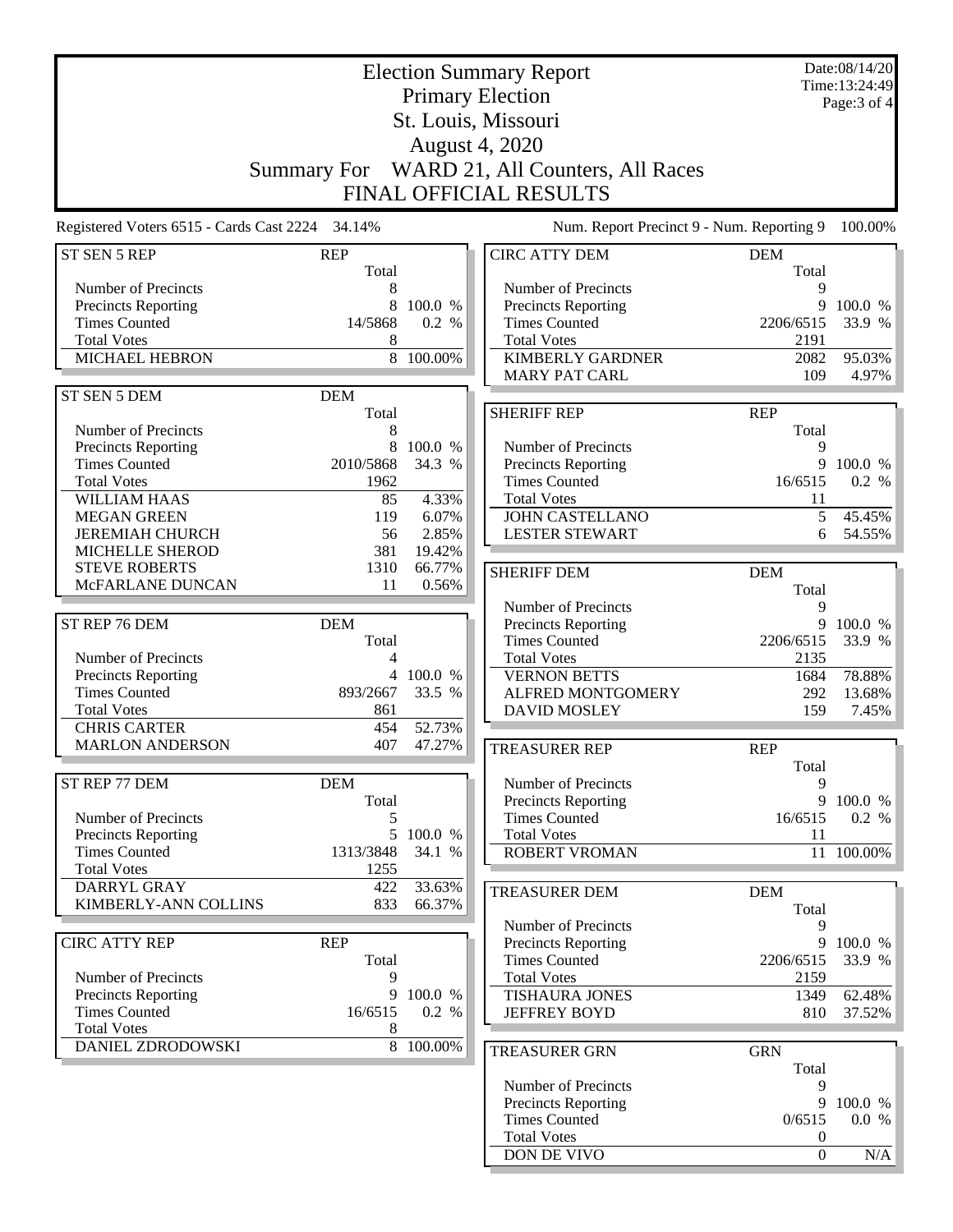# Election Summary Report

Primary Election
St. Louis, Missouri
August 4, 2020

Summary For WARD 21, All Counters, All Races

FINAL OFFICIAL RESULTS

Date:08/14/20
Time:13:24:49

Registered Voters 6515 - Cards Cast 2224 34.14%

Num. Report Precinct 9 - Num. Reporting 9 100.00%

| ST SEN 5 REP | REP | |
|---|---|---|
| | Total | |
| Number of Precincts | 8 | |
| Precincts Reporting | 8 | 100.0 % |
| Times Counted | 14/5868 | 0.2 % |
| Total Votes | 8 | |
| MICHAEL HEBRON | 8 | 100.00% |

| ST SEN 5 DEM | DEM | |
|---|---|---|
| | Total | |
| Number of Precincts | 8 | |
| Precincts Reporting | 8 | 100.0 % |
| Times Counted | 2010/5868 | 34.3 % |
| Total Votes | 1962 | |
| WILLIAM HAAS | 85 | 4.33% |
| MEGAN GREEN | 119 | 6.07% |
| JEREMIAH CHURCH | 56 | 2.85% |
| MICHELLE SHEROD | 381 | 19.42% |
| STEVE ROBERTS | 1310 | 66.77% |
| McFARLANE DUNCAN | 11 | 0.56% |

| ST REP 76 DEM | DEM | |
|---|---|---|
| | Total | |
| Number of Precincts | 4 | |
| Precincts Reporting | 4 | 100.0 % |
| Times Counted | 893/2667 | 33.5 % |
| Total Votes | 861 | |
| CHRIS CARTER | 454 | 52.73% |
| MARLON ANDERSON | 407 | 47.27% |

| ST REP 77 DEM | DEM | |
|---|---|---|
| | Total | |
| Number of Precincts | 5 | |
| Precincts Reporting | 5 | 100.0 % |
| Times Counted | 1313/3848 | 34.1 % |
| Total Votes | 1255 | |
| DARRYL GRAY | 422 | 33.63% |
| KIMBERLY-ANN COLLINS | 833 | 66.37% |

| CIRC ATTY REP | REP | |
|---|---|---|
| | Total | |
| Number of Precincts | 9 | |
| Precincts Reporting | 9 | 100.0 % |
| Times Counted | 16/6515 | 0.2 % |
| Total Votes | 8 | |
| DANIEL ZDRODOWSKI | 8 | 100.00% |

| CIRC ATTY DEM | DEM | |
|---|---|---|
| | Total | |
| Number of Precincts | 9 | |
| Precincts Reporting | 9 | 100.0 % |
| Times Counted | 2206/6515 | 33.9 % |
| Total Votes | 2191 | |
| KIMBERLY GARDNER | 2082 | 95.03% |
| MARY PAT CARL | 109 | 4.97% |

| SHERIFF REP | REP | |
|---|---|---|
| | Total | |
| Number of Precincts | 9 | |
| Precincts Reporting | 9 | 100.0 % |
| Times Counted | 16/6515 | 0.2 % |
| Total Votes | 11 | |
| JOHN CASTELLANO | 5 | 45.45% |
| LESTER STEWART | 6 | 54.55% |

| SHERIFF DEM | DEM | |
|---|---|---|
| | Total | |
| Number of Precincts | 9 | |
| Precincts Reporting | 9 | 100.0 % |
| Times Counted | 2206/6515 | 33.9 % |
| Total Votes | 2135 | |
| VERNON BETTS | 1684 | 78.88% |
| ALFRED MONTGOMERY | 292 | 13.68% |
| DAVID MOSLEY | 159 | 7.45% |

| TREASURER REP | REP | |
|---|---|---|
| | Total | |
| Number of Precincts | 9 | |
| Precincts Reporting | 9 | 100.0 % |
| Times Counted | 16/6515 | 0.2 % |
| Total Votes | 11 | |
| ROBERT VROMAN | 11 | 100.00% |

| TREASURER DEM | DEM | |
|---|---|---|
| | Total | |
| Number of Precincts | 9 | |
| Precincts Reporting | 9 | 100.0 % |
| Times Counted | 2206/6515 | 33.9 % |
| Total Votes | 2159 | |
| TISHAURA JONES | 1349 | 62.48% |
| JEFFREY BOYD | 810 | 37.52% |

| TREASURER GRN | GRN | |
|---|---|---|
| | Total | |
| Number of Precincts | 9 | |
| Precincts Reporting | 9 | 100.0 % |
| Times Counted | 0/6515 | 0.0 % |
| Total Votes | 0 | |
| DON DE VIVO | 0 | N/A |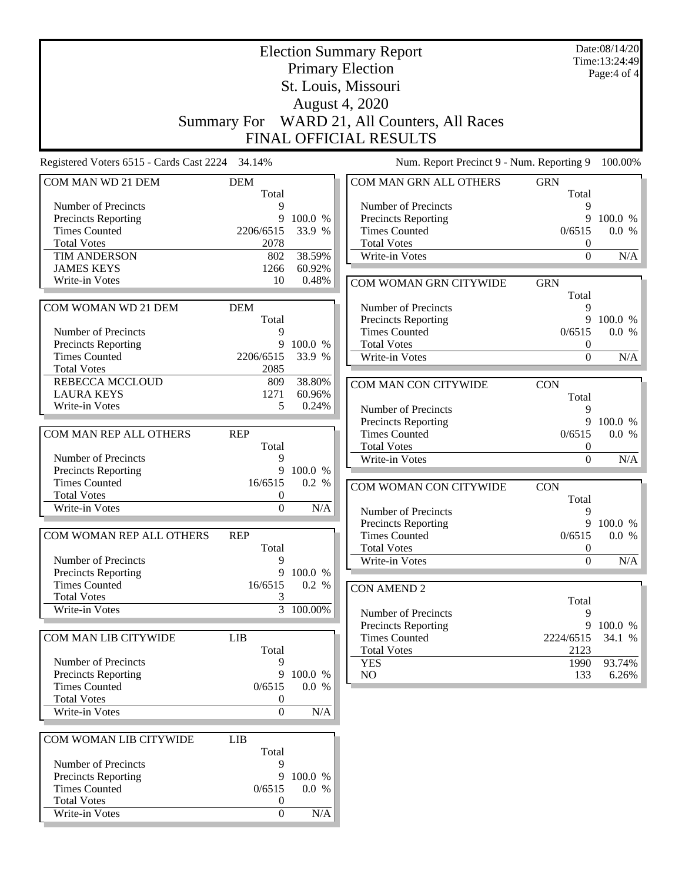# Election Summary Report
## Primary Election
## St. Louis, Missouri
## August 4, 2020
## Summary For WARD 21, All Counters, All Races
## FINAL OFFICIAL RESULTS

Date:08/14/20
Time:13:24:49
Page:4 of 4

Registered Voters 6515 - Cards Cast 2224 34.14% Num. Report Precinct 9 - Num. Reporting 9 100.00%

| COM MAN WD 21 DEM | DEM | |
|---|---|---|
| | Total | |
| Number of Precincts | 9 | |
| Precincts Reporting | 9 | 100.0 % |
| Times Counted | 2206/6515 | 33.9 % |
| Total Votes | 2078 | |
| TIM ANDERSON | 802 | 38.59% |
| JAMES KEYS | 1266 | 60.92% |
| Write-in Votes | 10 | 0.48% |

| COM WOMAN WD 21 DEM | DEM | |
|---|---|---|
| | Total | |
| Number of Precincts | 9 | |
| Precincts Reporting | 9 | 100.0 % |
| Times Counted | 2206/6515 | 33.9 % |
| Total Votes | 2085 | |
| REBECCA MCCLOUD | 809 | 38.80% |
| LAURA KEYS | 1271 | 60.96% |
| Write-in Votes | 5 | 0.24% |

| COM MAN REP ALL OTHERS | REP | |
|---|---|---|
| | Total | |
| Number of Precincts | 9 | |
| Precincts Reporting | 9 | 100.0 % |
| Times Counted | 16/6515 | 0.2 % |
| Total Votes | 0 | |
| Write-in Votes | 0 | N/A |

| COM WOMAN REP ALL OTHERS | REP | |
|---|---|---|
| | Total | |
| Number of Precincts | 9 | |
| Precincts Reporting | 9 | 100.0 % |
| Times Counted | 16/6515 | 0.2 % |
| Total Votes | 3 | |
| Write-in Votes | 3 | 100.00% |

| COM MAN LIB CITYWIDE | LIB | |
|---|---|---|
| | Total | |
| Number of Precincts | 9 | |
| Precincts Reporting | 9 | 100.0 % |
| Times Counted | 0/6515 | 0.0 % |
| Total Votes | 0 | |
| Write-in Votes | 0 | N/A |

| COM WOMAN LIB CITYWIDE | LIB | |
|---|---|---|
| | Total | |
| Number of Precincts | 9 | |
| Precincts Reporting | 9 | 100.0 % |
| Times Counted | 0/6515 | 0.0 % |
| Total Votes | 0 | |
| Write-in Votes | 0 | N/A |

| COM MAN GRN ALL OTHERS | GRN | |
|---|---|---|
| | Total | |
| Number of Precincts | 9 | |
| Precincts Reporting | 9 | 100.0 % |
| Times Counted | 0/6515 | 0.0 % |
| Total Votes | 0 | |
| Write-in Votes | 0 | N/A |

| COM WOMAN GRN CITYWIDE | GRN | |
|---|---|---|
| | Total | |
| Number of Precincts | 9 | |
| Precincts Reporting | 9 | 100.0 % |
| Times Counted | 0/6515 | 0.0 % |
| Total Votes | 0 | |
| Write-in Votes | 0 | N/A |

| COM MAN CON CITYWIDE | CON | |
|---|---|---|
| | Total | |
| Number of Precincts | 9 | |
| Precincts Reporting | 9 | 100.0 % |
| Times Counted | 0/6515 | 0.0 % |
| Total Votes | 0 | |
| Write-in Votes | 0 | N/A |

| COM WOMAN CON CITYWIDE | CON | |
|---|---|---|
| | Total | |
| Number of Precincts | 9 | |
| Precincts Reporting | 9 | 100.0 % |
| Times Counted | 0/6515 | 0.0 % |
| Total Votes | 0 | |
| Write-in Votes | 0 | N/A |

| CON AMEND 2 | | |
|---|---|---|
| | Total | |
| Number of Precincts | 9 | |
| Precincts Reporting | 9 | 100.0 % |
| Times Counted | 2224/6515 | 34.1 % |
| Total Votes | 2123 | |
| YES | 1990 | 93.74% |
| NO | 133 | 6.26% |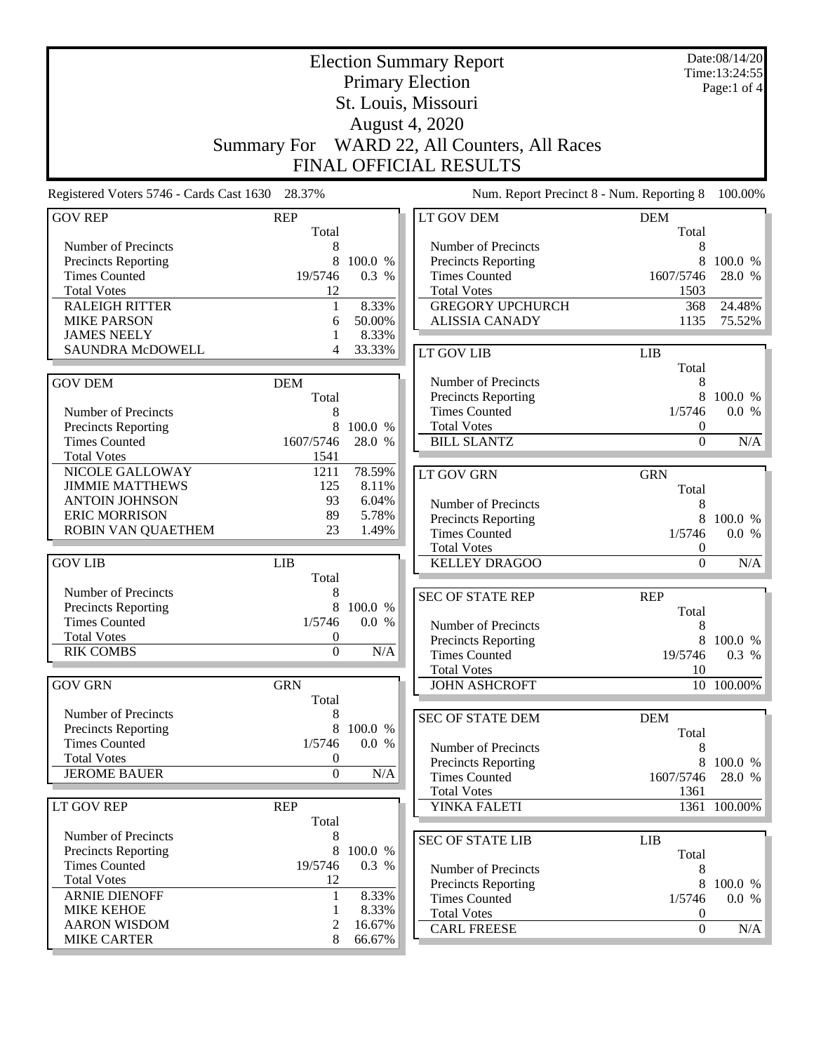# Election Summary Report

## Primary Election

## St. Louis, Missouri

## August 4, 2020

## Summary For WARD 22, All Counters, All Races

## FINAL OFFICIAL RESULTS

Date:08/14/20
Time:13:24:55

Registered Voters 5746 - Cards Cast 1630 28.37%

Num. Report Precinct 8 - Num. Reporting 8 100.00%

| GOV REP | REP Total | |
|---|---|---|
| Number of Precincts | 8 | |
| Precincts Reporting | 8 | 100.0 % |
| Times Counted | 19/5746 | 0.3 % |
| Total Votes | 12 | |
| RALEIGH RITTER | 1 | 8.33% |
| MIKE PARSON | 6 | 50.00% |
| JAMES NEELY | 1 | 8.33% |
| SAUNDRA McDOWELL | 4 | 33.33% |

| GOV DEM | DEM Total | |
|---|---|---|
| Number of Precincts | 8 | |
| Precincts Reporting | 8 | 100.0 % |
| Times Counted | 1607/5746 | 28.0 % |
| Total Votes | 1541 | |
| NICOLE GALLOWAY | 1211 | 78.59% |
| JIMMIE MATTHEWS | 125 | 8.11% |
| ANTOIN JOHNSON | 93 | 6.04% |
| ERIC MORRISON | 89 | 5.78% |
| ROBIN VAN QUAETHEM | 23 | 1.49% |

| GOV LIB | LIB Total | |
|---|---|---|
| Number of Precincts | 8 | |
| Precincts Reporting | 8 | 100.0 % |
| Times Counted | 1/5746 | 0.0 % |
| Total Votes | 0 | |
| RIK COMBS | 0 | N/A |

| GOV GRN | GRN Total | |
|---|---|---|
| Number of Precincts | 8 | |
| Precincts Reporting | 8 | 100.0 % |
| Times Counted | 1/5746 | 0.0 % |
| Total Votes | 0 | |
| JEROME BAUER | 0 | N/A |

| LT GOV REP | REP Total | |
|---|---|---|
| Number of Precincts | 8 | |
| Precincts Reporting | 8 | 100.0 % |
| Times Counted | 19/5746 | 0.3 % |
| Total Votes | 12 | |
| ARNIE DIENOFF | 1 | 8.33% |
| MIKE KEHOE | 1 | 8.33% |
| AARON WISDOM | 2 | 16.67% |
| MIKE CARTER | 8 | 66.67% |

| LT GOV DEM | DEM Total | |
|---|---|---|
| Number of Precincts | 8 | |
| Precincts Reporting | 8 | 100.0 % |
| Times Counted | 1607/5746 | 28.0 % |
| Total Votes | 1503 | |
| GREGORY UPCHURCH | 368 | 24.48% |
| ALISSIA CANADY | 1135 | 75.52% |

| LT GOV LIB | LIB Total | |
|---|---|---|
| Number of Precincts | 8 | |
| Precincts Reporting | 8 | 100.0 % |
| Times Counted | 1/5746 | 0.0 % |
| Total Votes | 0 | |
| BILL SLANTZ | 0 | N/A |

| LT GOV GRN | GRN Total | |
|---|---|---|
| Number of Precincts | 8 | |
| Precincts Reporting | 8 | 100.0 % |
| Times Counted | 1/5746 | 0.0 % |
| Total Votes | 0 | |
| KELLEY DRAGOO | 0 | N/A |

| SEC OF STATE REP | REP Total | |
|---|---|---|
| Number of Precincts | 8 | |
| Precincts Reporting | 8 | 100.0 % |
| Times Counted | 19/5746 | 0.3 % |
| Total Votes | 10 | |
| JOHN ASHCROFT | 10 | 100.00% |

| SEC OF STATE DEM | DEM Total | |
|---|---|---|
| Number of Precincts | 8 | |
| Precincts Reporting | 8 | 100.0 % |
| Times Counted | 1607/5746 | 28.0 % |
| Total Votes | 1361 | |
| YINKA FALETI | 1361 | 100.00% |

| SEC OF STATE LIB | LIB Total | |
|---|---|---|
| Number of Precincts | 8 | |
| Precincts Reporting | 8 | 100.0 % |
| Times Counted | 1/5746 | 0.0 % |
| Total Votes | 0 | |
| CARL FREESE | 0 | N/A |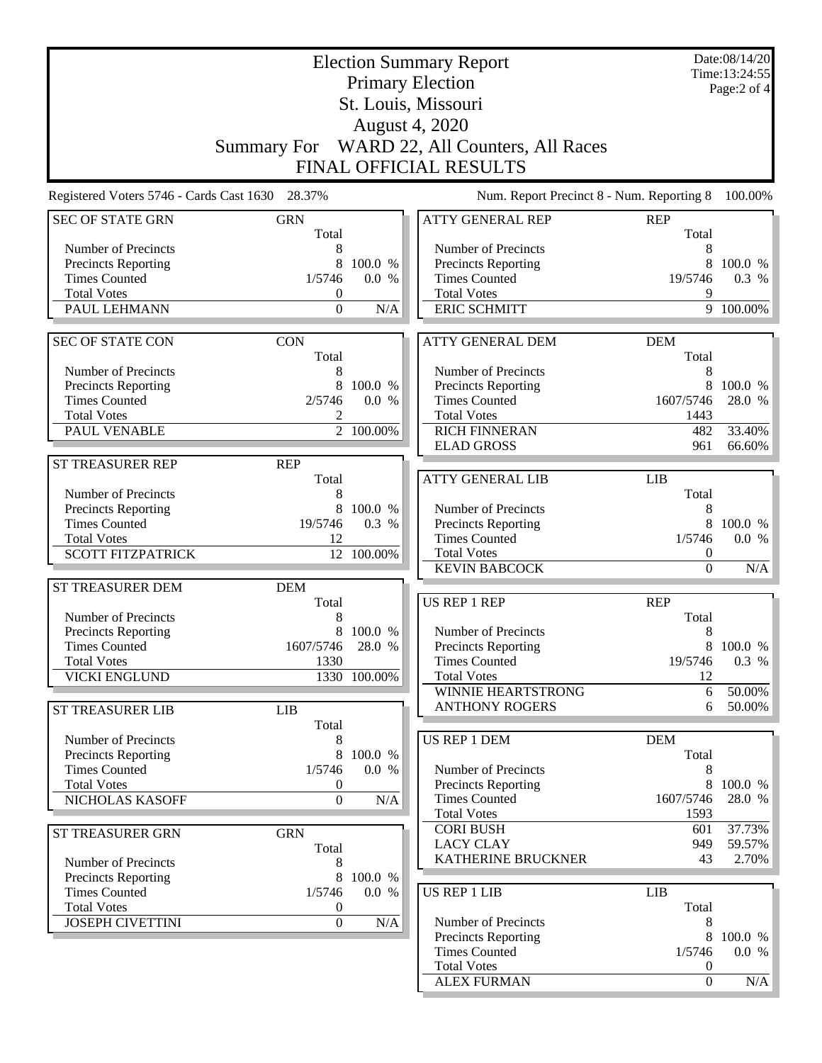# Election Summary Report

## Primary Election

## St. Louis, Missouri

## August 4, 2020

## Summary For WARD 22, All Counters, All Races

## FINAL OFFICIAL RESULTS

Date:08/14/20
Time:13:24:55

Registered Voters 5746 - Cards Cast 1630 28.37%

Num. Report Precinct 8 - Num. Reporting 8 100.00%

| SEC OF STATE GRN | GRN Total | |
|---|---|---|
| Number of Precincts | 8 | |
| Precincts Reporting | 8 | 100.0 % |
| Times Counted | 1/5746 | 0.0 % |
| Total Votes | 0 | |
| PAUL LEHMANN | 0 | N/A |

| SEC OF STATE CON | CON Total | |
|---|---|---|
| Number of Precincts | 8 | |
| Precincts Reporting | 8 | 100.0 % |
| Times Counted | 2/5746 | 0.0 % |
| Total Votes | 2 | |
| PAUL VENABLE | 2 | 100.00% |

| ST TREASURER REP | REP Total | |
|---|---|---|
| Number of Precincts | 8 | |
| Precincts Reporting | 8 | 100.0 % |
| Times Counted | 19/5746 | 0.3 % |
| Total Votes | 12 | |
| SCOTT FITZPATRICK | 12 | 100.00% |

| ST TREASURER DEM | DEM Total | |
|---|---|---|
| Number of Precincts | 8 | |
| Precincts Reporting | 8 | 100.0 % |
| Times Counted | 1607/5746 | 28.0 % |
| Total Votes | 1330 | |
| VICKI ENGLUND | 1330 | 100.00% |

| ST TREASURER LIB | LIB Total | |
|---|---|---|
| Number of Precincts | 8 | |
| Precincts Reporting | 8 | 100.0 % |
| Times Counted | 1/5746 | 0.0 % |
| Total Votes | 0 | |
| NICHOLAS KASOFF | 0 | N/A |

| ST TREASURER GRN | GRN Total | |
|---|---|---|
| Number of Precincts | 8 | |
| Precincts Reporting | 8 | 100.0 % |
| Times Counted | 1/5746 | 0.0 % |
| Total Votes | 0 | |
| JOSEPH CIVETTINI | 0 | N/A |

| ATTY GENERAL REP | REP Total | |
|---|---|---|
| Number of Precincts | 8 | |
| Precincts Reporting | 8 | 100.0 % |
| Times Counted | 19/5746 | 0.3 % |
| Total Votes | 9 | |
| ERIC SCHMITT | 9 | 100.00% |

| ATTY GENERAL DEM | DEM Total | |
|---|---|---|
| Number of Precincts | 8 | |
| Precincts Reporting | 8 | 100.0 % |
| Times Counted | 1607/5746 | 28.0 % |
| Total Votes | 1443 | |
| RICH FINNERAN | 482 | 33.40% |
| ELAD GROSS | 961 | 66.60% |

| ATTY GENERAL LIB | LIB Total | |
|---|---|---|
| Number of Precincts | 8 | |
| Precincts Reporting | 8 | 100.0 % |
| Times Counted | 1/5746 | 0.0 % |
| Total Votes | 0 | |
| KEVIN BABCOCK | 0 | N/A |

| US REP 1 REP | REP Total | |
|---|---|---|
| Number of Precincts | 8 | |
| Precincts Reporting | 8 | 100.0 % |
| Times Counted | 19/5746 | 0.3 % |
| Total Votes | 12 | |
| WINNIE HEARTSTRONG | 6 | 50.00% |
| ANTHONY ROGERS | 6 | 50.00% |

| US REP 1 DEM | DEM Total | |
|---|---|---|
| Number of Precincts | 8 | |
| Precincts Reporting | 8 | 100.0 % |
| Times Counted | 1607/5746 | 28.0 % |
| Total Votes | 1593 | |
| CORI BUSH | 601 | 37.73% |
| LACY CLAY | 949 | 59.57% |
| KATHERINE BRUCKNER | 43 | 2.70% |

| US REP 1 LIB | LIB Total | |
|---|---|---|
| Number of Precincts | 8 | |
| Precincts Reporting | 8 | 100.0 % |
| Times Counted | 1/5746 | 0.0 % |
| Total Votes | 0 | |
| ALEX FURMAN | 0 | N/A |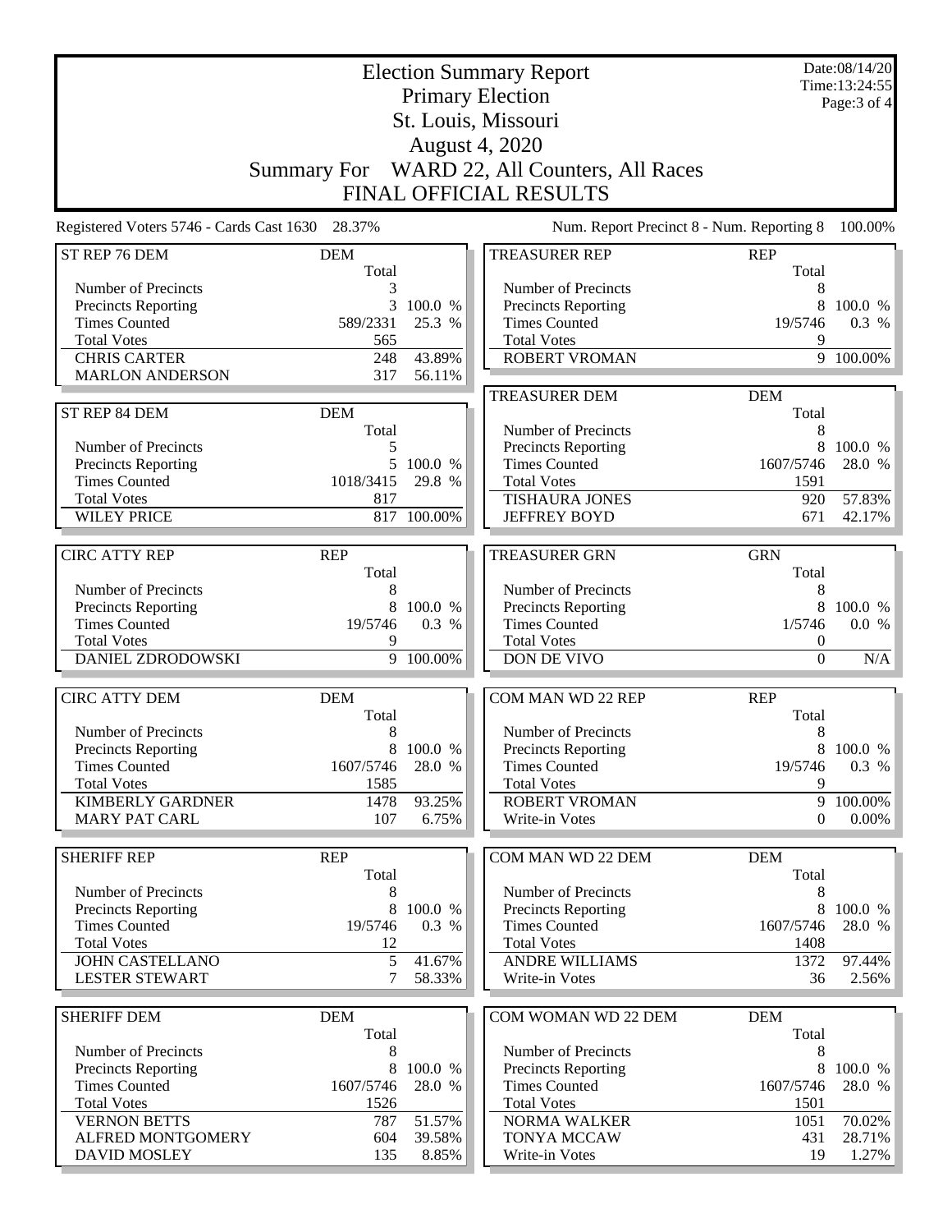# Election Summary Report

## Primary Election

## St. Louis, Missouri

## August 4, 2020

## Summary For WARD 22, All Counters, All Races

## FINAL OFFICIAL RESULTS

Date:08/14/20
Time:13:24:55

Registered Voters 5746 - Cards Cast 1630 28.37%

Num. Report Precinct 8 - Num. Reporting 8 100.00%

| ST REP 76 DEM | DEM | |
|---|---|---|
| | Total | |
| Number of Precincts | 3 | |
| Precincts Reporting | 3 | 100.0 % |
| Times Counted | 589/2331 | 25.3 % |
| Total Votes | 565 | |
| CHRIS CARTER | 248 | 43.89% |
| MARLON ANDERSON | 317 | 56.11% |

| ST REP 84 DEM | DEM | |
|---|---|---|
| | Total | |
| Number of Precincts | 5 | |
| Precincts Reporting | 5 | 100.0 % |
| Times Counted | 1018/3415 | 29.8 % |
| Total Votes | 817 | |
| WILEY PRICE | 817 | 100.00% |

| CIRC ATTY REP | REP | |
|---|---|---|
| | Total | |
| Number of Precincts | 8 | |
| Precincts Reporting | 8 | 100.0 % |
| Times Counted | 19/5746 | 0.3 % |
| Total Votes | 9 | |
| DANIEL ZDRODOWSKI | 9 | 100.00% |

| CIRC ATTY DEM | DEM | |
|---|---|---|
| | Total | |
| Number of Precincts | 8 | |
| Precincts Reporting | 8 | 100.0 % |
| Times Counted | 1607/5746 | 28.0 % |
| Total Votes | 1585 | |
| KIMBERLY GARDNER | 1478 | 93.25% |
| MARY PAT CARL | 107 | 6.75% |

| SHERIFF REP | REP | |
|---|---|---|
| | Total | |
| Number of Precincts | 8 | |
| Precincts Reporting | 8 | 100.0 % |
| Times Counted | 19/5746 | 0.3 % |
| Total Votes | 12 | |
| JOHN CASTELLANO | 5 | 41.67% |
| LESTER STEWART | 7 | 58.33% |

| SHERIFF DEM | DEM | |
|---|---|---|
| | Total | |
| Number of Precincts | 8 | |
| Precincts Reporting | 8 | 100.0 % |
| Times Counted | 1607/5746 | 28.0 % |
| Total Votes | 1526 | |
| VERNON BETTS | 787 | 51.57% |
| ALFRED MONTGOMERY | 604 | 39.58% |
| DAVID MOSLEY | 135 | 8.85% |

| TREASURER REP | REP | |
|---|---|---|
| | Total | |
| Number of Precincts | 8 | |
| Precincts Reporting | 8 | 100.0 % |
| Times Counted | 19/5746 | 0.3 % |
| Total Votes | 9 | |
| ROBERT VROMAN | 9 | 100.00% |

| TREASURER DEM | DEM | |
|---|---|---|
| | Total | |
| Number of Precincts | 8 | |
| Precincts Reporting | 8 | 100.0 % |
| Times Counted | 1607/5746 | 28.0 % |
| Total Votes | 1591 | |
| TISHAURA JONES | 920 | 57.83% |
| JEFFREY BOYD | 671 | 42.17% |

| TREASURER GRN | GRN | |
|---|---|---|
| | Total | |
| Number of Precincts | 8 | |
| Precincts Reporting | 8 | 100.0 % |
| Times Counted | 1/5746 | 0.0 % |
| Total Votes | 0 | |
| DON DE VIVO | 0 | N/A |

| COM MAN WD 22 REP | REP | |
|---|---|---|
| | Total | |
| Number of Precincts | 8 | |
| Precincts Reporting | 8 | 100.0 % |
| Times Counted | 19/5746 | 0.3 % |
| Total Votes | 9 | |
| ROBERT VROMAN | 9 | 100.00% |
| Write-in Votes | 0 | 0.00% |

| COM MAN WD 22 DEM | DEM | |
|---|---|---|
| | Total | |
| Number of Precincts | 8 | |
| Precincts Reporting | 8 | 100.0 % |
| Times Counted | 1607/5746 | 28.0 % |
| Total Votes | 1408 | |
| ANDRE WILLIAMS | 1372 | 97.44% |
| Write-in Votes | 36 | 2.56% |

| COM WOMAN WD 22 DEM | DEM | |
|---|---|---|
| | Total | |
| Number of Precincts | 8 | |
| Precincts Reporting | 8 | 100.0 % |
| Times Counted | 1607/5746 | 28.0 % |
| Total Votes | 1501 | |
| NORMA WALKER | 1051 | 70.02% |
| TONYA MCCAW | 431 | 28.71% |
| Write-in Votes | 19 | 1.27% |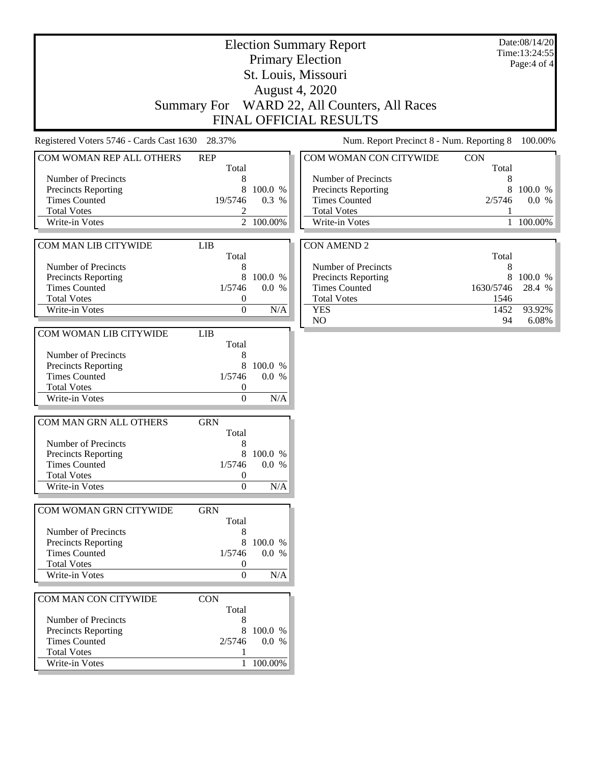# Election Summary Report
## Primary Election
## St. Louis, Missouri
## August 4, 2020
## Summary For WARD 22, All Counters, All Races
## FINAL OFFICIAL RESULTS

Registered Voters 5746 - Cards Cast 1630 28.37%

Num. Report Precinct 8 - Num. Reporting 8 100.00%

| COM WOMAN REP ALL OTHERS | REP | |
|---|---|---|
| | Total | |
| Number of Precincts | 8 | |
| Precincts Reporting | 8 | 100.0 % |
| Times Counted | 19/5746 | 0.3 % |
| Total Votes | 2 | |
| Write-in Votes | 2 | 100.00% |

| COM MAN LIB CITYWIDE | LIB | |
|---|---|---|
| | Total | |
| Number of Precincts | 8 | |
| Precincts Reporting | 8 | 100.0 % |
| Times Counted | 1/5746 | 0.0 % |
| Total Votes | 0 | |
| Write-in Votes | 0 | N/A |

| COM WOMAN LIB CITYWIDE | LIB | |
|---|---|---|
| | Total | |
| Number of Precincts | 8 | |
| Precincts Reporting | 8 | 100.0 % |
| Times Counted | 1/5746 | 0.0 % |
| Total Votes | 0 | |
| Write-in Votes | 0 | N/A |

| COM MAN GRN ALL OTHERS | GRN | |
|---|---|---|
| | Total | |
| Number of Precincts | 8 | |
| Precincts Reporting | 8 | 100.0 % |
| Times Counted | 1/5746 | 0.0 % |
| Total Votes | 0 | |
| Write-in Votes | 0 | N/A |

| COM WOMAN GRN CITYWIDE | GRN | |
|---|---|---|
| | Total | |
| Number of Precincts | 8 | |
| Precincts Reporting | 8 | 100.0 % |
| Times Counted | 1/5746 | 0.0 % |
| Total Votes | 0 | |
| Write-in Votes | 0 | N/A |

| COM MAN CON CITYWIDE | CON | |
|---|---|---|
| | Total | |
| Number of Precincts | 8 | |
| Precincts Reporting | 8 | 100.0 % |
| Times Counted | 2/5746 | 0.0 % |
| Total Votes | 1 | |
| Write-in Votes | 1 | 100.00% |

| COM WOMAN CON CITYWIDE | CON | |
|---|---|---|
| | Total | |
| Number of Precincts | 8 | |
| Precincts Reporting | 8 | 100.0 % |
| Times Counted | 2/5746 | 0.0 % |
| Total Votes | 1 | |
| Write-in Votes | 1 | 100.00% |

| CON AMEND 2 | | |
|---|---|---|
| | Total | |
| Number of Precincts | 8 | |
| Precincts Reporting | 8 | 100.0 % |
| Times Counted | 1630/5746 | 28.4 % |
| Total Votes | 1546 | |
| YES | 1452 | 93.92% |
| NO | 94 | 6.08% |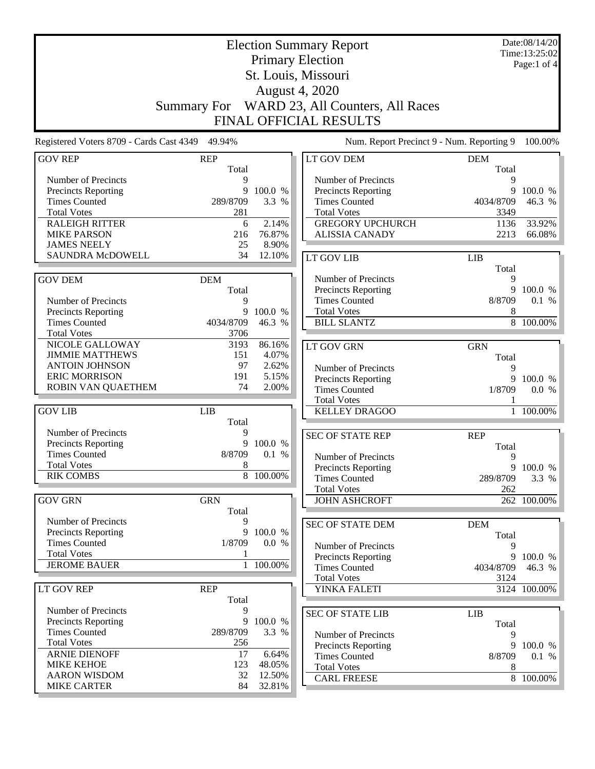# Election Summary Report
## Primary Election
## St. Louis, Missouri
## August 4, 2020
## Summary For WARD 23, All Counters, All Races
## FINAL OFFICIAL RESULTS

Date:08/14/20
Time:13:25:02

Registered Voters 8709 - Cards Cast 4349 49.94%

Num. Report Precinct 9 - Num. Reporting 9 100.00%

| GOV REP | REP | |
|---|---|---|
| | Total | |
| Number of Precincts | 9 | |
| Precincts Reporting | 9 | 100.0 % |
| Times Counted | 289/8709 | 3.3 % |
| Total Votes | 281 | |
| RALEIGH RITTER | 6 | 2.14% |
| MIKE PARSON | 216 | 76.87% |
| JAMES NEELY | 25 | 8.90% |
| SAUNDRA McDOWELL | 34 | 12.10% |

| GOV DEM | DEM | |
|---|---|---|
| | Total | |
| Number of Precincts | 9 | |
| Precincts Reporting | 9 | 100.0 % |
| Times Counted | 4034/8709 | 46.3 % |
| Total Votes | 3706 | |
| NICOLE GALLOWAY | 3193 | 86.16% |
| JIMMIE MATTHEWS | 151 | 4.07% |
| ANTOIN JOHNSON | 97 | 2.62% |
| ERIC MORRISON | 191 | 5.15% |
| ROBIN VAN QUAETHEM | 74 | 2.00% |

| GOV LIB | LIB | |
|---|---|---|
| | Total | |
| Number of Precincts | 9 | |
| Precincts Reporting | 9 | 100.0 % |
| Times Counted | 8/8709 | 0.1 % |
| Total Votes | 8 | |
| RIK COMBS | 8 | 100.00% |

| GOV GRN | GRN | |
|---|---|---|
| | Total | |
| Number of Precincts | 9 | |
| Precincts Reporting | 9 | 100.0 % |
| Times Counted | 1/8709 | 0.0 % |
| Total Votes | 1 | |
| JEROME BAUER | 1 | 100.00% |

| LT GOV REP | REP | |
|---|---|---|
| | Total | |
| Number of Precincts | 9 | |
| Precincts Reporting | 9 | 100.0 % |
| Times Counted | 289/8709 | 3.3 % |
| Total Votes | 256 | |
| ARNIE DIENOFF | 17 | 6.64% |
| MIKE KEHOE | 123 | 48.05% |
| AARON WISDOM | 32 | 12.50% |
| MIKE CARTER | 84 | 32.81% |

| LT GOV DEM | DEM | |
|---|---|---|
| | Total | |
| Number of Precincts | 9 | |
| Precincts Reporting | 9 | 100.0 % |
| Times Counted | 4034/8709 | 46.3 % |
| Total Votes | 3349 | |
| GREGORY UPCHURCH | 1136 | 33.92% |
| ALISSIA CANADY | 2213 | 66.08% |

| LT GOV LIB | LIB | |
|---|---|---|
| | Total | |
| Number of Precincts | 9 | |
| Precincts Reporting | 9 | 100.0 % |
| Times Counted | 8/8709 | 0.1 % |
| Total Votes | 8 | |
| BILL SLANTZ | 8 | 100.00% |

| LT GOV GRN | GRN | |
|---|---|---|
| | Total | |
| Number of Precincts | 9 | |
| Precincts Reporting | 9 | 100.0 % |
| Times Counted | 1/8709 | 0.0 % |
| Total Votes | 1 | |
| KELLEY DRAGOO | 1 | 100.00% |

| SEC OF STATE REP | REP | |
|---|---|---|
| | Total | |
| Number of Precincts | 9 | |
| Precincts Reporting | 9 | 100.0 % |
| Times Counted | 289/8709 | 3.3 % |
| Total Votes | 262 | |
| JOHN ASHCROFT | 262 | 100.00% |

| SEC OF STATE DEM | DEM | |
|---|---|---|
| | Total | |
| Number of Precincts | 9 | |
| Precincts Reporting | 9 | 100.0 % |
| Times Counted | 4034/8709 | 46.3 % |
| Total Votes | 3124 | |
| YINKA FALETI | 3124 | 100.00% |

| SEC OF STATE LIB | LIB | |
|---|---|---|
| | Total | |
| Number of Precincts | 9 | |
| Precincts Reporting | 9 | 100.0 % |
| Times Counted | 8/8709 | 0.1 % |
| Total Votes | 8 | |
| CARL FREESE | 8 | 100.00% |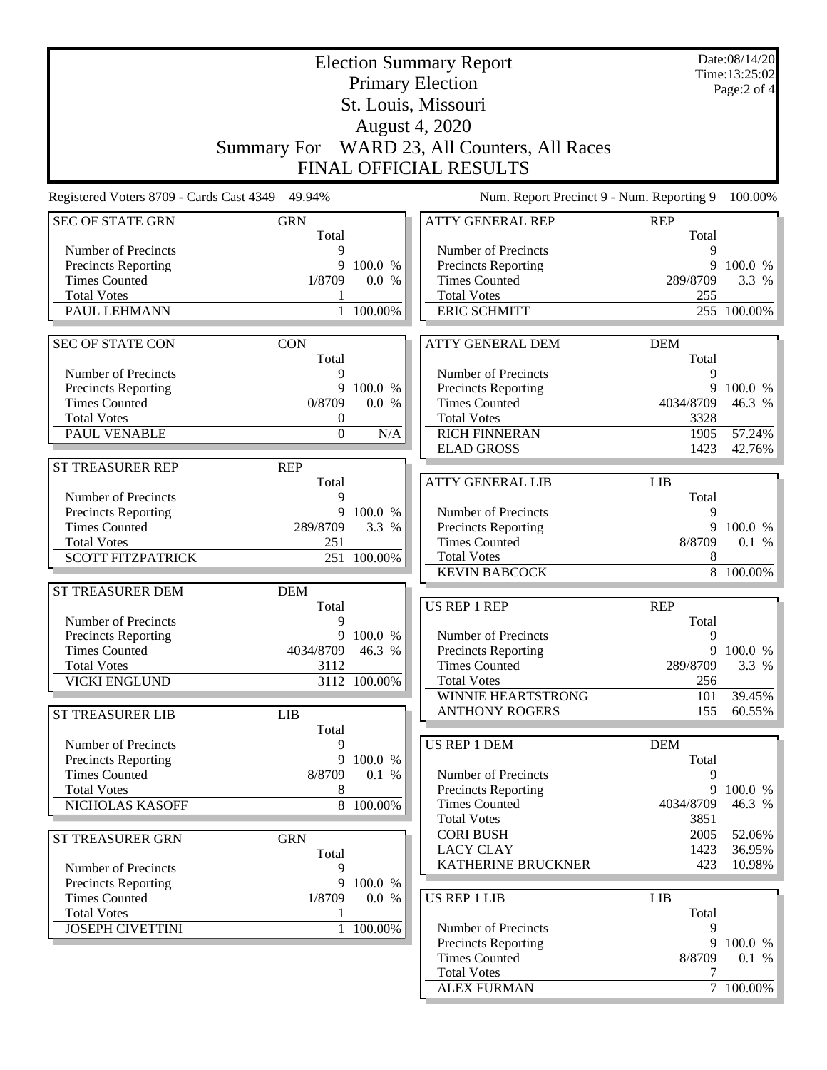# Election Summary Report
## Primary Election
## St. Louis, Missouri
## August 4, 2020
## Summary For WARD 23, All Counters, All Races
## FINAL OFFICIAL RESULTS

Date:08/14/20
Time:13:25:02

Registered Voters 8709 - Cards Cast 4349 49.94%

Num. Report Precinct 9 - Num. Reporting 9 100.00%

| SEC OF STATE GRN | GRN Total | |
|---|---|---|
| Number of Precincts | 9 | |
| Precincts Reporting | 9 | 100.0 % |
| Times Counted | 1/8709 | 0.0 % |
| Total Votes | 1 | |
| PAUL LEHMANN | 1 | 100.00% |

| SEC OF STATE CON | CON Total | |
|---|---|---|
| Number of Precincts | 9 | |
| Precincts Reporting | 9 | 100.0 % |
| Times Counted | 0/8709 | 0.0 % |
| Total Votes | 0 | |
| PAUL VENABLE | 0 | N/A |

| ST TREASURER REP | REP Total | |
|---|---|---|
| Number of Precincts | 9 | |
| Precincts Reporting | 9 | 100.0 % |
| Times Counted | 289/8709 | 3.3 % |
| Total Votes | 251 | |
| SCOTT FITZPATRICK | 251 | 100.00% |

| ST TREASURER DEM | DEM Total | |
|---|---|---|
| Number of Precincts | 9 | |
| Precincts Reporting | 9 | 100.0 % |
| Times Counted | 4034/8709 | 46.3 % |
| Total Votes | 3112 | |
| VICKI ENGLUND | 3112 | 100.00% |

| ST TREASURER LIB | LIB Total | |
|---|---|---|
| Number of Precincts | 9 | |
| Precincts Reporting | 9 | 100.0 % |
| Times Counted | 8/8709 | 0.1 % |
| Total Votes | 8 | |
| NICHOLAS KASOFF | 8 | 100.00% |

| ST TREASURER GRN | GRN Total | |
|---|---|---|
| Number of Precincts | 9 | |
| Precincts Reporting | 9 | 100.0 % |
| Times Counted | 1/8709 | 0.0 % |
| Total Votes | 1 | |
| JOSEPH CIVETTINI | 1 | 100.00% |

| ATTY GENERAL REP | REP Total | |
|---|---|---|
| Number of Precincts | 9 | |
| Precincts Reporting | 9 | 100.0 % |
| Times Counted | 289/8709 | 3.3 % |
| Total Votes | 255 | |
| ERIC SCHMITT | 255 | 100.00% |

| ATTY GENERAL DEM | DEM Total | |
|---|---|---|
| Number of Precincts | 9 | |
| Precincts Reporting | 9 | 100.0 % |
| Times Counted | 4034/8709 | 46.3 % |
| Total Votes | 3328 | |
| RICH FINNERAN | 1905 | 57.24% |
| ELAD GROSS | 1423 | 42.76% |

| ATTY GENERAL LIB | LIB Total | |
|---|---|---|
| Number of Precincts | 9 | |
| Precincts Reporting | 9 | 100.0 % |
| Times Counted | 8/8709 | 0.1 % |
| Total Votes | 8 | |
| KEVIN BABCOCK | 8 | 100.00% |

| US REP 1 REP | REP Total | |
|---|---|---|
| Number of Precincts | 9 | |
| Precincts Reporting | 9 | 100.0 % |
| Times Counted | 289/8709 | 3.3 % |
| Total Votes | 256 | |
| WINNIE HEARTSTRONG | 101 | 39.45% |
| ANTHONY ROGERS | 155 | 60.55% |

| US REP 1 DEM | DEM Total | |
|---|---|---|
| Number of Precincts | 9 | |
| Precincts Reporting | 9 | 100.0 % |
| Times Counted | 4034/8709 | 46.3 % |
| Total Votes | 3851 | |
| CORI BUSH | 2005 | 52.06% |
| LACY CLAY | 1423 | 36.95% |
| KATHERINE BRUCKNER | 423 | 10.98% |

| US REP 1 LIB | LIB Total | |
|---|---|---|
| Number of Precincts | 9 | |
| Precincts Reporting | 9 | 100.0 % |
| Times Counted | 8/8709 | 0.1 % |
| Total Votes | 7 | |
| ALEX FURMAN | 7 | 100.00% |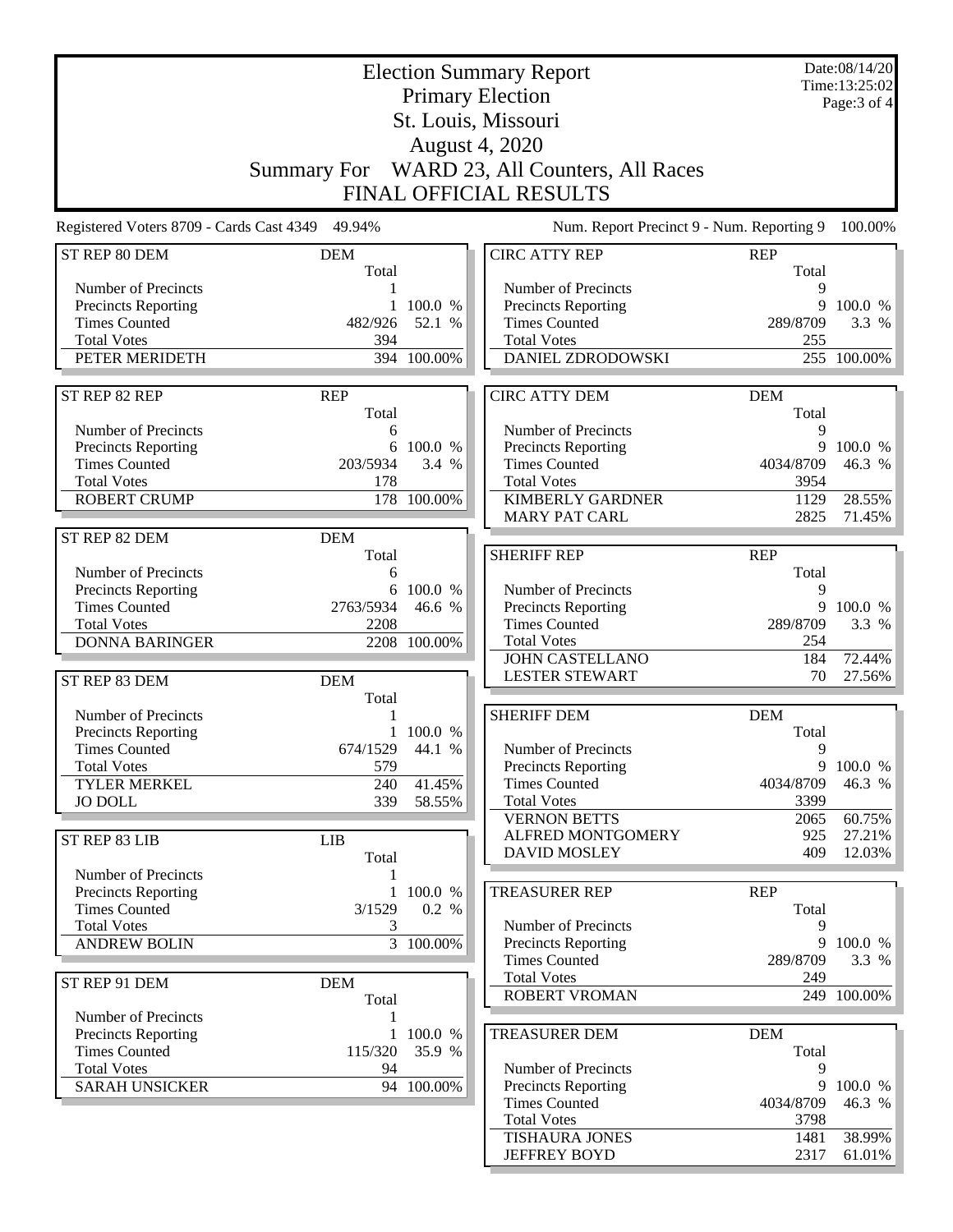# Election Summary Report

Date:08/14/20
Time:13:25:02

Primary Election
St. Louis, Missouri
August 4, 2020
Summary For WARD 23, All Counters, All Races
FINAL OFFICIAL RESULTS

Registered Voters 8709 - Cards Cast 4349 49.94% | Num. Report Precinct 9 - Num. Reporting 9 100.00%

| ST REP 80 DEM | DEM Total | |
|---|---|---|
| Number of Precincts | 1 | |
| Precincts Reporting | 1 | 100.0 % |
| Times Counted | 482/926 | 52.1 % |
| Total Votes | 394 | |
| PETER MERIDETH | 394 | 100.00% |

| ST REP 82 REP | REP Total | |
|---|---|---|
| Number of Precincts | 6 | |
| Precincts Reporting | 6 | 100.0 % |
| Times Counted | 203/5934 | 3.4 % |
| Total Votes | 178 | |
| ROBERT CRUMP | 178 | 100.00% |

| ST REP 82 DEM | DEM Total | |
|---|---|---|
| Number of Precincts | 6 | |
| Precincts Reporting | 6 | 100.0 % |
| Times Counted | 2763/5934 | 46.6 % |
| Total Votes | 2208 | |
| DONNA BARINGER | 2208 | 100.00% |

| ST REP 83 DEM | DEM Total | |
|---|---|---|
| Number of Precincts | 1 | |
| Precincts Reporting | 1 | 100.0 % |
| Times Counted | 674/1529 | 44.1 % |
| Total Votes | 579 | |
| TYLER MERKEL | 240 | 41.45% |
| JO DOLL | 339 | 58.55% |

| ST REP 83 LIB | LIB Total | |
|---|---|---|
| Number of Precincts | 1 | |
| Precincts Reporting | 1 | 100.0 % |
| Times Counted | 3/1529 | 0.2 % |
| Total Votes | 3 | |
| ANDREW BOLIN | 3 | 100.00% |

| ST REP 91 DEM | DEM Total | |
|---|---|---|
| Number of Precincts | 1 | |
| Precincts Reporting | 1 | 100.0 % |
| Times Counted | 115/320 | 35.9 % |
| Total Votes | 94 | |
| SARAH UNSICKER | 94 | 100.00% |

| CIRC ATTY REP | REP Total | |
|---|---|---|
| Number of Precincts | 9 | |
| Precincts Reporting | 9 | 100.0 % |
| Times Counted | 289/8709 | 3.3 % |
| Total Votes | 255 | |
| DANIEL ZDRODOWSKI | 255 | 100.00% |

| CIRC ATTY DEM | DEM Total | |
|---|---|---|
| Number of Precincts | 9 | |
| Precincts Reporting | 9 | 100.0 % |
| Times Counted | 4034/8709 | 46.3 % |
| Total Votes | 3954 | |
| KIMBERLY GARDNER | 1129 | 28.55% |
| MARY PAT CARL | 2825 | 71.45% |

| SHERIFF REP | REP Total | |
|---|---|---|
| Number of Precincts | 9 | |
| Precincts Reporting | 9 | 100.0 % |
| Times Counted | 289/8709 | 3.3 % |
| Total Votes | 254 | |
| JOHN CASTELLANO | 184 | 72.44% |
| LESTER STEWART | 70 | 27.56% |

| SHERIFF DEM | DEM Total | |
|---|---|---|
| Number of Precincts | 9 | |
| Precincts Reporting | 9 | 100.0 % |
| Times Counted | 4034/8709 | 46.3 % |
| Total Votes | 3399 | |
| VERNON BETTS | 2065 | 60.75% |
| ALFRED MONTGOMERY | 925 | 27.21% |
| DAVID MOSLEY | 409 | 12.03% |

| TREASURER REP | REP Total | |
|---|---|---|
| Number of Precincts | 9 | |
| Precincts Reporting | 9 | 100.0 % |
| Times Counted | 289/8709 | 3.3 % |
| Total Votes | 249 | |
| ROBERT VROMAN | 249 | 100.00% |

| TREASURER DEM | DEM Total | |
|---|---|---|
| Number of Precincts | 9 | |
| Precincts Reporting | 9 | 100.0 % |
| Times Counted | 4034/8709 | 46.3 % |
| Total Votes | 3798 | |
| TISHAURA JONES | 1481 | 38.99% |
| JEFFREY BOYD | 2317 | 61.01% |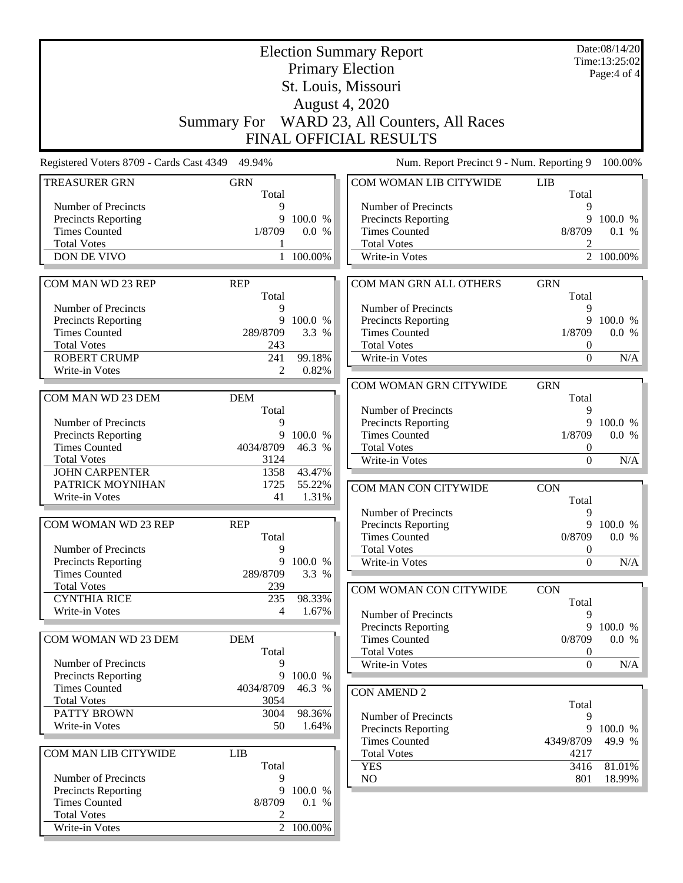# Election Summary Report
## Primary Election
## St. Louis, Missouri
## August 4, 2020
## Summary For WARD 23, All Counters, All Races
## FINAL OFFICIAL RESULTS

Date:08/14/20
Time:13:25:02

Registered Voters 8709 - Cards Cast 4349 49.94%

Num. Report Precinct 9 - Num. Reporting 9 100.00%

| TREASURER GRN | GRN Total | |
|---|---|---|
| Number of Precincts | 9 | |
| Precincts Reporting | 9 | 100.0 % |
| Times Counted | 1/8709 | 0.0 % |
| Total Votes | 1 | |
| DON DE VIVO | 1 | 100.00% |

| COM MAN WD 23 REP | REP Total | |
|---|---|---|
| Number of Precincts | 9 | |
| Precincts Reporting | 9 | 100.0 % |
| Times Counted | 289/8709 | 3.3 % |
| Total Votes | 243 | |
| ROBERT CRUMP | 241 | 99.18% |
| Write-in Votes | 2 | 0.82% |

| COM MAN WD 23 DEM | DEM Total | |
|---|---|---|
| Number of Precincts | 9 | |
| Precincts Reporting | 9 | 100.0 % |
| Times Counted | 4034/8709 | 46.3 % |
| Total Votes | 3124 | |
| JOHN CARPENTER | 1358 | 43.47% |
| PATRICK MOYNIHAN | 1725 | 55.22% |
| Write-in Votes | 41 | 1.31% |

| COM WOMAN WD 23 REP | REP Total | |
|---|---|---|
| Number of Precincts | 9 | |
| Precincts Reporting | 9 | 100.0 % |
| Times Counted | 289/8709 | 3.3 % |
| Total Votes | 239 | |
| CYNTHIA RICE | 235 | 98.33% |
| Write-in Votes | 4 | 1.67% |

| COM WOMAN WD 23 DEM | DEM Total | |
|---|---|---|
| Number of Precincts | 9 | |
| Precincts Reporting | 9 | 100.0 % |
| Times Counted | 4034/8709 | 46.3 % |
| Total Votes | 3054 | |
| PATTY BROWN | 3004 | 98.36% |
| Write-in Votes | 50 | 1.64% |

| COM MAN LIB CITYWIDE | LIB Total | |
|---|---|---|
| Number of Precincts | 9 | |
| Precincts Reporting | 9 | 100.0 % |
| Times Counted | 8/8709 | 0.1 % |
| Total Votes | 2 | |
| Write-in Votes | 2 | 100.00% |

| COM WOMAN LIB CITYWIDE | LIB Total | |
|---|---|---|
| Number of Precincts | 9 | |
| Precincts Reporting | 9 | 100.0 % |
| Times Counted | 8/8709 | 0.1 % |
| Total Votes | 2 | |
| Write-in Votes | 2 | 100.00% |

| COM MAN GRN ALL OTHERS | GRN Total | |
|---|---|---|
| Number of Precincts | 9 | |
| Precincts Reporting | 9 | 100.0 % |
| Times Counted | 1/8709 | 0.0 % |
| Total Votes | 0 | |
| Write-in Votes | 0 | N/A |

| COM WOMAN GRN CITYWIDE | GRN Total | |
|---|---|---|
| Number of Precincts | 9 | |
| Precincts Reporting | 9 | 100.0 % |
| Times Counted | 1/8709 | 0.0 % |
| Total Votes | 0 | |
| Write-in Votes | 0 | N/A |

| COM MAN CON CITYWIDE | CON Total | |
|---|---|---|
| Number of Precincts | 9 | |
| Precincts Reporting | 9 | 100.0 % |
| Times Counted | 0/8709 | 0.0 % |
| Total Votes | 0 | |
| Write-in Votes | 0 | N/A |

| COM WOMAN CON CITYWIDE | CON Total | |
|---|---|---|
| Number of Precincts | 9 | |
| Precincts Reporting | 9 | 100.0 % |
| Times Counted | 0/8709 | 0.0 % |
| Total Votes | 0 | |
| Write-in Votes | 0 | N/A |

| CON AMEND 2 | Total | |
|---|---|---|
| Number of Precincts | 9 | |
| Precincts Reporting | 9 | 100.0 % |
| Times Counted | 4349/8709 | 49.9 % |
| Total Votes | 4217 | |
| YES | 3416 | 81.01% |
| NO | 801 | 18.99% |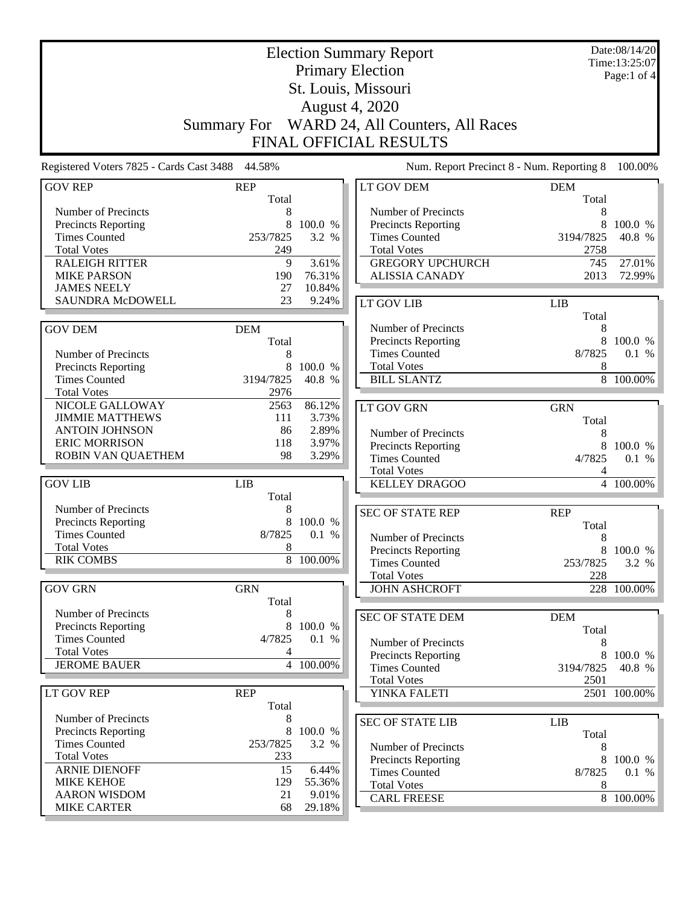# Election Summary Report

Date:08/14/20
Time:13:25:07

## Primary Election
## St. Louis, Missouri
## August 4, 2020
## Summary For WARD 24, All Counters, All Races
## FINAL OFFICIAL RESULTS

Registered Voters 7825 - Cards Cast 3488 44.58%

Num. Report Precinct 8 - Num. Reporting 8 100.00%

| GOV REP | REP | |
|---|---|---|
| | Total | |
| Number of Precincts | 8 | |
| Precincts Reporting | 8 | 100.0 % |
| Times Counted | 253/7825 | 3.2 % |
| Total Votes | 249 | |
| RALEIGH RITTER | 9 | 3.61% |
| MIKE PARSON | 190 | 76.31% |
| JAMES NEELY | 27 | 10.84% |
| SAUNDRA McDOWELL | 23 | 9.24% |

| GOV DEM | DEM | |
|---|---|---|
| | Total | |
| Number of Precincts | 8 | |
| Precincts Reporting | 8 | 100.0 % |
| Times Counted | 3194/7825 | 40.8 % |
| Total Votes | 2976 | |
| NICOLE GALLOWAY | 2563 | 86.12% |
| JIMMIE MATTHEWS | 111 | 3.73% |
| ANTOIN JOHNSON | 86 | 2.89% |
| ERIC MORRISON | 118 | 3.97% |
| ROBIN VAN QUAETHEM | 98 | 3.29% |

| GOV LIB | LIB | |
|---|---|---|
| | Total | |
| Number of Precincts | 8 | |
| Precincts Reporting | 8 | 100.0 % |
| Times Counted | 8/7825 | 0.1 % |
| Total Votes | 8 | |
| RIK COMBS | 8 | 100.00% |

| GOV GRN | GRN | |
|---|---|---|
| | Total | |
| Number of Precincts | 8 | |
| Precincts Reporting | 8 | 100.0 % |
| Times Counted | 4/7825 | 0.1 % |
| Total Votes | 4 | |
| JEROME BAUER | 4 | 100.00% |

| LT GOV REP | REP | |
|---|---|---|
| | Total | |
| Number of Precincts | 8 | |
| Precincts Reporting | 8 | 100.0 % |
| Times Counted | 253/7825 | 3.2 % |
| Total Votes | 233 | |
| ARNIE DIENOFF | 15 | 6.44% |
| MIKE KEHOE | 129 | 55.36% |
| AARON WISDOM | 21 | 9.01% |
| MIKE CARTER | 68 | 29.18% |

| LT GOV DEM | DEM | |
|---|---|---|
| | Total | |
| Number of Precincts | 8 | |
| Precincts Reporting | 8 | 100.0 % |
| Times Counted | 3194/7825 | 40.8 % |
| Total Votes | 2758 | |
| GREGORY UPCHURCH | 745 | 27.01% |
| ALISSIA CANADY | 2013 | 72.99% |

| LT GOV LIB | LIB | |
|---|---|---|
| | Total | |
| Number of Precincts | 8 | |
| Precincts Reporting | 8 | 100.0 % |
| Times Counted | 8/7825 | 0.1 % |
| Total Votes | 8 | |
| BILL SLANTZ | 8 | 100.00% |

| LT GOV GRN | GRN | |
|---|---|---|
| | Total | |
| Number of Precincts | 8 | |
| Precincts Reporting | 8 | 100.0 % |
| Times Counted | 4/7825 | 0.1 % |
| Total Votes | 4 | |
| KELLEY DRAGOO | 4 | 100.00% |

| SEC OF STATE REP | REP | |
|---|---|---|
| | Total | |
| Number of Precincts | 8 | |
| Precincts Reporting | 8 | 100.0 % |
| Times Counted | 253/7825 | 3.2 % |
| Total Votes | 228 | |
| JOHN ASHCROFT | 228 | 100.00% |

| SEC OF STATE DEM | DEM | |
|---|---|---|
| | Total | |
| Number of Precincts | 8 | |
| Precincts Reporting | 8 | 100.0 % |
| Times Counted | 3194/7825 | 40.8 % |
| Total Votes | 2501 | |
| YINKA FALETI | 2501 | 100.00% |

| SEC OF STATE LIB | LIB | |
|---|---|---|
| | Total | |
| Number of Precincts | 8 | |
| Precincts Reporting | 8 | 100.0 % |
| Times Counted | 8/7825 | 0.1 % |
| Total Votes | 8 | |
| CARL FREESE | 8 | 100.00% |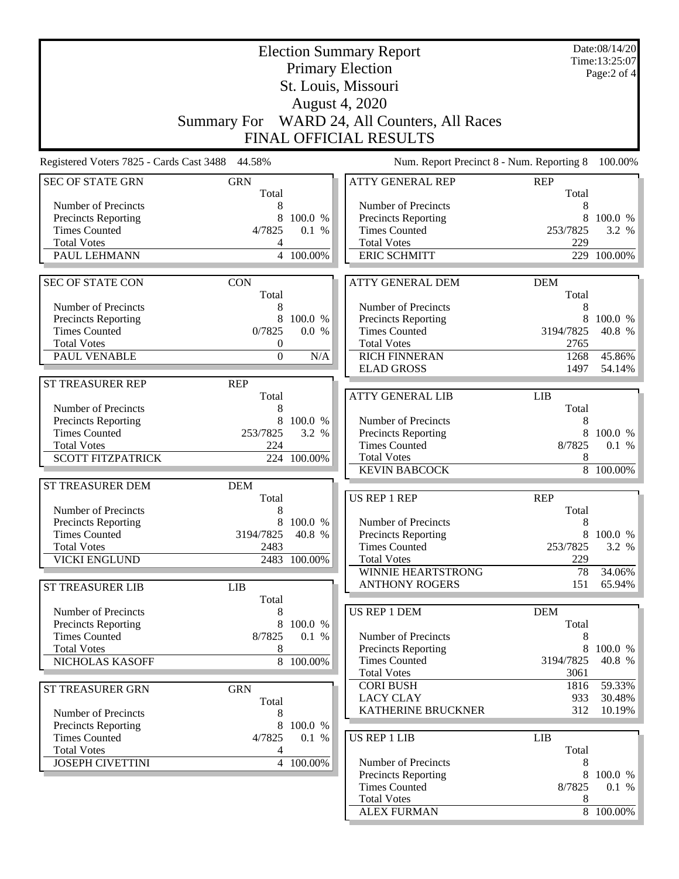# Election Summary Report

## Primary Election

## St. Louis, Missouri

## August 4, 2020

## Summary For WARD 24, All Counters, All Races

## FINAL OFFICIAL RESULTS

Date:08/14/20
Time:13:25:07

Registered Voters 7825 - Cards Cast 3488 44.58%

Num. Report Precinct 8 - Num. Reporting 8 100.00%

| SEC OF STATE GRN | GRN Total | |
|---|---|---|
| Number of Precincts | 8 | |
| Precincts Reporting | 8 | 100.0 % |
| Times Counted | 4/7825 | 0.1 % |
| Total Votes | 4 | |
| PAUL LEHMANN | 4 | 100.00% |

| SEC OF STATE CON | CON Total | |
|---|---|---|
| Number of Precincts | 8 | |
| Precincts Reporting | 8 | 100.0 % |
| Times Counted | 0/7825 | 0.0 % |
| Total Votes | 0 | |
| PAUL VENABLE | 0 | N/A |

| ST TREASURER REP | REP Total | |
|---|---|---|
| Number of Precincts | 8 | |
| Precincts Reporting | 8 | 100.0 % |
| Times Counted | 253/7825 | 3.2 % |
| Total Votes | 224 | |
| SCOTT FITZPATRICK | 224 | 100.00% |

| ST TREASURER DEM | DEM Total | |
|---|---|---|
| Number of Precincts | 8 | |
| Precincts Reporting | 8 | 100.0 % |
| Times Counted | 3194/7825 | 40.8 % |
| Total Votes | 2483 | |
| VICKI ENGLUND | 2483 | 100.00% |

| ST TREASURER LIB | LIB Total | |
|---|---|---|
| Number of Precincts | 8 | |
| Precincts Reporting | 8 | 100.0 % |
| Times Counted | 8/7825 | 0.1 % |
| Total Votes | 8 | |
| NICHOLAS KASOFF | 8 | 100.00% |

| ST TREASURER GRN | GRN Total | |
|---|---|---|
| Number of Precincts | 8 | |
| Precincts Reporting | 8 | 100.0 % |
| Times Counted | 4/7825 | 0.1 % |
| Total Votes | 4 | |
| JOSEPH CIVETTINI | 4 | 100.00% |

| ATTY GENERAL REP | REP Total | |
|---|---|---|
| Number of Precincts | 8 | |
| Precincts Reporting | 8 | 100.0 % |
| Times Counted | 253/7825 | 3.2 % |
| Total Votes | 229 | |
| ERIC SCHMITT | 229 | 100.00% |

| ATTY GENERAL DEM | DEM Total | |
|---|---|---|
| Number of Precincts | 8 | |
| Precincts Reporting | 8 | 100.0 % |
| Times Counted | 3194/7825 | 40.8 % |
| Total Votes | 2765 | |
| RICH FINNERAN | 1268 | 45.86% |
| ELAD GROSS | 1497 | 54.14% |

| ATTY GENERAL LIB | LIB Total | |
|---|---|---|
| Number of Precincts | 8 | |
| Precincts Reporting | 8 | 100.0 % |
| Times Counted | 8/7825 | 0.1 % |
| Total Votes | 8 | |
| KEVIN BABCOCK | 8 | 100.00% |

| US REP 1 REP | REP Total | |
|---|---|---|
| Number of Precincts | 8 | |
| Precincts Reporting | 8 | 100.0 % |
| Times Counted | 253/7825 | 3.2 % |
| Total Votes | 229 | |
| WINNIE HEARTSTRONG | 78 | 34.06% |
| ANTHONY ROGERS | 151 | 65.94% |

| US REP 1 DEM | DEM Total | |
|---|---|---|
| Number of Precincts | 8 | |
| Precincts Reporting | 8 | 100.0 % |
| Times Counted | 3194/7825 | 40.8 % |
| Total Votes | 3061 | |
| CORI BUSH | 1816 | 59.33% |
| LACY CLAY | 933 | 30.48% |
| KATHERINE BRUCKNER | 312 | 10.19% |

| US REP 1 LIB | LIB Total | |
|---|---|---|
| Number of Precincts | 8 | |
| Precincts Reporting | 8 | 100.0 % |
| Times Counted | 8/7825 | 0.1 % |
| Total Votes | 8 | |
| ALEX FURMAN | 8 | 100.00% |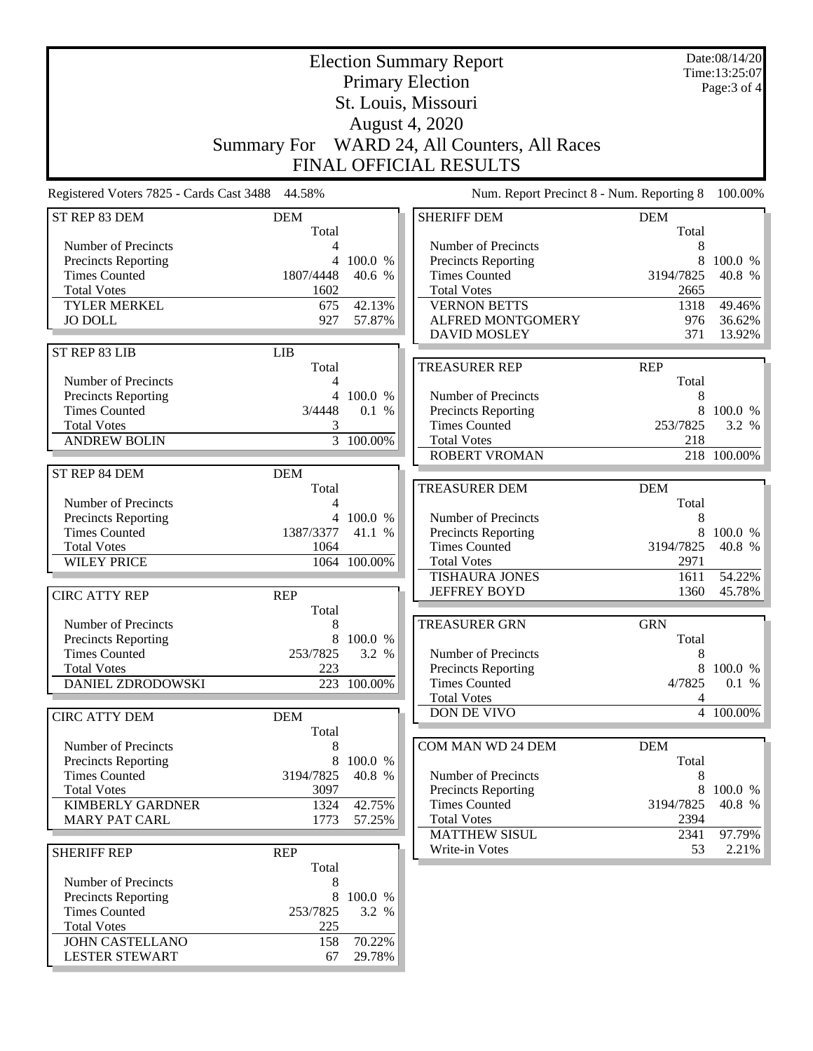# Election Summary Report

## Primary Election

## St. Louis, Missouri

## August 4, 2020

## Summary For WARD 24, All Counters, All Races

## FINAL OFFICIAL RESULTS

Date:08/14/20
Time:13:25:07

Registered Voters 7825 - Cards Cast 3488 44.58%

Num. Report Precinct 8 - Num. Reporting 8 100.00%

| ST REP 83 DEM | DEM | |
|---|---|---|
| | Total | |
| Number of Precincts | 4 | |
| Precincts Reporting | 4 | 100.0 % |
| Times Counted | 1807/4448 | 40.6 % |
| Total Votes | 1602 | |
| TYLER MERKEL | 675 | 42.13% |
| JO DOLL | 927 | 57.87% |

| ST REP 83 LIB | LIB | |
|---|---|---|
| | Total | |
| Number of Precincts | 4 | |
| Precincts Reporting | 4 | 100.0 % |
| Times Counted | 3/4448 | 0.1 % |
| Total Votes | 3 | |
| ANDREW BOLIN | 3 | 100.00% |

| ST REP 84 DEM | DEM | |
|---|---|---|
| | Total | |
| Number of Precincts | 4 | |
| Precincts Reporting | 4 | 100.0 % |
| Times Counted | 1387/3377 | 41.1 % |
| Total Votes | 1064 | |
| WILEY PRICE | 1064 | 100.00% |

| CIRC ATTY REP | REP | |
|---|---|---|
| | Total | |
| Number of Precincts | 8 | |
| Precincts Reporting | 8 | 100.0 % |
| Times Counted | 253/7825 | 3.2 % |
| Total Votes | 223 | |
| DANIEL ZDRODOWSKI | 223 | 100.00% |

| CIRC ATTY DEM | DEM | |
|---|---|---|
| | Total | |
| Number of Precincts | 8 | |
| Precincts Reporting | 8 | 100.0 % |
| Times Counted | 3194/7825 | 40.8 % |
| Total Votes | 3097 | |
| KIMBERLY GARDNER | 1324 | 42.75% |
| MARY PAT CARL | 1773 | 57.25% |

| SHERIFF REP | REP | |
|---|---|---|
| | Total | |
| Number of Precincts | 8 | |
| Precincts Reporting | 8 | 100.0 % |
| Times Counted | 253/7825 | 3.2 % |
| Total Votes | 225 | |
| JOHN CASTELLANO | 158 | 70.22% |
| LESTER STEWART | 67 | 29.78% |

| SHERIFF DEM | DEM | |
|---|---|---|
| | Total | |
| Number of Precincts | 8 | |
| Precincts Reporting | 8 | 100.0 % |
| Times Counted | 3194/7825 | 40.8 % |
| Total Votes | 2665 | |
| VERNON BETTS | 1318 | 49.46% |
| ALFRED MONTGOMERY | 976 | 36.62% |
| DAVID MOSLEY | 371 | 13.92% |

| TREASURER REP | REP | |
|---|---|---|
| | Total | |
| Number of Precincts | 8 | |
| Precincts Reporting | 8 | 100.0 % |
| Times Counted | 253/7825 | 3.2 % |
| Total Votes | 218 | |
| ROBERT VROMAN | 218 | 100.00% |

| TREASURER DEM | DEM | |
|---|---|---|
| | Total | |
| Number of Precincts | 8 | |
| Precincts Reporting | 8 | 100.0 % |
| Times Counted | 3194/7825 | 40.8 % |
| Total Votes | 2971 | |
| TISHAURA JONES | 1611 | 54.22% |
| JEFFREY BOYD | 1360 | 45.78% |

| TREASURER GRN | GRN | |
|---|---|---|
| | Total | |
| Number of Precincts | 8 | |
| Precincts Reporting | 8 | 100.0 % |
| Times Counted | 4/7825 | 0.1 % |
| Total Votes | 4 | |
| DON DE VIVO | 4 | 100.00% |

| COM MAN WD 24 DEM | DEM | |
|---|---|---|
| | Total | |
| Number of Precincts | 8 | |
| Precincts Reporting | 8 | 100.0 % |
| Times Counted | 3194/7825 | 40.8 % |
| Total Votes | 2394 | |
| MATTHEW SISUL | 2341 | 97.79% |
| Write-in Votes | 53 | 2.21% |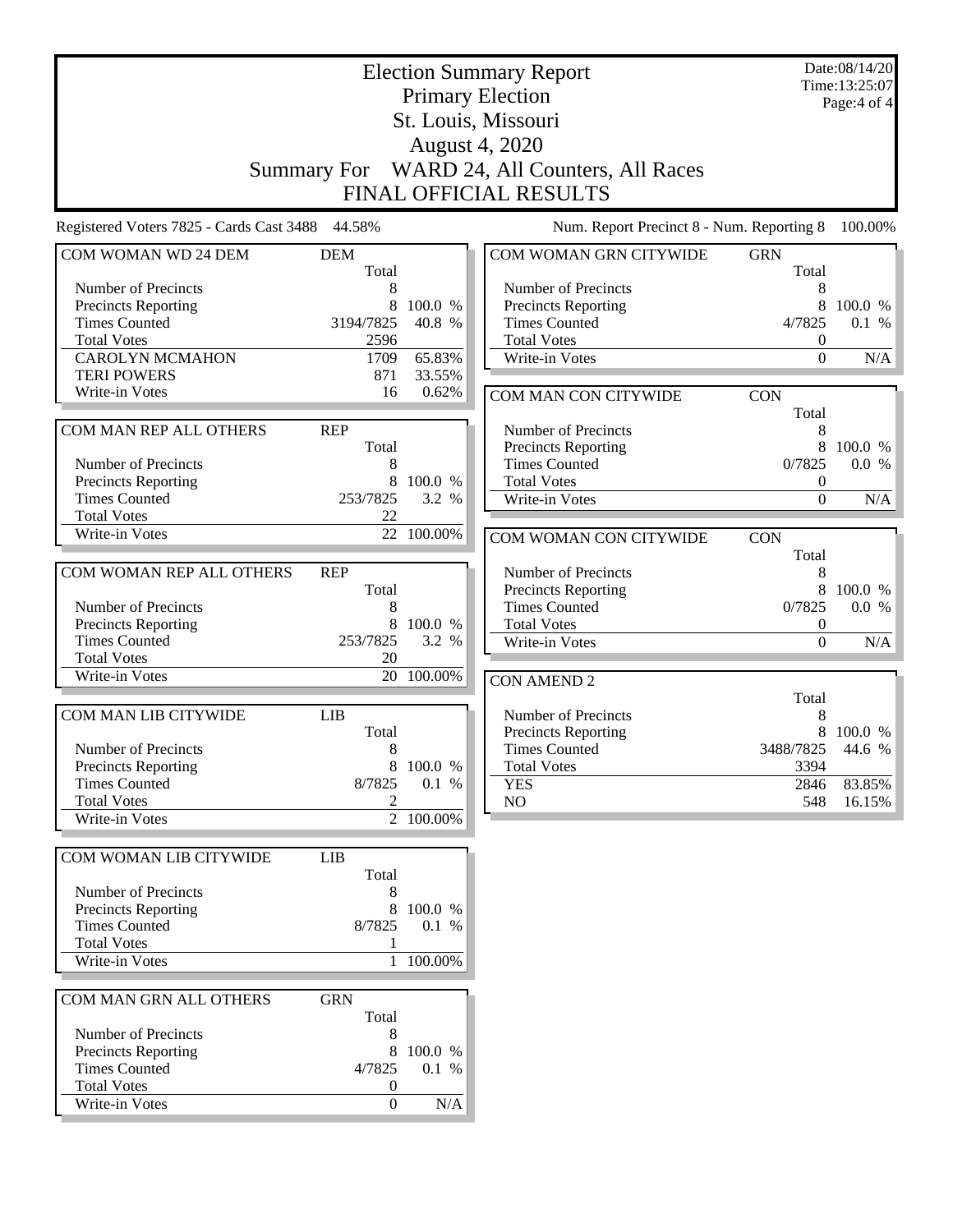# Election Summary Report

## Primary Election
## St. Louis, Missouri
## August 4, 2020
## Summary For WARD 24, All Counters, All Races
## FINAL OFFICIAL RESULTS

Date:08/14/20
Time:13:25:07

Registered Voters 7825 - Cards Cast 3488 44.58%

Num. Report Precinct 8 - Num. Reporting 8 100.00%

| COM WOMAN WD 24 DEM | DEM | |
|---|---|---|
| | Total | |
| Number of Precincts | 8 | |
| Precincts Reporting | 8 | 100.0 % |
| Times Counted | 3194/7825 | 40.8 % |
| Total Votes | 2596 | |
| CAROLYN MCMAHON | 1709 | 65.83% |
| TERI POWERS | 871 | 33.55% |
| Write-in Votes | 16 | 0.62% |

| COM MAN REP ALL OTHERS | REP | |
|---|---|---|
| | Total | |
| Number of Precincts | 8 | |
| Precincts Reporting | 8 | 100.0 % |
| Times Counted | 253/7825 | 3.2 % |
| Total Votes | 22 | |
| Write-in Votes | 22 | 100.00% |

| COM WOMAN REP ALL OTHERS | REP | |
|---|---|---|
| | Total | |
| Number of Precincts | 8 | |
| Precincts Reporting | 8 | 100.0 % |
| Times Counted | 253/7825 | 3.2 % |
| Total Votes | 20 | |
| Write-in Votes | 20 | 100.00% |

| COM MAN LIB CITYWIDE | LIB | |
|---|---|---|
| | Total | |
| Number of Precincts | 8 | |
| Precincts Reporting | 8 | 100.0 % |
| Times Counted | 8/7825 | 0.1 % |
| Total Votes | 2 | |
| Write-in Votes | 2 | 100.00% |

| COM WOMAN LIB CITYWIDE | LIB | |
|---|---|---|
| | Total | |
| Number of Precincts | 8 | |
| Precincts Reporting | 8 | 100.0 % |
| Times Counted | 8/7825 | 0.1 % |
| Total Votes | 1 | |
| Write-in Votes | 1 | 100.00% |

| COM MAN GRN ALL OTHERS | GRN | |
|---|---|---|
| | Total | |
| Number of Precincts | 8 | |
| Precincts Reporting | 8 | 100.0 % |
| Times Counted | 4/7825 | 0.1 % |
| Total Votes | 0 | |
| Write-in Votes | 0 | N/A |

| COM WOMAN GRN CITYWIDE | GRN | |
|---|---|---|
| | Total | |
| Number of Precincts | 8 | |
| Precincts Reporting | 8 | 100.0 % |
| Times Counted | 4/7825 | 0.1 % |
| Total Votes | 0 | |
| Write-in Votes | 0 | N/A |

| COM MAN CON CITYWIDE | CON | |
|---|---|---|
| | Total | |
| Number of Precincts | 8 | |
| Precincts Reporting | 8 | 100.0 % |
| Times Counted | 0/7825 | 0.0 % |
| Total Votes | 0 | |
| Write-in Votes | 0 | N/A |

| COM WOMAN CON CITYWIDE | CON | |
|---|---|---|
| | Total | |
| Number of Precincts | 8 | |
| Precincts Reporting | 8 | 100.0 % |
| Times Counted | 0/7825 | 0.0 % |
| Total Votes | 0 | |
| Write-in Votes | 0 | N/A |

| CON AMEND 2 | | |
|---|---|---|
| | Total | |
| Number of Precincts | 8 | |
| Precincts Reporting | 8 | 100.0 % |
| Times Counted | 3488/7825 | 44.6 % |
| Total Votes | 3394 | |
| YES | 2846 | 83.85% |
| NO | 548 | 16.15% |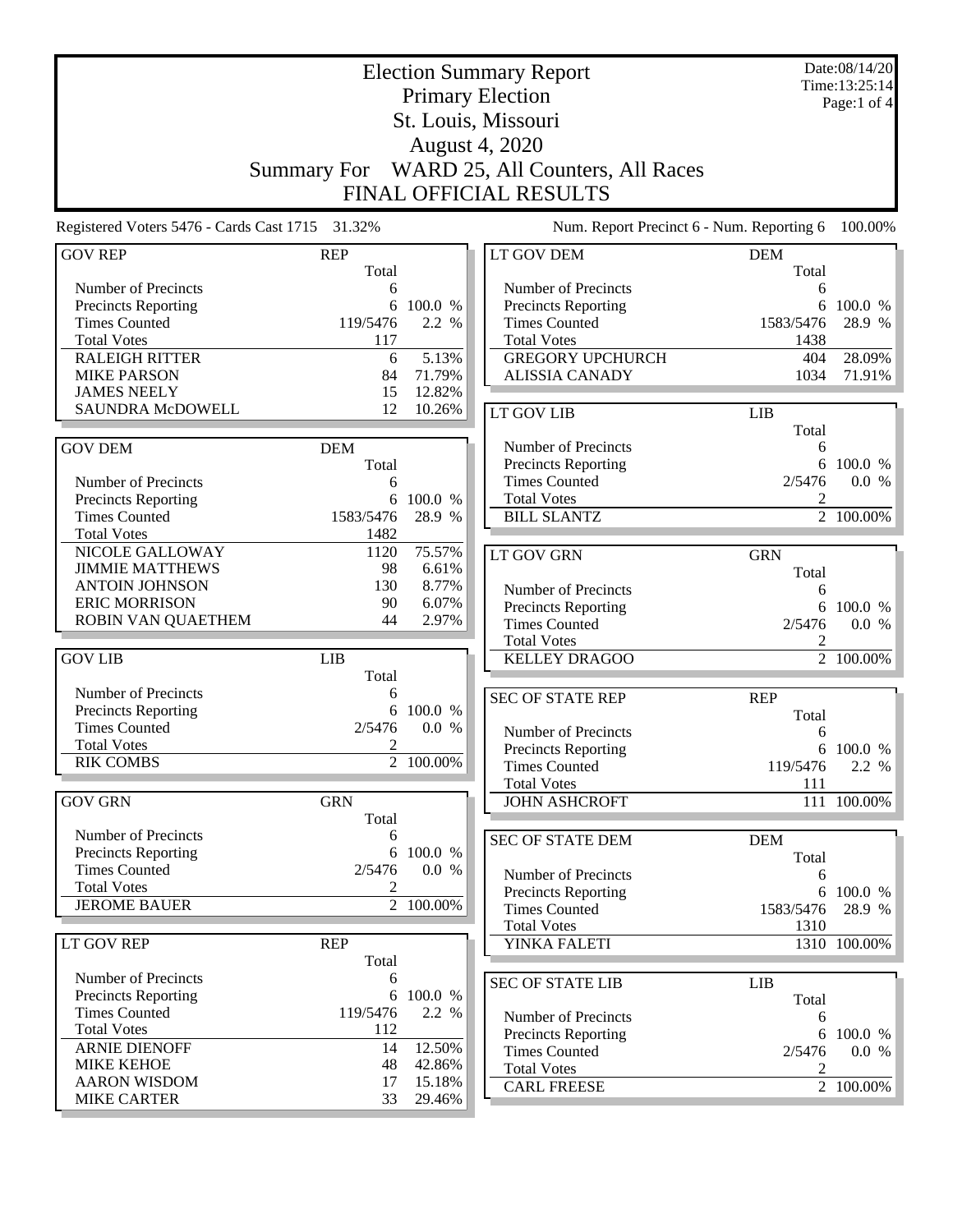# Election Summary Report

Primary Election
St. Louis, Missouri
August 4, 2020

Summary For WARD 25, All Counters, All Races

FINAL OFFICIAL RESULTS

Date:08/14/20
Time:13:25:14

Registered Voters 5476 - Cards Cast 1715 31.32%

Num. Report Precinct 6 - Num. Reporting 6 100.00%

| GOV REP | REP | |
|---|---|---|
| | Total | |
| Number of Precincts | 6 | |
| Precincts Reporting | 6 | 100.0 % |
| Times Counted | 119/5476 | 2.2 % |
| Total Votes | 117 | |
| RALEIGH RITTER | 6 | 5.13% |
| MIKE PARSON | 84 | 71.79% |
| JAMES NEELY | 15 | 12.82% |
| SAUNDRA McDOWELL | 12 | 10.26% |

| GOV DEM | DEM | |
|---|---|---|
| | Total | |
| Number of Precincts | 6 | |
| Precincts Reporting | 6 | 100.0 % |
| Times Counted | 1583/5476 | 28.9 % |
| Total Votes | 1482 | |
| NICOLE GALLOWAY | 1120 | 75.57% |
| JIMMIE MATTHEWS | 98 | 6.61% |
| ANTOIN JOHNSON | 130 | 8.77% |
| ERIC MORRISON | 90 | 6.07% |
| ROBIN VAN QUAETHEM | 44 | 2.97% |

| GOV LIB | LIB | |
|---|---|---|
| | Total | |
| Number of Precincts | 6 | |
| Precincts Reporting | 6 | 100.0 % |
| Times Counted | 2/5476 | 0.0 % |
| Total Votes | 2 | |
| RIK COMBS | 2 | 100.00% |

| GOV GRN | GRN | |
|---|---|---|
| | Total | |
| Number of Precincts | 6 | |
| Precincts Reporting | 6 | 100.0 % |
| Times Counted | 2/5476 | 0.0 % |
| Total Votes | 2 | |
| JEROME BAUER | 2 | 100.00% |

| LT GOV REP | REP | |
|---|---|---|
| | Total | |
| Number of Precincts | 6 | |
| Precincts Reporting | 6 | 100.0 % |
| Times Counted | 119/5476 | 2.2 % |
| Total Votes | 112 | |
| ARNIE DIENOFF | 14 | 12.50% |
| MIKE KEHOE | 48 | 42.86% |
| AARON WISDOM | 17 | 15.18% |
| MIKE CARTER | 33 | 29.46% |

| LT GOV DEM | DEM | |
|---|---|---|
| | Total | |
| Number of Precincts | 6 | |
| Precincts Reporting | 6 | 100.0 % |
| Times Counted | 1583/5476 | 28.9 % |
| Total Votes | 1438 | |
| GREGORY UPCHURCH | 404 | 28.09% |
| ALISSIA CANADY | 1034 | 71.91% |

| LT GOV LIB | LIB | |
|---|---|---|
| | Total | |
| Number of Precincts | 6 | |
| Precincts Reporting | 6 | 100.0 % |
| Times Counted | 2/5476 | 0.0 % |
| Total Votes | 2 | |
| BILL SLANTZ | 2 | 100.00% |

| LT GOV GRN | GRN | |
|---|---|---|
| | Total | |
| Number of Precincts | 6 | |
| Precincts Reporting | 6 | 100.0 % |
| Times Counted | 2/5476 | 0.0 % |
| Total Votes | 2 | |
| KELLEY DRAGOO | 2 | 100.00% |

| SEC OF STATE REP | REP | |
|---|---|---|
| | Total | |
| Number of Precincts | 6 | |
| Precincts Reporting | 6 | 100.0 % |
| Times Counted | 119/5476 | 2.2 % |
| Total Votes | 111 | |
| JOHN ASHCROFT | 111 | 100.00% |

| SEC OF STATE DEM | DEM | |
|---|---|---|
| | Total | |
| Number of Precincts | 6 | |
| Precincts Reporting | 6 | 100.0 % |
| Times Counted | 1583/5476 | 28.9 % |
| Total Votes | 1310 | |
| YINKA FALETI | 1310 | 100.00% |

| SEC OF STATE LIB | LIB | |
|---|---|---|
| | Total | |
| Number of Precincts | 6 | |
| Precincts Reporting | 6 | 100.0 % |
| Times Counted | 2/5476 | 0.0 % |
| Total Votes | 2 | |
| CARL FREESE | 2 | 100.00% |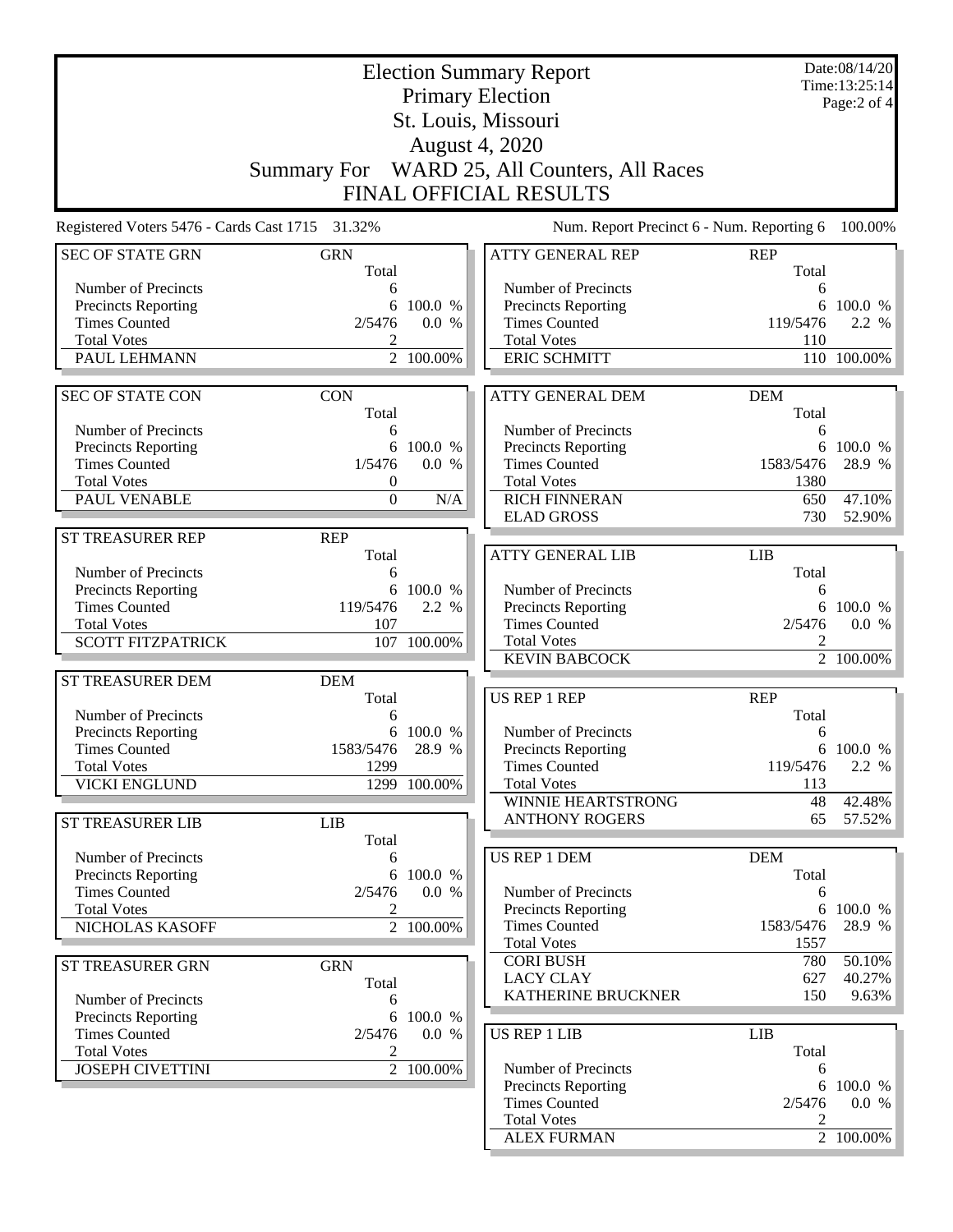# Election Summary Report

## Primary Election

## St. Louis, Missouri

## August 4, 2020

## Summary For WARD 25, All Counters, All Races

## FINAL OFFICIAL RESULTS

Date:08/14/20
Time:13:25:14

Registered Voters 5476 - Cards Cast 1715 31.32%

Num. Report Precinct 6 - Num. Reporting 6 100.00%

| SEC OF STATE GRN | GRN Total | |
|---|---|---|
| Number of Precincts | 6 | |
| Precincts Reporting | 6 | 100.0 % |
| Times Counted | 2/5476 | 0.0 % |
| Total Votes | 2 | |
| PAUL LEHMANN | 2 | 100.00% |

| SEC OF STATE CON | CON Total | |
|---|---|---|
| Number of Precincts | 6 | |
| Precincts Reporting | 6 | 100.0 % |
| Times Counted | 1/5476 | 0.0 % |
| Total Votes | 0 | |
| PAUL VENABLE | 0 | N/A |

| ST TREASURER REP | REP Total | |
|---|---|---|
| Number of Precincts | 6 | |
| Precincts Reporting | 6 | 100.0 % |
| Times Counted | 119/5476 | 2.2 % |
| Total Votes | 107 | |
| SCOTT FITZPATRICK | 107 | 100.00% |

| ST TREASURER DEM | DEM Total | |
|---|---|---|
| Number of Precincts | 6 | |
| Precincts Reporting | 6 | 100.0 % |
| Times Counted | 1583/5476 | 28.9 % |
| Total Votes | 1299 | |
| VICKI ENGLUND | 1299 | 100.00% |

| ST TREASURER LIB | LIB Total | |
|---|---|---|
| Number of Precincts | 6 | |
| Precincts Reporting | 6 | 100.0 % |
| Times Counted | 2/5476 | 0.0 % |
| Total Votes | 2 | |
| NICHOLAS KASOFF | 2 | 100.00% |

| ST TREASURER GRN | GRN Total | |
|---|---|---|
| Number of Precincts | 6 | |
| Precincts Reporting | 6 | 100.0 % |
| Times Counted | 2/5476 | 0.0 % |
| Total Votes | 2 | |
| JOSEPH CIVETTINI | 2 | 100.00% |

| ATTY GENERAL REP | REP Total | |
|---|---|---|
| Number of Precincts | 6 | |
| Precincts Reporting | 6 | 100.0 % |
| Times Counted | 119/5476 | 2.2 % |
| Total Votes | 110 | |
| ERIC SCHMITT | 110 | 100.00% |

| ATTY GENERAL DEM | DEM Total | |
|---|---|---|
| Number of Precincts | 6 | |
| Precincts Reporting | 6 | 100.0 % |
| Times Counted | 1583/5476 | 28.9 % |
| Total Votes | 1380 | |
| RICH FINNERAN | 650 | 47.10% |
| ELAD GROSS | 730 | 52.90% |

| ATTY GENERAL LIB | LIB Total | |
|---|---|---|
| Number of Precincts | 6 | |
| Precincts Reporting | 6 | 100.0 % |
| Times Counted | 2/5476 | 0.0 % |
| Total Votes | 2 | |
| KEVIN BABCOCK | 2 | 100.00% |

| US REP 1 REP | REP Total | |
|---|---|---|
| Number of Precincts | 6 | |
| Precincts Reporting | 6 | 100.0 % |
| Times Counted | 119/5476 | 2.2 % |
| Total Votes | 113 | |
| WINNIE HEARTSTRONG | 48 | 42.48% |
| ANTHONY ROGERS | 65 | 57.52% |

| US REP 1 DEM | DEM Total | |
|---|---|---|
| Number of Precincts | 6 | |
| Precincts Reporting | 6 | 100.0 % |
| Times Counted | 1583/5476 | 28.9 % |
| Total Votes | 1557 | |
| CORI BUSH | 780 | 50.10% |
| LACY CLAY | 627 | 40.27% |
| KATHERINE BRUCKNER | 150 | 9.63% |

| US REP 1 LIB | LIB Total | |
|---|---|---|
| Number of Precincts | 6 | |
| Precincts Reporting | 6 | 100.0 % |
| Times Counted | 2/5476 | 0.0 % |
| Total Votes | 2 | |
| ALEX FURMAN | 2 | 100.00% |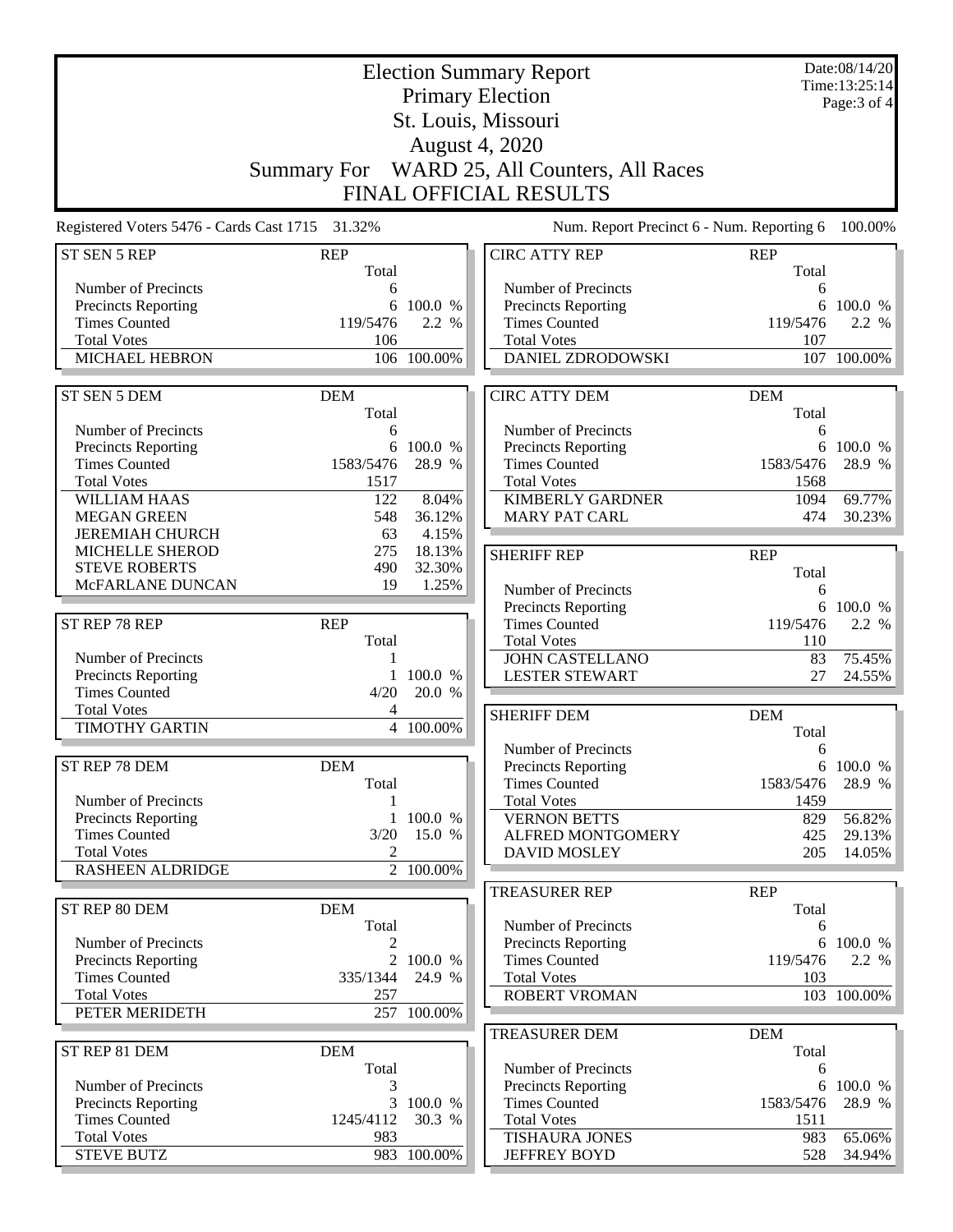# Election Summary Report

Date:08/14/20
Time:13:25:14

Primary Election
St. Louis, Missouri
August 4, 2020

Summary For WARD 25, All Counters, All Races

FINAL OFFICIAL RESULTS

Registered Voters 5476 - Cards Cast 1715 31.32%

Num. Report Precinct 6 - Num. Reporting 6 100.00%

| ST SEN 5 REP | REP Total | |
|---|---|---|
| Number of Precincts | 6 | |
| Precincts Reporting | 6 | 100.0 % |
| Times Counted | 119/5476 | 2.2 % |
| Total Votes | 106 | |
| MICHAEL HEBRON | 106 | 100.00% |

| ST SEN 5 DEM | DEM Total | |
|---|---|---|
| Number of Precincts | 6 | |
| Precincts Reporting | 6 | 100.0 % |
| Times Counted | 1583/5476 | 28.9 % |
| Total Votes | 1517 | |
| WILLIAM HAAS | 122 | 8.04% |
| MEGAN GREEN | 548 | 36.12% |
| JEREMIAH CHURCH | 63 | 4.15% |
| MICHELLE SHEROD | 275 | 18.13% |
| STEVE ROBERTS | 490 | 32.30% |
| McFARLANE DUNCAN | 19 | 1.25% |

| ST REP 78 REP | REP Total | |
|---|---|---|
| Number of Precincts | 1 | |
| Precincts Reporting | 1 | 100.0 % |
| Times Counted | 4/20 | 20.0 % |
| Total Votes | 4 | |
| TIMOTHY GARTIN | 4 | 100.00% |

| ST REP 78 DEM | DEM Total | |
|---|---|---|
| Number of Precincts | 1 | |
| Precincts Reporting | 1 | 100.0 % |
| Times Counted | 3/20 | 15.0 % |
| Total Votes | 2 | |
| RASHEEN ALDRIDGE | 2 | 100.00% |

| ST REP 80 DEM | DEM Total | |
|---|---|---|
| Number of Precincts | 2 | |
| Precincts Reporting | 2 | 100.0 % |
| Times Counted | 335/1344 | 24.9 % |
| Total Votes | 257 | |
| PETER MERIDETH | 257 | 100.00% |

| ST REP 81 DEM | DEM Total | |
|---|---|---|
| Number of Precincts | 3 | |
| Precincts Reporting | 3 | 100.0 % |
| Times Counted | 1245/4112 | 30.3 % |
| Total Votes | 983 | |
| STEVE BUTZ | 983 | 100.00% |

| CIRC ATTY REP | REP Total | |
|---|---|---|
| Number of Precincts | 6 | |
| Precincts Reporting | 6 | 100.0 % |
| Times Counted | 119/5476 | 2.2 % |
| Total Votes | 107 | |
| DANIEL ZDRODOWSKI | 107 | 100.00% |

| CIRC ATTY DEM | DEM Total | |
|---|---|---|
| Number of Precincts | 6 | |
| Precincts Reporting | 6 | 100.0 % |
| Times Counted | 1583/5476 | 28.9 % |
| Total Votes | 1568 | |
| KIMBERLY GARDNER | 1094 | 69.77% |
| MARY PAT CARL | 474 | 30.23% |

| SHERIFF REP | REP Total | |
|---|---|---|
| Number of Precincts | 6 | |
| Precincts Reporting | 6 | 100.0 % |
| Times Counted | 119/5476 | 2.2 % |
| Total Votes | 110 | |
| JOHN CASTELLANO | 83 | 75.45% |
| LESTER STEWART | 27 | 24.55% |

| SHERIFF DEM | DEM Total | |
|---|---|---|
| Number of Precincts | 6 | |
| Precincts Reporting | 6 | 100.0 % |
| Times Counted | 1583/5476 | 28.9 % |
| Total Votes | 1459 | |
| VERNON BETTS | 829 | 56.82% |
| ALFRED MONTGOMERY | 425 | 29.13% |
| DAVID MOSLEY | 205 | 14.05% |

| TREASURER REP | REP Total | |
|---|---|---|
| Number of Precincts | 6 | |
| Precincts Reporting | 6 | 100.0 % |
| Times Counted | 119/5476 | 2.2 % |
| Total Votes | 103 | |
| ROBERT VROMAN | 103 | 100.00% |

| TREASURER DEM | DEM Total | |
|---|---|---|
| Number of Precincts | 6 | |
| Precincts Reporting | 6 | 100.0 % |
| Times Counted | 1583/5476 | 28.9 % |
| Total Votes | 1511 | |
| TISHAURA JONES | 983 | 65.06% |
| JEFFREY BOYD | 528 | 34.94% |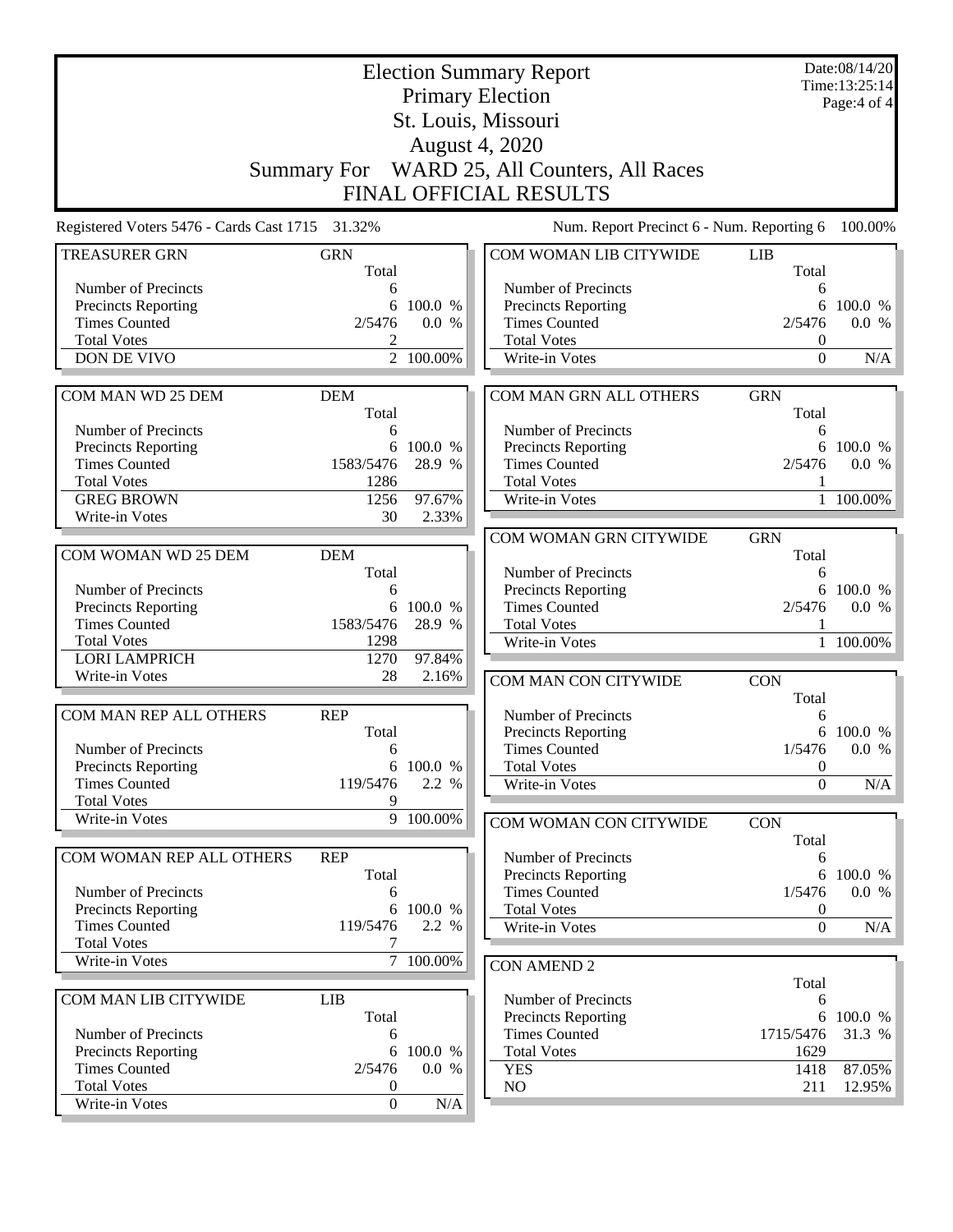# Election Summary Report

## Primary Election

## St. Louis, Missouri

## August 4, 2020

## Summary For WARD 25, All Counters, All Races

## FINAL OFFICIAL RESULTS

Date:08/14/20
Time:13:25:14

Registered Voters 5476 - Cards Cast 1715 31.32%

Num. Report Precinct 6 - Num. Reporting 6 100.00%

| TREASURER GRN | GRN | |
|---|---|---|
| | Total | |
| Number of Precincts | 6 | |
| Precincts Reporting | 6 | 100.0 % |
| Times Counted | 2/5476 | 0.0 % |
| Total Votes | 2 | |
| DON DE VIVO | 2 | 100.00% |

| COM MAN WD 25 DEM | DEM | |
|---|---|---|
| | Total | |
| Number of Precincts | 6 | |
| Precincts Reporting | 6 | 100.0 % |
| Times Counted | 1583/5476 | 28.9 % |
| Total Votes | 1286 | |
| GREG BROWN | 1256 | 97.67% |
| Write-in Votes | 30 | 2.33% |

| COM WOMAN WD 25 DEM | DEM | |
|---|---|---|
| | Total | |
| Number of Precincts | 6 | |
| Precincts Reporting | 6 | 100.0 % |
| Times Counted | 1583/5476 | 28.9 % |
| Total Votes | 1298 | |
| LORI LAMPRICH | 1270 | 97.84% |
| Write-in Votes | 28 | 2.16% |

| COM MAN REP ALL OTHERS | REP | |
|---|---|---|
| | Total | |
| Number of Precincts | 6 | |
| Precincts Reporting | 6 | 100.0 % |
| Times Counted | 119/5476 | 2.2 % |
| Total Votes | 9 | |
| Write-in Votes | 9 | 100.00% |

| COM WOMAN REP ALL OTHERS | REP | |
|---|---|---|
| | Total | |
| Number of Precincts | 6 | |
| Precincts Reporting | 6 | 100.0 % |
| Times Counted | 119/5476 | 2.2 % |
| Total Votes | 7 | |
| Write-in Votes | 7 | 100.00% |

| COM MAN LIB CITYWIDE | LIB | |
|---|---|---|
| | Total | |
| Number of Precincts | 6 | |
| Precincts Reporting | 6 | 100.0 % |
| Times Counted | 2/5476 | 0.0 % |
| Total Votes | 0 | |
| Write-in Votes | 0 | N/A |

| COM WOMAN LIB CITYWIDE | LIB | |
|---|---|---|
| | Total | |
| Number of Precincts | 6 | |
| Precincts Reporting | 6 | 100.0 % |
| Times Counted | 2/5476 | 0.0 % |
| Total Votes | 0 | |
| Write-in Votes | 0 | N/A |

| COM MAN GRN ALL OTHERS | GRN | |
|---|---|---|
| | Total | |
| Number of Precincts | 6 | |
| Precincts Reporting | 6 | 100.0 % |
| Times Counted | 2/5476 | 0.0 % |
| Total Votes | 1 | |
| Write-in Votes | 1 | 100.00% |

| COM WOMAN GRN CITYWIDE | GRN | |
|---|---|---|
| | Total | |
| Number of Precincts | 6 | |
| Precincts Reporting | 6 | 100.0 % |
| Times Counted | 2/5476 | 0.0 % |
| Total Votes | 1 | |
| Write-in Votes | 1 | 100.00% |

| COM MAN CON CITYWIDE | CON | |
|---|---|---|
| | Total | |
| Number of Precincts | 6 | |
| Precincts Reporting | 6 | 100.0 % |
| Times Counted | 1/5476 | 0.0 % |
| Total Votes | 0 | |
| Write-in Votes | 0 | N/A |

| COM WOMAN CON CITYWIDE | CON | |
|---|---|---|
| | Total | |
| Number of Precincts | 6 | |
| Precincts Reporting | 6 | 100.0 % |
| Times Counted | 1/5476 | 0.0 % |
| Total Votes | 0 | |
| Write-in Votes | 0 | N/A |

| CON AMEND 2 | | |
|---|---|---|
| | Total | |
| Number of Precincts | 6 | |
| Precincts Reporting | 6 | 100.0 % |
| Times Counted | 1715/5476 | 31.3 % |
| Total Votes | 1629 | |
| YES | 1418 | 87.05% |
| NO | 211 | 12.95% |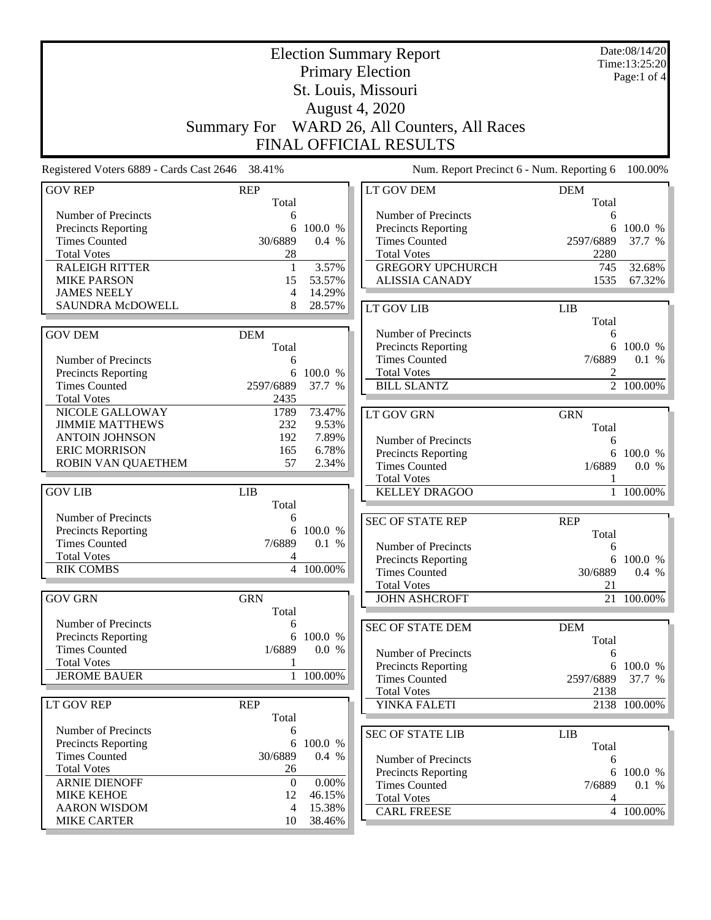# Election Summary Report

Primary Election

St. Louis, Missouri

August 4, 2020

Summary For WARD 26, All Counters, All Races

FINAL OFFICIAL RESULTS

Date:08/14/20
Time:13:25:20

Registered Voters 6889 - Cards Cast 2646 38.41%

Num. Report Precinct 6 - Num. Reporting 6 100.00%

| GOV REP | REP | |
|---|---|---|
| | Total | |
| Number of Precincts | 6 | |
| Precincts Reporting | 6 | 100.0 % |
| Times Counted | 30/6889 | 0.4 % |
| Total Votes | 28 | |
| RALEIGH RITTER | 1 | 3.57% |
| MIKE PARSON | 15 | 53.57% |
| JAMES NEELY | 4 | 14.29% |
| SAUNDRA McDOWELL | 8 | 28.57% |

| GOV DEM | DEM | |
|---|---|---|
| | Total | |
| Number of Precincts | 6 | |
| Precincts Reporting | 6 | 100.0 % |
| Times Counted | 2597/6889 | 37.7 % |
| Total Votes | 2435 | |
| NICOLE GALLOWAY | 1789 | 73.47% |
| JIMMIE MATTHEWS | 232 | 9.53% |
| ANTOIN JOHNSON | 192 | 7.89% |
| ERIC MORRISON | 165 | 6.78% |
| ROBIN VAN QUAETHEM | 57 | 2.34% |

| GOV LIB | LIB | |
|---|---|---|
| | Total | |
| Number of Precincts | 6 | |
| Precincts Reporting | 6 | 100.0 % |
| Times Counted | 7/6889 | 0.1 % |
| Total Votes | 4 | |
| RIK COMBS | 4 | 100.00% |

| GOV GRN | GRN | |
|---|---|---|
| | Total | |
| Number of Precincts | 6 | |
| Precincts Reporting | 6 | 100.0 % |
| Times Counted | 1/6889 | 0.0 % |
| Total Votes | 1 | |
| JEROME BAUER | 1 | 100.00% |

| LT GOV REP | REP | |
|---|---|---|
| | Total | |
| Number of Precincts | 6 | |
| Precincts Reporting | 6 | 100.0 % |
| Times Counted | 30/6889 | 0.4 % |
| Total Votes | 26 | |
| ARNIE DIENOFF | 0 | 0.00% |
| MIKE KEHOE | 12 | 46.15% |
| AARON WISDOM | 4 | 15.38% |
| MIKE CARTER | 10 | 38.46% |

| LT GOV DEM | DEM | |
|---|---|---|
| | Total | |
| Number of Precincts | 6 | |
| Precincts Reporting | 6 | 100.0 % |
| Times Counted | 2597/6889 | 37.7 % |
| Total Votes | 2280 | |
| GREGORY UPCHURCH | 745 | 32.68% |
| ALISSIA CANADY | 1535 | 67.32% |

| LT GOV LIB | LIB | |
|---|---|---|
| | Total | |
| Number of Precincts | 6 | |
| Precincts Reporting | 6 | 100.0 % |
| Times Counted | 7/6889 | 0.1 % |
| Total Votes | 2 | |
| BILL SLANTZ | 2 | 100.00% |

| LT GOV GRN | GRN | |
|---|---|---|
| | Total | |
| Number of Precincts | 6 | |
| Precincts Reporting | 6 | 100.0 % |
| Times Counted | 1/6889 | 0.0 % |
| Total Votes | 1 | |
| KELLEY DRAGOO | 1 | 100.00% |

| SEC OF STATE REP | REP | |
|---|---|---|
| | Total | |
| Number of Precincts | 6 | |
| Precincts Reporting | 6 | 100.0 % |
| Times Counted | 30/6889 | 0.4 % |
| Total Votes | 21 | |
| JOHN ASHCROFT | 21 | 100.00% |

| SEC OF STATE DEM | DEM | |
|---|---|---|
| | Total | |
| Number of Precincts | 6 | |
| Precincts Reporting | 6 | 100.0 % |
| Times Counted | 2597/6889 | 37.7 % |
| Total Votes | 2138 | |
| YINKA FALETI | 2138 | 100.00% |

| SEC OF STATE LIB | LIB | |
|---|---|---|
| | Total | |
| Number of Precincts | 6 | |
| Precincts Reporting | 6 | 100.0 % |
| Times Counted | 7/6889 | 0.1 % |
| Total Votes | 4 | |
| CARL FREESE | 4 | 100.00% |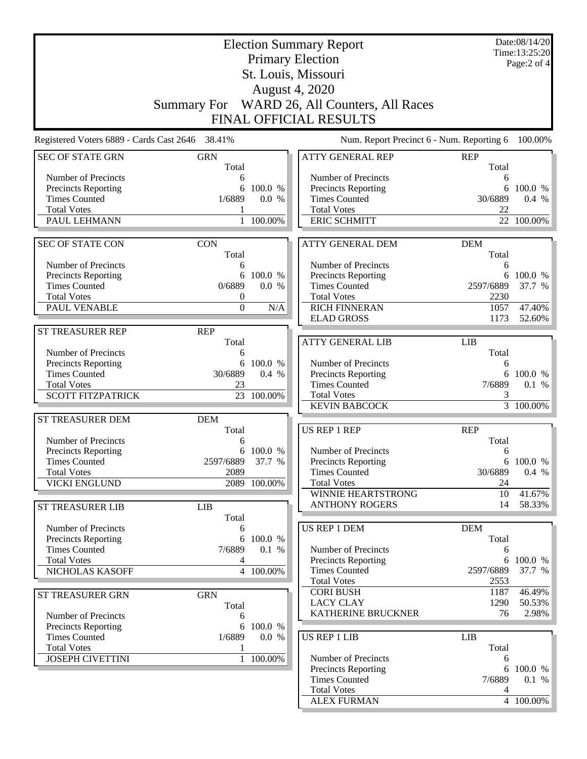# Election Summary Report

## Primary Election

## St. Louis, Missouri

## August 4, 2020

## Summary For WARD 26, All Counters, All Races

## FINAL OFFICIAL RESULTS

Date:08/14/20
Time:13:25:20

Registered Voters 6889 - Cards Cast 2646 38.41%

Num. Report Precinct 6 - Num. Reporting 6 100.00%

| SEC OF STATE GRN | GRN Total | |
|---|---|---|
| Number of Precincts | 6 | |
| Precincts Reporting | 6 | 100.0 % |
| Times Counted | 1/6889 | 0.0 % |
| Total Votes | 1 | |
| PAUL LEHMANN | 1 | 100.00% |

| SEC OF STATE CON | CON Total | |
|---|---|---|
| Number of Precincts | 6 | |
| Precincts Reporting | 6 | 100.0 % |
| Times Counted | 0/6889 | 0.0 % |
| Total Votes | 0 | |
| PAUL VENABLE | 0 | N/A |

| ST TREASURER REP | REP Total | |
|---|---|---|
| Number of Precincts | 6 | |
| Precincts Reporting | 6 | 100.0 % |
| Times Counted | 30/6889 | 0.4 % |
| Total Votes | 23 | |
| SCOTT FITZPATRICK | 23 | 100.00% |

| ST TREASURER DEM | DEM Total | |
|---|---|---|
| Number of Precincts | 6 | |
| Precincts Reporting | 6 | 100.0 % |
| Times Counted | 2597/6889 | 37.7 % |
| Total Votes | 2089 | |
| VICKI ENGLUND | 2089 | 100.00% |

| ST TREASURER LIB | LIB Total | |
|---|---|---|
| Number of Precincts | 6 | |
| Precincts Reporting | 6 | 100.0 % |
| Times Counted | 7/6889 | 0.1 % |
| Total Votes | 4 | |
| NICHOLAS KASOFF | 4 | 100.00% |

| ST TREASURER GRN | GRN Total | |
|---|---|---|
| Number of Precincts | 6 | |
| Precincts Reporting | 6 | 100.0 % |
| Times Counted | 1/6889 | 0.0 % |
| Total Votes | 1 | |
| JOSEPH CIVETTINI | 1 | 100.00% |

| ATTY GENERAL REP | REP Total | |
|---|---|---|
| Number of Precincts | 6 | |
| Precincts Reporting | 6 | 100.0 % |
| Times Counted | 30/6889 | 0.4 % |
| Total Votes | 22 | |
| ERIC SCHMITT | 22 | 100.00% |

| ATTY GENERAL DEM | DEM Total | |
|---|---|---|
| Number of Precincts | 6 | |
| Precincts Reporting | 6 | 100.0 % |
| Times Counted | 2597/6889 | 37.7 % |
| Total Votes | 2230 | |
| RICH FINNERAN | 1057 | 47.40% |
| ELAD GROSS | 1173 | 52.60% |

| ATTY GENERAL LIB | LIB Total | |
|---|---|---|
| Number of Precincts | 6 | |
| Precincts Reporting | 6 | 100.0 % |
| Times Counted | 7/6889 | 0.1 % |
| Total Votes | 3 | |
| KEVIN BABCOCK | 3 | 100.00% |

| US REP 1 REP | REP Total | |
|---|---|---|
| Number of Precincts | 6 | |
| Precincts Reporting | 6 | 100.0 % |
| Times Counted | 30/6889 | 0.4 % |
| Total Votes | 24 | |
| WINNIE HEARTSTRONG | 10 | 41.67% |
| ANTHONY ROGERS | 14 | 58.33% |

| US REP 1 DEM | DEM Total | |
|---|---|---|
| Number of Precincts | 6 | |
| Precincts Reporting | 6 | 100.0 % |
| Times Counted | 2597/6889 | 37.7 % |
| Total Votes | 2553 | |
| CORI BUSH | 1187 | 46.49% |
| LACY CLAY | 1290 | 50.53% |
| KATHERINE BRUCKNER | 76 | 2.98% |

| US REP 1 LIB | LIB Total | |
|---|---|---|
| Number of Precincts | 6 | |
| Precincts Reporting | 6 | 100.0 % |
| Times Counted | 7/6889 | 0.1 % |
| Total Votes | 4 | |
| ALEX FURMAN | 4 | 100.00% |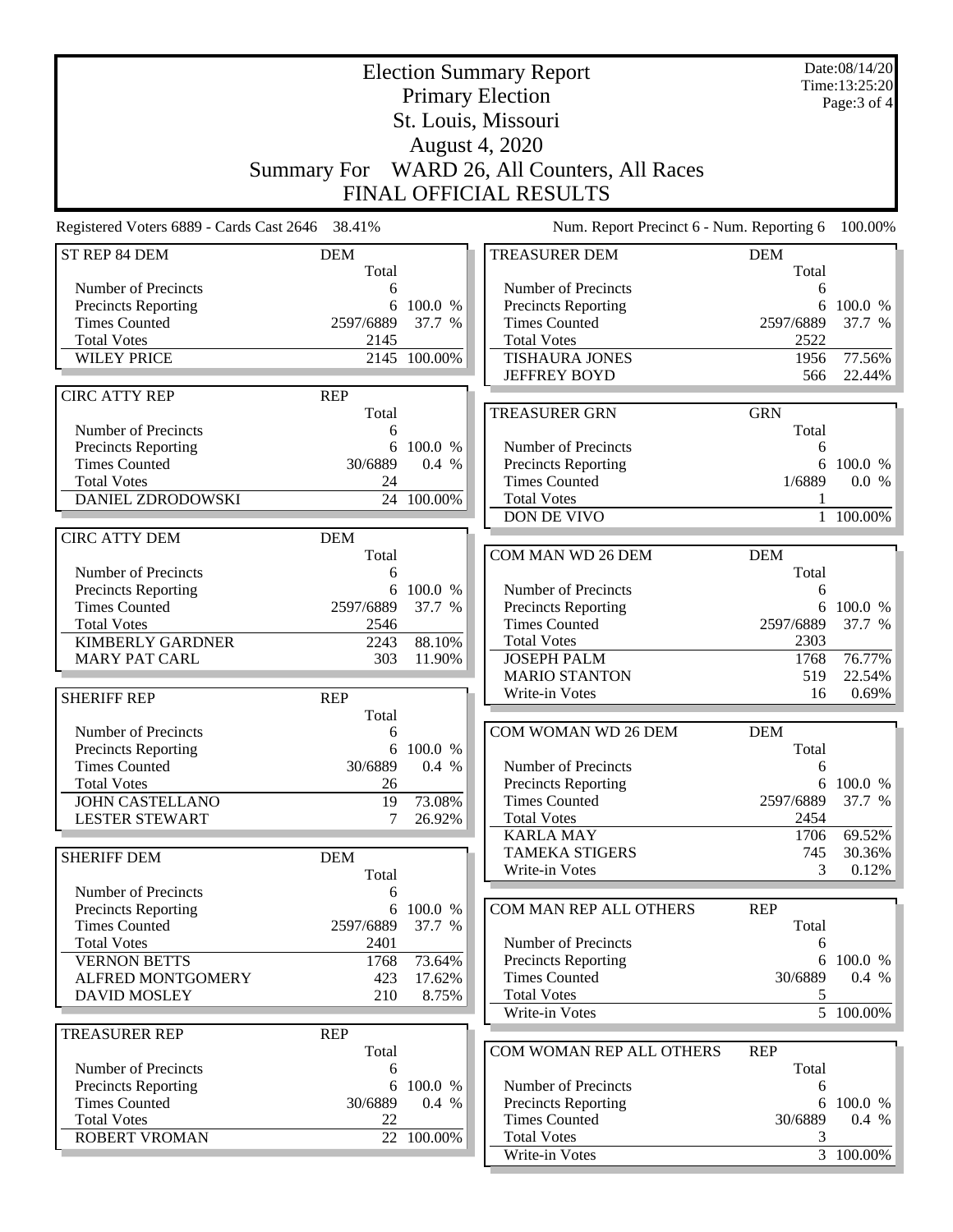# Election Summary Report

## Primary Election

## St. Louis, Missouri

## August 4, 2020

## Summary For WARD 26, All Counters, All Races

## FINAL OFFICIAL RESULTS

Date:08/14/20
Time:13:25:20

Registered Voters 6889 - Cards Cast 2646 38.41%

Num. Report Precinct 6 - Num. Reporting 6 100.00%

| ST REP 84 DEM | DEM Total | |
|---|---|---|
| Number of Precincts | 6 | |
| Precincts Reporting | 6 | 100.0 % |
| Times Counted | 2597/6889 | 37.7 % |
| Total Votes | 2145 | |
| WILEY PRICE | 2145 | 100.00% |

| CIRC ATTY REP | REP Total | |
|---|---|---|
| Number of Precincts | 6 | |
| Precincts Reporting | 6 | 100.0 % |
| Times Counted | 30/6889 | 0.4 % |
| Total Votes | 24 | |
| DANIEL ZDRODOWSKI | 24 | 100.00% |

| CIRC ATTY DEM | DEM Total | |
|---|---|---|
| Number of Precincts | 6 | |
| Precincts Reporting | 6 | 100.0 % |
| Times Counted | 2597/6889 | 37.7 % |
| Total Votes | 2546 | |
| KIMBERLY GARDNER | 2243 | 88.10% |
| MARY PAT CARL | 303 | 11.90% |

| SHERIFF REP | REP Total | |
|---|---|---|
| Number of Precincts | 6 | |
| Precincts Reporting | 6 | 100.0 % |
| Times Counted | 30/6889 | 0.4 % |
| Total Votes | 26 | |
| JOHN CASTELLANO | 19 | 73.08% |
| LESTER STEWART | 7 | 26.92% |

| SHERIFF DEM | DEM Total | |
|---|---|---|
| Number of Precincts | 6 | |
| Precincts Reporting | 6 | 100.0 % |
| Times Counted | 2597/6889 | 37.7 % |
| Total Votes | 2401 | |
| VERNON BETTS | 1768 | 73.64% |
| ALFRED MONTGOMERY | 423 | 17.62% |
| DAVID MOSLEY | 210 | 8.75% |

| TREASURER REP | REP Total | |
|---|---|---|
| Number of Precincts | 6 | |
| Precincts Reporting | 6 | 100.0 % |
| Times Counted | 30/6889 | 0.4 % |
| Total Votes | 22 | |
| ROBERT VROMAN | 22 | 100.00% |

| TREASURER DEM | DEM Total | |
|---|---|---|
| Number of Precincts | 6 | |
| Precincts Reporting | 6 | 100.0 % |
| Times Counted | 2597/6889 | 37.7 % |
| Total Votes | 2522 | |
| TISHAURA JONES | 1956 | 77.56% |
| JEFFREY BOYD | 566 | 22.44% |

| TREASURER GRN | GRN Total | |
|---|---|---|
| Number of Precincts | 6 | |
| Precincts Reporting | 6 | 100.0 % |
| Times Counted | 1/6889 | 0.0 % |
| Total Votes | 1 | |
| DON DE VIVO | 1 | 100.00% |

| COM MAN WD 26 DEM | DEM Total | |
|---|---|---|
| Number of Precincts | 6 | |
| Precincts Reporting | 6 | 100.0 % |
| Times Counted | 2597/6889 | 37.7 % |
| Total Votes | 2303 | |
| JOSEPH PALM | 1768 | 76.77% |
| MARIO STANTON | 519 | 22.54% |
| Write-in Votes | 16 | 0.69% |

| COM WOMAN WD 26 DEM | DEM Total | |
|---|---|---|
| Number of Precincts | 6 | |
| Precincts Reporting | 6 | 100.0 % |
| Times Counted | 2597/6889 | 37.7 % |
| Total Votes | 2454 | |
| KARLA MAY | 1706 | 69.52% |
| TAMEKA STIGERS | 745 | 30.36% |
| Write-in Votes | 3 | 0.12% |

| COM MAN REP ALL OTHERS | REP Total | |
|---|---|---|
| Number of Precincts | 6 | |
| Precincts Reporting | 6 | 100.0 % |
| Times Counted | 30/6889 | 0.4 % |
| Total Votes | 5 | |
| Write-in Votes | 5 | 100.00% |

| COM WOMAN REP ALL OTHERS | REP Total | |
|---|---|---|
| Number of Precincts | 6 | |
| Precincts Reporting | 6 | 100.0 % |
| Times Counted | 30/6889 | 0.4 % |
| Total Votes | 3 | |
| Write-in Votes | 3 | 100.00% |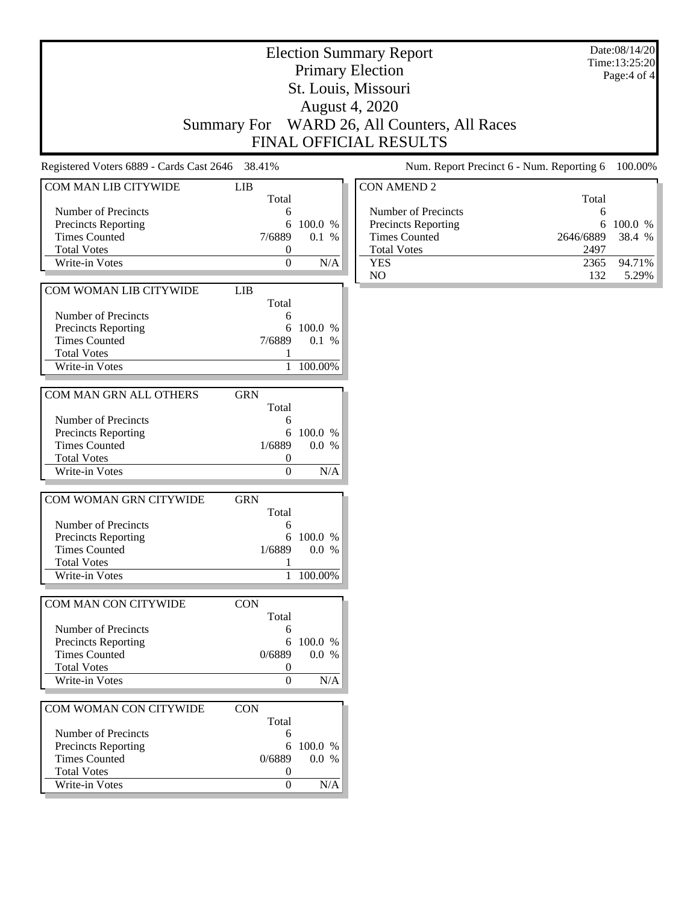# Election Summary Report
## Primary Election
## St. Louis, Missouri
## August 4, 2020
## Summary For WARD 26, All Counters, All Races
## FINAL OFFICIAL RESULTS

Date:08/14/20
Time:13:25:20

Registered Voters 6889 - Cards Cast 2646 38.41%

Num. Report Precinct 6 - Num. Reporting 6 100.00%

| COM MAN LIB CITYWIDE | LIB | |
|---|---|---|
| | Total | |
| Number of Precincts | 6 | |
| Precincts Reporting | 6 | 100.0 % |
| Times Counted | 7/6889 | 0.1 % |
| Total Votes | 0 | |
| Write-in Votes | 0 | N/A |

| COM WOMAN LIB CITYWIDE | LIB | |
|---|---|---|
| | Total | |
| Number of Precincts | 6 | |
| Precincts Reporting | 6 | 100.0 % |
| Times Counted | 7/6889 | 0.1 % |
| Total Votes | 1 | |
| Write-in Votes | 1 | 100.00% |

| COM MAN GRN ALL OTHERS | GRN | |
|---|---|---|
| | Total | |
| Number of Precincts | 6 | |
| Precincts Reporting | 6 | 100.0 % |
| Times Counted | 1/6889 | 0.0 % |
| Total Votes | 0 | |
| Write-in Votes | 0 | N/A |

| COM WOMAN GRN CITYWIDE | GRN | |
|---|---|---|
| | Total | |
| Number of Precincts | 6 | |
| Precincts Reporting | 6 | 100.0 % |
| Times Counted | 1/6889 | 0.0 % |
| Total Votes | 1 | |
| Write-in Votes | 1 | 100.00% |

| COM MAN CON CITYWIDE | CON | |
|---|---|---|
| | Total | |
| Number of Precincts | 6 | |
| Precincts Reporting | 6 | 100.0 % |
| Times Counted | 0/6889 | 0.0 % |
| Total Votes | 0 | |
| Write-in Votes | 0 | N/A |

| COM WOMAN CON CITYWIDE | CON | |
|---|---|---|
| | Total | |
| Number of Precincts | 6 | |
| Precincts Reporting | 6 | 100.0 % |
| Times Counted | 0/6889 | 0.0 % |
| Total Votes | 0 | |
| Write-in Votes | 0 | N/A |

| CON AMEND 2 | | |
|---|---|---|
| | Total | |
| Number of Precincts | 6 | |
| Precincts Reporting | 6 | 100.0 % |
| Times Counted | 2646/6889 | 38.4 % |
| Total Votes | 2497 | |
| YES | 2365 | 94.71% |
| NO | 132 | 5.29% |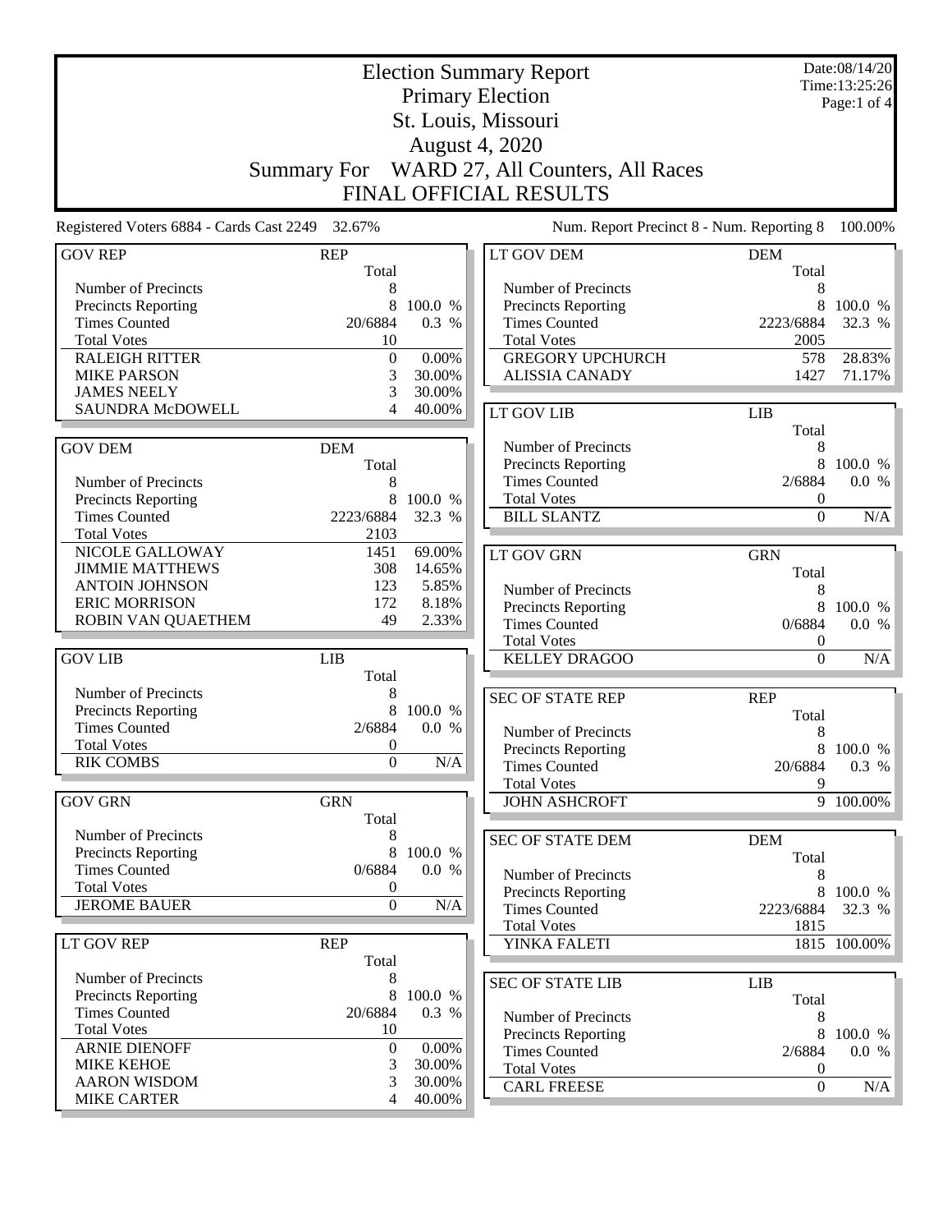# Election Summary Report

## Primary Election

## St. Louis, Missouri

## August 4, 2020

## Summary For WARD 27, All Counters, All Races

## FINAL OFFICIAL RESULTS

Date:08/14/20
Time:13:25:26

Registered Voters 6884 - Cards Cast 2249 32.67%

Num. Report Precinct 8 - Num. Reporting 8 100.00%

| GOV REP | REP Total | |
|---|---|---|
| Number of Precincts | 8 | |
| Precincts Reporting | 8 | 100.0 % |
| Times Counted | 20/6884 | 0.3 % |
| Total Votes | 10 | |
| RALEIGH RITTER | 0 | 0.00% |
| MIKE PARSON | 3 | 30.00% |
| JAMES NEELY | 3 | 30.00% |
| SAUNDRA McDOWELL | 4 | 40.00% |

| GOV DEM | DEM Total | |
|---|---|---|
| Number of Precincts | 8 | |
| Precincts Reporting | 8 | 100.0 % |
| Times Counted | 2223/6884 | 32.3 % |
| Total Votes | 2103 | |
| NICOLE GALLOWAY | 1451 | 69.00% |
| JIMMIE MATTHEWS | 308 | 14.65% |
| ANTOIN JOHNSON | 123 | 5.85% |
| ERIC MORRISON | 172 | 8.18% |
| ROBIN VAN QUAETHEM | 49 | 2.33% |

| GOV LIB | LIB Total | |
|---|---|---|
| Number of Precincts | 8 | |
| Precincts Reporting | 8 | 100.0 % |
| Times Counted | 2/6884 | 0.0 % |
| Total Votes | 0 | |
| RIK COMBS | 0 | N/A |

| GOV GRN | GRN Total | |
|---|---|---|
| Number of Precincts | 8 | |
| Precincts Reporting | 8 | 100.0 % |
| Times Counted | 0/6884 | 0.0 % |
| Total Votes | 0 | |
| JEROME BAUER | 0 | N/A |

| LT GOV REP | REP Total | |
|---|---|---|
| Number of Precincts | 8 | |
| Precincts Reporting | 8 | 100.0 % |
| Times Counted | 20/6884 | 0.3 % |
| Total Votes | 10 | |
| ARNIE DIENOFF | 0 | 0.00% |
| MIKE KEHOE | 3 | 30.00% |
| AARON WISDOM | 3 | 30.00% |
| MIKE CARTER | 4 | 40.00% |

| LT GOV DEM | DEM Total | |
|---|---|---|
| Number of Precincts | 8 | |
| Precincts Reporting | 8 | 100.0 % |
| Times Counted | 2223/6884 | 32.3 % |
| Total Votes | 2005 | |
| GREGORY UPCHURCH | 578 | 28.83% |
| ALISSIA CANADY | 1427 | 71.17% |

| LT GOV LIB | LIB Total | |
|---|---|---|
| Number of Precincts | 8 | |
| Precincts Reporting | 8 | 100.0 % |
| Times Counted | 2/6884 | 0.0 % |
| Total Votes | 0 | |
| BILL SLANTZ | 0 | N/A |

| LT GOV GRN | GRN Total | |
|---|---|---|
| Number of Precincts | 8 | |
| Precincts Reporting | 8 | 100.0 % |
| Times Counted | 0/6884 | 0.0 % |
| Total Votes | 0 | |
| KELLEY DRAGOO | 0 | N/A |

| SEC OF STATE REP | REP Total | |
|---|---|---|
| Number of Precincts | 8 | |
| Precincts Reporting | 8 | 100.0 % |
| Times Counted | 20/6884 | 0.3 % |
| Total Votes | 9 | |
| JOHN ASHCROFT | 9 | 100.00% |

| SEC OF STATE DEM | DEM Total | |
|---|---|---|
| Number of Precincts | 8 | |
| Precincts Reporting | 8 | 100.0 % |
| Times Counted | 2223/6884 | 32.3 % |
| Total Votes | 1815 | |
| YINKA FALETI | 1815 | 100.00% |

| SEC OF STATE LIB | LIB Total | |
|---|---|---|
| Number of Precincts | 8 | |
| Precincts Reporting | 8 | 100.0 % |
| Times Counted | 2/6884 | 0.0 % |
| Total Votes | 0 | |
| CARL FREESE | 0 | N/A |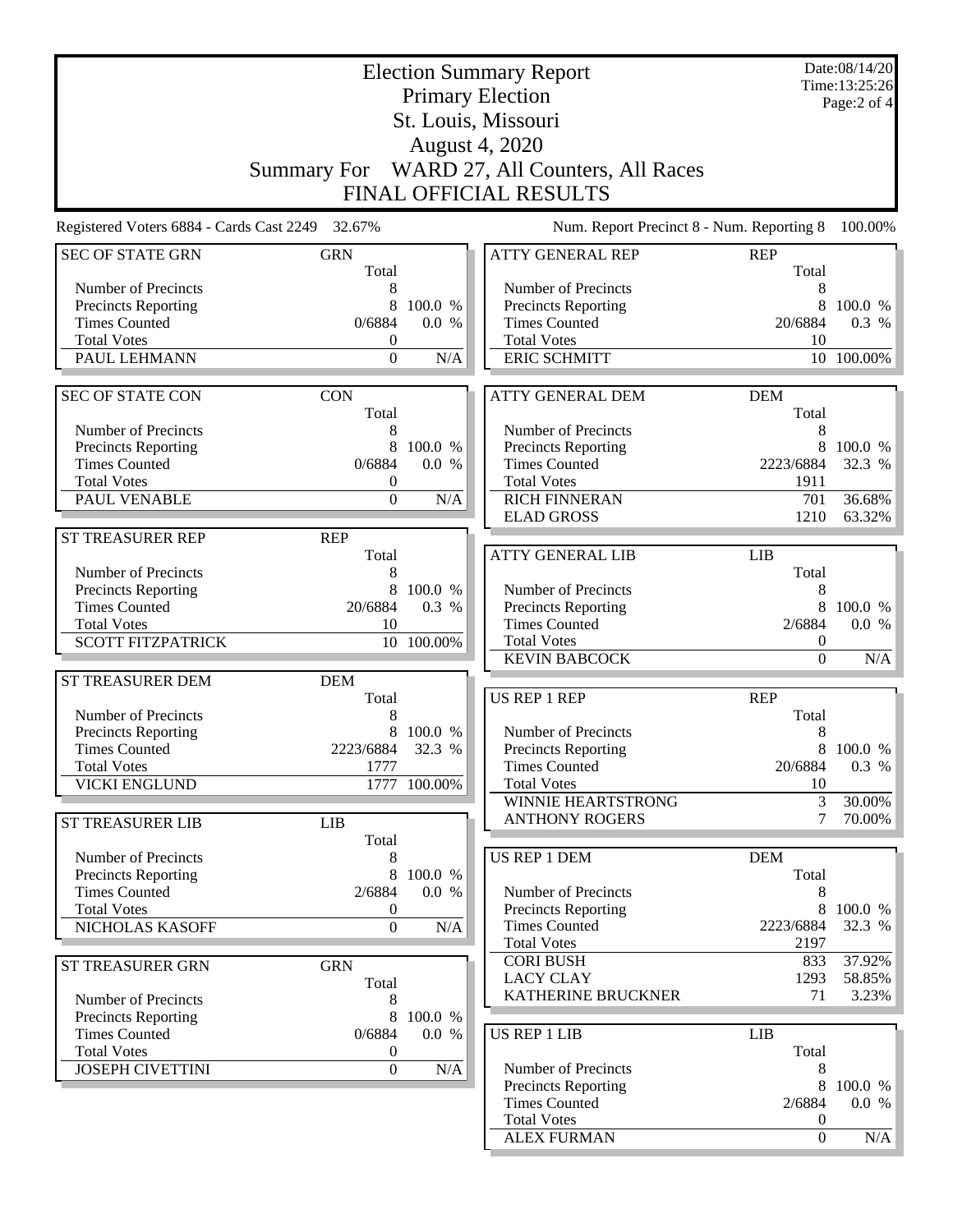# Election Summary Report

## Primary Election

## St. Louis, Missouri

## August 4, 2020

## Summary For WARD 27, All Counters, All Races

## FINAL OFFICIAL RESULTS

Date:08/14/20
Time:13:25:26

Registered Voters 6884 - Cards Cast 2249 32.67%

Num. Report Precinct 8 - Num. Reporting 8 100.00%

| SEC OF STATE GRN | GRN | |
|---|---|---|
| | Total | |
| Number of Precincts | 8 | |
| Precincts Reporting | 8 | 100.0 % |
| Times Counted | 0/6884 | 0.0 % |
| Total Votes | 0 | |
| PAUL LEHMANN | 0 | N/A |

| SEC OF STATE CON | CON | |
|---|---|---|
| | Total | |
| Number of Precincts | 8 | |
| Precincts Reporting | 8 | 100.0 % |
| Times Counted | 0/6884 | 0.0 % |
| Total Votes | 0 | |
| PAUL VENABLE | 0 | N/A |

| ST TREASURER REP | REP | |
|---|---|---|
| | Total | |
| Number of Precincts | 8 | |
| Precincts Reporting | 8 | 100.0 % |
| Times Counted | 20/6884 | 0.3 % |
| Total Votes | 10 | |
| SCOTT FITZPATRICK | 10 | 100.00% |

| ST TREASURER DEM | DEM | |
|---|---|---|
| | Total | |
| Number of Precincts | 8 | |
| Precincts Reporting | 8 | 100.0 % |
| Times Counted | 2223/6884 | 32.3 % |
| Total Votes | 1777 | |
| VICKI ENGLUND | 1777 | 100.00% |

| ST TREASURER LIB | LIB | |
|---|---|---|
| | Total | |
| Number of Precincts | 8 | |
| Precincts Reporting | 8 | 100.0 % |
| Times Counted | 2/6884 | 0.0 % |
| Total Votes | 0 | |
| NICHOLAS KASOFF | 0 | N/A |

| ST TREASURER GRN | GRN | |
|---|---|---|
| | Total | |
| Number of Precincts | 8 | |
| Precincts Reporting | 8 | 100.0 % |
| Times Counted | 0/6884 | 0.0 % |
| Total Votes | 0 | |
| JOSEPH CIVETTINI | 0 | N/A |

| ATTY GENERAL REP | REP | |
|---|---|---|
| | Total | |
| Number of Precincts | 8 | |
| Precincts Reporting | 8 | 100.0 % |
| Times Counted | 20/6884 | 0.3 % |
| Total Votes | 10 | |
| ERIC SCHMITT | 10 | 100.00% |

| ATTY GENERAL DEM | DEM | |
|---|---|---|
| | Total | |
| Number of Precincts | 8 | |
| Precincts Reporting | 8 | 100.0 % |
| Times Counted | 2223/6884 | 32.3 % |
| Total Votes | 1911 | |
| RICH FINNERAN | 701 | 36.68% |
| ELAD GROSS | 1210 | 63.32% |

| ATTY GENERAL LIB | LIB | |
|---|---|---|
| | Total | |
| Number of Precincts | 8 | |
| Precincts Reporting | 8 | 100.0 % |
| Times Counted | 2/6884 | 0.0 % |
| Total Votes | 0 | |
| KEVIN BABCOCK | 0 | N/A |

| US REP 1 REP | REP | |
|---|---|---|
| | Total | |
| Number of Precincts | 8 | |
| Precincts Reporting | 8 | 100.0 % |
| Times Counted | 20/6884 | 0.3 % |
| Total Votes | 10 | |
| WINNIE HEARTSTRONG | 3 | 30.00% |
| ANTHONY ROGERS | 7 | 70.00% |

| US REP 1 DEM | DEM | |
|---|---|---|
| | Total | |
| Number of Precincts | 8 | |
| Precincts Reporting | 8 | 100.0 % |
| Times Counted | 2223/6884 | 32.3 % |
| Total Votes | 2197 | |
| CORI BUSH | 833 | 37.92% |
| LACY CLAY | 1293 | 58.85% |
| KATHERINE BRUCKNER | 71 | 3.23% |

| US REP 1 LIB | LIB | |
|---|---|---|
| | Total | |
| Number of Precincts | 8 | |
| Precincts Reporting | 8 | 100.0 % |
| Times Counted | 2/6884 | 0.0 % |
| Total Votes | 0 | |
| ALEX FURMAN | 0 | N/A |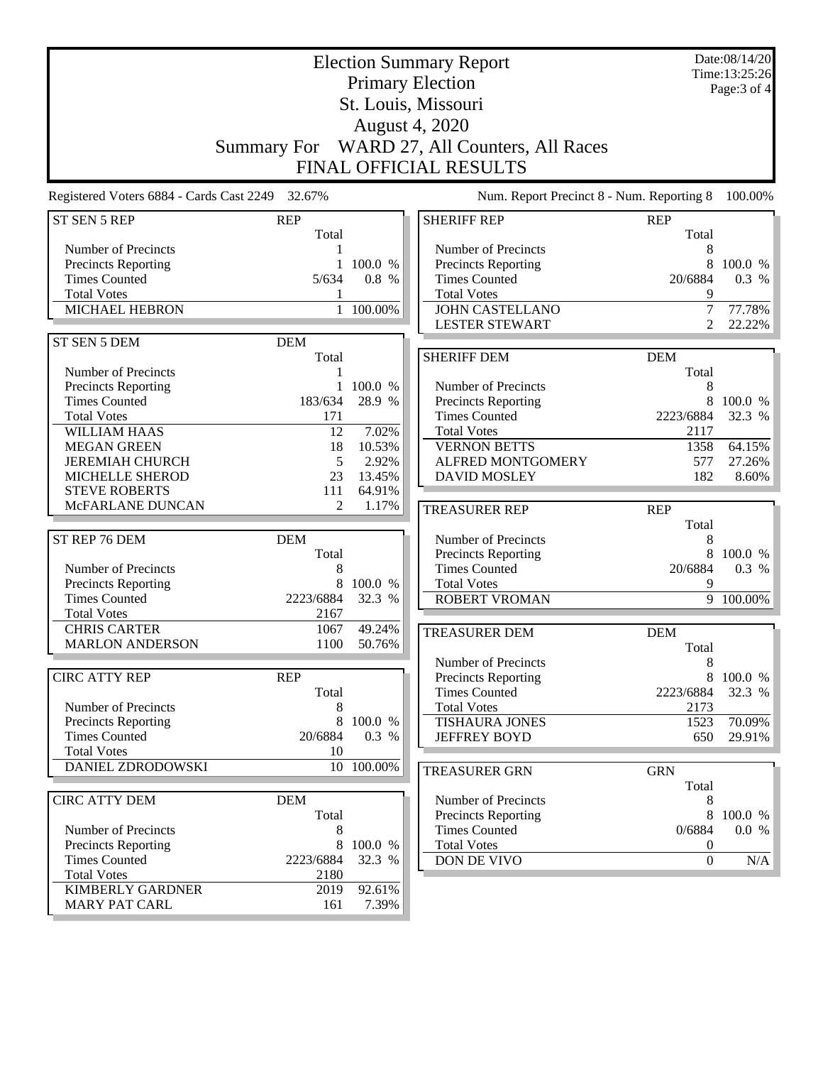# Election Summary Report

## Primary Election

## St. Louis, Missouri

## August 4, 2020

## Summary For WARD 27, All Counters, All Races

## FINAL OFFICIAL RESULTS

Date:08/14/20
Time:13:25:26

Registered Voters 6884 - Cards Cast 2249 32.67%

Num. Report Precinct 8 - Num. Reporting 8 100.00%

| ST SEN 5 REP | REP | |
|---|---|---|
| | Total | |
| Number of Precincts | 1 | |
| Precincts Reporting | 1 | 100.0 % |
| Times Counted | 5/634 | 0.8 % |
| Total Votes | 1 | |
| MICHAEL HEBRON | 1 | 100.00% |

| ST SEN 5 DEM | DEM | |
|---|---|---|
| | Total | |
| Number of Precincts | 1 | |
| Precincts Reporting | 1 | 100.0 % |
| Times Counted | 183/634 | 28.9 % |
| Total Votes | 171 | |
| WILLIAM HAAS | 12 | 7.02% |
| MEGAN GREEN | 18 | 10.53% |
| JEREMIAH CHURCH | 5 | 2.92% |
| MICHELLE SHEROD | 23 | 13.45% |
| STEVE ROBERTS | 111 | 64.91% |
| McFARLANE DUNCAN | 2 | 1.17% |

| ST REP 76 DEM | DEM | |
|---|---|---|
| | Total | |
| Number of Precincts | 8 | |
| Precincts Reporting | 8 | 100.0 % |
| Times Counted | 2223/6884 | 32.3 % |
| Total Votes | 2167 | |
| CHRIS CARTER | 1067 | 49.24% |
| MARLON ANDERSON | 1100 | 50.76% |

| CIRC ATTY REP | REP | |
|---|---|---|
| | Total | |
| Number of Precincts | 8 | |
| Precincts Reporting | 8 | 100.0 % |
| Times Counted | 20/6884 | 0.3 % |
| Total Votes | 10 | |
| DANIEL ZDRODOWSKI | 10 | 100.00% |

| CIRC ATTY DEM | DEM | |
|---|---|---|
| | Total | |
| Number of Precincts | 8 | |
| Precincts Reporting | 8 | 100.0 % |
| Times Counted | 2223/6884 | 32.3 % |
| Total Votes | 2180 | |
| KIMBERLY GARDNER | 2019 | 92.61% |
| MARY PAT CARL | 161 | 7.39% |

| SHERIFF REP | REP | |
|---|---|---|
| | Total | |
| Number of Precincts | 8 | |
| Precincts Reporting | 8 | 100.0 % |
| Times Counted | 20/6884 | 0.3 % |
| Total Votes | 9 | |
| JOHN CASTELLANO | 7 | 77.78% |
| LESTER STEWART | 2 | 22.22% |

| SHERIFF DEM | DEM | |
|---|---|---|
| | Total | |
| Number of Precincts | 8 | |
| Precincts Reporting | 8 | 100.0 % |
| Times Counted | 2223/6884 | 32.3 % |
| Total Votes | 2117 | |
| VERNON BETTS | 1358 | 64.15% |
| ALFRED MONTGOMERY | 577 | 27.26% |
| DAVID MOSLEY | 182 | 8.60% |

| TREASURER REP | REP | |
|---|---|---|
| | Total | |
| Number of Precincts | 8 | |
| Precincts Reporting | 8 | 100.0 % |
| Times Counted | 20/6884 | 0.3 % |
| Total Votes | 9 | |
| ROBERT VROMAN | 9 | 100.00% |

| TREASURER DEM | DEM | |
|---|---|---|
| | Total | |
| Number of Precincts | 8 | |
| Precincts Reporting | 8 | 100.0 % |
| Times Counted | 2223/6884 | 32.3 % |
| Total Votes | 2173 | |
| TISHAURA JONES | 1523 | 70.09% |
| JEFFREY BOYD | 650 | 29.91% |

| TREASURER GRN | GRN | |
|---|---|---|
| | Total | |
| Number of Precincts | 8 | |
| Precincts Reporting | 8 | 100.0 % |
| Times Counted | 0/6884 | 0.0 % |
| Total Votes | 0 | |
| DON DE VIVO | 0 | N/A |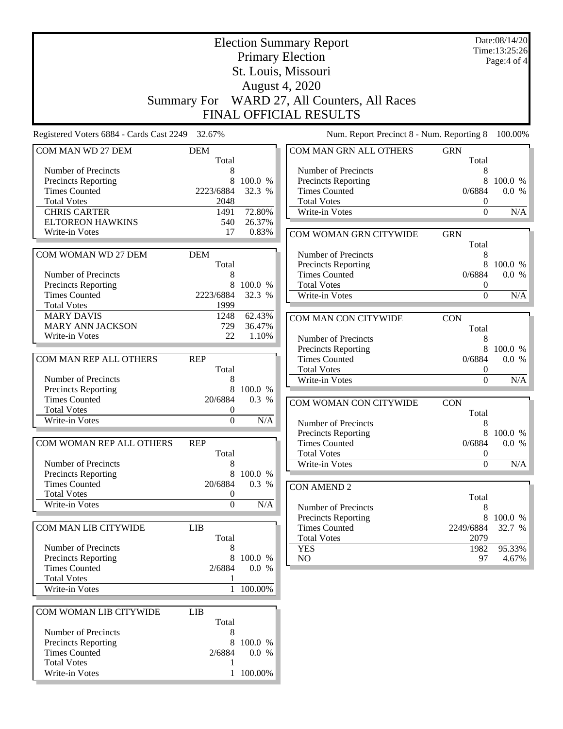# Election Summary Report
## Primary Election
## St. Louis, Missouri
## August 4, 2020
## Summary For WARD 27, All Counters, All Races
## FINAL OFFICIAL RESULTS

Date:08/14/20
Time:13:25:26

Registered Voters 6884 - Cards Cast 2249 32.67%

Num. Report Precinct 8 - Num. Reporting 8 100.00%

| COM MAN WD 27 DEM | DEM | |
|---|---|---|
| | Total | |
| Number of Precincts | 8 | |
| Precincts Reporting | 8 | 100.0 % |
| Times Counted | 2223/6884 | 32.3 % |
| Total Votes | 2048 | |
| CHRIS CARTER | 1491 | 72.80% |
| ELTOREON HAWKINS | 540 | 26.37% |
| Write-in Votes | 17 | 0.83% |

| COM WOMAN WD 27 DEM | DEM | |
|---|---|---|
| | Total | |
| Number of Precincts | 8 | |
| Precincts Reporting | 8 | 100.0 % |
| Times Counted | 2223/6884 | 32.3 % |
| Total Votes | 1999 | |
| MARY DAVIS | 1248 | 62.43% |
| MARY ANN JACKSON | 729 | 36.47% |
| Write-in Votes | 22 | 1.10% |

| COM MAN REP ALL OTHERS | REP | |
|---|---|---|
| | Total | |
| Number of Precincts | 8 | |
| Precincts Reporting | 8 | 100.0 % |
| Times Counted | 20/6884 | 0.3 % |
| Total Votes | 0 | |
| Write-in Votes | 0 | N/A |

| COM WOMAN REP ALL OTHERS | REP | |
|---|---|---|
| | Total | |
| Number of Precincts | 8 | |
| Precincts Reporting | 8 | 100.0 % |
| Times Counted | 20/6884 | 0.3 % |
| Total Votes | 0 | |
| Write-in Votes | 0 | N/A |

| COM MAN LIB CITYWIDE | LIB | |
|---|---|---|
| | Total | |
| Number of Precincts | 8 | |
| Precincts Reporting | 8 | 100.0 % |
| Times Counted | 2/6884 | 0.0 % |
| Total Votes | 1 | |
| Write-in Votes | 1 | 100.00% |

| COM WOMAN LIB CITYWIDE | LIB | |
|---|---|---|
| | Total | |
| Number of Precincts | 8 | |
| Precincts Reporting | 8 | 100.0 % |
| Times Counted | 2/6884 | 0.0 % |
| Total Votes | 1 | |
| Write-in Votes | 1 | 100.00% |

| COM MAN GRN ALL OTHERS | GRN | |
|---|---|---|
| | Total | |
| Number of Precincts | 8 | |
| Precincts Reporting | 8 | 100.0 % |
| Times Counted | 0/6884 | 0.0 % |
| Total Votes | 0 | |
| Write-in Votes | 0 | N/A |

| COM WOMAN GRN CITYWIDE | GRN | |
|---|---|---|
| | Total | |
| Number of Precincts | 8 | |
| Precincts Reporting | 8 | 100.0 % |
| Times Counted | 0/6884 | 0.0 % |
| Total Votes | 0 | |
| Write-in Votes | 0 | N/A |

| COM MAN CON CITYWIDE | CON | |
|---|---|---|
| | Total | |
| Number of Precincts | 8 | |
| Precincts Reporting | 8 | 100.0 % |
| Times Counted | 0/6884 | 0.0 % |
| Total Votes | 0 | |
| Write-in Votes | 0 | N/A |

| COM WOMAN CON CITYWIDE | CON | |
|---|---|---|
| | Total | |
| Number of Precincts | 8 | |
| Precincts Reporting | 8 | 100.0 % |
| Times Counted | 0/6884 | 0.0 % |
| Total Votes | 0 | |
| Write-in Votes | 0 | N/A |

| CON AMEND 2 | | |
|---|---|---|
| | Total | |
| Number of Precincts | 8 | |
| Precincts Reporting | 8 | 100.0 % |
| Times Counted | 2249/6884 | 32.7 % |
| Total Votes | 2079 | |
| YES | 1982 | 95.33% |
| NO | 97 | 4.67% |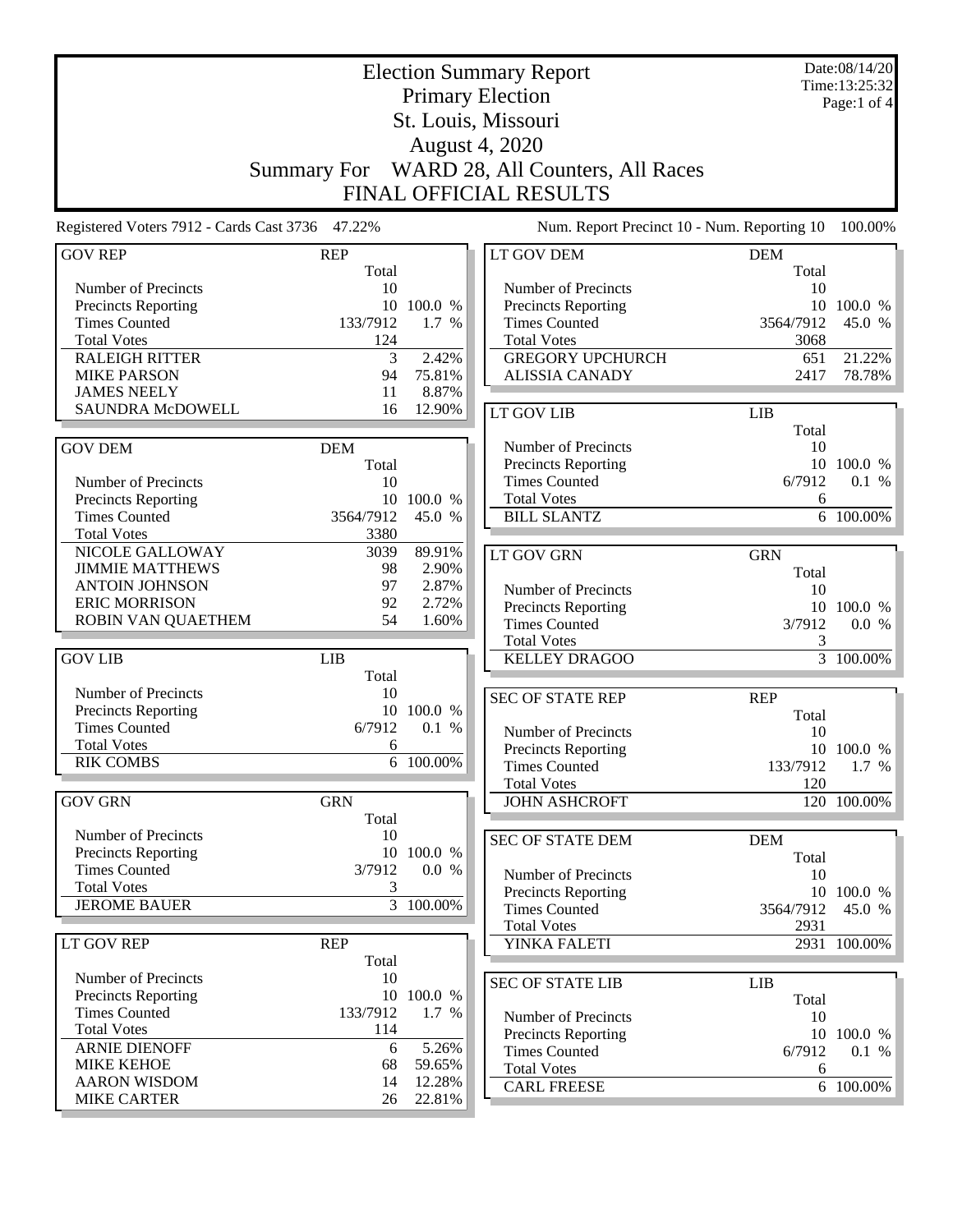# Election Summary Report

## Primary Election

## St. Louis, Missouri

## August 4, 2020

## Summary For WARD 28, All Counters, All Races

## FINAL OFFICIAL RESULTS

Date:08/14/20
Time:13:25:32

Registered Voters 7912 - Cards Cast 3736 47.22%

Num. Report Precinct 10 - Num. Reporting 10 100.00%

| GOV REP | REP Total | |
|---|---|---|
| Number of Precincts | 10 | |
| Precincts Reporting | 10 | 100.0 % |
| Times Counted | 133/7912 | 1.7 % |
| Total Votes | 124 | |
| RALEIGH RITTER | 3 | 2.42% |
| MIKE PARSON | 94 | 75.81% |
| JAMES NEELY | 11 | 8.87% |
| SAUNDRA McDOWELL | 16 | 12.90% |

| GOV DEM | DEM Total | |
|---|---|---|
| Number of Precincts | 10 | |
| Precincts Reporting | 10 | 100.0 % |
| Times Counted | 3564/7912 | 45.0 % |
| Total Votes | 3380 | |
| NICOLE GALLOWAY | 3039 | 89.91% |
| JIMMIE MATTHEWS | 98 | 2.90% |
| ANTOIN JOHNSON | 97 | 2.87% |
| ERIC MORRISON | 92 | 2.72% |
| ROBIN VAN QUAETHEM | 54 | 1.60% |

| GOV LIB | LIB Total | |
|---|---|---|
| Number of Precincts | 10 | |
| Precincts Reporting | 10 | 100.0 % |
| Times Counted | 6/7912 | 0.1 % |
| Total Votes | 6 | |
| RIK COMBS | 6 | 100.00% |

| GOV GRN | GRN Total | |
|---|---|---|
| Number of Precincts | 10 | |
| Precincts Reporting | 10 | 100.0 % |
| Times Counted | 3/7912 | 0.0 % |
| Total Votes | 3 | |
| JEROME BAUER | 3 | 100.00% |

| LT GOV REP | REP Total | |
|---|---|---|
| Number of Precincts | 10 | |
| Precincts Reporting | 10 | 100.0 % |
| Times Counted | 133/7912 | 1.7 % |
| Total Votes | 114 | |
| ARNIE DIENOFF | 6 | 5.26% |
| MIKE KEHOE | 68 | 59.65% |
| AARON WISDOM | 14 | 12.28% |
| MIKE CARTER | 26 | 22.81% |

| LT GOV DEM | DEM Total | |
|---|---|---|
| Number of Precincts | 10 | |
| Precincts Reporting | 10 | 100.0 % |
| Times Counted | 3564/7912 | 45.0 % |
| Total Votes | 3068 | |
| GREGORY UPCHURCH | 651 | 21.22% |
| ALISSIA CANADY | 2417 | 78.78% |

| LT GOV LIB | LIB Total | |
|---|---|---|
| Number of Precincts | 10 | |
| Precincts Reporting | 10 | 100.0 % |
| Times Counted | 6/7912 | 0.1 % |
| Total Votes | 6 | |
| BILL SLANTZ | 6 | 100.00% |

| LT GOV GRN | GRN Total | |
|---|---|---|
| Number of Precincts | 10 | |
| Precincts Reporting | 10 | 100.0 % |
| Times Counted | 3/7912 | 0.0 % |
| Total Votes | 3 | |
| KELLEY DRAGOO | 3 | 100.00% |

| SEC OF STATE REP | REP Total | |
|---|---|---|
| Number of Precincts | 10 | |
| Precincts Reporting | 10 | 100.0 % |
| Times Counted | 133/7912 | 1.7 % |
| Total Votes | 120 | |
| JOHN ASHCROFT | 120 | 100.00% |

| SEC OF STATE DEM | DEM Total | |
|---|---|---|
| Number of Precincts | 10 | |
| Precincts Reporting | 10 | 100.0 % |
| Times Counted | 3564/7912 | 45.0 % |
| Total Votes | 2931 | |
| YINKA FALETI | 2931 | 100.00% |

| SEC OF STATE LIB | LIB Total | |
|---|---|---|
| Number of Precincts | 10 | |
| Precincts Reporting | 10 | 100.0 % |
| Times Counted | 6/7912 | 0.1 % |
| Total Votes | 6 | |
| CARL FREESE | 6 | 100.00% |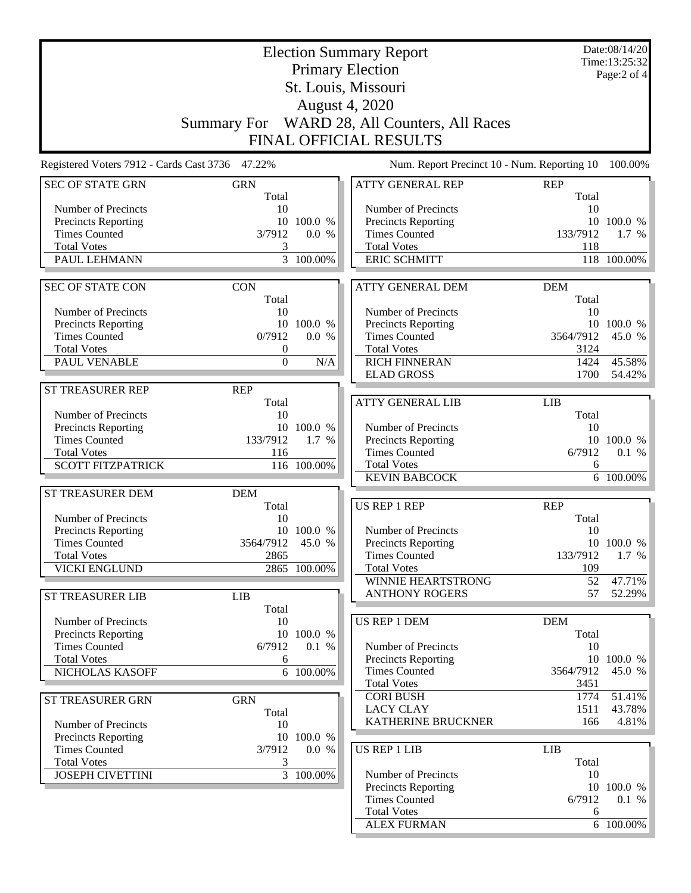# Election Summary Report

## Primary Election

## St. Louis, Missouri

## August 4, 2020

## Summary For WARD 28, All Counters, All Races

## FINAL OFFICIAL RESULTS

Date:08/14/20
Time:13:25:32

Registered Voters 7912 - Cards Cast 3736 47.22%

Num. Report Precinct 10 - Num. Reporting 10 100.00%

| SEC OF STATE GRN | GRN Total | |
|---|---|---|
| Number of Precincts | 10 | |
| Precincts Reporting | 10 | 100.0 % |
| Times Counted | 3/7912 | 0.0 % |
| Total Votes | 3 | |
| PAUL LEHMANN | 3 | 100.00% |

| SEC OF STATE CON | CON Total | |
|---|---|---|
| Number of Precincts | 10 | |
| Precincts Reporting | 10 | 100.0 % |
| Times Counted | 0/7912 | 0.0 % |
| Total Votes | 0 | |
| PAUL VENABLE | 0 | N/A |

| ST TREASURER REP | REP Total | |
|---|---|---|
| Number of Precincts | 10 | |
| Precincts Reporting | 10 | 100.0 % |
| Times Counted | 133/7912 | 1.7 % |
| Total Votes | 116 | |
| SCOTT FITZPATRICK | 116 | 100.00% |

| ST TREASURER DEM | DEM Total | |
|---|---|---|
| Number of Precincts | 10 | |
| Precincts Reporting | 10 | 100.0 % |
| Times Counted | 3564/7912 | 45.0 % |
| Total Votes | 2865 | |
| VICKI ENGLUND | 2865 | 100.00% |

| ST TREASURER LIB | LIB Total | |
|---|---|---|
| Number of Precincts | 10 | |
| Precincts Reporting | 10 | 100.0 % |
| Times Counted | 6/7912 | 0.1 % |
| Total Votes | 6 | |
| NICHOLAS KASOFF | 6 | 100.00% |

| ST TREASURER GRN | GRN Total | |
|---|---|---|
| Number of Precincts | 10 | |
| Precincts Reporting | 10 | 100.0 % |
| Times Counted | 3/7912 | 0.0 % |
| Total Votes | 3 | |
| JOSEPH CIVETTINI | 3 | 100.00% |

| ATTY GENERAL REP | REP Total | |
|---|---|---|
| Number of Precincts | 10 | |
| Precincts Reporting | 10 | 100.0 % |
| Times Counted | 133/7912 | 1.7 % |
| Total Votes | 118 | |
| ERIC SCHMITT | 118 | 100.00% |

| ATTY GENERAL DEM | DEM Total | |
|---|---|---|
| Number of Precincts | 10 | |
| Precincts Reporting | 10 | 100.0 % |
| Times Counted | 3564/7912 | 45.0 % |
| Total Votes | 3124 | |
| RICH FINNERAN | 1424 | 45.58% |
| ELAD GROSS | 1700 | 54.42% |

| ATTY GENERAL LIB | LIB Total | |
|---|---|---|
| Number of Precincts | 10 | |
| Precincts Reporting | 10 | 100.0 % |
| Times Counted | 6/7912 | 0.1 % |
| Total Votes | 6 | |
| KEVIN BABCOCK | 6 | 100.00% |

| US REP 1 REP | REP Total | |
|---|---|---|
| Number of Precincts | 10 | |
| Precincts Reporting | 10 | 100.0 % |
| Times Counted | 133/7912 | 1.7 % |
| Total Votes | 109 | |
| WINNIE HEARTSTRONG | 52 | 47.71% |
| ANTHONY ROGERS | 57 | 52.29% |

| US REP 1 DEM | DEM Total | |
|---|---|---|
| Number of Precincts | 10 | |
| Precincts Reporting | 10 | 100.0 % |
| Times Counted | 3564/7912 | 45.0 % |
| Total Votes | 3451 | |
| CORI BUSH | 1774 | 51.41% |
| LACY CLAY | 1511 | 43.78% |
| KATHERINE BRUCKNER | 166 | 4.81% |

| US REP 1 LIB | LIB Total | |
|---|---|---|
| Number of Precincts | 10 | |
| Precincts Reporting | 10 | 100.0 % |
| Times Counted | 6/7912 | 0.1 % |
| Total Votes | 6 | |
| ALEX FURMAN | 6 | 100.00% |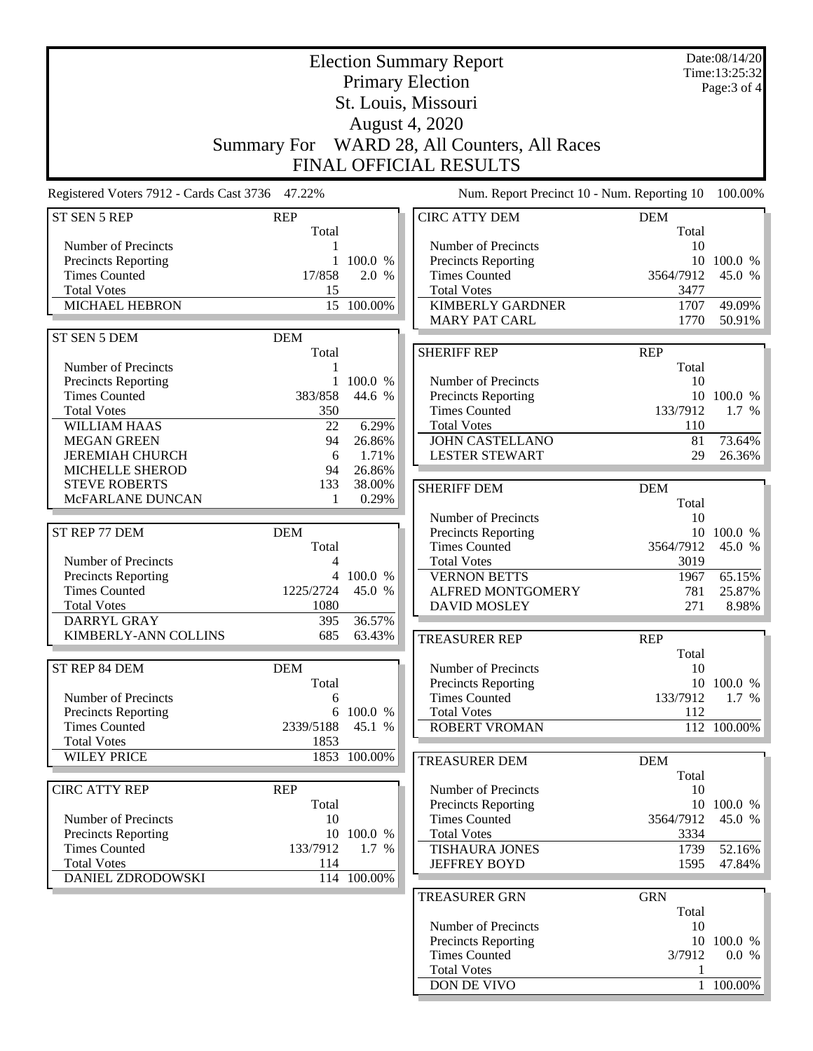# Election Summary Report

## Primary Election

## St. Louis, Missouri

## August 4, 2020

## Summary For WARD 28, All Counters, All Races

## FINAL OFFICIAL RESULTS

Date:08/14/20
Time:13:25:32

Registered Voters 7912 - Cards Cast 3736 47.22%

Num. Report Precinct 10 - Num. Reporting 10 100.00%

| ST SEN 5 REP | REP Total | |
|---|---|---|
| Number of Precincts | 1 | |
| Precincts Reporting | 1 | 100.0 % |
| Times Counted | 17/858 | 2.0 % |
| Total Votes | 15 | |
| MICHAEL HEBRON | 15 | 100.00% |

| ST SEN 5 DEM | DEM Total | |
|---|---|---|
| Number of Precincts | 1 | |
| Precincts Reporting | 1 | 100.0 % |
| Times Counted | 383/858 | 44.6 % |
| Total Votes | 350 | |
| WILLIAM HAAS | 22 | 6.29% |
| MEGAN GREEN | 94 | 26.86% |
| JEREMIAH CHURCH | 6 | 1.71% |
| MICHELLE SHEROD | 94 | 26.86% |
| STEVE ROBERTS | 133 | 38.00% |
| McFARLANE DUNCAN | 1 | 0.29% |

| ST REP 77 DEM | DEM Total | |
|---|---|---|
| Number of Precincts | 4 | |
| Precincts Reporting | 4 | 100.0 % |
| Times Counted | 1225/2724 | 45.0 % |
| Total Votes | 1080 | |
| DARRYL GRAY | 395 | 36.57% |
| KIMBERLY-ANN COLLINS | 685 | 63.43% |

| ST REP 84 DEM | DEM Total | |
|---|---|---|
| Number of Precincts | 6 | |
| Precincts Reporting | 6 | 100.0 % |
| Times Counted | 2339/5188 | 45.1 % |
| Total Votes | 1853 | |
| WILEY PRICE | 1853 | 100.00% |

| CIRC ATTY REP | REP Total | |
|---|---|---|
| Number of Precincts | 10 | |
| Precincts Reporting | 10 | 100.0 % |
| Times Counted | 133/7912 | 1.7 % |
| Total Votes | 114 | |
| DANIEL ZDRODOWSKI | 114 | 100.00% |

| CIRC ATTY DEM | DEM Total | |
|---|---|---|
| Number of Precincts | 10 | |
| Precincts Reporting | 10 | 100.0 % |
| Times Counted | 3564/7912 | 45.0 % |
| Total Votes | 3477 | |
| KIMBERLY GARDNER | 1707 | 49.09% |
| MARY PAT CARL | 1770 | 50.91% |

| SHERIFF REP | REP Total | |
|---|---|---|
| Number of Precincts | 10 | |
| Precincts Reporting | 10 | 100.0 % |
| Times Counted | 133/7912 | 1.7 % |
| Total Votes | 110 | |
| JOHN CASTELLANO | 81 | 73.64% |
| LESTER STEWART | 29 | 26.36% |

| SHERIFF DEM | DEM Total | |
|---|---|---|
| Number of Precincts | 10 | |
| Precincts Reporting | 10 | 100.0 % |
| Times Counted | 3564/7912 | 45.0 % |
| Total Votes | 3019 | |
| VERNON BETTS | 1967 | 65.15% |
| ALFRED MONTGOMERY | 781 | 25.87% |
| DAVID MOSLEY | 271 | 8.98% |

| TREASURER REP | REP Total | |
|---|---|---|
| Number of Precincts | 10 | |
| Precincts Reporting | 10 | 100.0 % |
| Times Counted | 133/7912 | 1.7 % |
| Total Votes | 112 | |
| ROBERT VROMAN | 112 | 100.00% |

| TREASURER DEM | DEM Total | |
|---|---|---|
| Number of Precincts | 10 | |
| Precincts Reporting | 10 | 100.0 % |
| Times Counted | 3564/7912 | 45.0 % |
| Total Votes | 3334 | |
| TISHAURA JONES | 1739 | 52.16% |
| JEFFREY BOYD | 1595 | 47.84% |

| TREASURER GRN | GRN Total | |
|---|---|---|
| Number of Precincts | 10 | |
| Precincts Reporting | 10 | 100.0 % |
| Times Counted | 3/7912 | 0.0 % |
| Total Votes | 1 | |
| DON DE VIVO | 1 | 100.00% |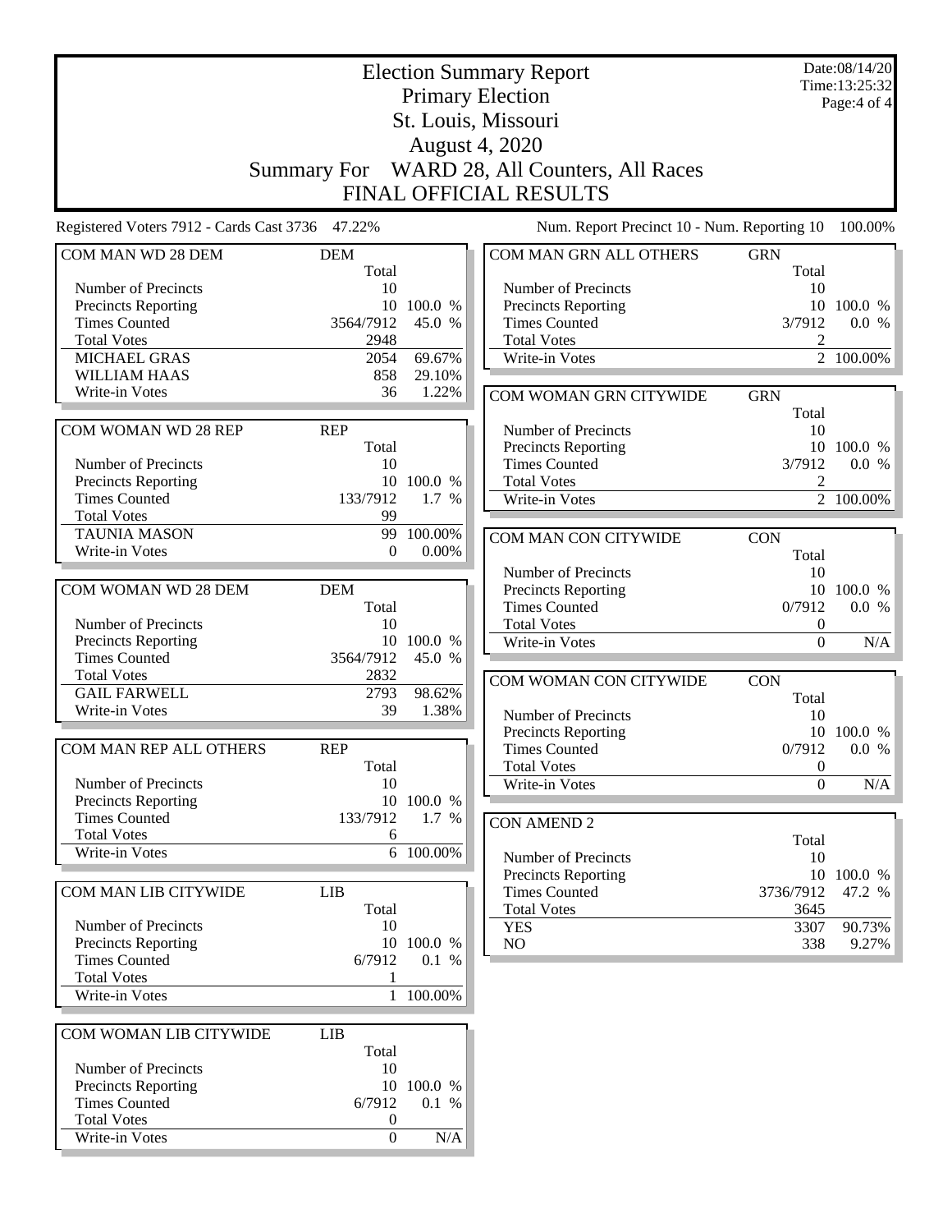# Election Summary Report
## Primary Election
## St. Louis, Missouri
## August 4, 2020
## Summary For WARD 28, All Counters, All Races
## FINAL OFFICIAL RESULTS

Date:08/14/20
Time:13:25:32

Registered Voters 7912 - Cards Cast 3736 47.22%

Num. Report Precinct 10 - Num. Reporting 10 100.00%

| COM MAN WD 28 DEM | DEM | |
|---|---|---|
| | Total | |
| Number of Precincts | 10 | |
| Precincts Reporting | 10 | 100.0 % |
| Times Counted | 3564/7912 | 45.0 % |
| Total Votes | 2948 | |
| MICHAEL GRAS | 2054 | 69.67% |
| WILLIAM HAAS | 858 | 29.10% |
| Write-in Votes | 36 | 1.22% |

| COM WOMAN WD 28 REP | REP | |
|---|---|---|
| | Total | |
| Number of Precincts | 10 | |
| Precincts Reporting | 10 | 100.0 % |
| Times Counted | 133/7912 | 1.7 % |
| Total Votes | 99 | |
| TAUNIA MASON | 99 | 100.00% |
| Write-in Votes | 0 | 0.00% |

| COM WOMAN WD 28 DEM | DEM | |
|---|---|---|
| | Total | |
| Number of Precincts | 10 | |
| Precincts Reporting | 10 | 100.0 % |
| Times Counted | 3564/7912 | 45.0 % |
| Total Votes | 2832 | |
| GAIL FARWELL | 2793 | 98.62% |
| Write-in Votes | 39 | 1.38% |

| COM MAN REP ALL OTHERS | REP | |
|---|---|---|
| | Total | |
| Number of Precincts | 10 | |
| Precincts Reporting | 10 | 100.0 % |
| Times Counted | 133/7912 | 1.7 % |
| Total Votes | 6 | |
| Write-in Votes | 6 | 100.00% |

| COM MAN LIB CITYWIDE | LIB | |
|---|---|---|
| | Total | |
| Number of Precincts | 10 | |
| Precincts Reporting | 10 | 100.0 % |
| Times Counted | 6/7912 | 0.1 % |
| Total Votes | 1 | |
| Write-in Votes | 1 | 100.00% |

| COM WOMAN LIB CITYWIDE | LIB | |
|---|---|---|
| | Total | |
| Number of Precincts | 10 | |
| Precincts Reporting | 10 | 100.0 % |
| Times Counted | 6/7912 | 0.1 % |
| Total Votes | 0 | |
| Write-in Votes | 0 | N/A |

| COM MAN GRN ALL OTHERS | GRN | |
|---|---|---|
| | Total | |
| Number of Precincts | 10 | |
| Precincts Reporting | 10 | 100.0 % |
| Times Counted | 3/7912 | 0.0 % |
| Total Votes | 2 | |
| Write-in Votes | 2 | 100.00% |

| COM WOMAN GRN CITYWIDE | GRN | |
|---|---|---|
| | Total | |
| Number of Precincts | 10 | |
| Precincts Reporting | 10 | 100.0 % |
| Times Counted | 3/7912 | 0.0 % |
| Total Votes | 2 | |
| Write-in Votes | 2 | 100.00% |

| COM MAN CON CITYWIDE | CON | |
|---|---|---|
| | Total | |
| Number of Precincts | 10 | |
| Precincts Reporting | 10 | 100.0 % |
| Times Counted | 0/7912 | 0.0 % |
| Total Votes | 0 | |
| Write-in Votes | 0 | N/A |

| COM WOMAN CON CITYWIDE | CON | |
|---|---|---|
| | Total | |
| Number of Precincts | 10 | |
| Precincts Reporting | 10 | 100.0 % |
| Times Counted | 0/7912 | 0.0 % |
| Total Votes | 0 | |
| Write-in Votes | 0 | N/A |

| CON AMEND 2 | | |
|---|---|---|
| | Total | |
| Number of Precincts | 10 | |
| Precincts Reporting | 10 | 100.0 % |
| Times Counted | 3736/7912 | 47.2 % |
| Total Votes | 3645 | |
| YES | 3307 | 90.73% |
| NO | 338 | 9.27% |